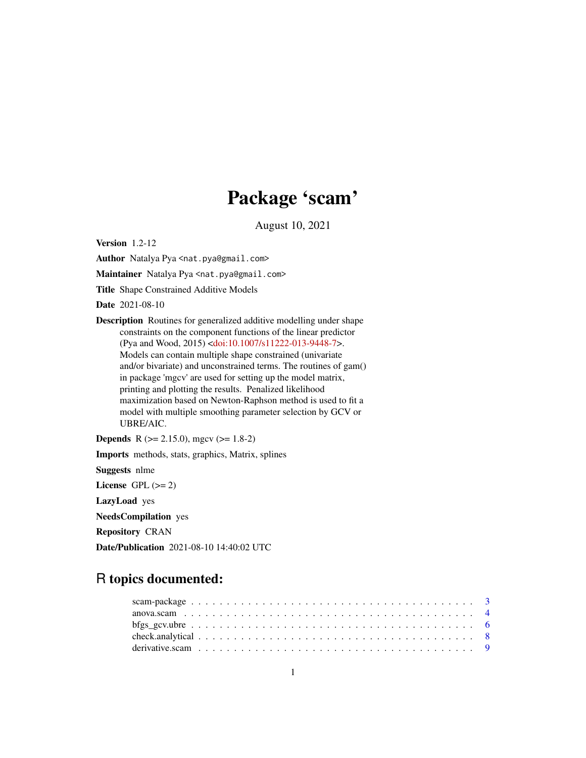# Package 'scam'

August 10, 2021

**Version** 1.2-12

**Author** Natalya Pya <nat.pya@gmail.com>

**Maintainer** Natalya Pya <nat.pya@gmail.com>

**Title** Shape Constrained Additive Models

**Date** 2021-08-10

**Description** Routines for generalized additive modelling under shape constraints on the component functions of the linear predictor (Pya and Wood, 2015) <doi:10.1007/s11222-013-9448-7>. Models can contain multiple shape constrained (univariate and/or bivariate) and unconstrained terms. The routines of gam() in package 'mgcv' are used for setting up the model matrix, printing and plotting the results. Penalized likelihood maximization based on Newton-Raphson method is used to fit a model with multiple smoothing parameter selection by GCV or UBRE/AIC.

**Depends** R (>= 2.15.0), mgcv (>= 1.8-2)

**Imports** methods, stats, graphics, Matrix, splines

**Suggests** nlme

**License** GPL (>= 2)

**LazyLoad** yes

**NeedsCompilation** yes

**Repository** CRAN

**Date/Publication** 2021-08-10 14:40:02 UTC

## R topics documented:

| | |
|---|---|
| scam-package | 3 |
| anova.scam | 4 |
| bfgs_gcv.ubre | 6 |
| check.analytical | 8 |
| derivative.scam | 9 |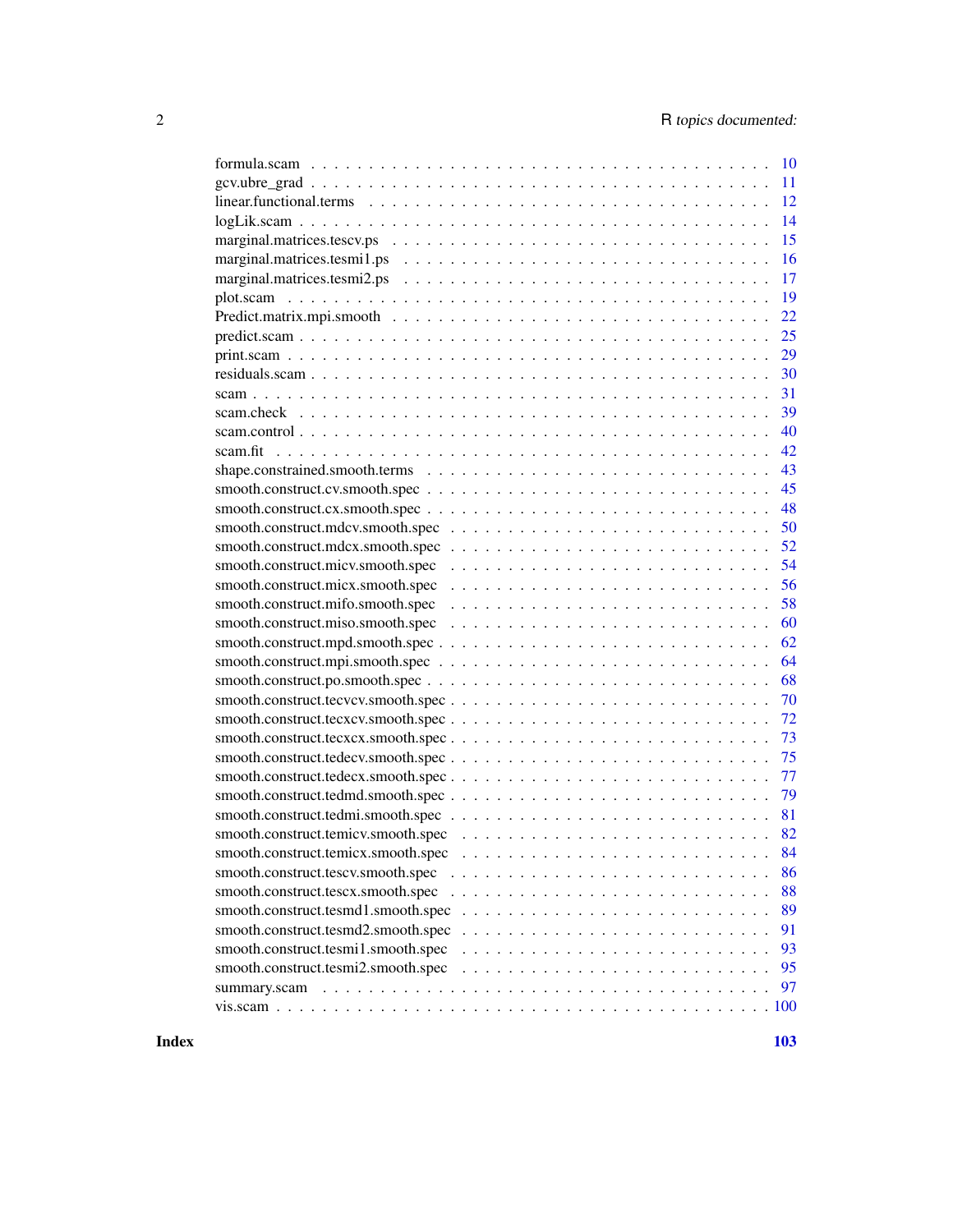| | |
|---|---|
| formula.scam | 10 |
| gcv.ubre_grad | 11 |
| linear.functional.terms | 12 |
| logLik.scam | 14 |
| marginal.matrices.tescv.ps | 15 |
| marginal.matrices.tesmi1.ps | 16 |
| marginal.matrices.tesmi2.ps | 17 |
| plot.scam | 19 |
| Predict.matrix.mpi.smooth | 22 |
| predict.scam | 25 |
| print.scam | 29 |
| residuals.scam | 30 |
| scam | 31 |
| scam.check | 39 |
| scam.control | 40 |
| scam.fit | 42 |
| shape.constrained.smooth.terms | 43 |
| smooth.construct.cv.smooth.spec | 45 |
| smooth.construct.cx.smooth.spec | 48 |
| smooth.construct.mdcv.smooth.spec | 50 |
| smooth.construct.mdcx.smooth.spec | 52 |
| smooth.construct.micv.smooth.spec | 54 |
| smooth.construct.micx.smooth.spec | 56 |
| smooth.construct.mifo.smooth.spec | 58 |
| smooth.construct.miso.smooth.spec | 60 |
| smooth.construct.mpd.smooth.spec | 62 |
| smooth.construct.mpi.smooth.spec | 64 |
| smooth.construct.po.smooth.spec | 68 |
| smooth.construct.tecvcv.smooth.spec | 70 |
| smooth.construct.tecxcv.smooth.spec | 72 |
| smooth.construct.tecxcx.smooth.spec | 73 |
| smooth.construct.tedecv.smooth.spec | 75 |
| smooth.construct.tedecx.smooth.spec | 77 |
| smooth.construct.tedmd.smooth.spec | 79 |
| smooth.construct.tedmi.smooth.spec | 81 |
| smooth.construct.temicv.smooth.spec | 82 |
| smooth.construct.temicx.smooth.spec | 84 |
| smooth.construct.tescv.smooth.spec | 86 |
| smooth.construct.tescx.smooth.spec | 88 |
| smooth.construct.tesmd1.smooth.spec | 89 |
| smooth.construct.tesmd2.smooth.spec | 91 |
| smooth.construct.tesmi1.smooth.spec | 93 |
| smooth.construct.tesmi2.smooth.spec | 95 |
| summary.scam | 97 |
| vis.scam | 100 |

**Index** **103**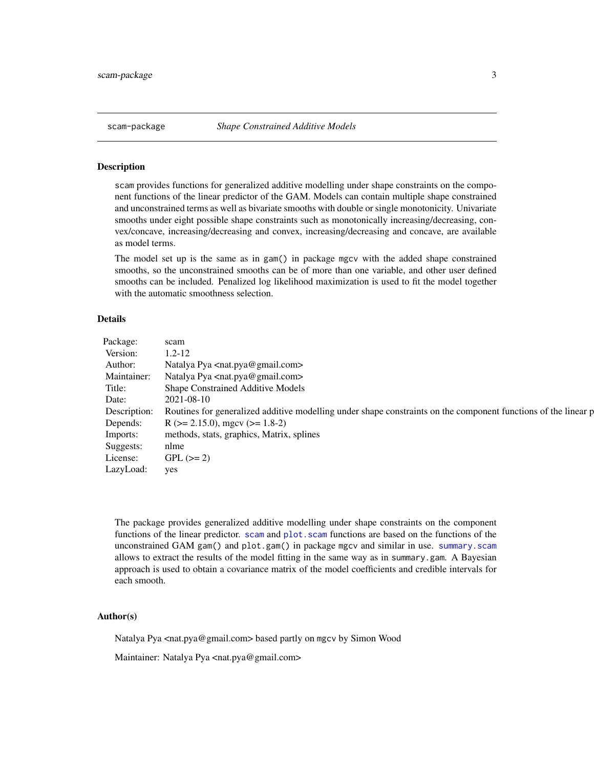# scam-package — *Shape Constrained Additive Models*

## Description

scam provides functions for generalized additive modelling under shape constraints on the component functions of the linear predictor of the GAM. Models can contain multiple shape constrained and unconstrained terms as well as bivariate smooths with double or single monotonicity. Univariate smooths under eight possible shape constraints such as monotonically increasing/decreasing, convex/concave, increasing/decreasing and convex, increasing/decreasing and concave, are available as model terms.

The model set up is the same as in `gam()` in package mgcv with the added shape constrained smooths, so the unconstrained smooths can be of more than one variable, and other user defined smooths can be included. Penalized log likelihood maximization is used to fit the model together with the automatic smoothness selection.

## Details

| | |
|---|---|
| Package: | scam |
| Version: | 1.2-12 |
| Author: | Natalya Pya <nat.pya@gmail.com> |
| Maintainer: | Natalya Pya <nat.pya@gmail.com> |
| Title: | Shape Constrained Additive Models |
| Date: | 2021-08-10 |
| Description: | Routines for generalized additive modelling under shape constraints on the component functions of the linear p |
| Depends: | R (>= 2.15.0), mgcv (>= 1.8-2) |
| Imports: | methods, stats, graphics, Matrix, splines |
| Suggests: | nlme |
| License: | GPL (>= 2) |
| LazyLoad: | yes |

The package provides generalized additive modelling under shape constraints on the component functions of the linear predictor. `scam` and `plot.scam` functions are based on the functions of the unconstrained GAM `gam()` and `plot.gam()` in package mgcv and similar in use. `summary.scam` allows to extract the results of the model fitting in the same way as in `summary.gam`. A Bayesian approach is used to obtain a covariance matrix of the model coefficients and credible intervals for each smooth.

## Author(s)

Natalya Pya <nat.pya@gmail.com> based partly on mgcv by Simon Wood

Maintainer: Natalya Pya <nat.pya@gmail.com>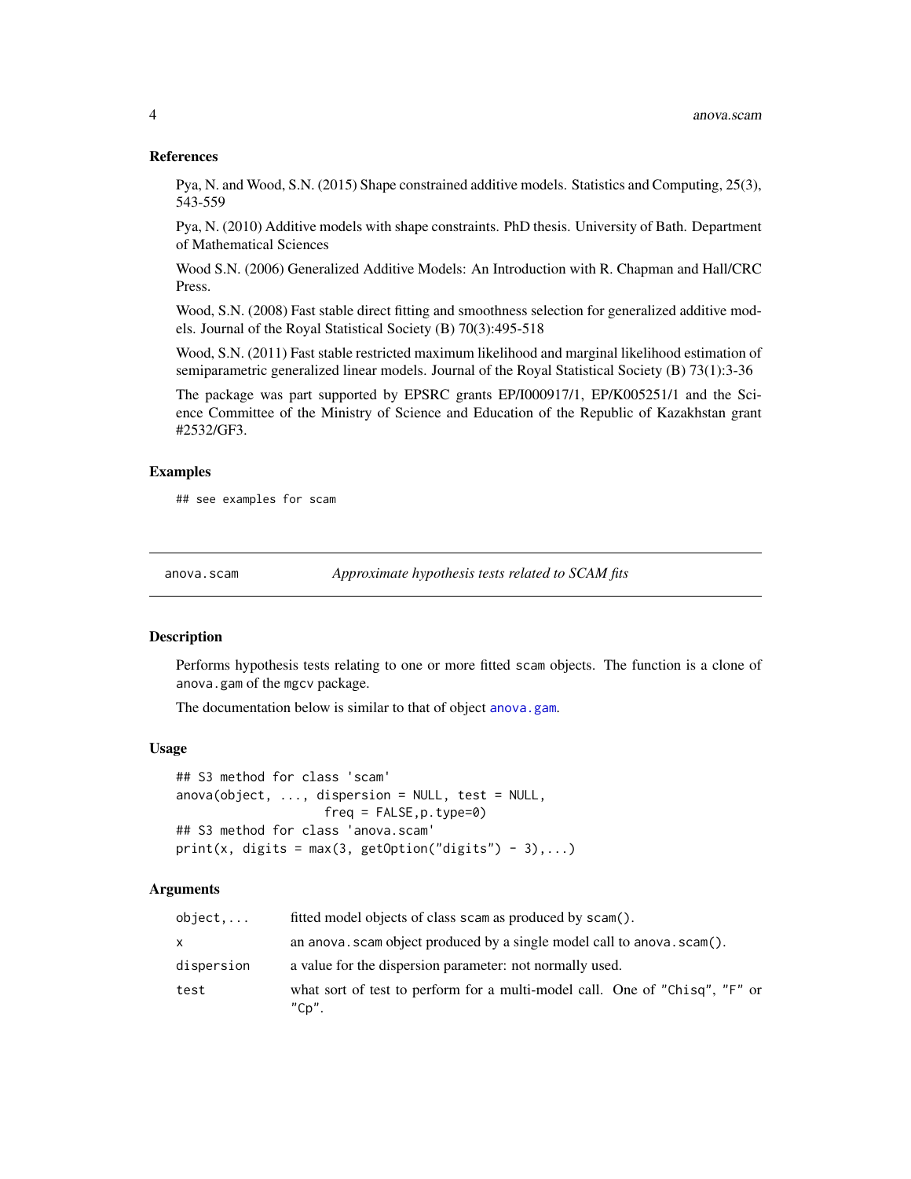### References

Pya, N. and Wood, S.N. (2015) Shape constrained additive models. Statistics and Computing, 25(3), 543-559

Pya, N. (2010) Additive models with shape constraints. PhD thesis. University of Bath. Department of Mathematical Sciences

Wood S.N. (2006) Generalized Additive Models: An Introduction with R. Chapman and Hall/CRC Press.

Wood, S.N. (2008) Fast stable direct fitting and smoothness selection for generalized additive models. Journal of the Royal Statistical Society (B) 70(3):495-518

Wood, S.N. (2011) Fast stable restricted maximum likelihood and marginal likelihood estimation of semiparametric generalized linear models. Journal of the Royal Statistical Society (B) 73(1):3-36

The package was part supported by EPSRC grants EP/I000917/1, EP/K005251/1 and the Science Committee of the Ministry of Science and Education of the Republic of Kazakhstan grant #2532/GF3.

### Examples

```
## see examples for scam
```

---

## anova.scam — *Approximate hypothesis tests related to SCAM fits*

### Description

Performs hypothesis tests relating to one or more fitted scam objects. The function is a clone of anova.gam of the mgcv package.

The documentation below is similar to that of object anova.gam.

### Usage

```
## S3 method for class 'scam'
anova(object, ..., dispersion = NULL, test = NULL,
                    freq = FALSE,p.type=0)
## S3 method for class 'anova.scam'
print(x, digits = max(3, getOption("digits") - 3),...)
```

### Arguments

| | |
|---|---|
| object,... | fitted model objects of class scam as produced by scam(). |
| x | an anova.scam object produced by a single model call to anova.scam(). |
| dispersion | a value for the dispersion parameter: not normally used. |
| test | what sort of test to perform for a multi-model call. One of "Chisq", "F" or "Cp". |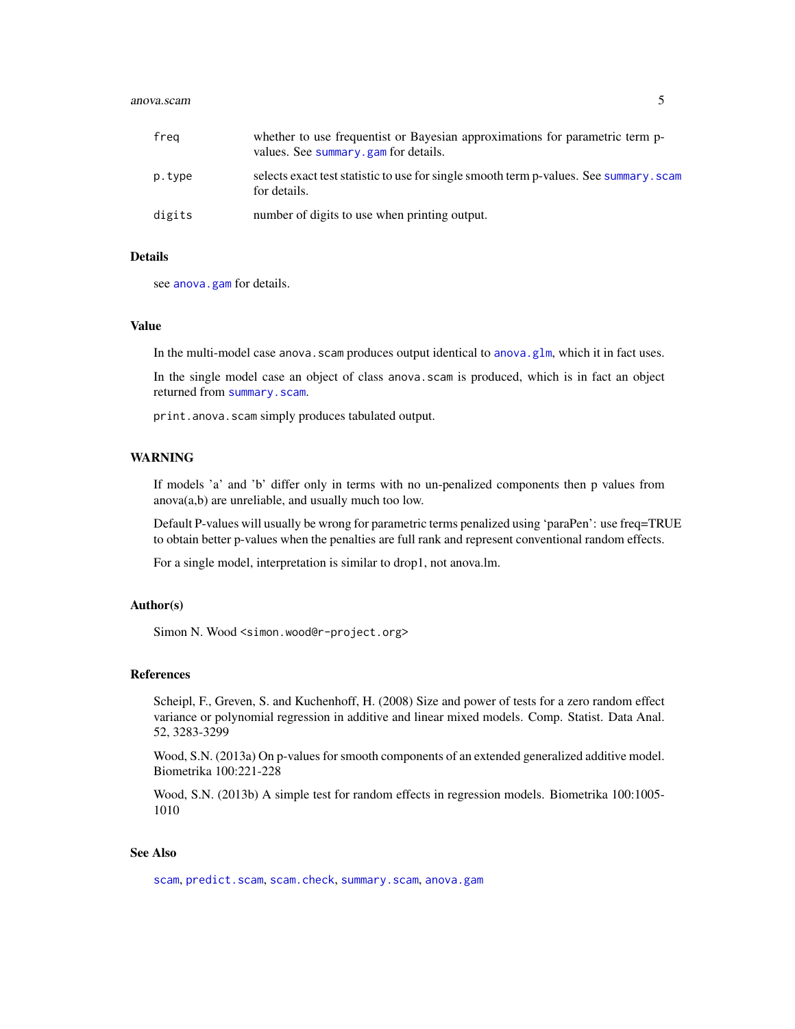| | |
|---|---|
| `freq` | whether to use frequentist or Bayesian approximations for parametric term p-values. See `summary.gam` for details. |
| `p.type` | selects exact test statistic to use for single smooth term p-values. See `summary.scam` for details. |
| `digits` | number of digits to use when printing output. |

## Details

see `anova.gam` for details.

## Value

In the multi-model case `anova.scam` produces output identical to `anova.glm`, which it in fact uses.

In the single model case an object of class `anova.scam` is produced, which is in fact an object returned from `summary.scam`.

`print.anova.scam` simply produces tabulated output.

## WARNING

If models 'a' and 'b' differ only in terms with no un-penalized components then p values from anova(a,b) are unreliable, and usually much too low.

Default P-values will usually be wrong for parametric terms penalized using 'paraPen': use freq=TRUE to obtain better p-values when the penalties are full rank and represent conventional random effects.

For a single model, interpretation is similar to drop1, not anova.lm.

## Author(s)

Simon N. Wood <simon.wood@r-project.org>

## References

Scheipl, F., Greven, S. and Kuchenhoff, H. (2008) Size and power of tests for a zero random effect variance or polynomial regression in additive and linear mixed models. Comp. Statist. Data Anal. 52, 3283-3299

Wood, S.N. (2013a) On p-values for smooth components of an extended generalized additive model. Biometrika 100:221-228

Wood, S.N. (2013b) A simple test for random effects in regression models. Biometrika 100:1005-1010

## See Also

`scam`, `predict.scam`, `scam.check`, `summary.scam`, `anova.gam`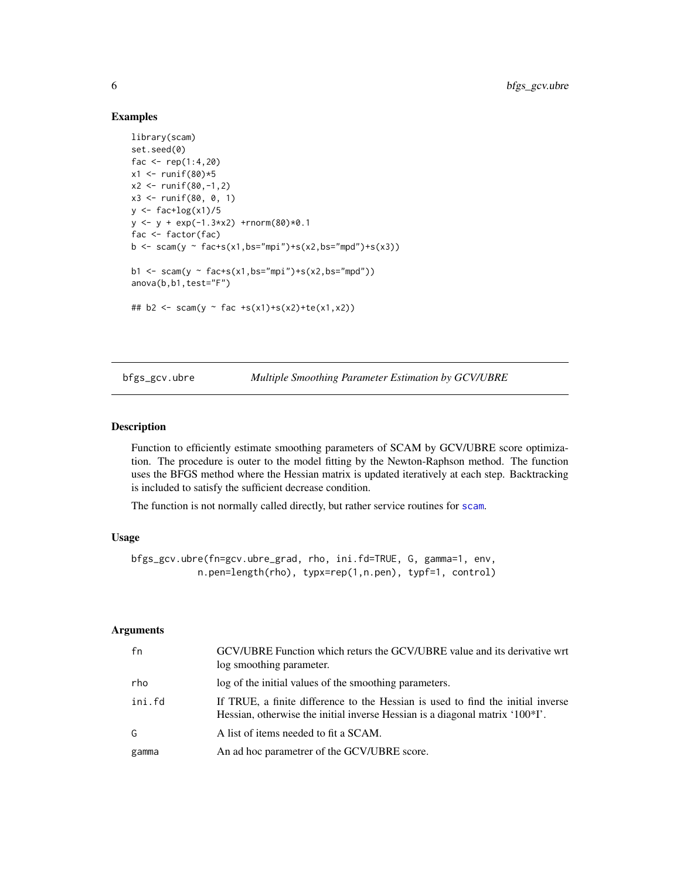## Examples

```
library(scam)
set.seed(0)
fac <- rep(1:4,20)
x1 <- runif(80)*5
x2 <- runif(80,-1,2)
x3 <- runif(80, 0, 1)
y <- fac+log(x1)/5
y <- y + exp(-1.3*x2) +rnorm(80)*0.1
fac <- factor(fac)
b <- scam(y ~ fac+s(x1,bs="mpi")+s(x2,bs="mpd")+s(x3))

b1 <- scam(y ~ fac+s(x1,bs="mpi")+s(x2,bs="mpd"))
anova(b,b1,test="F")

## b2 <- scam(y ~ fac +s(x1)+s(x2)+te(x1,x2))
```

---

# bfgs_gcv.ubre — *Multiple Smoothing Parameter Estimation by GCV/UBRE*

## Description

Function to efficiently estimate smoothing parameters of SCAM by GCV/UBRE score optimization. The procedure is outer to the model fitting by the Newton-Raphson method. The function uses the BFGS method where the Hessian matrix is updated iteratively at each step. Backtracking is included to satisfy the sufficient decrease condition.

The function is not normally called directly, but rather service routines for scam.

## Usage

```
bfgs_gcv.ubre(fn=gcv.ubre_grad, rho, ini.fd=TRUE, G, gamma=1, env,
            n.pen=length(rho), typx=rep(1,n.pen), typf=1, control)
```

## Arguments

| | |
|---|---|
| fn | GCV/UBRE Function which returs the GCV/UBRE value and its derivative wrt log smoothing parameter. |
| rho | log of the initial values of the smoothing parameters. |
| ini.fd | If TRUE, a finite difference to the Hessian is used to find the initial inverse Hessian, otherwise the initial inverse Hessian is a diagonal matrix '100*I'. |
| G | A list of items needed to fit a SCAM. |
| gamma | An ad hoc parametrer of the GCV/UBRE score. |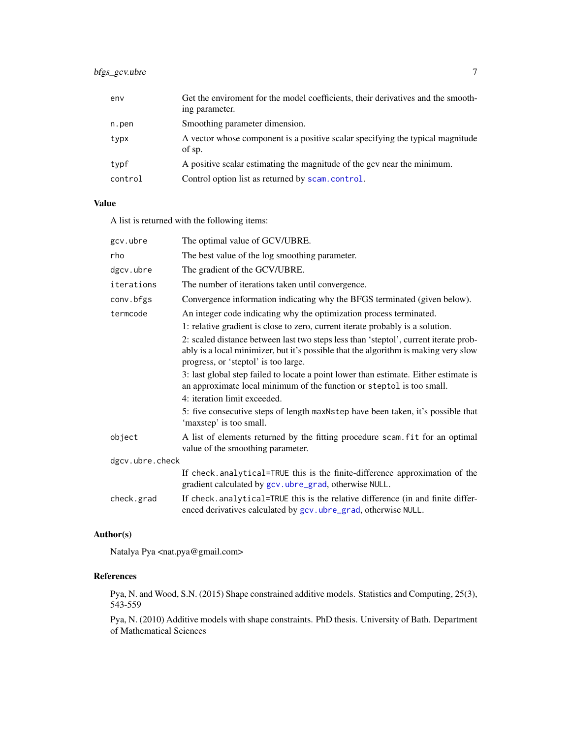| | |
|---|---|
| `env` | Get the enviroment for the model coefficients, their derivatives and the smoothing parameter. |
| `n.pen` | Smoothing parameter dimension. |
| `typx` | A vector whose component is a positive scalar specifying the typical magnitude of sp. |
| `typf` | A positive scalar estimating the magnitude of the gcv near the minimum. |
| `control` | Control option list as returned by `scam.control`. |

## Value

A list is returned with the following items:

| | |
|---|---|
| `gcv.ubre` | The optimal value of GCV/UBRE. |
| `rho` | The best value of the log smoothing parameter. |
| `dgcv.ubre` | The gradient of the GCV/UBRE. |
| `iterations` | The number of iterations taken until convergence. |
| `conv.bfgs` | Convergence information indicating why the BFGS terminated (given below). |
| `termcode` | An integer code indicating why the optimization process terminated.<br>1: relative gradient is close to zero, current iterate probably is a solution.<br>2: scaled distance between last two steps less than 'steptol', current iterate probably is a local minimizer, but it's possible that the algorithm is making very slow progress, or 'steptol' is too large.<br>3: last global step failed to locate a point lower than estimate. Either estimate is an approximate local minimum of the function or `steptol` is too small.<br>4: iteration limit exceeded.<br>5: five consecutive steps of length `maxNstep` have been taken, it's possible that 'maxstep' is too small. |
| `object` | A list of elements returned by the fitting procedure `scam.fit` for an optimal value of the smoothing parameter. |
| `dgcv.ubre.check` | If `check.analytical=TRUE` this is the finite-difference approximation of the gradient calculated by `gcv.ubre_grad`, otherwise `NULL`. |
| `check.grad` | If `check.analytical=TRUE` this is the relative difference (in and finite differenced derivatives calculated by `gcv.ubre_grad`, otherwise `NULL`. |

## Author(s)

Natalya Pya <nat.pya@gmail.com>

## References

Pya, N. and Wood, S.N. (2015) Shape constrained additive models. Statistics and Computing, 25(3), 543-559

Pya, N. (2010) Additive models with shape constraints. PhD thesis. University of Bath. Department of Mathematical Sciences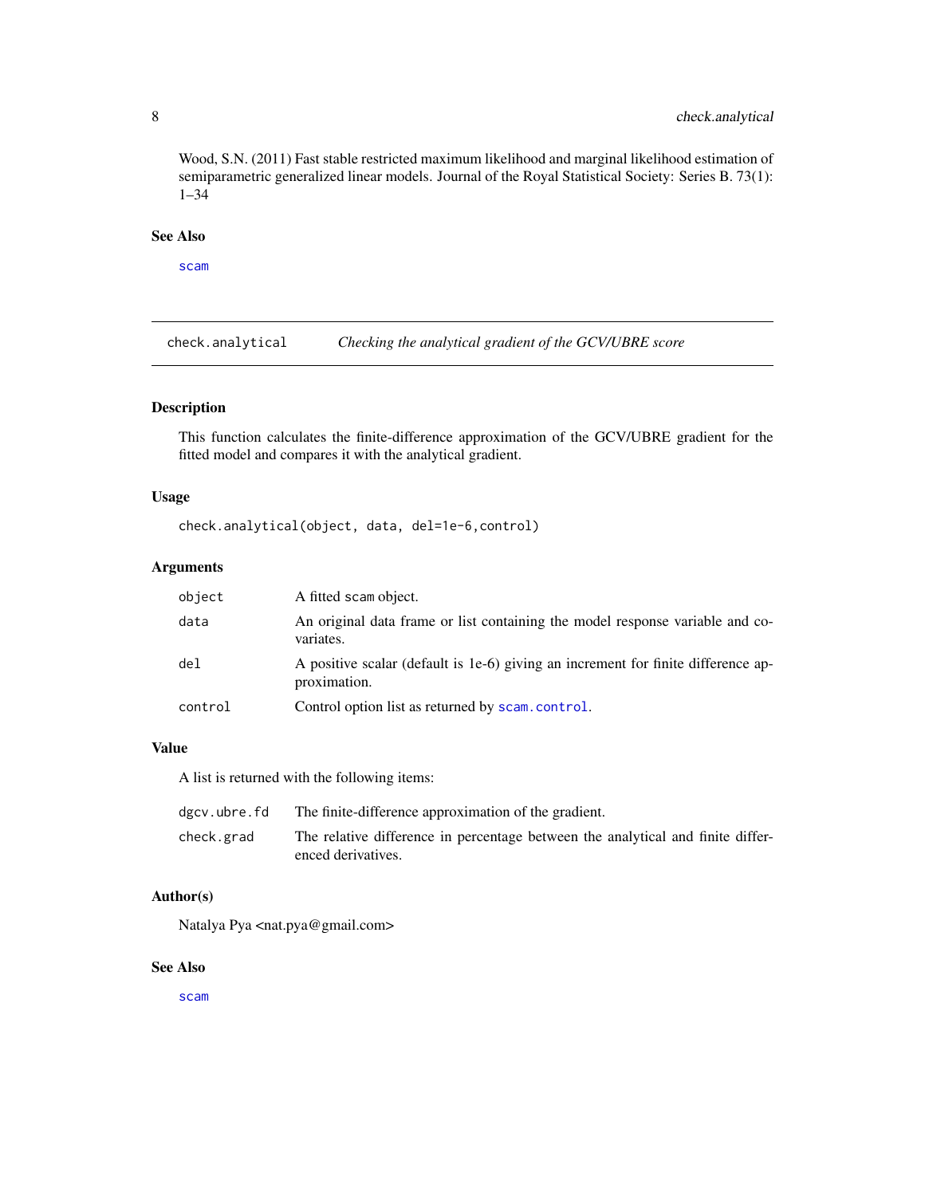Wood, S.N. (2011) Fast stable restricted maximum likelihood and marginal likelihood estimation of semiparametric generalized linear models. Journal of the Royal Statistical Society: Series B. 73(1): 1–34

### See Also

scam

---

## check.analytical    *Checking the analytical gradient of the GCV/UBRE score*

---

### Description

This function calculates the finite-difference approximation of the GCV/UBRE gradient for the fitted model and compares it with the analytical gradient.

### Usage

```
check.analytical(object, data, del=1e-6,control)
```

### Arguments

| | |
|---|---|
| object | A fitted scam object. |
| data | An original data frame or list containing the model response variable and covariates. |
| del | A positive scalar (default is 1e-6) giving an increment for finite difference approximation. |
| control | Control option list as returned by scam.control. |

### Value

A list is returned with the following items:

| | |
|---|---|
| dgcv.ubre.fd | The finite-difference approximation of the gradient. |
| check.grad | The relative difference in percentage between the analytical and finite differenced derivatives. |

### Author(s)

Natalya Pya <nat.pya@gmail.com>

### See Also

scam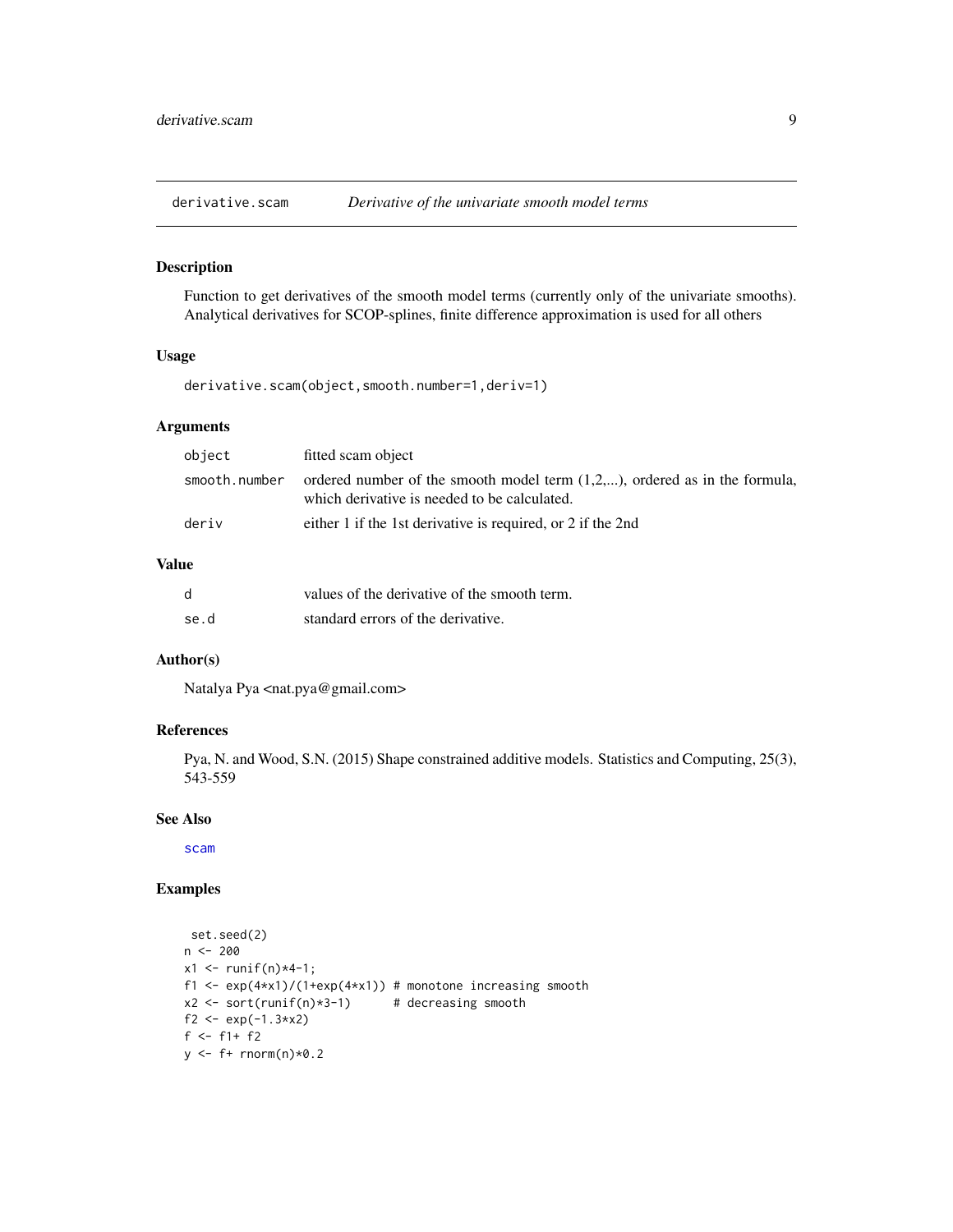## derivative.scam *Derivative of the univariate smooth model terms*

### Description

Function to get derivatives of the smooth model terms (currently only of the univariate smooths). Analytical derivatives for SCOP-splines, finite difference approximation is used for all others

### Usage

```
derivative.scam(object,smooth.number=1,deriv=1)
```

### Arguments

| | |
|---|---|
| object | fitted scam object |
| smooth.number | ordered number of the smooth model term (1,2,...), ordered as in the formula, which derivative is needed to be calculated. |
| deriv | either 1 if the 1st derivative is required, or 2 if the 2nd |

### Value

| | |
|---|---|
| d | values of the derivative of the smooth term. |
| se.d | standard errors of the derivative. |

### Author(s)

Natalya Pya <nat.pya@gmail.com>

### References

Pya, N. and Wood, S.N. (2015) Shape constrained additive models. Statistics and Computing, 25(3), 543-559

### See Also

scam

### Examples

```
 set.seed(2)
n <- 200
x1 <- runif(n)*4-1;
f1 <- exp(4*x1)/(1+exp(4*x1)) # monotone increasing smooth
x2 <- sort(runif(n)*3-1)      # decreasing smooth
f2 <- exp(-1.3*x2)
f <- f1+ f2
y <- f+ rnorm(n)*0.2
```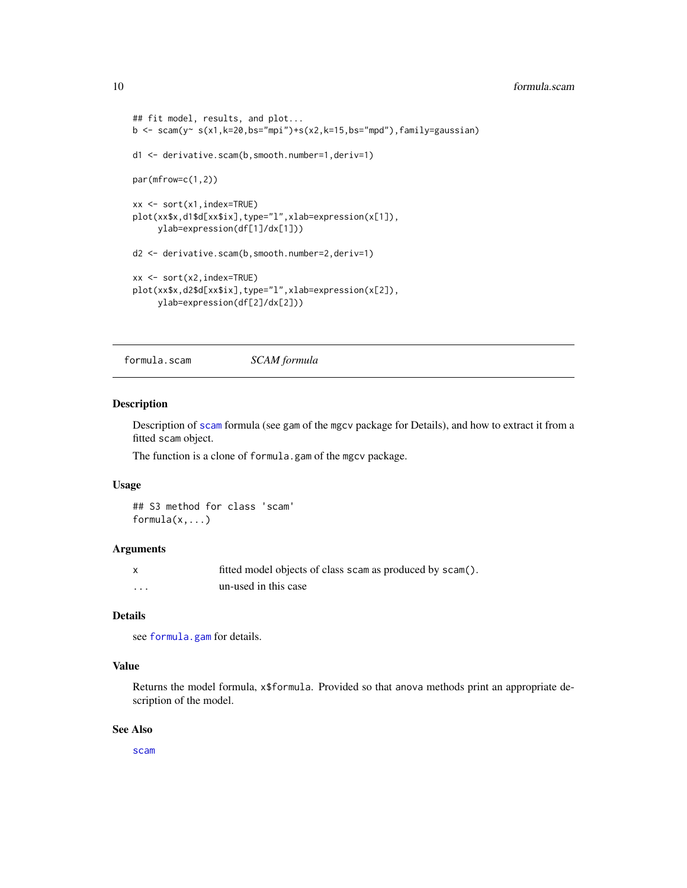```
## fit model, results, and plot...
b <- scam(y~ s(x1,k=20,bs="mpi")+s(x2,k=15,bs="mpd"),family=gaussian)

d1 <- derivative.scam(b,smooth.number=1,deriv=1)

par(mfrow=c(1,2))

xx <- sort(x1,index=TRUE)
plot(xx$x,d1$d[xx$ix],type="l",xlab=expression(x[1]),
     ylab=expression(df[1]/dx[1]))

d2 <- derivative.scam(b,smooth.number=2,deriv=1)

xx <- sort(x2,index=TRUE)
plot(xx$x,d2$d[xx$ix],type="l",xlab=expression(x[2]),
     ylab=expression(df[2]/dx[2]))
```

---

## formula.scam — *SCAM formula*

### Description

Description of scam formula (see gam of the mgcv package for Details), and how to extract it from a fitted scam object.

The function is a clone of formula.gam of the mgcv package.

### Usage

```
## S3 method for class 'scam'
formula(x,...)
```

### Arguments

| | |
|---|---|
| x | fitted model objects of class scam as produced by scam(). |
| ... | un-used in this case |

### Details

see formula.gam for details.

### Value

Returns the model formula, x$formula. Provided so that anova methods print an appropriate description of the model.

### See Also

scam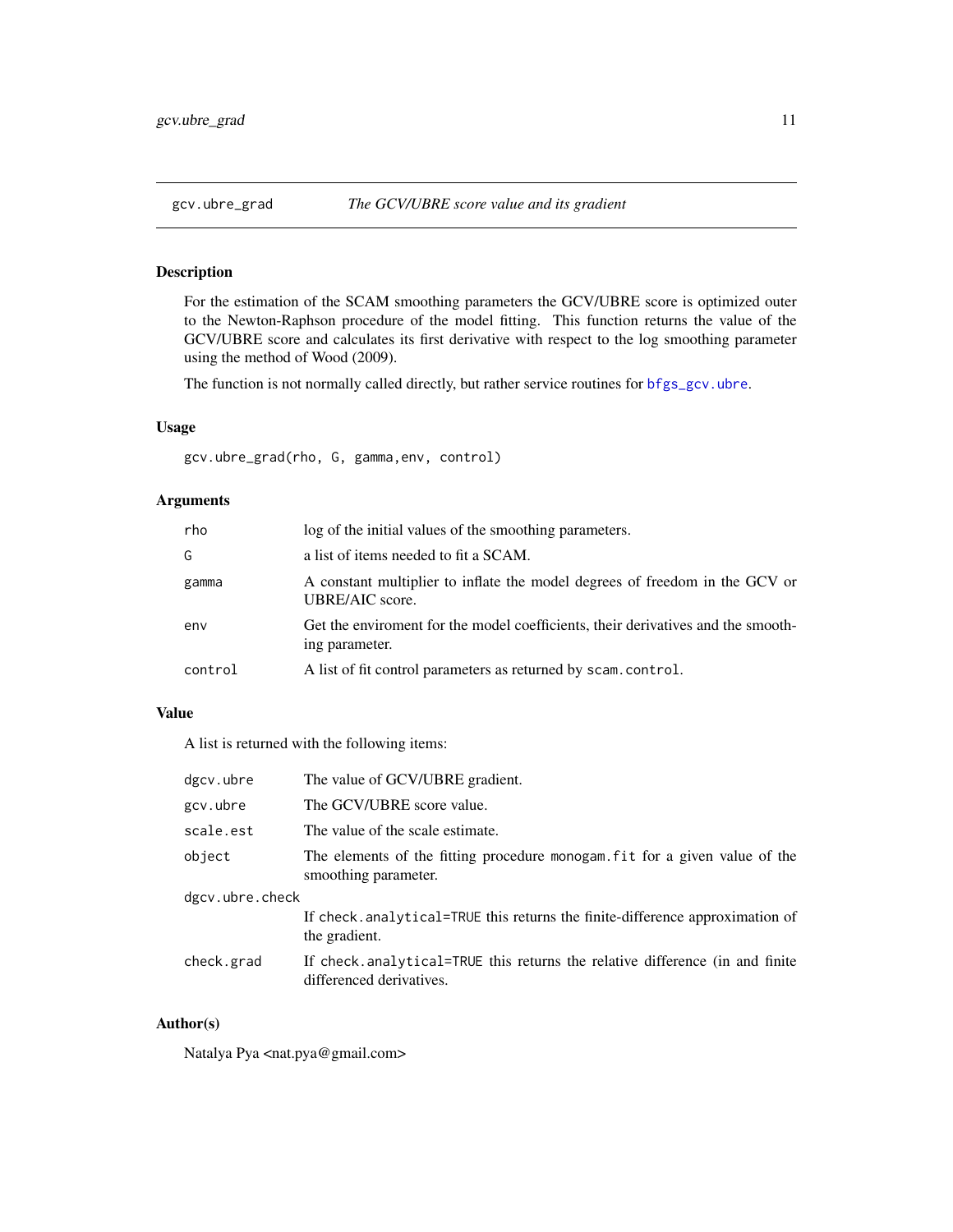## gcv.ubre_grad — *The GCV/UBRE score value and its gradient*

### Description

For the estimation of the SCAM smoothing parameters the GCV/UBRE score is optimized outer to the Newton-Raphson procedure of the model fitting. This function returns the value of the GCV/UBRE score and calculates its first derivative with respect to the log smoothing parameter using the method of Wood (2009).

The function is not normally called directly, but rather service routines for `bfgs_gcv.ubre`.

### Usage

```
gcv.ubre_grad(rho, G, gamma,env, control)
```

### Arguments

| | |
|---|---|
| `rho` | log of the initial values of the smoothing parameters. |
| `G` | a list of items needed to fit a SCAM. |
| `gamma` | A constant multiplier to inflate the model degrees of freedom in the GCV or UBRE/AIC score. |
| `env` | Get the enviroment for the model coefficients, their derivatives and the smoothing parameter. |
| `control` | A list of fit control parameters as returned by `scam.control`. |

### Value

A list is returned with the following items:

| | |
|---|---|
| `dgcv.ubre` | The value of GCV/UBRE gradient. |
| `gcv.ubre` | The GCV/UBRE score value. |
| `scale.est` | The value of the scale estimate. |
| `object` | The elements of the fitting procedure `monogam.fit` for a given value of the smoothing parameter. |
| `dgcv.ubre.check` | If `check.analytical=TRUE` this returns the finite-difference approximation of the gradient. |
| `check.grad` | If `check.analytical=TRUE` this returns the relative difference (in and finite differenced derivatives. |

### Author(s)

Natalya Pya <nat.pya@gmail.com>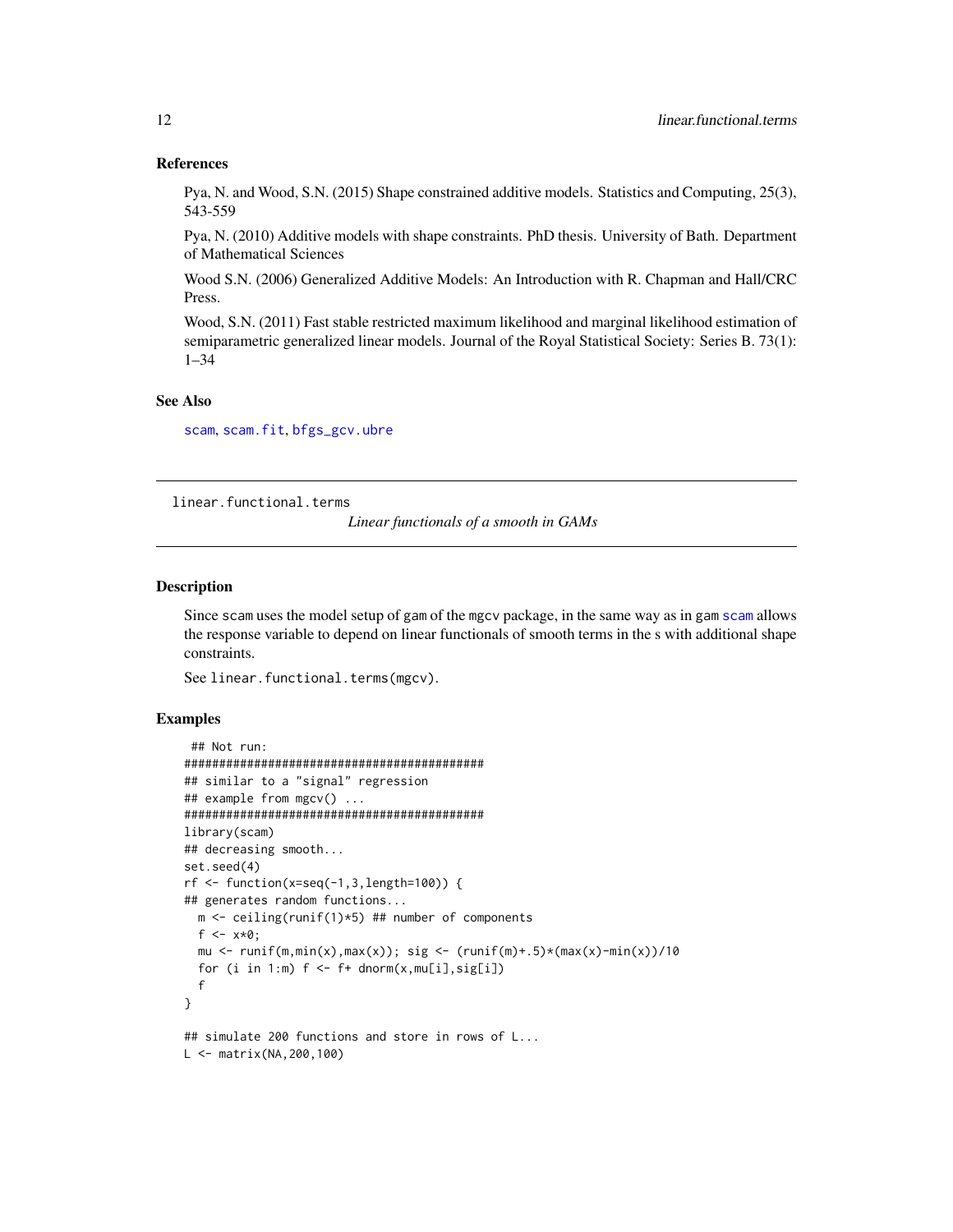### References

Pya, N. and Wood, S.N. (2015) Shape constrained additive models. Statistics and Computing, 25(3), 543-559

Pya, N. (2010) Additive models with shape constraints. PhD thesis. University of Bath. Department of Mathematical Sciences

Wood S.N. (2006) Generalized Additive Models: An Introduction with R. Chapman and Hall/CRC Press.

Wood, S.N. (2011) Fast stable restricted maximum likelihood and marginal likelihood estimation of semiparametric generalized linear models. Journal of the Royal Statistical Society: Series B. 73(1): 1–34

### See Also

scam, scam.fit, bfgs_gcv.ubre

---

## linear.functional.terms &nbsp;&nbsp; *Linear functionals of a smooth in GAMs*

---

### Description

Since scam uses the model setup of gam of the mgcv package, in the same way as in gam scam allows the response variable to depend on linear functionals of smooth terms in the s with additional shape constraints.

See linear.functional.terms(mgcv).

### Examples

```
 ## Not run:
###########################################
## similar to a "signal" regression
## example from mgcv() ...
###########################################
library(scam)
## decreasing smooth...
set.seed(4)
rf <- function(x=seq(-1,3,length=100)) {
## generates random functions...
  m <- ceiling(runif(1)*5) ## number of components
  f <- x*0;
  mu <- runif(m,min(x),max(x)); sig <- (runif(m)+.5)*(max(x)-min(x))/10
  for (i in 1:m) f <- f+ dnorm(x,mu[i],sig[i])
  f
}

## simulate 200 functions and store in rows of L...
L <- matrix(NA,200,100)
```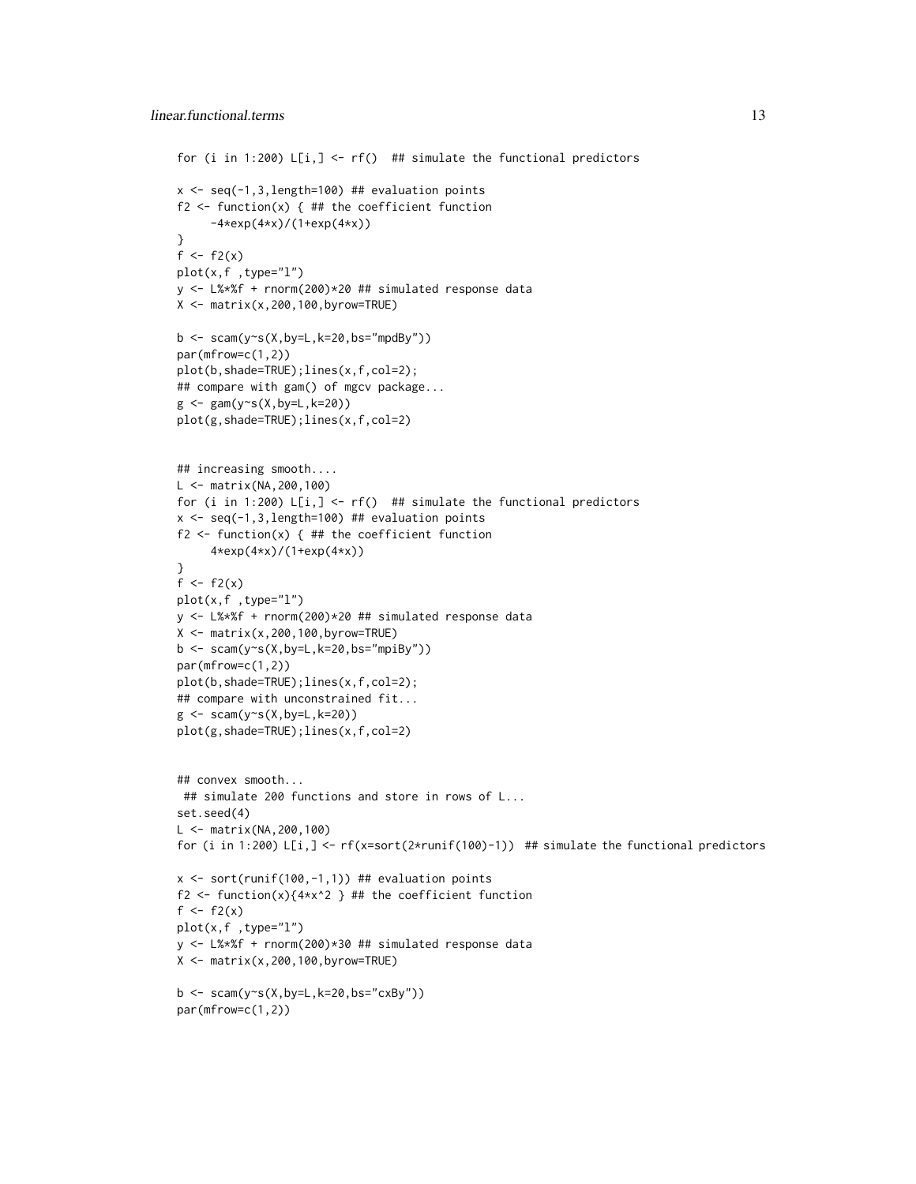```
for (i in 1:200) L[i,] <- rf()  ## simulate the functional predictors

x <- seq(-1,3,length=100) ## evaluation points
f2 <- function(x) { ## the coefficient function
     -4*exp(4*x)/(1+exp(4*x))
}
f <- f2(x)
plot(x,f ,type="l")
y <- L%*%f + rnorm(200)*20 ## simulated response data
X <- matrix(x,200,100,byrow=TRUE)

b <- scam(y~s(X,by=L,k=20,bs="mpdBy"))
par(mfrow=c(1,2))
plot(b,shade=TRUE);lines(x,f,col=2);
## compare with gam() of mgcv package...
g <- gam(y~s(X,by=L,k=20))
plot(g,shade=TRUE);lines(x,f,col=2)


## increasing smooth....
L <- matrix(NA,200,100)
for (i in 1:200) L[i,] <- rf()  ## simulate the functional predictors
x <- seq(-1,3,length=100) ## evaluation points
f2 <- function(x) { ## the coefficient function
     4*exp(4*x)/(1+exp(4*x))
}
f <- f2(x)
plot(x,f ,type="l")
y <- L%*%f + rnorm(200)*20 ## simulated response data
X <- matrix(x,200,100,byrow=TRUE)
b <- scam(y~s(X,by=L,k=20,bs="mpiBy"))
par(mfrow=c(1,2))
plot(b,shade=TRUE);lines(x,f,col=2);
## compare with unconstrained fit...
g <- scam(y~s(X,by=L,k=20))
plot(g,shade=TRUE);lines(x,f,col=2)


## convex smooth...
 ## simulate 200 functions and store in rows of L...
set.seed(4)
L <- matrix(NA,200,100)
for (i in 1:200) L[i,] <- rf(x=sort(2*runif(100)-1))  ## simulate the functional predictors

x <- sort(runif(100,-1,1)) ## evaluation points
f2 <- function(x){4*x^2 } ## the coefficient function
f <- f2(x)
plot(x,f ,type="l")
y <- L%*%f + rnorm(200)*30 ## simulated response data
X <- matrix(x,200,100,byrow=TRUE)

b <- scam(y~s(X,by=L,k=20,bs="cxBy"))
par(mfrow=c(1,2))
```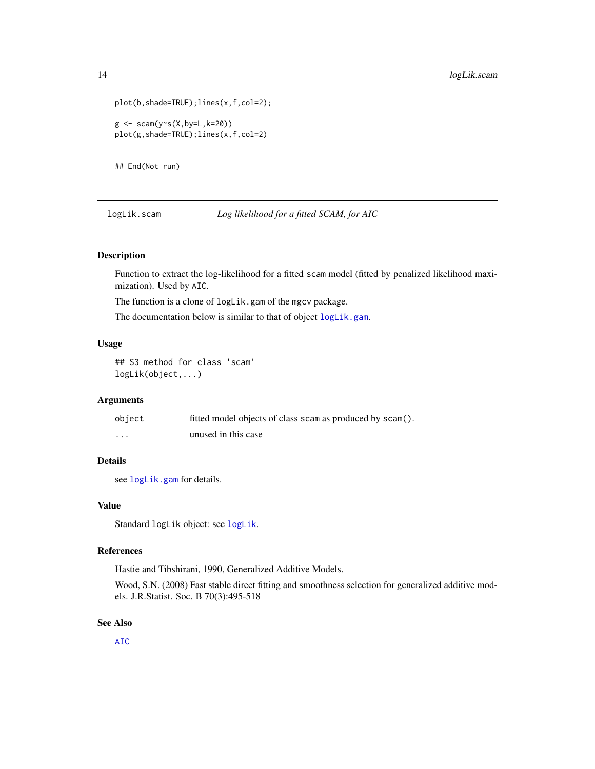```
plot(b,shade=TRUE);lines(x,f,col=2);

g <- scam(y~s(X,by=L,k=20))
plot(g,shade=TRUE);lines(x,f,col=2)


## End(Not run)
```

---

## logLik.scam — *Log likelihood for a fitted SCAM, for AIC*

---

### Description

Function to extract the log-likelihood for a fitted `scam` model (fitted by penalized likelihood maximization). Used by `AIC`.

The function is a clone of `logLik.gam` of the `mgcv` package.

The documentation below is similar to that of object `logLik.gam`.

### Usage

```
## S3 method for class 'scam'
logLik(object,...)
```

### Arguments

| | |
|---|---|
| `object` | fitted model objects of class `scam` as produced by `scam()`. |
| `...` | unused in this case |

### Details

see `logLik.gam` for details.

### Value

Standard `logLik` object: see `logLik`.

### References

Hastie and Tibshirani, 1990, Generalized Additive Models.

Wood, S.N. (2008) Fast stable direct fitting and smoothness selection for generalized additive models. J.R.Statist. Soc. B 70(3):495-518

### See Also

`AIC`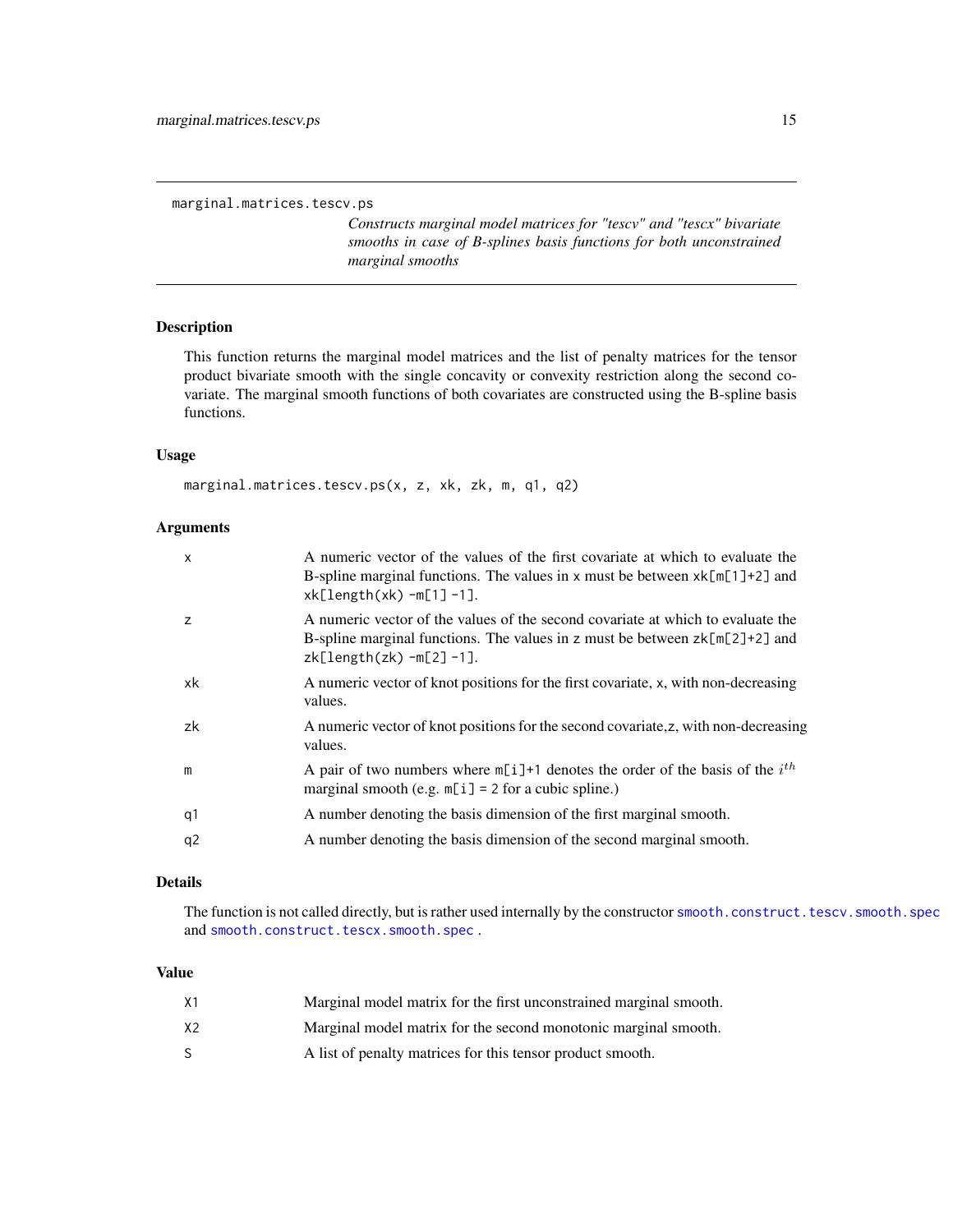# marginal.matrices.tescv.ps

*Constructs marginal model matrices for "tescv" and "tescx" bivariate smooths in case of B-splines basis functions for both unconstrained marginal smooths*

## Description

This function returns the marginal model matrices and the list of penalty matrices for the tensor product bivariate smooth with the single concavity or convexity restriction along the second covariate. The marginal smooth functions of both covariates are constructed using the B-spline basis functions.

## Usage

```
marginal.matrices.tescv.ps(x, z, xk, zk, m, q1, q2)
```

## Arguments

| | |
|---|---|
| x | A numeric vector of the values of the first covariate at which to evaluate the B-spline marginal functions. The values in x must be between xk[m[1]+2] and xk[length(xk) -m[1] -1]. |
| z | A numeric vector of the values of the second covariate at which to evaluate the B-spline marginal functions. The values in z must be between zk[m[2]+2] and zk[length(zk) -m[2] -1]. |
| xk | A numeric vector of knot positions for the first covariate, x, with non-decreasing values. |
| zk | A numeric vector of knot positions for the second covariate,z, with non-decreasing values. |
| m | A pair of two numbers where m[i]+1 denotes the order of the basis of the $i^{th}$ marginal smooth (e.g. m[i] = 2 for a cubic spline.) |
| q1 | A number denoting the basis dimension of the first marginal smooth. |
| q2 | A number denoting the basis dimension of the second marginal smooth. |

## Details

The function is not called directly, but is rather used internally by the constructor smooth.construct.tescv.smooth.spec and smooth.construct.tescx.smooth.spec .

## Value

| | |
|---|---|
| X1 | Marginal model matrix for the first unconstrained marginal smooth. |
| X2 | Marginal model matrix for the second monotonic marginal smooth. |
| S | A list of penalty matrices for this tensor product smooth. |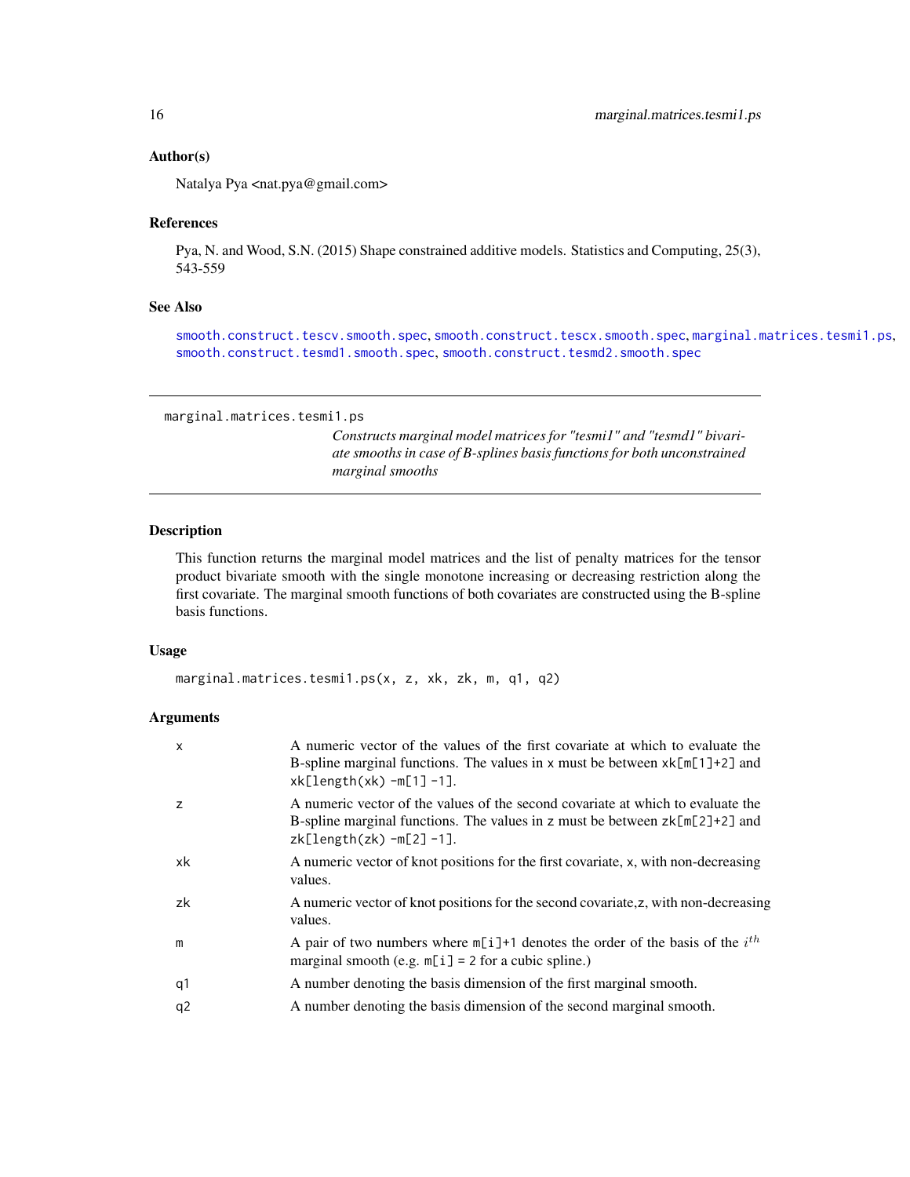## Author(s)

Natalya Pya <nat.pya@gmail.com>

## References

Pya, N. and Wood, S.N. (2015) Shape constrained additive models. Statistics and Computing, 25(3), 543-559

## See Also

smooth.construct.tescv.smooth.spec, smooth.construct.tescx.smooth.spec, marginal.matrices.tesmi1.ps, smooth.construct.tesmd1.smooth.spec, smooth.construct.tesmd2.smooth.spec

---

# marginal.matrices.tesmi1.ps

*Constructs marginal model matrices for "tesmi1" and "tesmd1" bivariate smooths in case of B-splines basis functions for both unconstrained marginal smooths*

---

## Description

This function returns the marginal model matrices and the list of penalty matrices for the tensor product bivariate smooth with the single monotone increasing or decreasing restriction along the first covariate. The marginal smooth functions of both covariates are constructed using the B-spline basis functions.

## Usage

```
marginal.matrices.tesmi1.ps(x, z, xk, zk, m, q1, q2)
```

## Arguments

| | |
|---|---|
| x | A numeric vector of the values of the first covariate at which to evaluate the B-spline marginal functions. The values in x must be between xk[m[1]+2] and xk[length(xk) -m[1] -1]. |
| z | A numeric vector of the values of the second covariate at which to evaluate the B-spline marginal functions. The values in z must be between zk[m[2]+2] and zk[length(zk) -m[2] -1]. |
| xk | A numeric vector of knot positions for the first covariate, x, with non-decreasing values. |
| zk | A numeric vector of knot positions for the second covariate,z, with non-decreasing values. |
| m | A pair of two numbers where m[i]+1 denotes the order of the basis of the $i^{th}$ marginal smooth (e.g. m[i] = 2 for a cubic spline.) |
| q1 | A number denoting the basis dimension of the first marginal smooth. |
| q2 | A number denoting the basis dimension of the second marginal smooth. |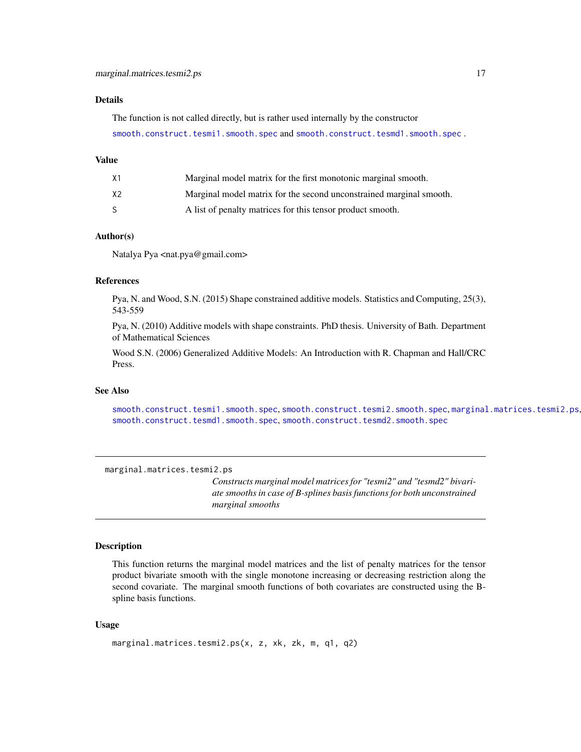### Details

The function is not called directly, but is rather used internally by the constructor

`smooth.construct.tesmi1.smooth.spec` and `smooth.construct.tesmd1.smooth.spec` .

### Value

| | |
|---|---|
| X1 | Marginal model matrix for the first monotonic marginal smooth. |
| X2 | Marginal model matrix for the second unconstrained marginal smooth. |
| S | A list of penalty matrices for this tensor product smooth. |

### Author(s)

Natalya Pya <nat.pya@gmail.com>

### References

Pya, N. and Wood, S.N. (2015) Shape constrained additive models. Statistics and Computing, 25(3), 543-559

Pya, N. (2010) Additive models with shape constraints. PhD thesis. University of Bath. Department of Mathematical Sciences

Wood S.N. (2006) Generalized Additive Models: An Introduction with R. Chapman and Hall/CRC Press.

### See Also

`smooth.construct.tesmi1.smooth.spec`, `smooth.construct.tesmi2.smooth.spec`, `marginal.matrices.tesmi2.ps`, `smooth.construct.tesmd1.smooth.spec`, `smooth.construct.tesmd2.smooth.spec`

---

## marginal.matrices.tesmi2.ps

*Constructs marginal model matrices for "tesmi2" and "tesmd2" bivariate smooths in case of B-splines basis functions for both unconstrained marginal smooths*

---

### Description

This function returns the marginal model matrices and the list of penalty matrices for the tensor product bivariate smooth with the single monotone increasing or decreasing restriction along the second covariate. The marginal smooth functions of both covariates are constructed using the B-spline basis functions.

### Usage

```
marginal.matrices.tesmi2.ps(x, z, xk, zk, m, q1, q2)
```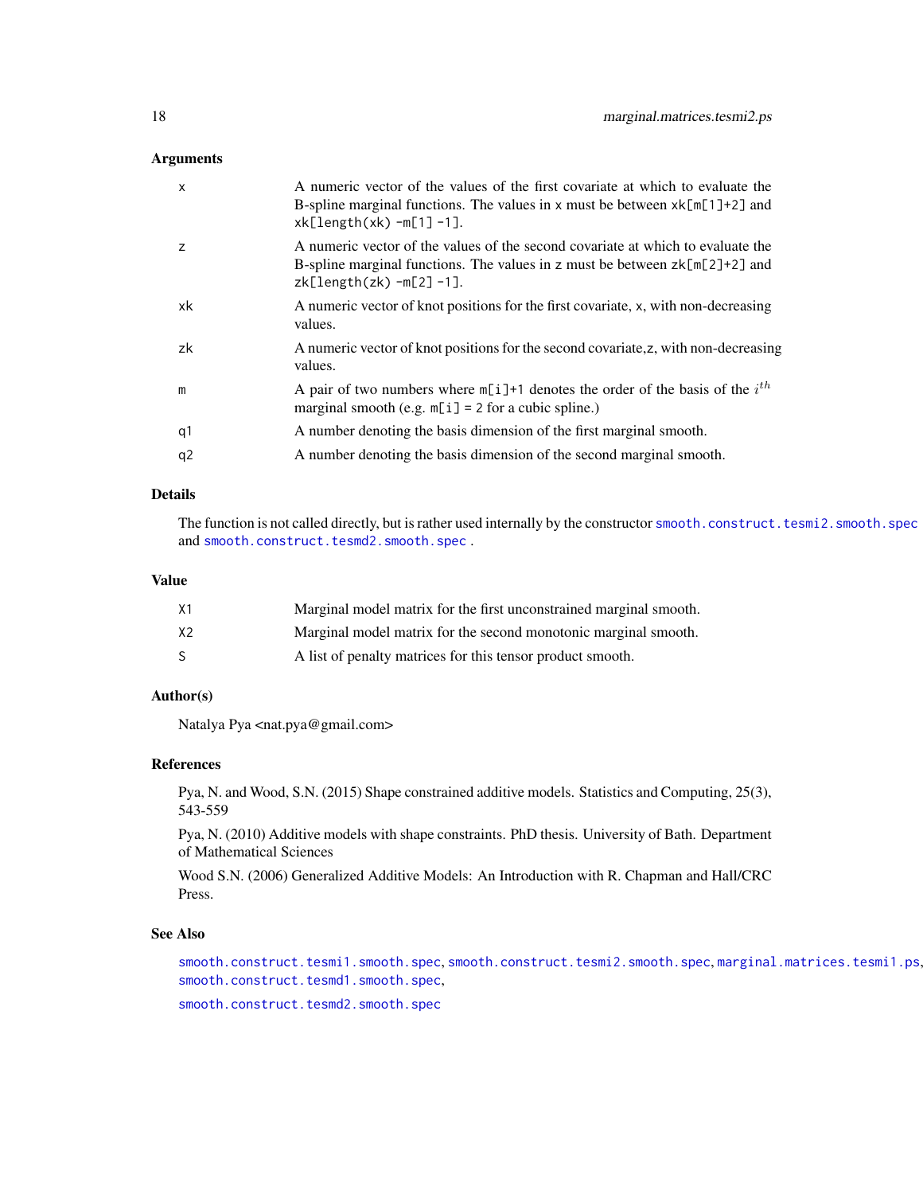### Arguments

| | |
|---|---|
| x | A numeric vector of the values of the first covariate at which to evaluate the B-spline marginal functions. The values in x must be between xk[m[1]+2] and xk[length(xk) -m[1] -1]. |
| z | A numeric vector of the values of the second covariate at which to evaluate the B-spline marginal functions. The values in z must be between zk[m[2]+2] and zk[length(zk) -m[2] -1]. |
| xk | A numeric vector of knot positions for the first covariate, x, with non-decreasing values. |
| zk | A numeric vector of knot positions for the second covariate,z, with non-decreasing values. |
| m | A pair of two numbers where m[i]+1 denotes the order of the basis of the $i^{th}$ marginal smooth (e.g. m[i] = 2 for a cubic spline.) |
| q1 | A number denoting the basis dimension of the first marginal smooth. |
| q2 | A number denoting the basis dimension of the second marginal smooth. |

### Details

The function is not called directly, but is rather used internally by the constructor smooth.construct.tesmi2.smooth.spec and smooth.construct.tesmd2.smooth.spec .

### Value

| | |
|---|---|
| X1 | Marginal model matrix for the first unconstrained marginal smooth. |
| X2 | Marginal model matrix for the second monotonic marginal smooth. |
| S | A list of penalty matrices for this tensor product smooth. |

### Author(s)

Natalya Pya <nat.pya@gmail.com>

### References

Pya, N. and Wood, S.N. (2015) Shape constrained additive models. Statistics and Computing, 25(3), 543-559

Pya, N. (2010) Additive models with shape constraints. PhD thesis. University of Bath. Department of Mathematical Sciences

Wood S.N. (2006) Generalized Additive Models: An Introduction with R. Chapman and Hall/CRC Press.

### See Also

smooth.construct.tesmi1.smooth.spec, smooth.construct.tesmi2.smooth.spec, marginal.matrices.tesmi1.ps, smooth.construct.tesmd1.smooth.spec,

smooth.construct.tesmd2.smooth.spec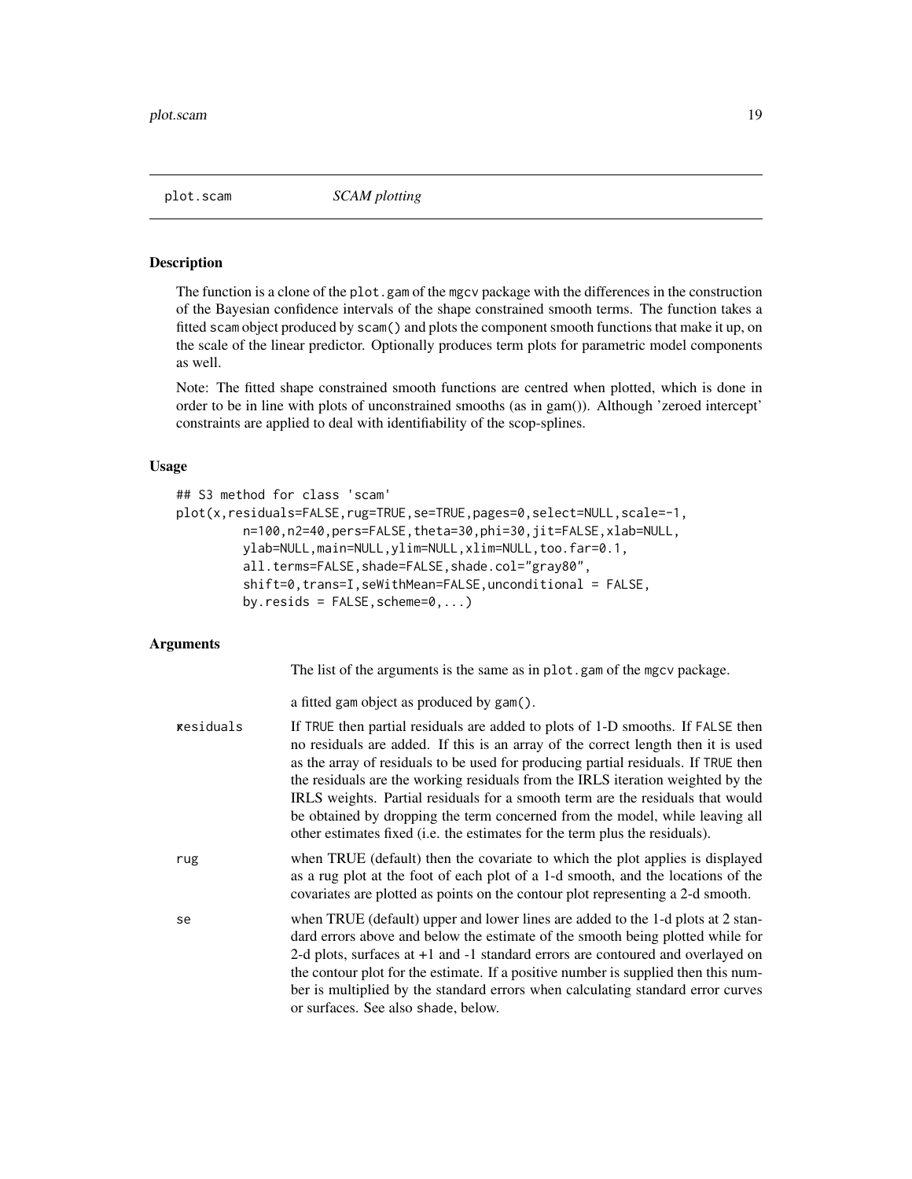plot.scam *SCAM plotting*

## Description

The function is a clone of the plot.gam of the mgcv package with the differences in the construction of the Bayesian confidence intervals of the shape constrained smooth terms. The function takes a fitted scam object produced by scam() and plots the component smooth functions that make it up, on the scale of the linear predictor. Optionally produces term plots for parametric model components as well.

Note: The fitted shape constrained smooth functions are centred when plotted, which is done in order to be in line with plots of unconstrained smooths (as in gam()). Although 'zeroed intercept' constraints are applied to deal with identifiability of the scop-splines.

## Usage

```
## S3 method for class 'scam'
plot(x,residuals=FALSE,rug=TRUE,se=TRUE,pages=0,select=NULL,scale=-1,
        n=100,n2=40,pers=FALSE,theta=30,phi=30,jit=FALSE,xlab=NULL,
        ylab=NULL,main=NULL,ylim=NULL,xlim=NULL,too.far=0.1,
        all.terms=FALSE,shade=FALSE,shade.col="gray80",
        shift=0,trans=I,seWithMean=FALSE,unconditional = FALSE,
        by.resids = FALSE,scheme=0,...)
```

## Arguments

The list of the arguments is the same as in plot.gam of the mgcv package.

x — a fitted gam object as produced by gam().

residuals — If TRUE then partial residuals are added to plots of 1-D smooths. If FALSE then no residuals are added. If this is an array of the correct length then it is used as the array of residuals to be used for producing partial residuals. If TRUE then the residuals are the working residuals from the IRLS iteration weighted by the IRLS weights. Partial residuals for a smooth term are the residuals that would be obtained by dropping the term concerned from the model, while leaving all other estimates fixed (i.e. the estimates for the term plus the residuals).

rug — when TRUE (default) then the covariate to which the plot applies is displayed as a rug plot at the foot of each plot of a 1-d smooth, and the locations of the covariates are plotted as points on the contour plot representing a 2-d smooth.

se — when TRUE (default) upper and lower lines are added to the 1-d plots at 2 standard errors above and below the estimate of the smooth being plotted while for 2-d plots, surfaces at +1 and -1 standard errors are contoured and overlayed on the contour plot for the estimate. If a positive number is supplied then this number is multiplied by the standard errors when calculating standard error curves or surfaces. See also shade, below.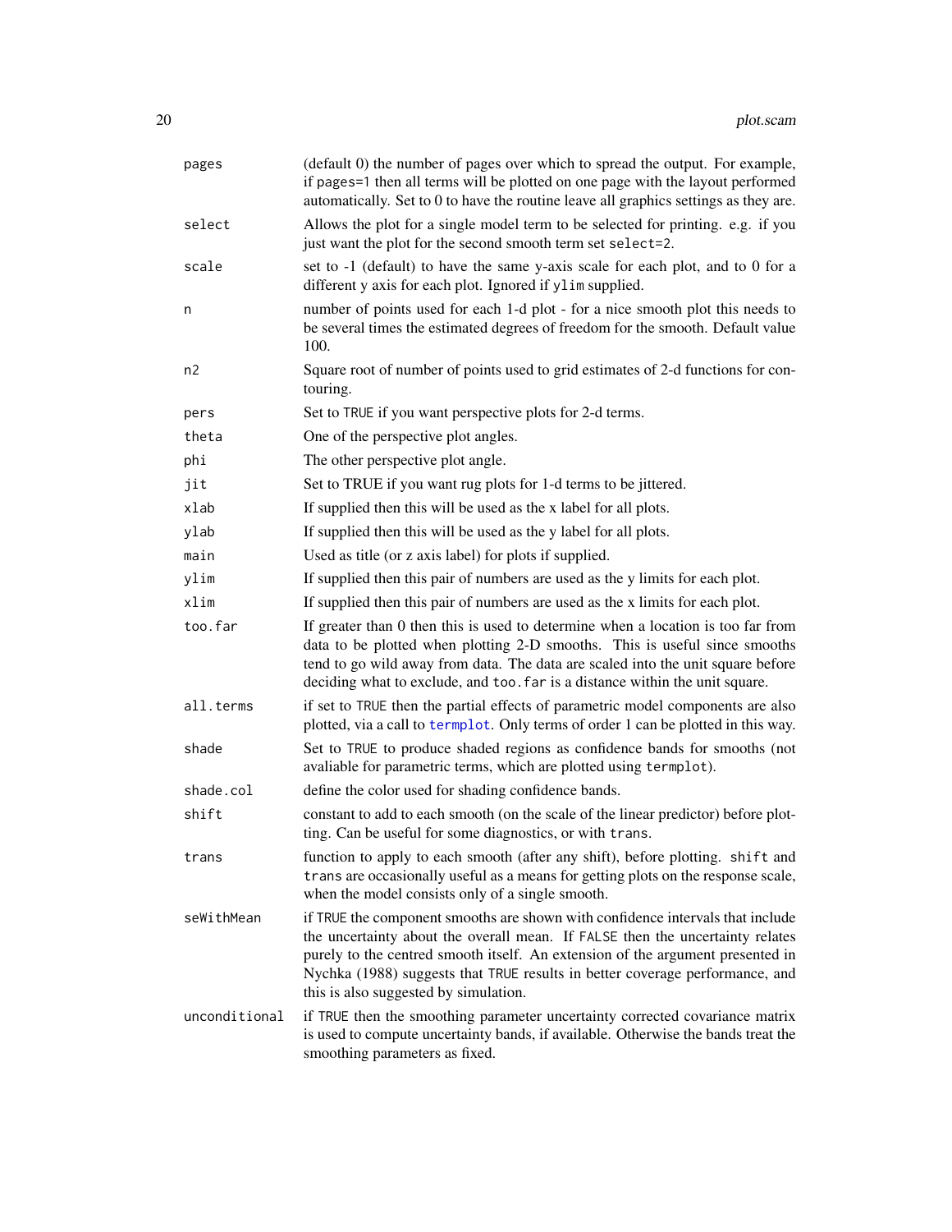| | |
|---|---|
| `pages` | (default 0) the number of pages over which to spread the output. For example, if `pages=1` then all terms will be plotted on one page with the layout performed automatically. Set to 0 to have the routine leave all graphics settings as they are. |
| `select` | Allows the plot for a single model term to be selected for printing. e.g. if you just want the plot for the second smooth term set `select=2`. |
| `scale` | set to -1 (default) to have the same y-axis scale for each plot, and to 0 for a different y axis for each plot. Ignored if `ylim` supplied. |
| `n` | number of points used for each 1-d plot - for a nice smooth plot this needs to be several times the estimated degrees of freedom for the smooth. Default value 100. |
| `n2` | Square root of number of points used to grid estimates of 2-d functions for contouring. |
| `pers` | Set to `TRUE` if you want perspective plots for 2-d terms. |
| `theta` | One of the perspective plot angles. |
| `phi` | The other perspective plot angle. |
| `jit` | Set to TRUE if you want rug plots for 1-d terms to be jittered. |
| `xlab` | If supplied then this will be used as the x label for all plots. |
| `ylab` | If supplied then this will be used as the y label for all plots. |
| `main` | Used as title (or z axis label) for plots if supplied. |
| `ylim` | If supplied then this pair of numbers are used as the y limits for each plot. |
| `xlim` | If supplied then this pair of numbers are used as the x limits for each plot. |
| `too.far` | If greater than 0 then this is used to determine when a location is too far from data to be plotted when plotting 2-D smooths. This is useful since smooths tend to go wild away from data. The data are scaled into the unit square before deciding what to exclude, and `too.far` is a distance within the unit square. |
| `all.terms` | if set to `TRUE` then the partial effects of parametric model components are also plotted, via a call to `termplot`. Only terms of order 1 can be plotted in this way. |
| `shade` | Set to `TRUE` to produce shaded regions as confidence bands for smooths (not avaliable for parametric terms, which are plotted using `termplot`). |
| `shade.col` | define the color used for shading confidence bands. |
| `shift` | constant to add to each smooth (on the scale of the linear predictor) before plotting. Can be useful for some diagnostics, or with `trans`. |
| `trans` | function to apply to each smooth (after any shift), before plotting. `shift` and `trans` are occasionally useful as a means for getting plots on the response scale, when the model consists only of a single smooth. |
| `seWithMean` | if `TRUE` the component smooths are shown with confidence intervals that include the uncertainty about the overall mean. If `FALSE` then the uncertainty relates purely to the centred smooth itself. An extension of the argument presented in Nychka (1988) suggests that `TRUE` results in better coverage performance, and this is also suggested by simulation. |
| `unconditional` | if `TRUE` then the smoothing parameter uncertainty corrected covariance matrix is used to compute uncertainty bands, if available. Otherwise the bands treat the smoothing parameters as fixed. |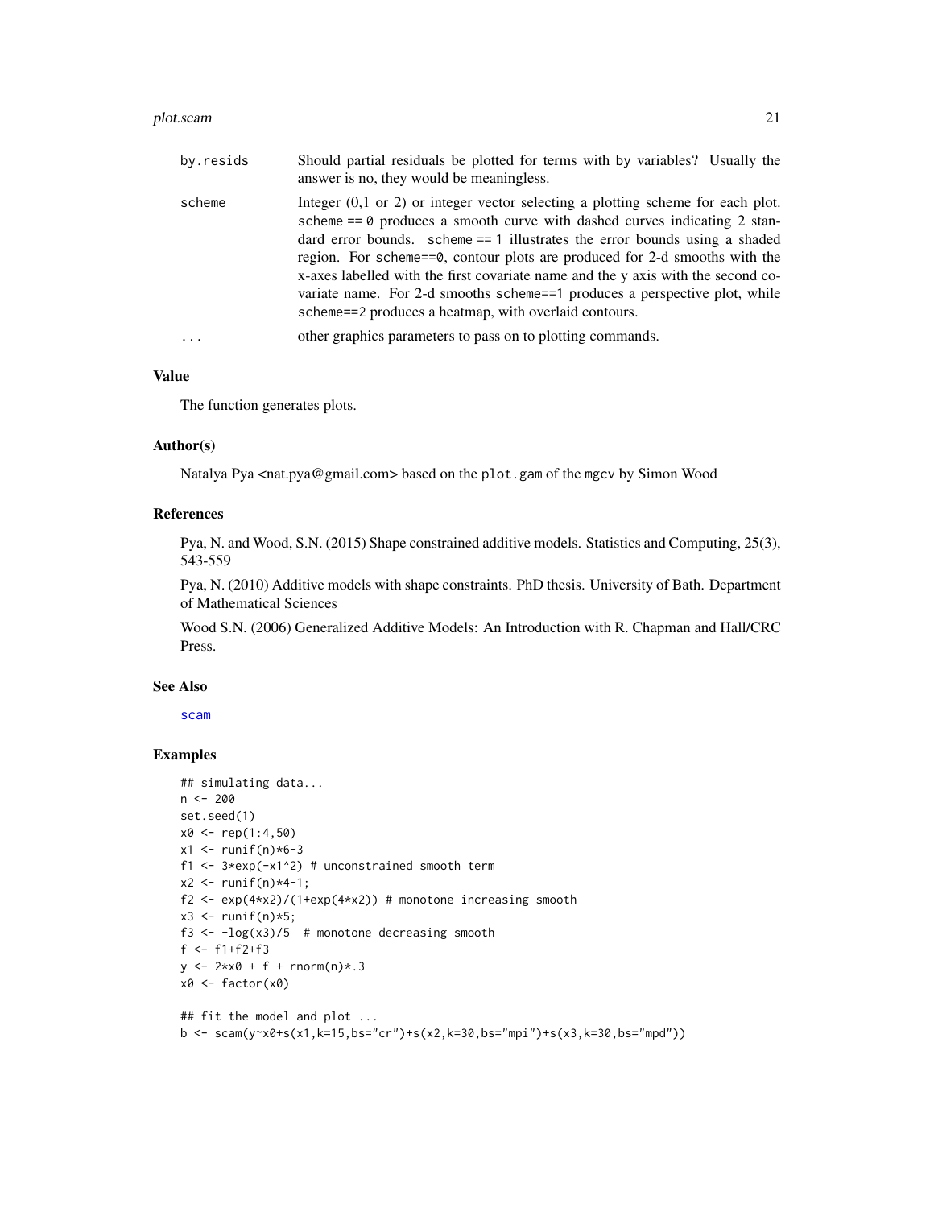| | |
|---|---|
| by.resids | Should partial residuals be plotted for terms with by variables? Usually the answer is no, they would be meaningless. |
| scheme | Integer (0,1 or 2) or integer vector selecting a plotting scheme for each plot. scheme == 0 produces a smooth curve with dashed curves indicating 2 standard error bounds. scheme == 1 illustrates the error bounds using a shaded region. For scheme==0, contour plots are produced for 2-d smooths with the x-axes labelled with the first covariate name and the y axis with the second covariate name. For 2-d smooths scheme==1 produces a perspective plot, while scheme==2 produces a heatmap, with overlaid contours. |
| ... | other graphics parameters to pass on to plotting commands. |

### Value

The function generates plots.

### Author(s)

Natalya Pya <nat.pya@gmail.com> based on the plot.gam of the mgcv by Simon Wood

### References

Pya, N. and Wood, S.N. (2015) Shape constrained additive models. Statistics and Computing, 25(3), 543-559

Pya, N. (2010) Additive models with shape constraints. PhD thesis. University of Bath. Department of Mathematical Sciences

Wood S.N. (2006) Generalized Additive Models: An Introduction with R. Chapman and Hall/CRC Press.

### See Also

scam

### Examples

```
## simulating data...
n <- 200
set.seed(1)
x0 <- rep(1:4,50)
x1 <- runif(n)*6-3
f1 <- 3*exp(-x1^2) # unconstrained smooth term
x2 <- runif(n)*4-1;
f2 <- exp(4*x2)/(1+exp(4*x2)) # monotone increasing smooth
x3 <- runif(n)*5;
f3 <- -log(x3)/5  # monotone decreasing smooth
f <- f1+f2+f3
y <- 2*x0 + f + rnorm(n)*.3
x0 <- factor(x0)

## fit the model and plot ...
b <- scam(y~x0+s(x1,k=15,bs="cr")+s(x2,k=30,bs="mpi")+s(x3,k=30,bs="mpd"))
```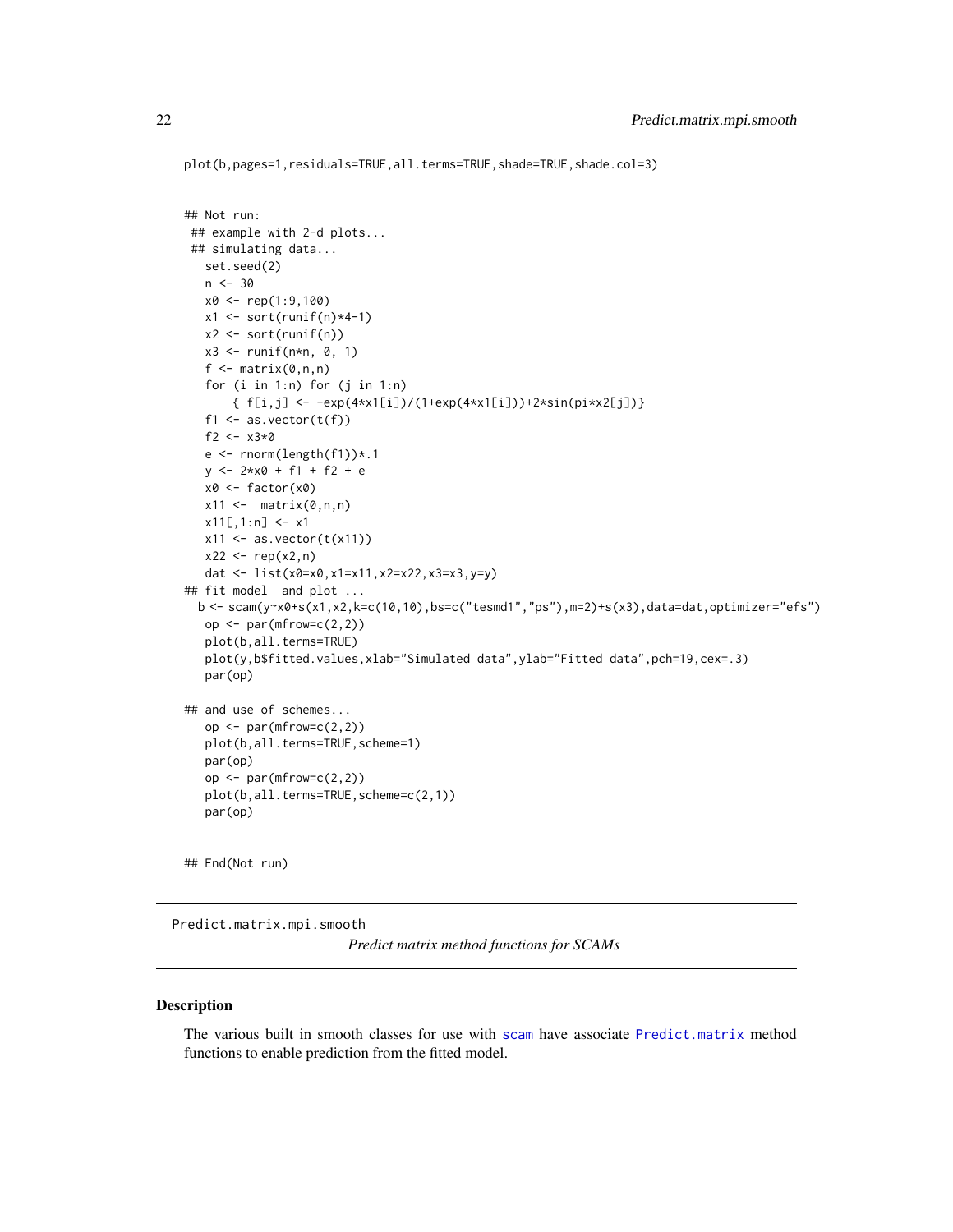```
plot(b,pages=1,residuals=TRUE,all.terms=TRUE,shade=TRUE,shade.col=3)


## Not run:
 ## example with 2-d plots...
 ## simulating data...
   set.seed(2)
   n <- 30
   x0 <- rep(1:9,100)
   x1 <- sort(runif(n)*4-1)
   x2 <- sort(runif(n))
   x3 <- runif(n*n, 0, 1)
   f <- matrix(0,n,n)
   for (i in 1:n) for (j in 1:n)
       { f[i,j] <- -exp(4*x1[i])/(1+exp(4*x1[i]))+2*sin(pi*x2[j])}
   f1 <- as.vector(t(f))
   f2 <- x3*0
   e <- rnorm(length(f1))*.1
   y <- 2*x0 + f1 + f2 + e
   x0 <- factor(x0)
   x11 <-  matrix(0,n,n)
   x11[,1:n] <- x1
   x11 <- as.vector(t(x11))
   x22 <- rep(x2,n)
   dat <- list(x0=x0,x1=x11,x2=x22,x3=x3,y=y)
## fit model  and plot ...
  b <- scam(y~x0+s(x1,x2,k=c(10,10),bs=c("tesmd1","ps"),m=2)+s(x3),data=dat,optimizer="efs")
   op <- par(mfrow=c(2,2))
   plot(b,all.terms=TRUE)
   plot(y,b$fitted.values,xlab="Simulated data",ylab="Fitted data",pch=19,cex=.3)
   par(op)

## and use of schemes...
   op <- par(mfrow=c(2,2))
   plot(b,all.terms=TRUE,scheme=1)
   par(op)
   op <- par(mfrow=c(2,2))
   plot(b,all.terms=TRUE,scheme=c(2,1))
   par(op)


## End(Not run)
```

---

Predict.matrix.mpi.smooth &nbsp;&nbsp;&nbsp; *Predict matrix method functions for SCAMs*

---

### Description

The various built in smooth classes for use with scam have associate Predict.matrix method functions to enable prediction from the fitted model.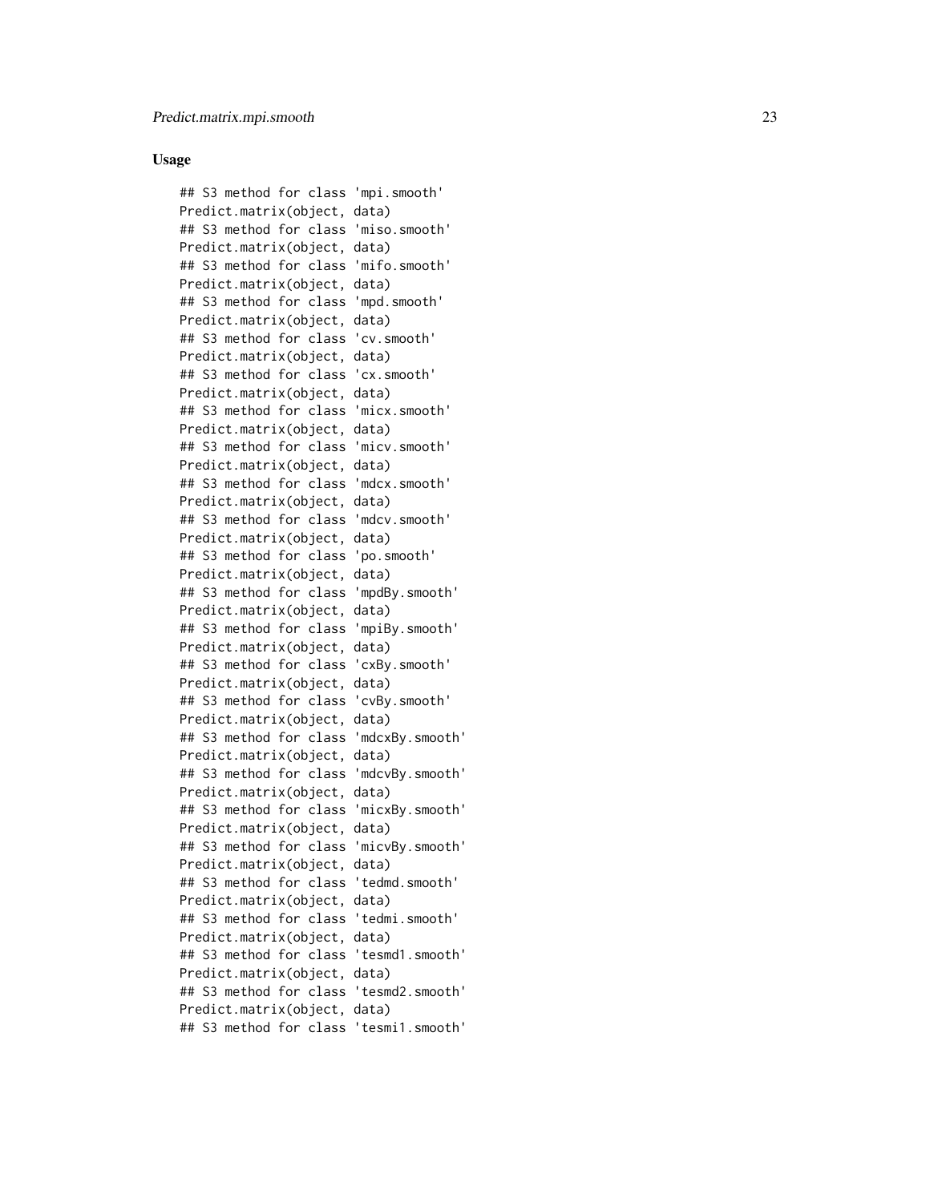## Usage

```
## S3 method for class 'mpi.smooth'
Predict.matrix(object, data)
## S3 method for class 'miso.smooth'
Predict.matrix(object, data)
## S3 method for class 'mifo.smooth'
Predict.matrix(object, data)
## S3 method for class 'mpd.smooth'
Predict.matrix(object, data)
## S3 method for class 'cv.smooth'
Predict.matrix(object, data)
## S3 method for class 'cx.smooth'
Predict.matrix(object, data)
## S3 method for class 'micx.smooth'
Predict.matrix(object, data)
## S3 method for class 'micv.smooth'
Predict.matrix(object, data)
## S3 method for class 'mdcx.smooth'
Predict.matrix(object, data)
## S3 method for class 'mdcv.smooth'
Predict.matrix(object, data)
## S3 method for class 'po.smooth'
Predict.matrix(object, data)
## S3 method for class 'mpdBy.smooth'
Predict.matrix(object, data)
## S3 method for class 'mpiBy.smooth'
Predict.matrix(object, data)
## S3 method for class 'cxBy.smooth'
Predict.matrix(object, data)
## S3 method for class 'cvBy.smooth'
Predict.matrix(object, data)
## S3 method for class 'mdcxBy.smooth'
Predict.matrix(object, data)
## S3 method for class 'mdcvBy.smooth'
Predict.matrix(object, data)
## S3 method for class 'micxBy.smooth'
Predict.matrix(object, data)
## S3 method for class 'micvBy.smooth'
Predict.matrix(object, data)
## S3 method for class 'tedmd.smooth'
Predict.matrix(object, data)
## S3 method for class 'tedmi.smooth'
Predict.matrix(object, data)
## S3 method for class 'tesmd1.smooth'
Predict.matrix(object, data)
## S3 method for class 'tesmd2.smooth'
Predict.matrix(object, data)
## S3 method for class 'tesmi1.smooth'
```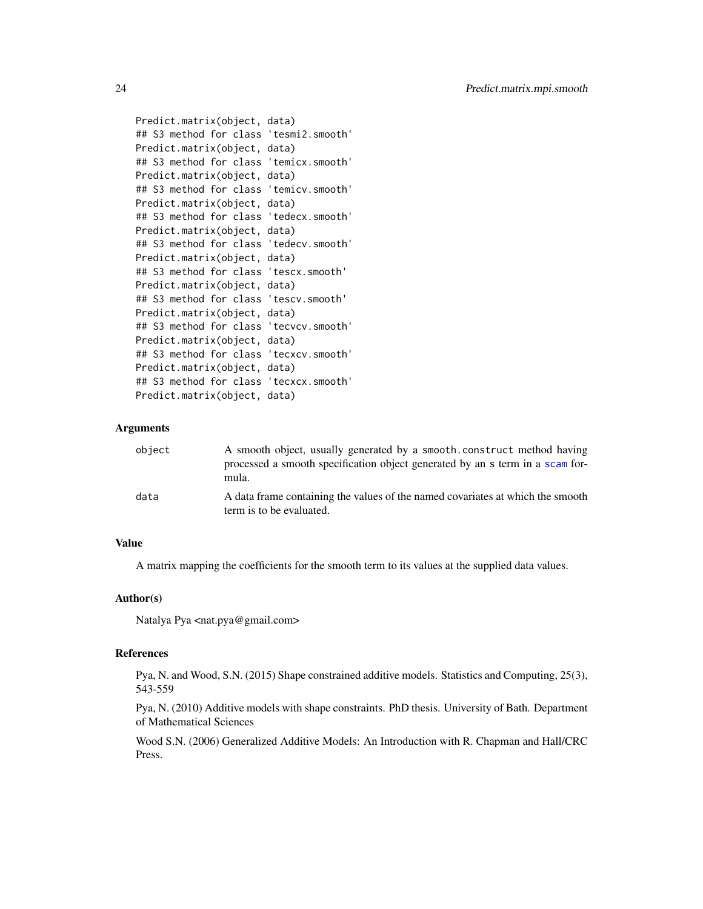```
Predict.matrix(object, data)
## S3 method for class 'tesmi2.smooth'
Predict.matrix(object, data)
## S3 method for class 'temicx.smooth'
Predict.matrix(object, data)
## S3 method for class 'temicv.smooth'
Predict.matrix(object, data)
## S3 method for class 'tedecx.smooth'
Predict.matrix(object, data)
## S3 method for class 'tedecv.smooth'
Predict.matrix(object, data)
## S3 method for class 'tescx.smooth'
Predict.matrix(object, data)
## S3 method for class 'tescv.smooth'
Predict.matrix(object, data)
## S3 method for class 'tecvcv.smooth'
Predict.matrix(object, data)
## S3 method for class 'tecxcv.smooth'
Predict.matrix(object, data)
## S3 method for class 'tecxcx.smooth'
Predict.matrix(object, data)
```

### Arguments

| | |
|---|---|
| object | A smooth object, usually generated by a smooth.construct method having processed a smooth specification object generated by an s term in a scam formula. |
| data | A data frame containing the values of the named covariates at which the smooth term is to be evaluated. |

### Value

A matrix mapping the coefficients for the smooth term to its values at the supplied data values.

### Author(s)

Natalya Pya <nat.pya@gmail.com>

### References

Pya, N. and Wood, S.N. (2015) Shape constrained additive models. Statistics and Computing, 25(3), 543-559

Pya, N. (2010) Additive models with shape constraints. PhD thesis. University of Bath. Department of Mathematical Sciences

Wood S.N. (2006) Generalized Additive Models: An Introduction with R. Chapman and Hall/CRC Press.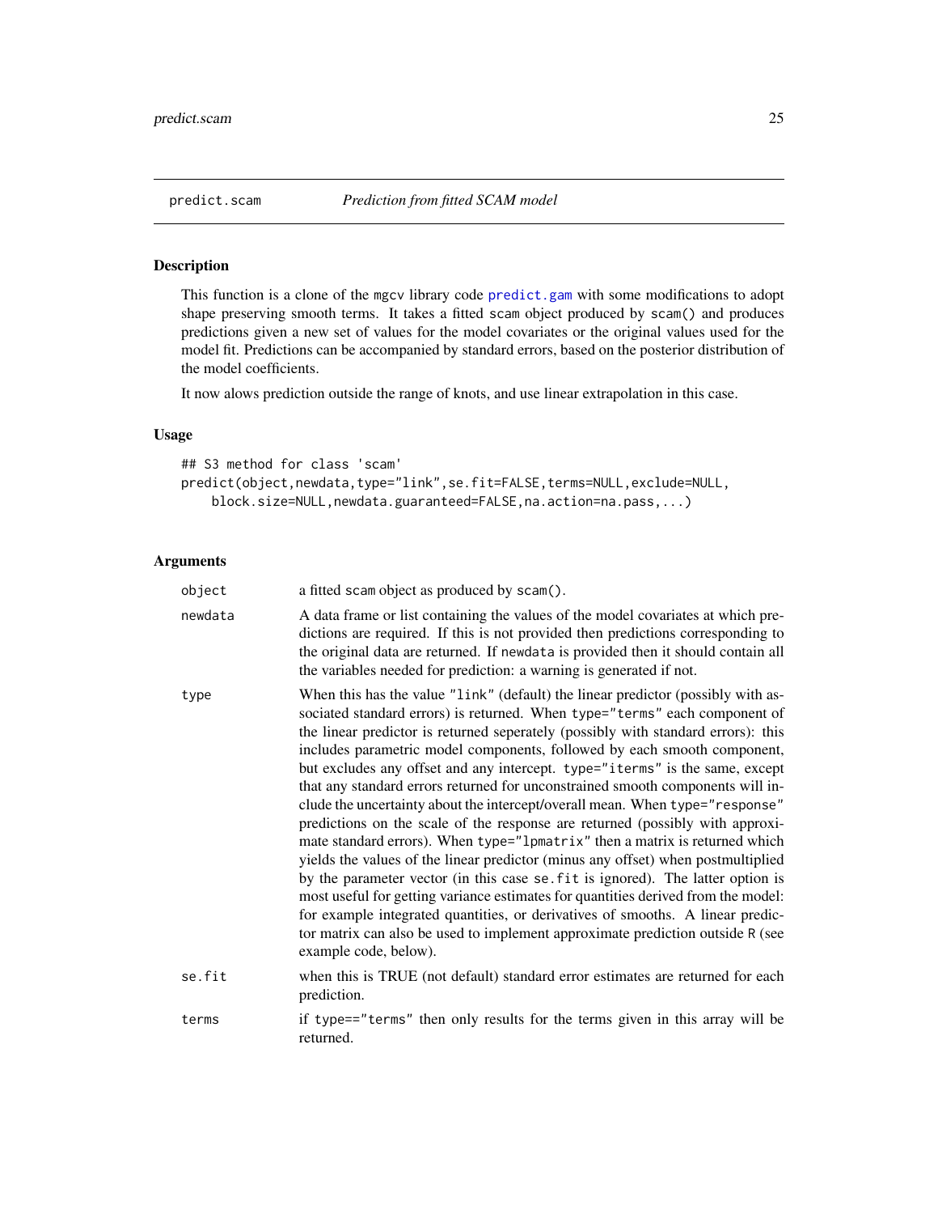## predict.scam — *Prediction from fitted SCAM model*

### Description

This function is a clone of the mgcv library code predict.gam with some modifications to adopt shape preserving smooth terms. It takes a fitted scam object produced by scam() and produces predictions given a new set of values for the model covariates or the original values used for the model fit. Predictions can be accompanied by standard errors, based on the posterior distribution of the model coefficients.

It now alows prediction outside the range of knots, and use linear extrapolation in this case.

### Usage

```
## S3 method for class 'scam'
predict(object,newdata,type="link",se.fit=FALSE,terms=NULL,exclude=NULL,
    block.size=NULL,newdata.guaranteed=FALSE,na.action=na.pass,...)
```

### Arguments

| | |
|---|---|
| object | a fitted scam object as produced by scam(). |
| newdata | A data frame or list containing the values of the model covariates at which predictions are required. If this is not provided then predictions corresponding to the original data are returned. If newdata is provided then it should contain all the variables needed for prediction: a warning is generated if not. |
| type | When this has the value "link" (default) the linear predictor (possibly with associated standard errors) is returned. When type="terms" each component of the linear predictor is returned seperately (possibly with standard errors): this includes parametric model components, followed by each smooth component, but excludes any offset and any intercept. type="iterms" is the same, except that any standard errors returned for unconstrained smooth components will include the uncertainty about the intercept/overall mean. When type="response" predictions on the scale of the response are returned (possibly with approximate standard errors). When type="lpmatrix" then a matrix is returned which yields the values of the linear predictor (minus any offset) when postmultiplied by the parameter vector (in this case se.fit is ignored). The latter option is most useful for getting variance estimates for quantities derived from the model: for example integrated quantities, or derivatives of smooths. A linear predictor matrix can also be used to implement approximate prediction outside R (see example code, below). |
| se.fit | when this is TRUE (not default) standard error estimates are returned for each prediction. |
| terms | if type=="terms" then only results for the terms given in this array will be returned. |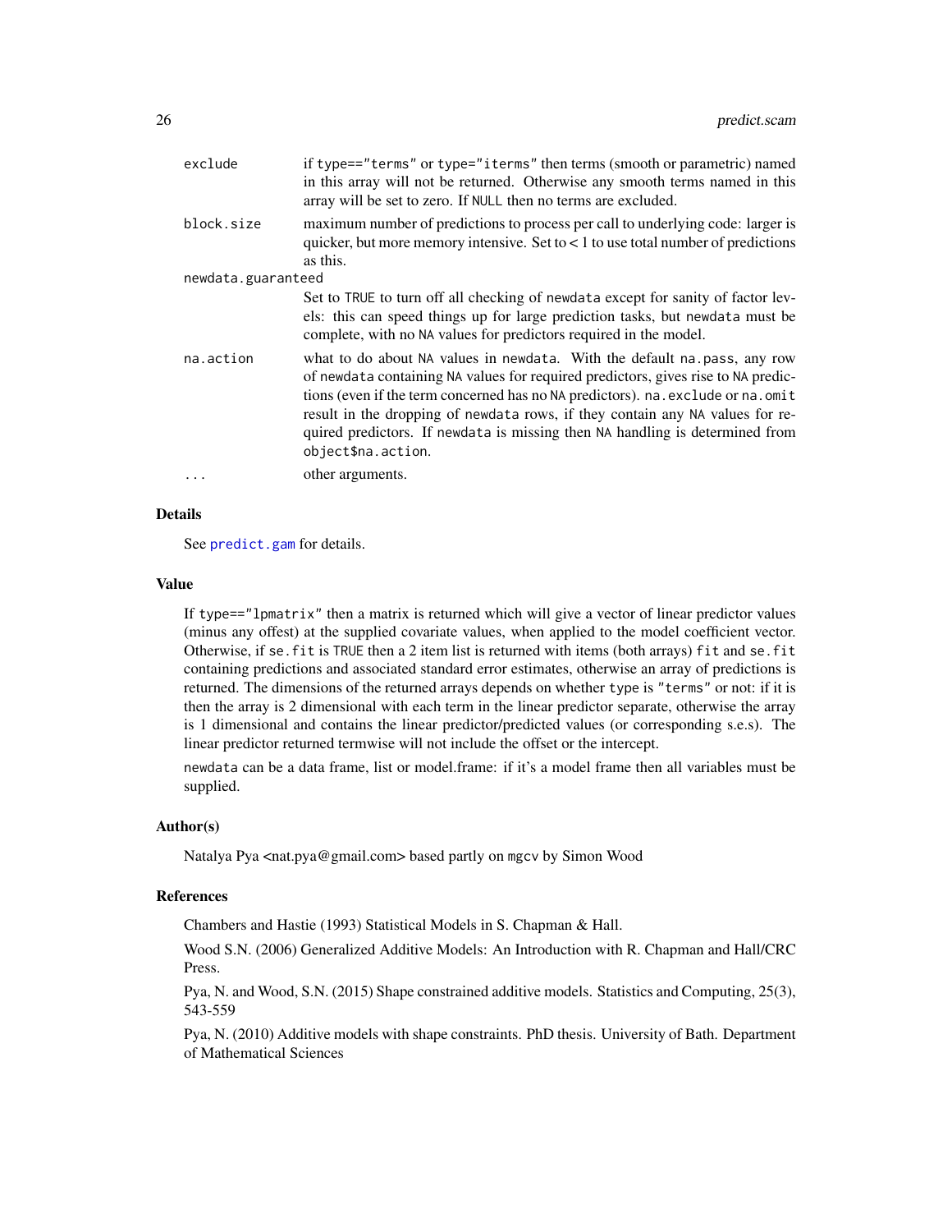| | |
|---|---|
| `exclude` | if `type=="terms"` or `type="iterms"` then terms (smooth or parametric) named in this array will not be returned. Otherwise any smooth terms named in this array will be set to zero. If `NULL` then no terms are excluded. |
| `block.size` | maximum number of predictions to process per call to underlying code: larger is quicker, but more memory intensive. Set to < 1 to use total number of predictions as this. |
| `newdata.guaranteed` | Set to `TRUE` to turn off all checking of `newdata` except for sanity of factor levels: this can speed things up for large prediction tasks, but `newdata` must be complete, with no `NA` values for predictors required in the model. |
| `na.action` | what to do about `NA` values in `newdata`. With the default `na.pass`, any row of `newdata` containing `NA` values for required predictors, gives rise to `NA` predictions (even if the term concerned has no `NA` predictors). `na.exclude` or `na.omit` result in the dropping of `newdata` rows, if they contain any `NA` values for required predictors. If `newdata` is missing then `NA` handling is determined from `object$na.action`. |
| `...` | other arguments. |

## Details

See `predict.gam` for details.

## Value

If `type=="lpmatrix"` then a matrix is returned which will give a vector of linear predictor values (minus any offest) at the supplied covariate values, when applied to the model coefficient vector. Otherwise, if `se.fit` is `TRUE` then a 2 item list is returned with items (both arrays) `fit` and `se.fit` containing predictions and associated standard error estimates, otherwise an array of predictions is returned. The dimensions of the returned arrays depends on whether `type` is `"terms"` or not: if it is then the array is 2 dimensional with each term in the linear predictor separate, otherwise the array is 1 dimensional and contains the linear predictor/predicted values (or corresponding s.e.s). The linear predictor returned termwise will not include the offset or the intercept.

`newdata` can be a data frame, list or model.frame: if it's a model frame then all variables must be supplied.

## Author(s)

Natalya Pya <nat.pya@gmail.com> based partly on `mgcv` by Simon Wood

## References

Chambers and Hastie (1993) Statistical Models in S. Chapman & Hall.

Wood S.N. (2006) Generalized Additive Models: An Introduction with R. Chapman and Hall/CRC Press.

Pya, N. and Wood, S.N. (2015) Shape constrained additive models. Statistics and Computing, 25(3), 543-559

Pya, N. (2010) Additive models with shape constraints. PhD thesis. University of Bath. Department of Mathematical Sciences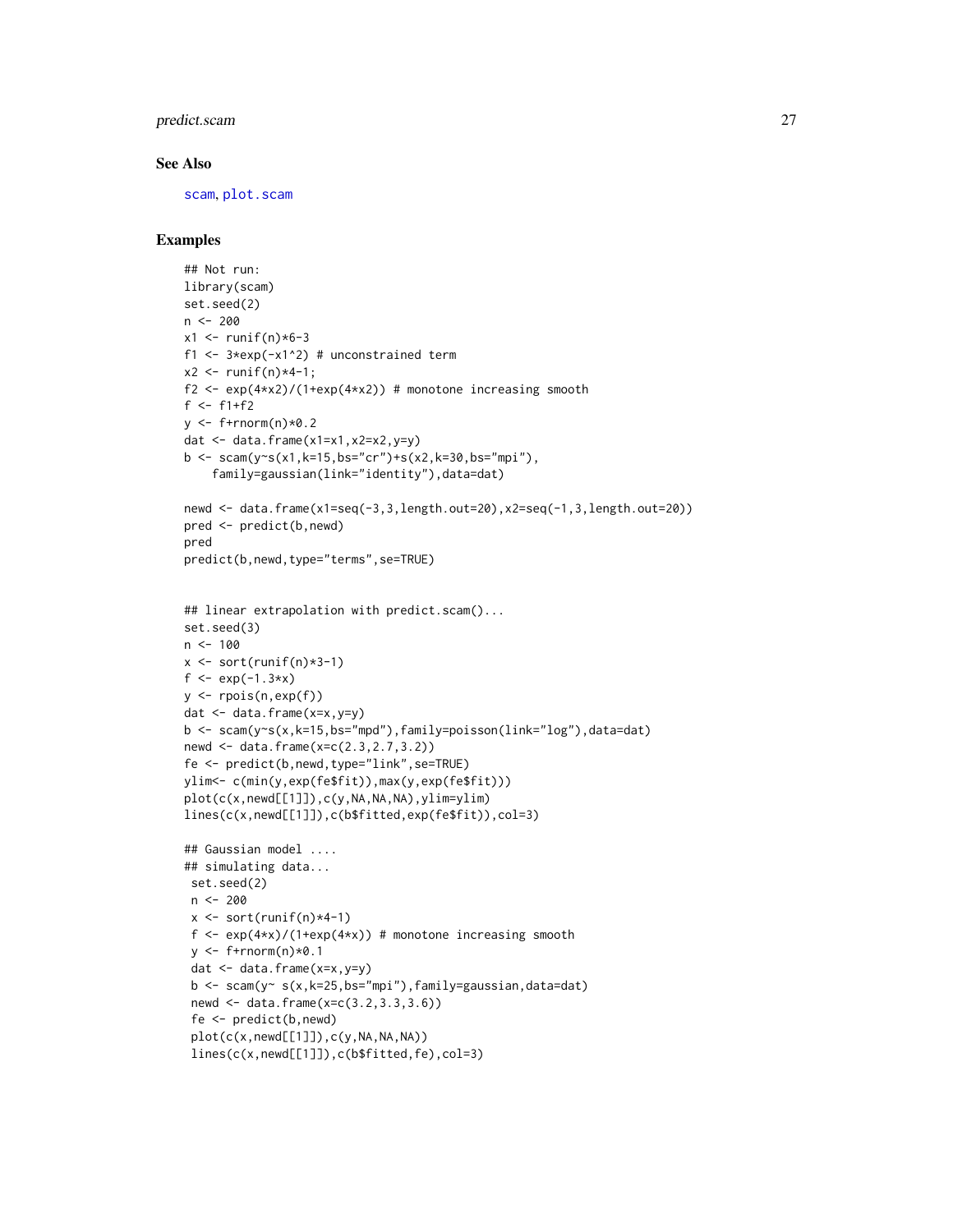## See Also

scam, plot.scam

## Examples

```
## Not run:
library(scam)
set.seed(2)
n <- 200
x1 <- runif(n)*6-3
f1 <- 3*exp(-x1^2) # unconstrained term
x2 <- runif(n)*4-1;
f2 <- exp(4*x2)/(1+exp(4*x2)) # monotone increasing smooth
f <- f1+f2
y <- f+rnorm(n)*0.2
dat <- data.frame(x1=x1,x2=x2,y=y)
b <- scam(y~s(x1,k=15,bs="cr")+s(x2,k=30,bs="mpi"),
    family=gaussian(link="identity"),data=dat)

newd <- data.frame(x1=seq(-3,3,length.out=20),x2=seq(-1,3,length.out=20))
pred <- predict(b,newd)
pred
predict(b,newd,type="terms",se=TRUE)


## linear extrapolation with predict.scam()...
set.seed(3)
n <- 100
x <- sort(runif(n)*3-1)
f <- exp(-1.3*x)
y <- rpois(n,exp(f))
dat <- data.frame(x=x,y=y)
b <- scam(y~s(x,k=15,bs="mpd"),family=poisson(link="log"),data=dat)
newd <- data.frame(x=c(2.3,2.7,3.2))
fe <- predict(b,newd,type="link",se=TRUE)
ylim<- c(min(y,exp(fe$fit)),max(y,exp(fe$fit)))
plot(c(x,newd[[1]]),c(y,NA,NA,NA),ylim=ylim)
lines(c(x,newd[[1]]),c(b$fitted,exp(fe$fit)),col=3)

## Gaussian model ....
## simulating data...
 set.seed(2)
 n <- 200
 x <- sort(runif(n)*4-1)
 f <- exp(4*x)/(1+exp(4*x)) # monotone increasing smooth
 y <- f+rnorm(n)*0.1
 dat <- data.frame(x=x,y=y)
 b <- scam(y~ s(x,k=25,bs="mpi"),family=gaussian,data=dat)
 newd <- data.frame(x=c(3.2,3.3,3.6))
 fe <- predict(b,newd)
 plot(c(x,newd[[1]]),c(y,NA,NA,NA))
 lines(c(x,newd[[1]]),c(b$fitted,fe),col=3)
```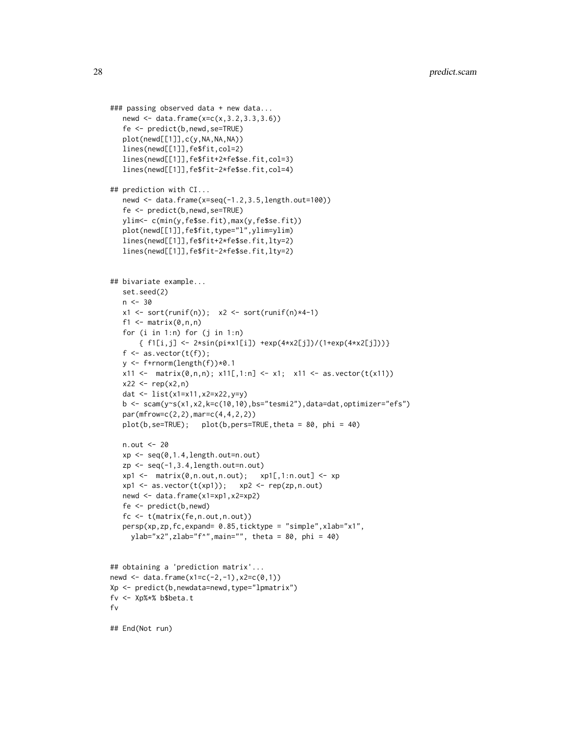```
### passing observed data + new data...
   newd <- data.frame(x=c(x,3.2,3.3,3.6))
   fe <- predict(b,newd,se=TRUE)
   plot(newd[[1]],c(y,NA,NA,NA))
   lines(newd[[1]],fe$fit,col=2)
   lines(newd[[1]],fe$fit+2*fe$se.fit,col=3)
   lines(newd[[1]],fe$fit-2*fe$se.fit,col=4)

## prediction with CI...
   newd <- data.frame(x=seq(-1.2,3.5,length.out=100))
   fe <- predict(b,newd,se=TRUE)
   ylim<- c(min(y,fe$se.fit),max(y,fe$se.fit))
   plot(newd[[1]],fe$fit,type="l",ylim=ylim)
   lines(newd[[1]],fe$fit+2*fe$se.fit,lty=2)
   lines(newd[[1]],fe$fit-2*fe$se.fit,lty=2)


## bivariate example...
   set.seed(2)
   n <- 30
   x1 <- sort(runif(n));  x2 <- sort(runif(n)*4-1)
   f1 <- matrix(0,n,n)
   for (i in 1:n) for (j in 1:n)
       { f1[i,j] <- 2*sin(pi*x1[i]) +exp(4*x2[j])/(1+exp(4*x2[j]))}
   f <- as.vector(t(f));
   y <- f+rnorm(length(f))*0.1
   x11 <-  matrix(0,n,n); x11[,1:n] <- x1;  x11 <- as.vector(t(x11))
   x22 <- rep(x2,n)
   dat <- list(x1=x11,x2=x22,y=y)
   b <- scam(y~s(x1,x2,k=c(10,10),bs="tesmi2"),data=dat,optimizer="efs")
   par(mfrow=c(2,2),mar=c(4,4,2,2))
   plot(b,se=TRUE);   plot(b,pers=TRUE,theta = 80, phi = 40)

   n.out <- 20
   xp <- seq(0,1.4,length.out=n.out)
   zp <- seq(-1,3.4,length.out=n.out)
   xp1 <-  matrix(0,n.out,n.out);   xp1[,1:n.out] <- xp
   xp1 <- as.vector(t(xp1));   xp2 <- rep(zp,n.out)
   newd <- data.frame(x1=xp1,x2=xp2)
   fe <- predict(b,newd)
   fc <- t(matrix(fe,n.out,n.out))
   persp(xp,zp,fc,expand= 0.85,ticktype = "simple",xlab="x1",
     ylab="x2",zlab="f^",main="", theta = 80, phi = 40)


## obtaining a 'prediction matrix'...
newd <- data.frame(x1=c(-2,-1),x2=c(0,1))
Xp <- predict(b,newdata=newd,type="lpmatrix")
fv <- Xp%*% b$beta.t
fv

## End(Not run)
```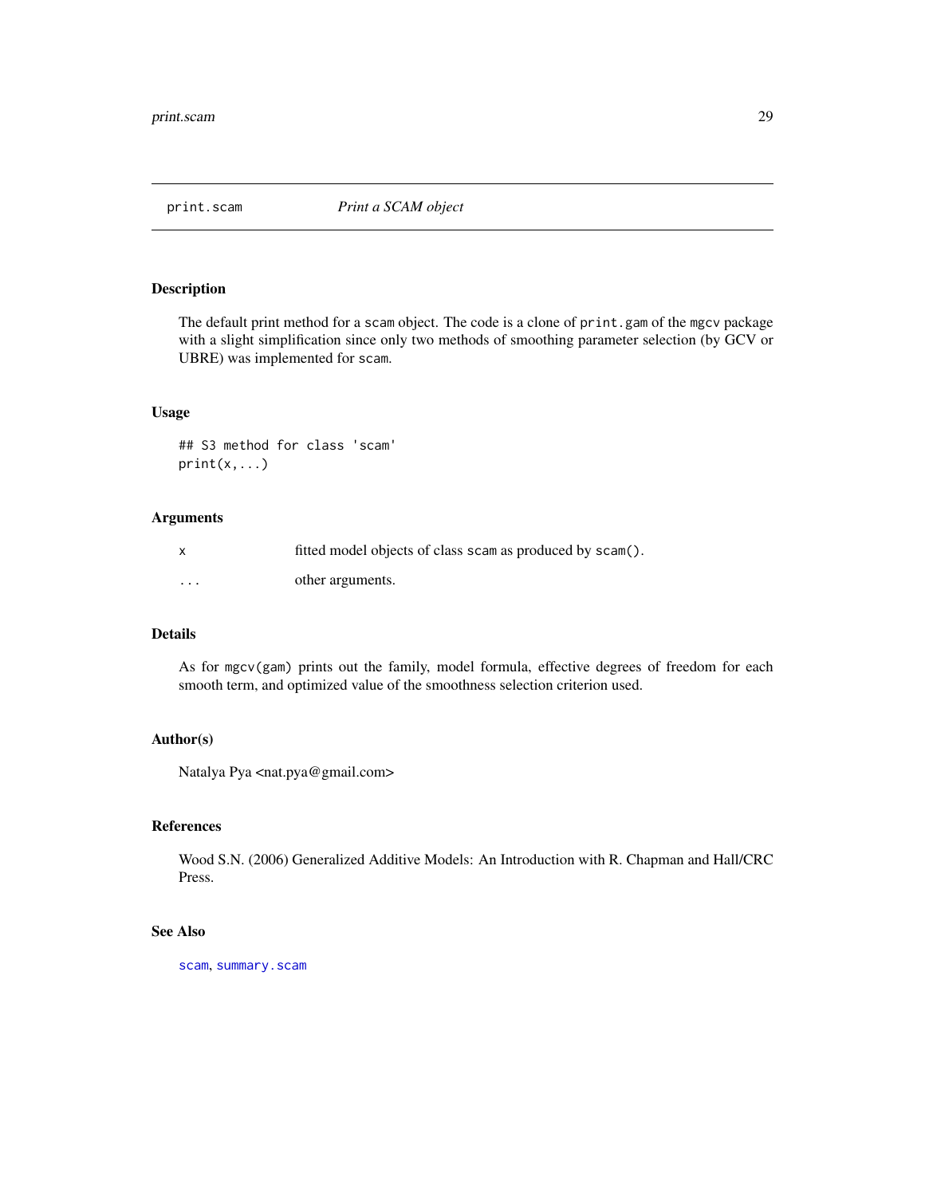# print.scam — *Print a SCAM object*

## Description

The default print method for a `scam` object. The code is a clone of `print.gam` of the `mgcv` package with a slight simplification since only two methods of smoothing parameter selection (by GCV or UBRE) was implemented for `scam`.

## Usage

```
## S3 method for class 'scam'
print(x,...)
```

## Arguments

| | |
|---|---|
| `x` | fitted model objects of class `scam` as produced by `scam()`. |
| `...` | other arguments. |

## Details

As for `mgcv(gam)` prints out the family, model formula, effective degrees of freedom for each smooth term, and optimized value of the smoothness selection criterion used.

## Author(s)

Natalya Pya <nat.pya@gmail.com>

## References

Wood S.N. (2006) Generalized Additive Models: An Introduction with R. Chapman and Hall/CRC Press.

## See Also

`scam`, `summary.scam`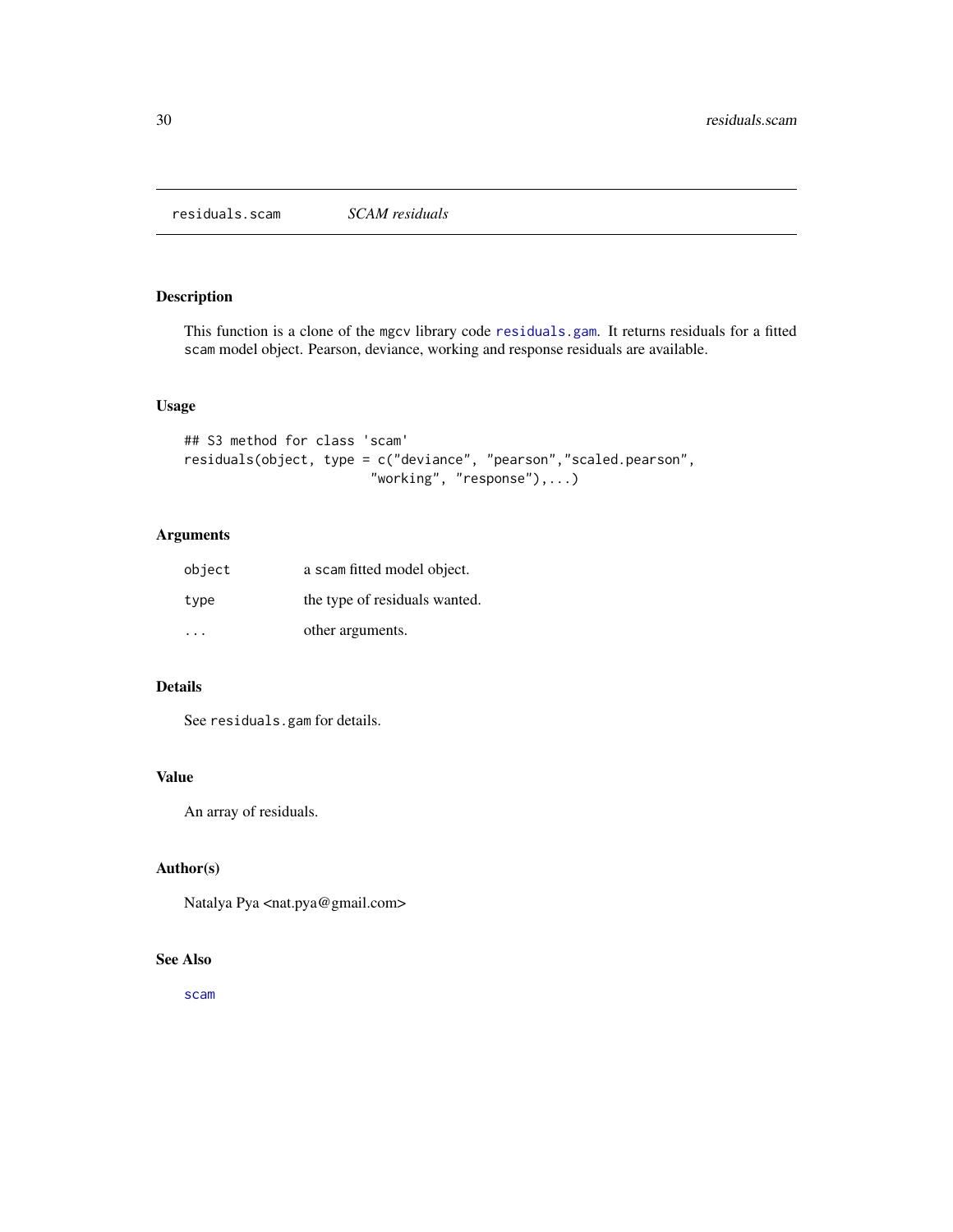# residuals.scam *SCAM residuals*

## Description

This function is a clone of the mgcv library code residuals.gam. It returns residuals for a fitted scam model object. Pearson, deviance, working and response residuals are available.

## Usage

```
## S3 method for class 'scam'
residuals(object, type = c("deviance", "pearson","scaled.pearson",
                        "working", "response"),...)
```

## Arguments

| | |
|---|---|
| object | a scam fitted model object. |
| type | the type of residuals wanted. |
| ... | other arguments. |

## Details

See residuals.gam for details.

## Value

An array of residuals.

## Author(s)

Natalya Pya <nat.pya@gmail.com>

## See Also

scam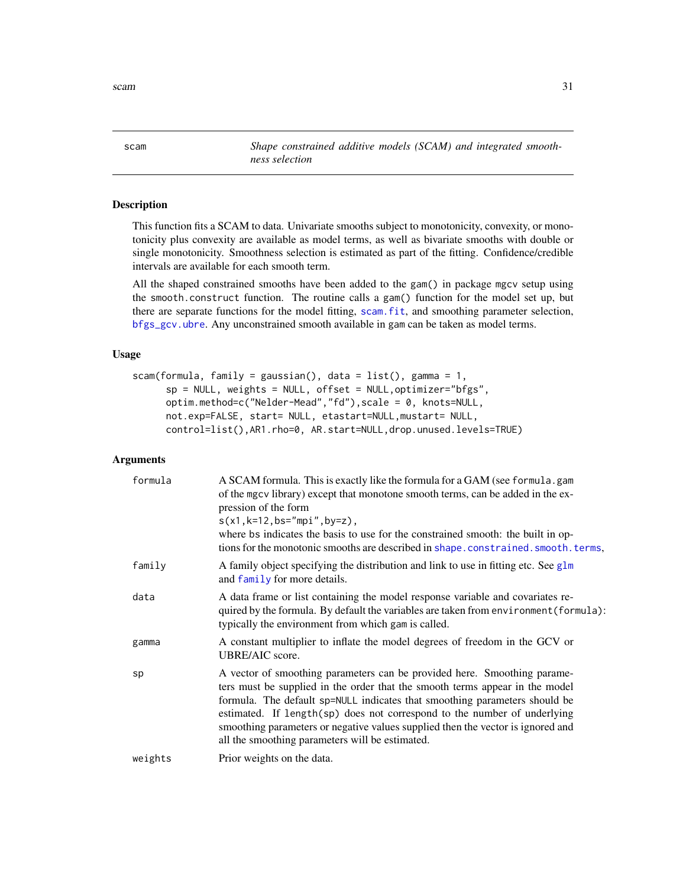# scam

*Shape constrained additive models (SCAM) and integrated smoothness selection*

## Description

This function fits a SCAM to data. Univariate smooths subject to monotonicity, convexity, or monotonicity plus convexity are available as model terms, as well as bivariate smooths with double or single monotonicity. Smoothness selection is estimated as part of the fitting. Confidence/credible intervals are available for each smooth term.

All the shaped constrained smooths have been added to the gam() in package mgcv setup using the smooth.construct function. The routine calls a gam() function for the model set up, but there are separate functions for the model fitting, scam.fit, and smoothing parameter selection, bfgs_gcv.ubre. Any unconstrained smooth available in gam can be taken as model terms.

## Usage

```
scam(formula, family = gaussian(), data = list(), gamma = 1,
      sp = NULL, weights = NULL, offset = NULL,optimizer="bfgs",
      optim.method=c("Nelder-Mead","fd"),scale = 0, knots=NULL,
      not.exp=FALSE, start= NULL, etastart=NULL,mustart= NULL,
      control=list(),AR1.rho=0, AR.start=NULL,drop.unused.levels=TRUE)
```

## Arguments

| | |
|---|---|
| formula | A SCAM formula. This is exactly like the formula for a GAM (see formula.gam of the mgcv library) except that monotone smooth terms, can be added in the expression of the form `s(x1,k=12,bs="mpi",by=z)`, where bs indicates the basis to use for the constrained smooth: the built in options for the monotonic smooths are described in shape.constrained.smooth.terms, |
| family | A family object specifying the distribution and link to use in fitting etc. See glm and family for more details. |
| data | A data frame or list containing the model response variable and covariates required by the formula. By default the variables are taken from environment(formula): typically the environment from which gam is called. |
| gamma | A constant multiplier to inflate the model degrees of freedom in the GCV or UBRE/AIC score. |
| sp | A vector of smoothing parameters can be provided here. Smoothing parameters must be supplied in the order that the smooth terms appear in the model formula. The default sp=NULL indicates that smoothing parameters should be estimated. If length(sp) does not correspond to the number of underlying smoothing parameters or negative values supplied then the vector is ignored and all the smoothing parameters will be estimated. |
| weights | Prior weights on the data. |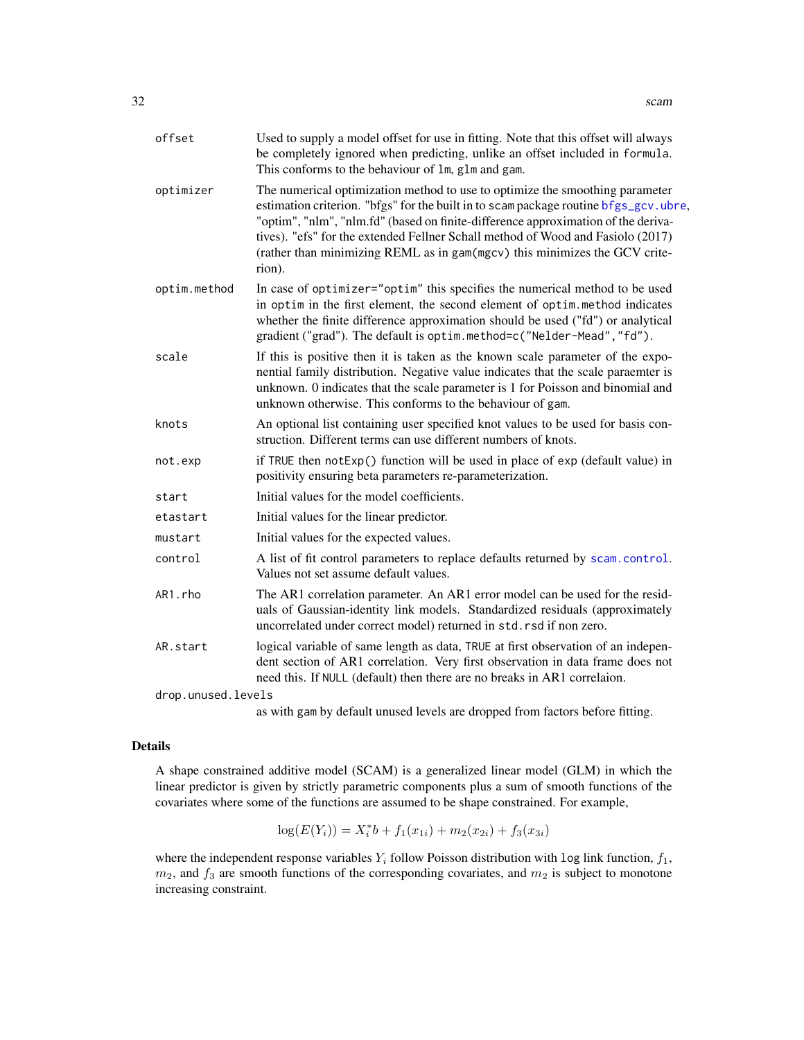| | |
|---|---|
| `offset` | Used to supply a model offset for use in fitting. Note that this offset will always be completely ignored when predicting, unlike an offset included in `formula`. This conforms to the behaviour of `lm`, `glm` and `gam`. |
| `optimizer` | The numerical optimization method to use to optimize the smoothing parameter estimation criterion. "bfgs" for the built in to `scam` package routine `bfgs_gcv.ubre`, "optim", "nlm", "nlm.fd" (based on finite-difference approximation of the derivatives). "efs" for the extended Fellner Schall method of Wood and Fasiolo (2017) (rather than minimizing REML as in `gam(mgcv)` this minimizes the GCV criterion). |
| `optim.method` | In case of `optimizer="optim"` this specifies the numerical method to be used in `optim` in the first element, the second element of `optim.method` indicates whether the finite difference approximation should be used ("fd") or analytical gradient ("grad"). The default is `optim.method=c("Nelder-Mead","fd")`. |
| `scale` | If this is positive then it is taken as the known scale parameter of the exponential family distribution. Negative value indicates that the scale paraemter is unknown. 0 indicates that the scale parameter is 1 for Poisson and binomial and unknown otherwise. This conforms to the behaviour of `gam`. |
| `knots` | An optional list containing user specified knot values to be used for basis construction. Different terms can use different numbers of knots. |
| `not.exp` | if `TRUE` then `notExp()` function will be used in place of `exp` (default value) in positivity ensuring beta parameters re-parameterization. |
| `start` | Initial values for the model coefficients. |
| `etastart` | Initial values for the linear predictor. |
| `mustart` | Initial values for the expected values. |
| `control` | A list of fit control parameters to replace defaults returned by `scam.control`. Values not set assume default values. |
| `AR1.rho` | The AR1 correlation parameter. An AR1 error model can be used for the residuals of Gaussian-identity link models. Standardized residuals (approximately uncorrelated under correct model) returned in `std.rsd` if non zero. |
| `AR.start` | logical variable of same length as data, `TRUE` at first observation of an independent section of AR1 correlation. Very first observation in data frame does not need this. If `NULL` (default) then there are no breaks in AR1 correlaion. |
| `drop.unused.levels` | as with `gam` by default unused levels are dropped from factors before fitting. |

## Details

A shape constrained additive model (SCAM) is a generalized linear model (GLM) in which the linear predictor is given by strictly parametric components plus a sum of smooth functions of the covariates where some of the functions are assumed to be shape constrained. For example,

$$\log(E(Y_i)) = X_i^* b + f_1(x_{1i}) + m_2(x_{2i}) + f_3(x_{3i})$$

where the independent response variables $Y_i$ follow Poisson distribution with `log` link function, $f_1$, $m_2$, and $f_3$ are smooth functions of the corresponding covariates, and $m_2$ is subject to monotone increasing constraint.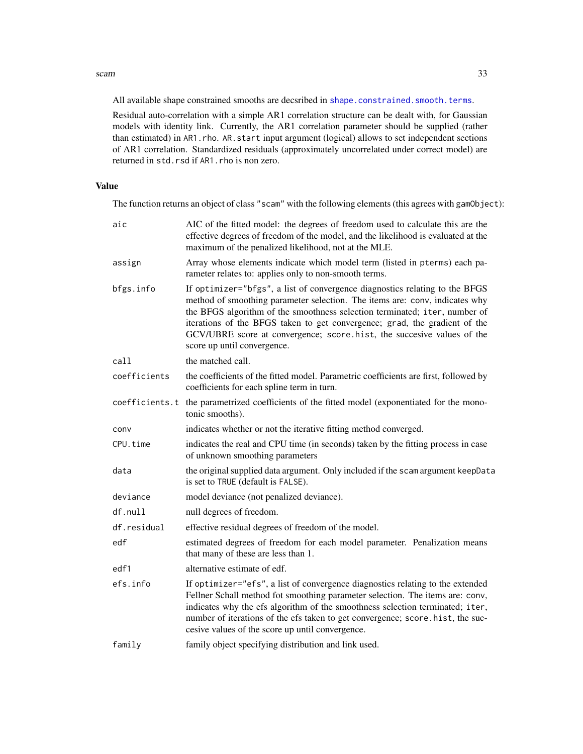All available shape constrained smooths are decsribed in `shape.constrained.smooth.terms`.

Residual auto-correlation with a simple AR1 correlation structure can be dealt with, for Gaussian models with identity link. Currently, the AR1 correlation parameter should be supplied (rather than estimated) in `AR1.rho`. `AR.start` input argument (logical) allows to set independent sections of AR1 correlation. Standardized residuals (approximately uncorrelated under correct model) are returned in `std.rsd` if `AR1.rho` is non zero.

## Value

The function returns an object of class `"scam"` with the following elements (this agrees with `gamObject`):

- `aic`: AIC of the fitted model: the degrees of freedom used to calculate this are the effective degrees of freedom of the model, and the likelihood is evaluated at the maximum of the penalized likelihood, not at the MLE.
- `assign`: Array whose elements indicate which model term (listed in `pterms`) each parameter relates to: applies only to non-smooth terms.
- `bfgs.info`: If `optimizer="bfgs"`, a list of convergence diagnostics relating to the BFGS method of smoothing parameter selection. The items are: `conv`, indicates why the BFGS algorithm of the smoothness selection terminated; `iter`, number of iterations of the BFGS taken to get convergence; `grad`, the gradient of the GCV/UBRE score at convergence; `score.hist`, the succesive values of the score up until convergence.
- `call`: the matched call.
- `coefficients`: the coefficients of the fitted model. Parametric coefficients are first, followed by coefficients for each spline term in turn.
- `coefficients.t`: the parametrized coefficients of the fitted model (exponentiated for the monotonic smooths).
- `conv`: indicates whether or not the iterative fitting method converged.
- `CPU.time`: indicates the real and CPU time (in seconds) taken by the fitting process in case of unknown smoothing parameters
- `data`: the original supplied data argument. Only included if the `scam` argument `keepData` is set to `TRUE` (default is `FALSE`).
- `deviance`: model deviance (not penalized deviance).
- `df.null`: null degrees of freedom.
- `df.residual`: effective residual degrees of freedom of the model.
- `edf`: estimated degrees of freedom for each model parameter. Penalization means that many of these are less than 1.
- `edf1`: alternative estimate of edf.
- `efs.info`: If `optimizer="efs"`, a list of convergence diagnostics relating to the extended Fellner Schall method fot smoothing parameter selection. The items are: `conv`, indicates why the efs algorithm of the smoothness selection terminated; `iter`, number of iterations of the efs taken to get convergence; `score.hist`, the succesive values of the score up until convergence.
- `family`: family object specifying distribution and link used.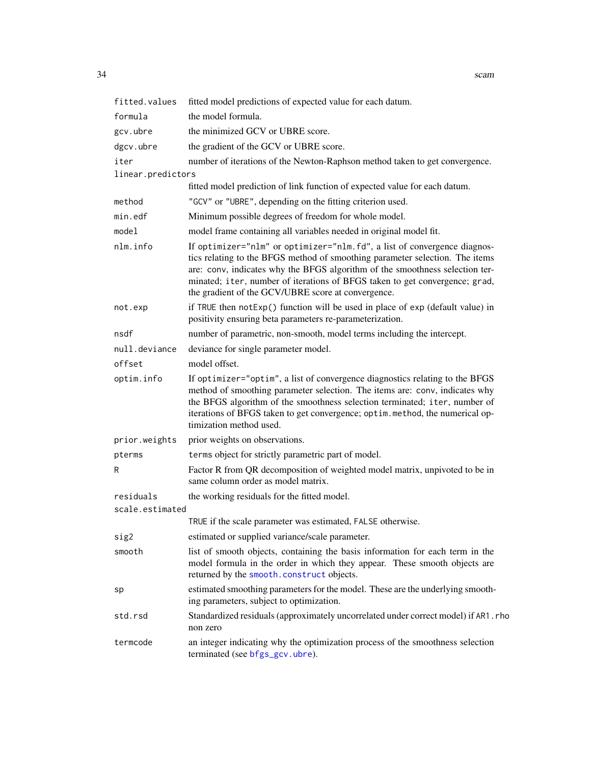| | |
|---|---|
| `fitted.values` | fitted model predictions of expected value for each datum. |
| `formula` | the model formula. |
| `gcv.ubre` | the minimized GCV or UBRE score. |
| `dgcv.ubre` | the gradient of the GCV or UBRE score. |
| `iter` | number of iterations of the Newton-Raphson method taken to get convergence. |
| `linear.predictors` | fitted model prediction of link function of expected value for each datum. |
| `method` | `"GCV"` or `"UBRE"`, depending on the fitting criterion used. |
| `min.edf` | Minimum possible degrees of freedom for whole model. |
| `model` | model frame containing all variables needed in original model fit. |
| `nlm.info` | If `optimizer="nlm"` or `optimizer="nlm.fd"`, a list of convergence diagnostics relating to the BFGS method of smoothing parameter selection. The items are: `conv`, indicates why the BFGS algorithm of the smoothness selection terminated; `iter`, number of iterations of BFGS taken to get convergence; `grad`, the gradient of the GCV/UBRE score at convergence. |
| `not.exp` | if `TRUE` then `notExp()` function will be used in place of `exp` (default value) in positivity ensuring beta parameters re-parameterization. |
| `nsdf` | number of parametric, non-smooth, model terms including the intercept. |
| `null.deviance` | deviance for single parameter model. |
| `offset` | model offset. |
| `optim.info` | If `optimizer="optim"`, a list of convergence diagnostics relating to the BFGS method of smoothing parameter selection. The items are: `conv`, indicates why the BFGS algorithm of the smoothness selection terminated; `iter`, number of iterations of BFGS taken to get convergence; `optim.method`, the numerical optimization method used. |
| `prior.weights` | prior weights on observations. |
| `pterms` | `terms` object for strictly parametric part of model. |
| `R` | Factor R from QR decomposition of weighted model matrix, unpivoted to be in same column order as model matrix. |
| `residuals` | the working residuals for the fitted model. |
| `scale.estimated` | `TRUE` if the scale parameter was estimated, `FALSE` otherwise. |
| `sig2` | estimated or supplied variance/scale parameter. |
| `smooth` | list of smooth objects, containing the basis information for each term in the model formula in the order in which they appear. These smooth objects are returned by the `smooth.construct` objects. |
| `sp` | estimated smoothing parameters for the model. These are the underlying smoothing parameters, subject to optimization. |
| `std.rsd` | Standardized residuals (approximately uncorrelated under correct model) if `AR1.rho` non zero |
| `termcode` | an integer indicating why the optimization process of the smoothness selection terminated (see `bfgs_gcv.ubre`). |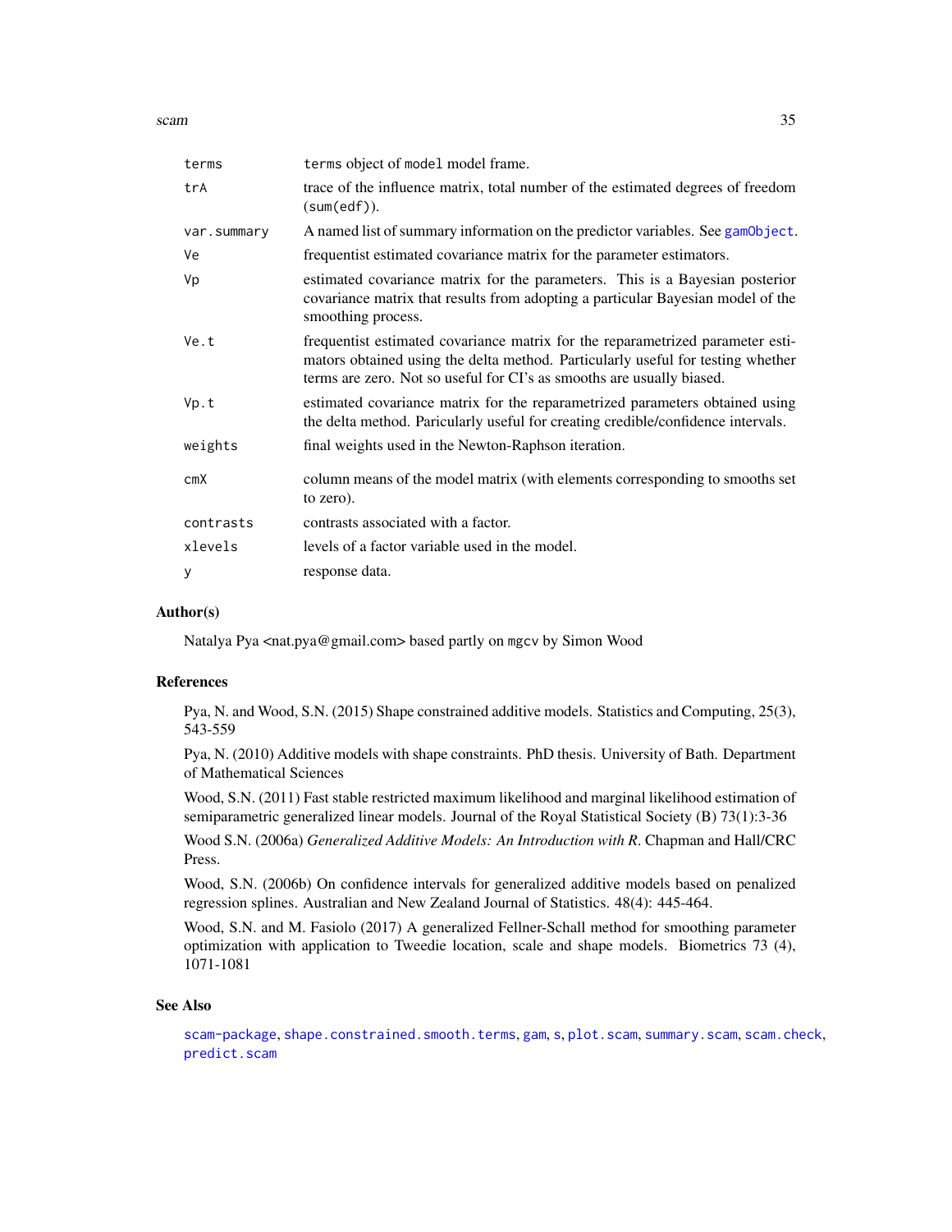| | |
|---|---|
| `terms` | `terms` object of `model` model frame. |
| `trA` | trace of the influence matrix, total number of the estimated degrees of freedom (`sum(edf)`). |
| `var.summary` | A named list of summary information on the predictor variables. See `gamObject`. |
| `Ve` | frequentist estimated covariance matrix for the parameter estimators. |
| `Vp` | estimated covariance matrix for the parameters. This is a Bayesian posterior covariance matrix that results from adopting a particular Bayesian model of the smoothing process. |
| `Ve.t` | frequentist estimated covariance matrix for the reparametrized parameter estimators obtained using the delta method. Particularly useful for testing whether terms are zero. Not so useful for CI's as smooths are usually biased. |
| `Vp.t` | estimated covariance matrix for the reparametrized parameters obtained using the delta method. Paricularly useful for creating credible/confidence intervals. |
| `weights` | final weights used in the Newton-Raphson iteration. |
| `cmX` | column means of the model matrix (with elements corresponding to smooths set to zero). |
| `contrasts` | contrasts associated with a factor. |
| `xlevels` | levels of a factor variable used in the model. |
| `y` | response data. |

## Author(s)

Natalya Pya <nat.pya@gmail.com> based partly on `mgcv` by Simon Wood

## References

Pya, N. and Wood, S.N. (2015) Shape constrained additive models. Statistics and Computing, 25(3), 543-559

Pya, N. (2010) Additive models with shape constraints. PhD thesis. University of Bath. Department of Mathematical Sciences

Wood, S.N. (2011) Fast stable restricted maximum likelihood and marginal likelihood estimation of semiparametric generalized linear models. Journal of the Royal Statistical Society (B) 73(1):3-36

Wood S.N. (2006a) *Generalized Additive Models: An Introduction with R*. Chapman and Hall/CRC Press.

Wood, S.N. (2006b) On confidence intervals for generalized additive models based on penalized regression splines. Australian and New Zealand Journal of Statistics. 48(4): 445-464.

Wood, S.N. and M. Fasiolo (2017) A generalized Fellner-Schall method for smoothing parameter optimization with application to Tweedie location, scale and shape models. Biometrics 73 (4), 1071-1081

## See Also

`scam-package`, `shape.constrained.smooth.terms`, `gam`, `s`, `plot.scam`, `summary.scam`, `scam.check`, `predict.scam`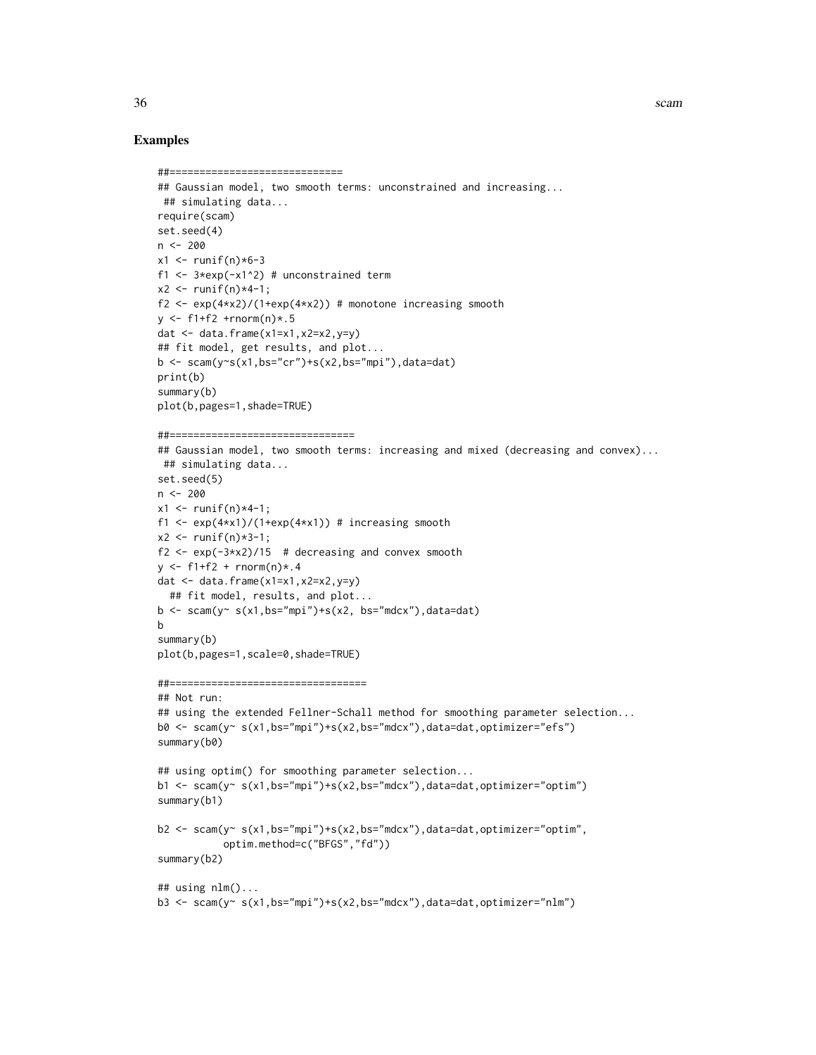### Examples

```
##=============================
## Gaussian model, two smooth terms: unconstrained and increasing...
 ## simulating data...
require(scam)
set.seed(4)
n <- 200
x1 <- runif(n)*6-3
f1 <- 3*exp(-x1^2) # unconstrained term
x2 <- runif(n)*4-1;
f2 <- exp(4*x2)/(1+exp(4*x2)) # monotone increasing smooth
y <- f1+f2 +rnorm(n)*.5
dat <- data.frame(x1=x1,x2=x2,y=y)
## fit model, get results, and plot...
b <- scam(y~s(x1,bs="cr")+s(x2,bs="mpi"),data=dat)
print(b)
summary(b)
plot(b,pages=1,shade=TRUE)

##===============================
## Gaussian model, two smooth terms: increasing and mixed (decreasing and convex)...
 ## simulating data...
set.seed(5)
n <- 200
x1 <- runif(n)*4-1;
f1 <- exp(4*x1)/(1+exp(4*x1)) # increasing smooth
x2 <- runif(n)*3-1;
f2 <- exp(-3*x2)/15  # decreasing and convex smooth
y <- f1+f2 + rnorm(n)*.4
dat <- data.frame(x1=x1,x2=x2,y=y)
  ## fit model, results, and plot...
b <- scam(y~ s(x1,bs="mpi")+s(x2, bs="mdcx"),data=dat)
b
summary(b)
plot(b,pages=1,scale=0,shade=TRUE)

##=================================
## Not run:
## using the extended Fellner-Schall method for smoothing parameter selection...
b0 <- scam(y~ s(x1,bs="mpi")+s(x2,bs="mdcx"),data=dat,optimizer="efs")
summary(b0)

## using optim() for smoothing parameter selection...
b1 <- scam(y~ s(x1,bs="mpi")+s(x2,bs="mdcx"),data=dat,optimizer="optim")
summary(b1)

b2 <- scam(y~ s(x1,bs="mpi")+s(x2,bs="mdcx"),data=dat,optimizer="optim",
           optim.method=c("BFGS","fd"))
summary(b2)

## using nlm()...
b3 <- scam(y~ s(x1,bs="mpi")+s(x2,bs="mdcx"),data=dat,optimizer="nlm")
```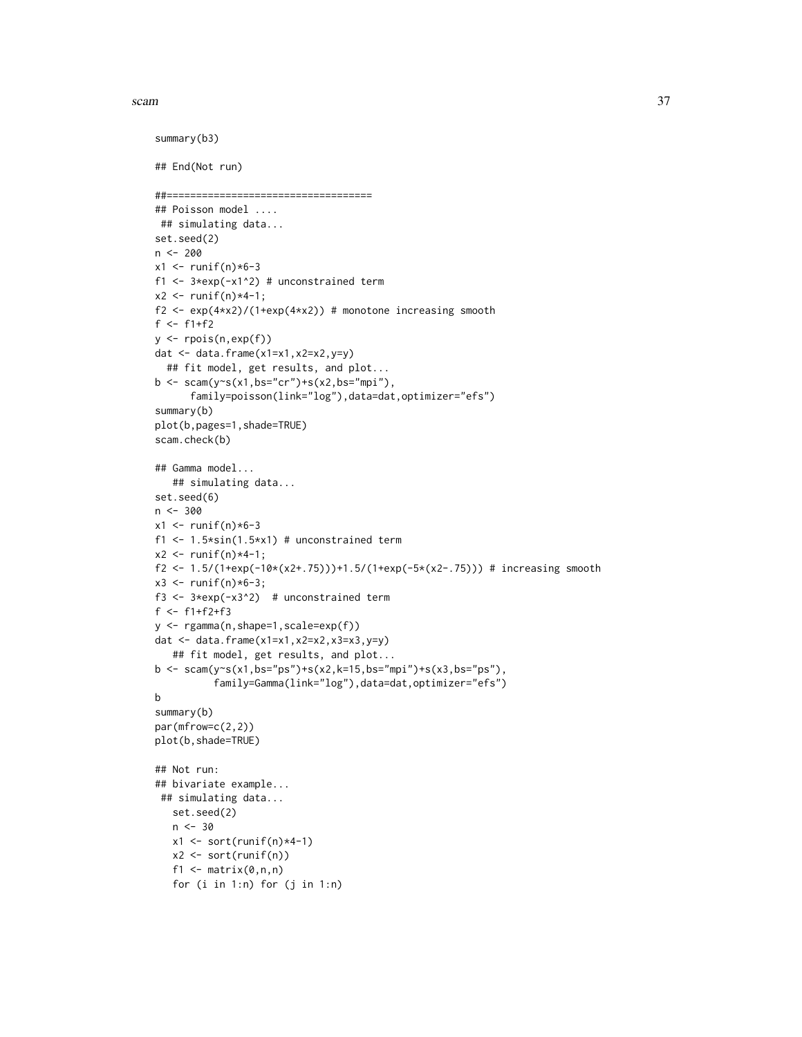```
summary(b3)

## End(Not run)

##===================================
## Poisson model ....
 ## simulating data...
set.seed(2)
n <- 200
x1 <- runif(n)*6-3
f1 <- 3*exp(-x1^2) # unconstrained term
x2 <- runif(n)*4-1;
f2 <- exp(4*x2)/(1+exp(4*x2)) # monotone increasing smooth
f <- f1+f2
y <- rpois(n,exp(f))
dat <- data.frame(x1=x1,x2=x2,y=y)
  ## fit model, get results, and plot...
b <- scam(y~s(x1,bs="cr")+s(x2,bs="mpi"),
      family=poisson(link="log"),data=dat,optimizer="efs")
summary(b)
plot(b,pages=1,shade=TRUE)
scam.check(b)

## Gamma model...
   ## simulating data...
set.seed(6)
n <- 300
x1 <- runif(n)*6-3
f1 <- 1.5*sin(1.5*x1) # unconstrained term
x2 <- runif(n)*4-1;
f2 <- 1.5/(1+exp(-10*(x2+.75)))+1.5/(1+exp(-5*(x2-.75))) # increasing smooth
x3 <- runif(n)*6-3;
f3 <- 3*exp(-x3^2)  # unconstrained term
f <- f1+f2+f3
y <- rgamma(n,shape=1,scale=exp(f))
dat <- data.frame(x1=x1,x2=x2,x3=x3,y=y)
   ## fit model, get results, and plot...
b <- scam(y~s(x1,bs="ps")+s(x2,k=15,bs="mpi")+s(x3,bs="ps"),
          family=Gamma(link="log"),data=dat,optimizer="efs")
b
summary(b)
par(mfrow=c(2,2))
plot(b,shade=TRUE)

## Not run:
## bivariate example...
 ## simulating data...
   set.seed(2)
   n <- 30
   x1 <- sort(runif(n)*4-1)
   x2 <- sort(runif(n))
   f1 <- matrix(0,n,n)
   for (i in 1:n) for (j in 1:n)
```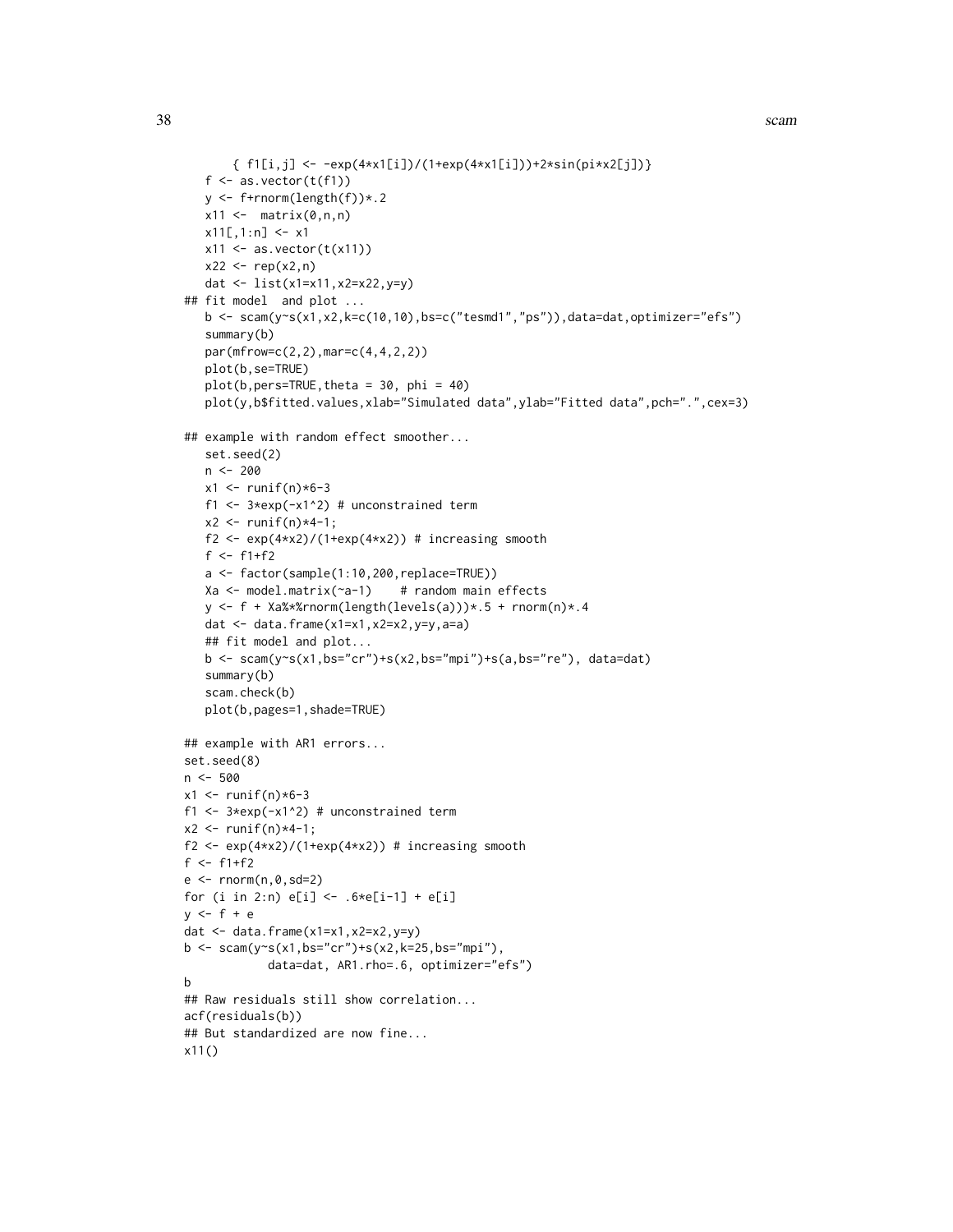```
      { f1[i,j] <- -exp(4*x1[i])/(1+exp(4*x1[i]))+2*sin(pi*x2[j])}
   f <- as.vector(t(f1))
   y <- f+rnorm(length(f))*.2
   x11 <-  matrix(0,n,n)
   x11[,1:n] <- x1
   x11 <- as.vector(t(x11))
   x22 <- rep(x2,n)
   dat <- list(x1=x11,x2=x22,y=y)
## fit model  and plot ...
   b <- scam(y~s(x1,x2,k=c(10,10),bs=c("tesmd1","ps")),data=dat,optimizer="efs")
   summary(b)
   par(mfrow=c(2,2),mar=c(4,4,2,2))
   plot(b,se=TRUE)
   plot(b,pers=TRUE,theta = 30, phi = 40)
   plot(y,b$fitted.values,xlab="Simulated data",ylab="Fitted data",pch=".",cex=3)

## example with random effect smoother...
   set.seed(2)
   n <- 200
   x1 <- runif(n)*6-3
   f1 <- 3*exp(-x1^2) # unconstrained term
   x2 <- runif(n)*4-1;
   f2 <- exp(4*x2)/(1+exp(4*x2)) # increasing smooth
   f <- f1+f2
   a <- factor(sample(1:10,200,replace=TRUE))
   Xa <- model.matrix(~a-1)    # random main effects
   y <- f + Xa%*%rnorm(length(levels(a)))*.5 + rnorm(n)*.4
   dat <- data.frame(x1=x1,x2=x2,y=y,a=a)
   ## fit model and plot...
   b <- scam(y~s(x1,bs="cr")+s(x2,bs="mpi")+s(a,bs="re"), data=dat)
   summary(b)
   scam.check(b)
   plot(b,pages=1,shade=TRUE)

## example with AR1 errors...
set.seed(8)
n <- 500
x1 <- runif(n)*6-3
f1 <- 3*exp(-x1^2) # unconstrained term
x2 <- runif(n)*4-1;
f2 <- exp(4*x2)/(1+exp(4*x2)) # increasing smooth
f <- f1+f2
e <- rnorm(n,0,sd=2)
for (i in 2:n) e[i] <- .6*e[i-1] + e[i]
y <- f + e
dat <- data.frame(x1=x1,x2=x2,y=y)
b <- scam(y~s(x1,bs="cr")+s(x2,k=25,bs="mpi"),
           data=dat, AR1.rho=.6, optimizer="efs")
b
## Raw residuals still show correlation...
acf(residuals(b))
## But standardized are now fine...
x11()
```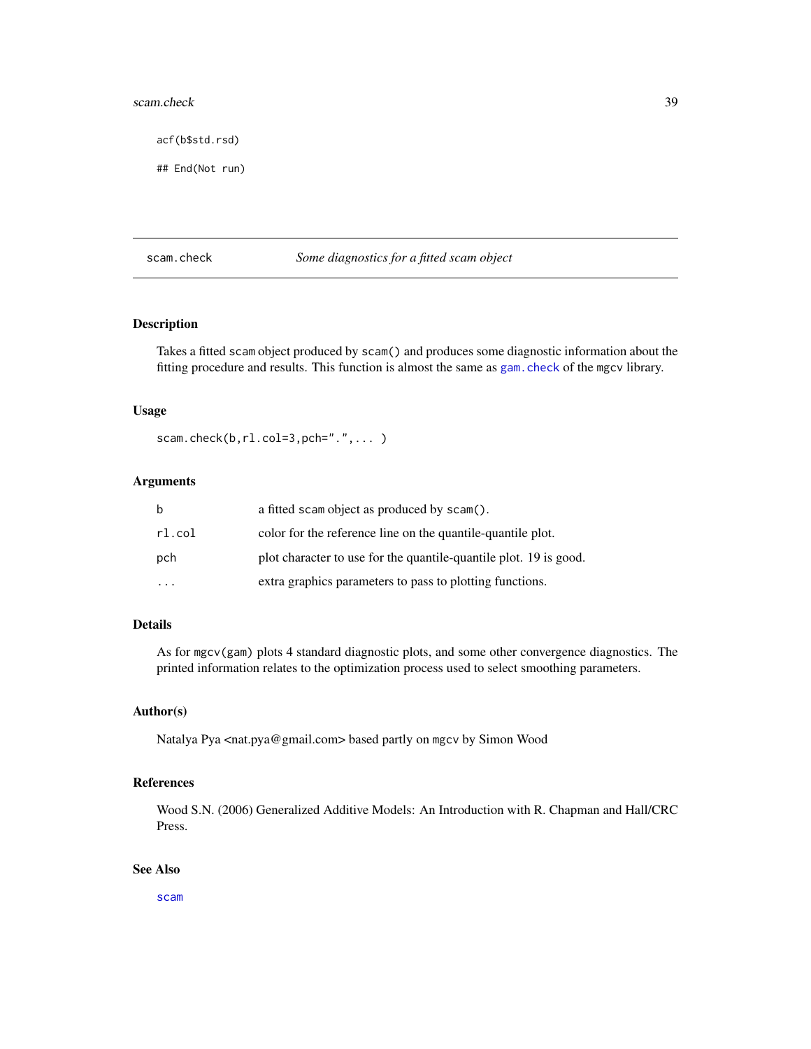```
acf(b$std.rsd)

## End(Not run)
```

## scam.check — *Some diagnostics for a fitted scam object*

### Description

Takes a fitted scam object produced by scam() and produces some diagnostic information about the fitting procedure and results. This function is almost the same as gam.check of the mgcv library.

### Usage

```
scam.check(b,rl.col=3,pch=".",... )
```

### Arguments

| | |
|---|---|
| b | a fitted scam object as produced by scam(). |
| rl.col | color for the reference line on the quantile-quantile plot. |
| pch | plot character to use for the quantile-quantile plot. 19 is good. |
| ... | extra graphics parameters to pass to plotting functions. |

### Details

As for mgcv(gam) plots 4 standard diagnostic plots, and some other convergence diagnostics. The printed information relates to the optimization process used to select smoothing parameters.

### Author(s)

Natalya Pya <nat.pya@gmail.com> based partly on mgcv by Simon Wood

### References

Wood S.N. (2006) Generalized Additive Models: An Introduction with R. Chapman and Hall/CRC Press.

### See Also

scam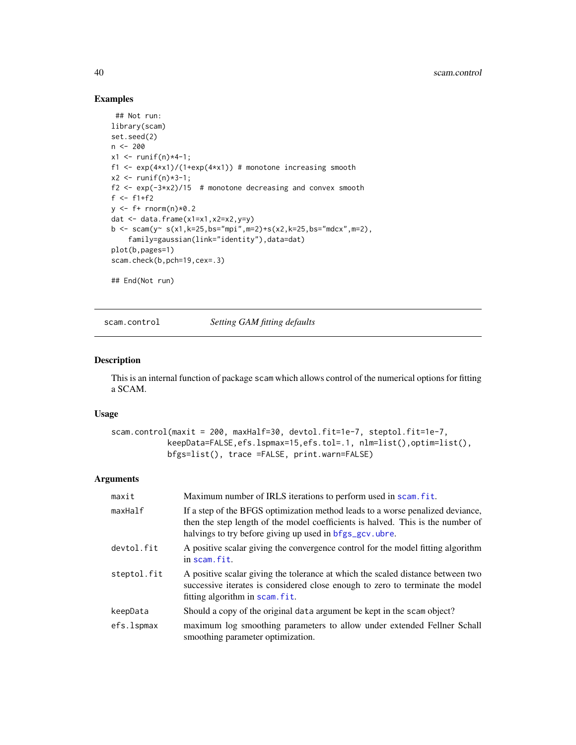## Examples

```
 ## Not run:
library(scam)
set.seed(2)
n <- 200
x1 <- runif(n)*4-1;
f1 <- exp(4*x1)/(1+exp(4*x1)) # monotone increasing smooth
x2 <- runif(n)*3-1;
f2 <- exp(-3*x2)/15  # monotone decreasing and convex smooth
f <- f1+f2
y <- f+ rnorm(n)*0.2
dat <- data.frame(x1=x1,x2=x2,y=y)
b <- scam(y~ s(x1,k=25,bs="mpi",m=2)+s(x2,k=25,bs="mdcx",m=2),
    family=gaussian(link="identity"),data=dat)
plot(b,pages=1)
scam.check(b,pch=19,cex=.3)

## End(Not run)
```

---

# scam.control *Setting GAM fitting defaults*

---

## Description

This is an internal function of package scam which allows control of the numerical options for fitting a SCAM.

## Usage

```
scam.control(maxit = 200, maxHalf=30, devtol.fit=1e-7, steptol.fit=1e-7,
           keepData=FALSE,efs.lspmax=15,efs.tol=.1, nlm=list(),optim=list(),
           bfgs=list(), trace =FALSE, print.warn=FALSE)
```

## Arguments

| | |
|---|---|
| maxit | Maximum number of IRLS iterations to perform used in scam.fit. |
| maxHalf | If a step of the BFGS optimization method leads to a worse penalized deviance, then the step length of the model coefficients is halved. This is the number of halvings to try before giving up used in bfgs_gcv.ubre. |
| devtol.fit | A positive scalar giving the convergence control for the model fitting algorithm in scam.fit. |
| steptol.fit | A positive scalar giving the tolerance at which the scaled distance between two successive iterates is considered close enough to zero to terminate the model fitting algorithm in scam.fit. |
| keepData | Should a copy of the original data argument be kept in the scam object? |
| efs.lspmax | maximum log smoothing parameters to allow under extended Fellner Schall smoothing parameter optimization. |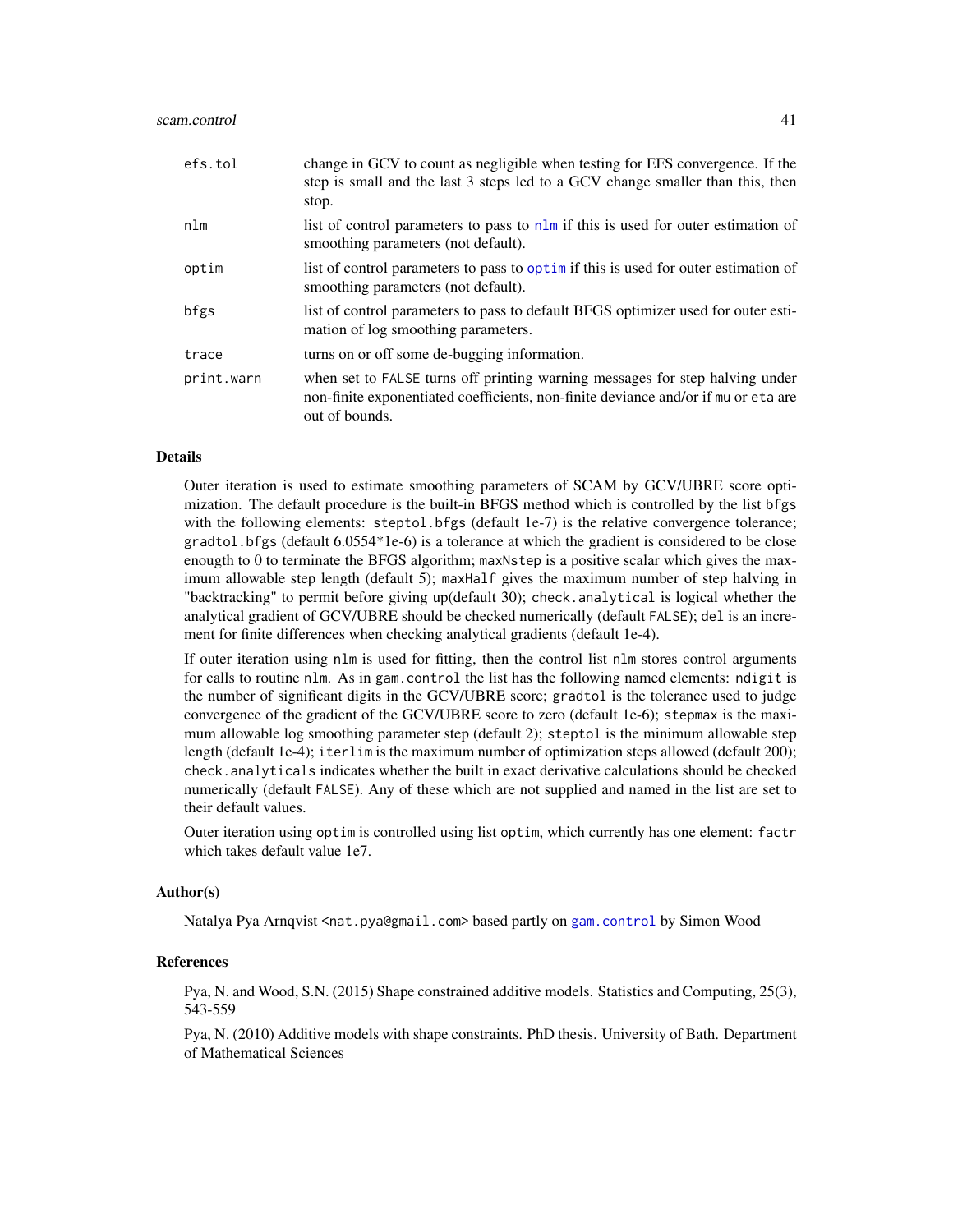| | |
|---|---|
| `efs.tol` | change in GCV to count as negligible when testing for EFS convergence. If the step is small and the last 3 steps led to a GCV change smaller than this, then stop. |
| `nlm` | list of control parameters to pass to `nlm` if this is used for outer estimation of smoothing parameters (not default). |
| `optim` | list of control parameters to pass to `optim` if this is used for outer estimation of smoothing parameters (not default). |
| `bfgs` | list of control parameters to pass to default BFGS optimizer used for outer estimation of log smoothing parameters. |
| `trace` | turns on or off some de-bugging information. |
| `print.warn` | when set to `FALSE` turns off printing warning messages for step halving under non-finite exponentiated coefficients, non-finite deviance and/or if `mu` or `eta` are out of bounds. |

### Details

Outer iteration is used to estimate smoothing parameters of SCAM by GCV/UBRE score optimization. The default procedure is the built-in BFGS method which is controlled by the list `bfgs` with the following elements: `steptol.bfgs` (default 1e-7) is the relative convergence tolerance; `gradtol.bfgs` (default 6.0554*1e-6) is a tolerance at which the gradient is considered to be close enougth to 0 to terminate the BFGS algorithm; `maxNstep` is a positive scalar which gives the maximum allowable step length (default 5); `maxHalf` gives the maximum number of step halving in "backtracking" to permit before giving up(default 30); `check.analytical` is logical whether the analytical gradient of GCV/UBRE should be checked numerically (default `FALSE`); `del` is an increment for finite differences when checking analytical gradients (default 1e-4).

If outer iteration using `nlm` is used for fitting, then the control list `nlm` stores control arguments for calls to routine `nlm`. As in `gam.control` the list has the following named elements: `ndigit` is the number of significant digits in the GCV/UBRE score; `gradtol` is the tolerance used to judge convergence of the gradient of the GCV/UBRE score to zero (default 1e-6); `stepmax` is the maximum allowable log smoothing parameter step (default 2); `steptol` is the minimum allowable step length (default 1e-4); `iterlim` is the maximum number of optimization steps allowed (default 200); `check.analyticals` indicates whether the built in exact derivative calculations should be checked numerically (default `FALSE`). Any of these which are not supplied and named in the list are set to their default values.

Outer iteration using `optim` is controlled using list `optim`, which currently has one element: `factr` which takes default value 1e7.

### Author(s)

Natalya Pya Arnqvist <nat.pya@gmail.com> based partly on `gam.control` by Simon Wood

### References

Pya, N. and Wood, S.N. (2015) Shape constrained additive models. Statistics and Computing, 25(3), 543-559

Pya, N. (2010) Additive models with shape constraints. PhD thesis. University of Bath. Department of Mathematical Sciences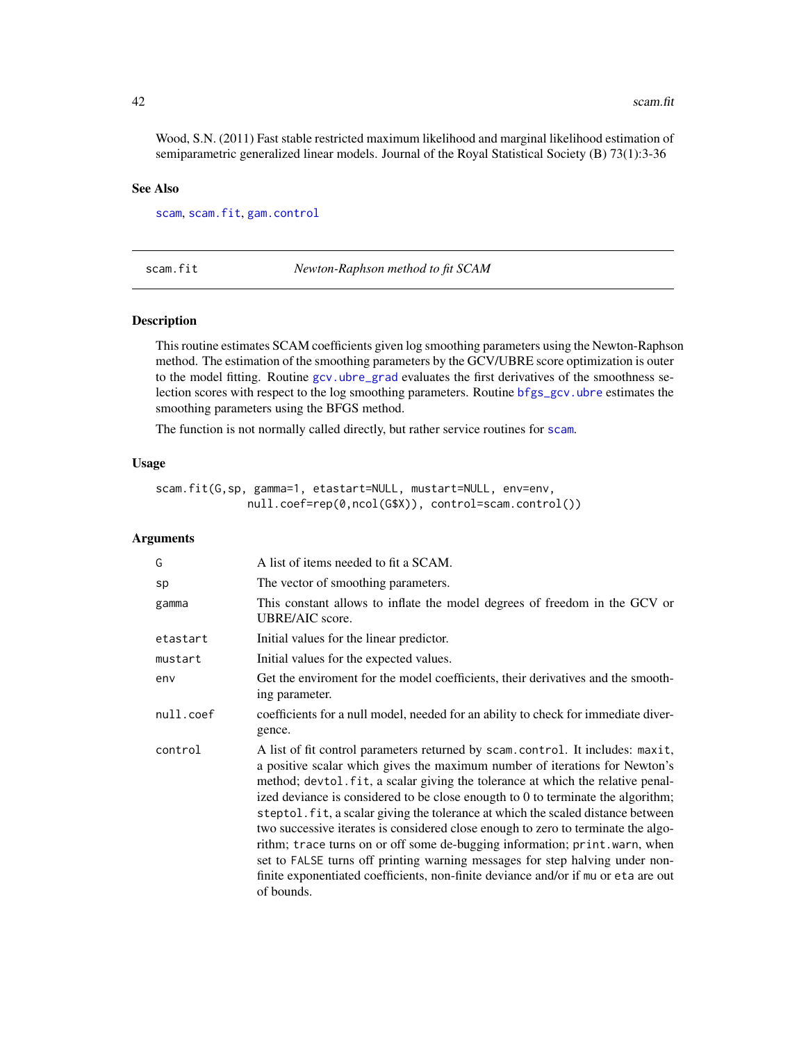Wood, S.N. (2011) Fast stable restricted maximum likelihood and marginal likelihood estimation of semiparametric generalized linear models. Journal of the Royal Statistical Society (B) 73(1):3-36

### See Also

scam, scam.fit, gam.control

---

## scam.fit — *Newton-Raphson method to fit SCAM*

### Description

This routine estimates SCAM coefficients given log smoothing parameters using the Newton-Raphson method. The estimation of the smoothing parameters by the GCV/UBRE score optimization is outer to the model fitting. Routine gcv.ubre_grad evaluates the first derivatives of the smoothness selection scores with respect to the log smoothing parameters. Routine bfgs_gcv.ubre estimates the smoothing parameters using the BFGS method.

The function is not normally called directly, but rather service routines for scam.

### Usage

```
scam.fit(G,sp, gamma=1, etastart=NULL, mustart=NULL, env=env,
            null.coef=rep(0,ncol(G$X)), control=scam.control())
```

### Arguments

| | |
|---|---|
| G | A list of items needed to fit a SCAM. |
| sp | The vector of smoothing parameters. |
| gamma | This constant allows to inflate the model degrees of freedom in the GCV or UBRE/AIC score. |
| etastart | Initial values for the linear predictor. |
| mustart | Initial values for the expected values. |
| env | Get the enviroment for the model coefficients, their derivatives and the smoothing parameter. |
| null.coef | coefficients for a null model, needed for an ability to check for immediate divergence. |
| control | A list of fit control parameters returned by `scam.control`. It includes: `maxit`, a positive scalar which gives the maximum number of iterations for Newton's method; `devtol.fit`, a scalar giving the tolerance at which the relative penalized deviance is considered to be close enougth to 0 to terminate the algorithm; `steptol.fit`, a scalar giving the tolerance at which the scaled distance between two successive iterates is considered close enough to zero to terminate the algorithm; `trace` turns on or off some de-bugging information; `print.warn`, when set to `FALSE` turns off printing warning messages for step halving under non-finite exponentiated coefficients, non-finite deviance and/or if `mu` or `eta` are out of bounds. |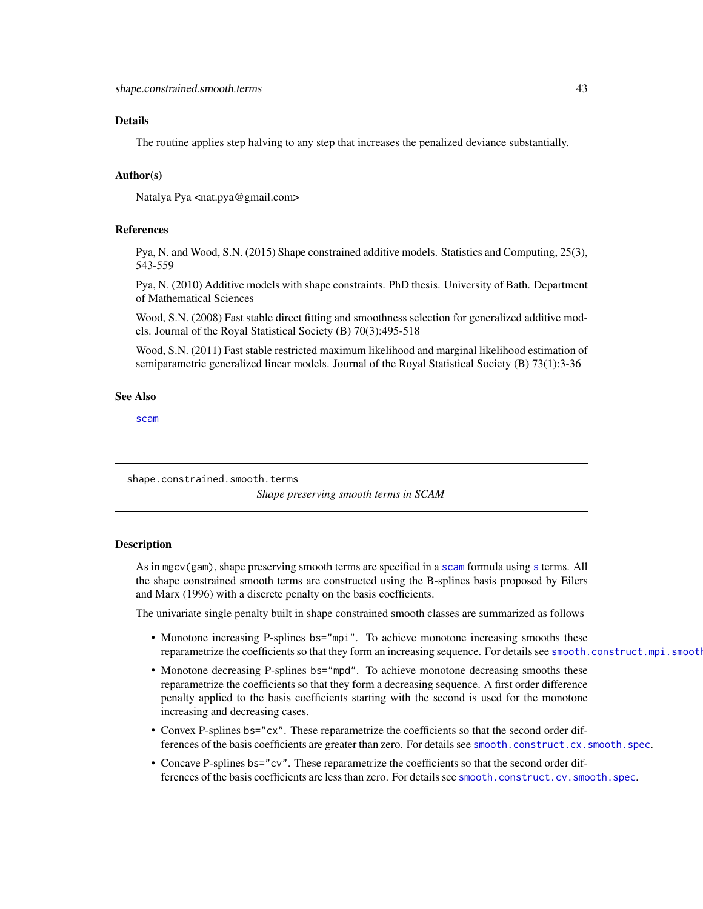### Details

The routine applies step halving to any step that increases the penalized deviance substantially.

### Author(s)

Natalya Pya <nat.pya@gmail.com>

### References

Pya, N. and Wood, S.N. (2015) Shape constrained additive models. Statistics and Computing, 25(3), 543-559

Pya, N. (2010) Additive models with shape constraints. PhD thesis. University of Bath. Department of Mathematical Sciences

Wood, S.N. (2008) Fast stable direct fitting and smoothness selection for generalized additive models. Journal of the Royal Statistical Society (B) 70(3):495-518

Wood, S.N. (2011) Fast stable restricted maximum likelihood and marginal likelihood estimation of semiparametric generalized linear models. Journal of the Royal Statistical Society (B) 73(1):3-36

### See Also

`scam`

---

## shape.constrained.smooth.terms

*Shape preserving smooth terms in SCAM*

---

### Description

As in `mgcv(gam)`, shape preserving smooth terms are specified in a `scam` formula using `s` terms. All the shape constrained smooth terms are constructed using the B-splines basis proposed by Eilers and Marx (1996) with a discrete penalty on the basis coefficients.

The univariate single penalty built in shape constrained smooth classes are summarized as follows

- Monotone increasing P-splines `bs="mpi"`. To achieve monotone increasing smooths these reparametrize the coefficients so that they form an increasing sequence. For details see `smooth.construct.mpi.smooth.spec`.
- Monotone decreasing P-splines `bs="mpd"`. To achieve monotone decreasing smooths these reparametrize the coefficients so that they form a decreasing sequence. A first order difference penalty applied to the basis coefficients starting with the second is used for the monotone increasing and decreasing cases.
- Convex P-splines `bs="cx"`. These reparametrize the coefficients so that the second order differences of the basis coefficients are greater than zero. For details see `smooth.construct.cx.smooth.spec`.
- Concave P-splines `bs="cv"`. These reparametrize the coefficients so that the second order differences of the basis coefficients are less than zero. For details see `smooth.construct.cv.smooth.spec`.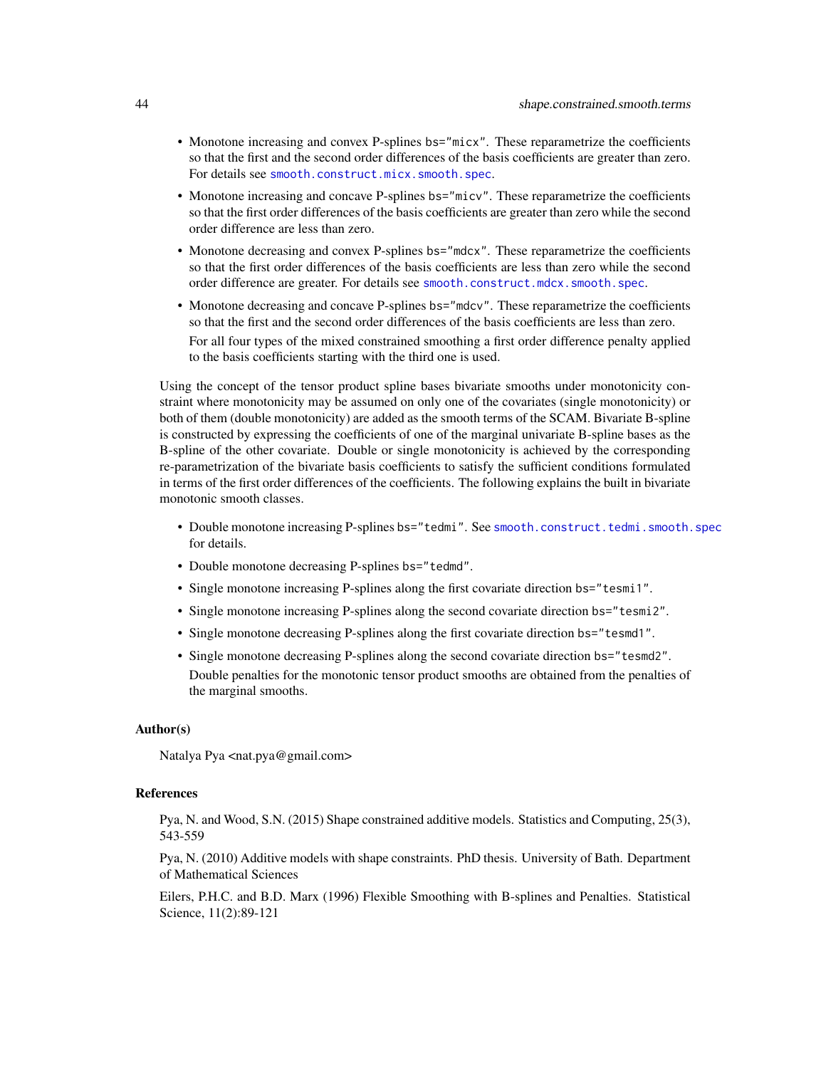- Monotone increasing and convex P-splines bs="micx". These reparametrize the coefficients so that the first and the second order differences of the basis coefficients are greater than zero. For details see smooth.construct.micx.smooth.spec.
- Monotone increasing and concave P-splines bs="micv". These reparametrize the coefficients so that the first order differences of the basis coefficients are greater than zero while the second order difference are less than zero.
- Monotone decreasing and convex P-splines bs="mdcx". These reparametrize the coefficients so that the first order differences of the basis coefficients are less than zero while the second order difference are greater. For details see smooth.construct.mdcx.smooth.spec.
- Monotone decreasing and concave P-splines bs="mdcv". These reparametrize the coefficients so that the first and the second order differences of the basis coefficients are less than zero.

  For all four types of the mixed constrained smoothing a first order difference penalty applied to the basis coefficients starting with the third one is used.

Using the concept of the tensor product spline bases bivariate smooths under monotonicity constraint where monotonicity may be assumed on only one of the covariates (single monotonicity) or both of them (double monotonicity) are added as the smooth terms of the SCAM. Bivariate B-spline is constructed by expressing the coefficients of one of the marginal univariate B-spline bases as the B-spline of the other covariate. Double or single monotonicity is achieved by the corresponding re-parametrization of the bivariate basis coefficients to satisfy the sufficient conditions formulated in terms of the first order differences of the coefficients. The following explains the built in bivariate monotonic smooth classes.

- Double monotone increasing P-splines bs="tedmi". See smooth.construct.tedmi.smooth.spec for details.
- Double monotone decreasing P-splines bs="tedmd".
- Single monotone increasing P-splines along the first covariate direction bs="tesmi1".
- Single monotone increasing P-splines along the second covariate direction bs="tesmi2".
- Single monotone decreasing P-splines along the first covariate direction bs="tesmd1".
- Single monotone decreasing P-splines along the second covariate direction bs="tesmd2".

  Double penalties for the monotonic tensor product smooths are obtained from the penalties of the marginal smooths.

### Author(s)

Natalya Pya <nat.pya@gmail.com>

### References

Pya, N. and Wood, S.N. (2015) Shape constrained additive models. Statistics and Computing, 25(3), 543-559

Pya, N. (2010) Additive models with shape constraints. PhD thesis. University of Bath. Department of Mathematical Sciences

Eilers, P.H.C. and B.D. Marx (1996) Flexible Smoothing with B-splines and Penalties. Statistical Science, 11(2):89-121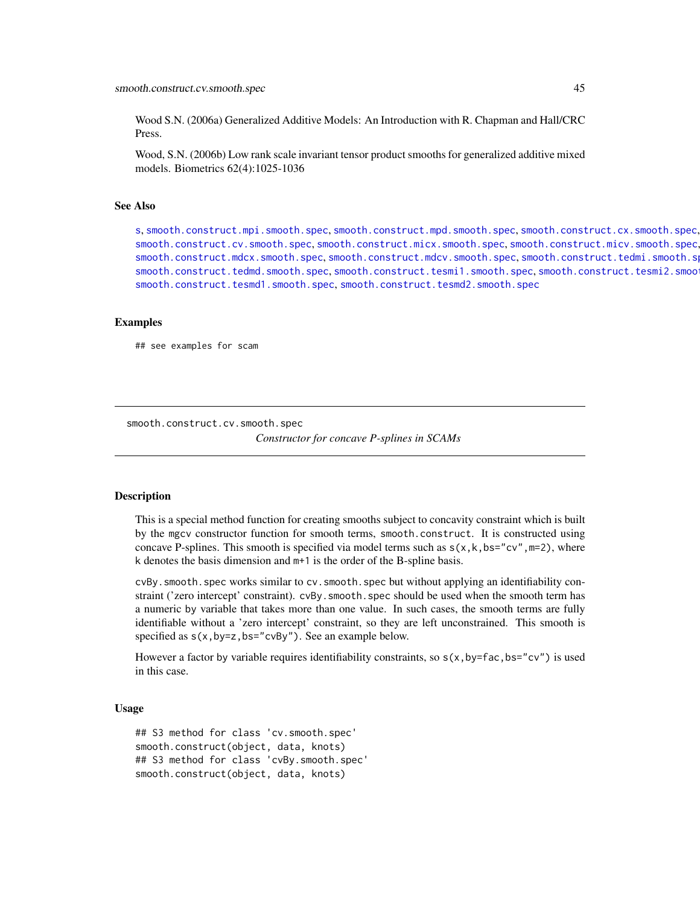Wood S.N. (2006a) Generalized Additive Models: An Introduction with R. Chapman and Hall/CRC Press.

Wood, S.N. (2006b) Low rank scale invariant tensor product smooths for generalized additive mixed models. Biometrics 62(4):1025-1036

### See Also

s, smooth.construct.mpi.smooth.spec, smooth.construct.mpd.smooth.spec, smooth.construct.cx.smooth.spec, smooth.construct.cv.smooth.spec, smooth.construct.micx.smooth.spec, smooth.construct.micv.smooth.spec, smooth.construct.mdcx.smooth.spec, smooth.construct.mdcv.smooth.spec, smooth.construct.tedmi.smooth.spec, smooth.construct.tedmd.smooth.spec, smooth.construct.tesmi1.smooth.spec, smooth.construct.tesmi2.smooth.spec, smooth.construct.tesmd1.smooth.spec, smooth.construct.tesmd2.smooth.spec

### Examples

```
## see examples for scam
```

---

## smooth.construct.cv.smooth.spec

*Constructor for concave P-splines in SCAMs*

### Description

This is a special method function for creating smooths subject to concavity constraint which is built by the mgcv constructor function for smooth terms, smooth.construct. It is constructed using concave P-splines. This smooth is specified via model terms such as `s(x,k,bs="cv",m=2)`, where k denotes the basis dimension and m+1 is the order of the B-spline basis.

cvBy.smooth.spec works similar to cv.smooth.spec but without applying an identifiability constraint ('zero intercept' constraint). cvBy.smooth.spec should be used when the smooth term has a numeric by variable that takes more than one value. In such cases, the smooth terms are fully identifiable without a 'zero intercept' constraint, so they are left unconstrained. This smooth is specified as `s(x,by=z,bs="cvBy")`. See an example below.

However a factor by variable requires identifiability constraints, so `s(x,by=fac,bs="cv")` is used in this case.

### Usage

```
## S3 method for class 'cv.smooth.spec'
smooth.construct(object, data, knots)
## S3 method for class 'cvBy.smooth.spec'
smooth.construct(object, data, knots)
```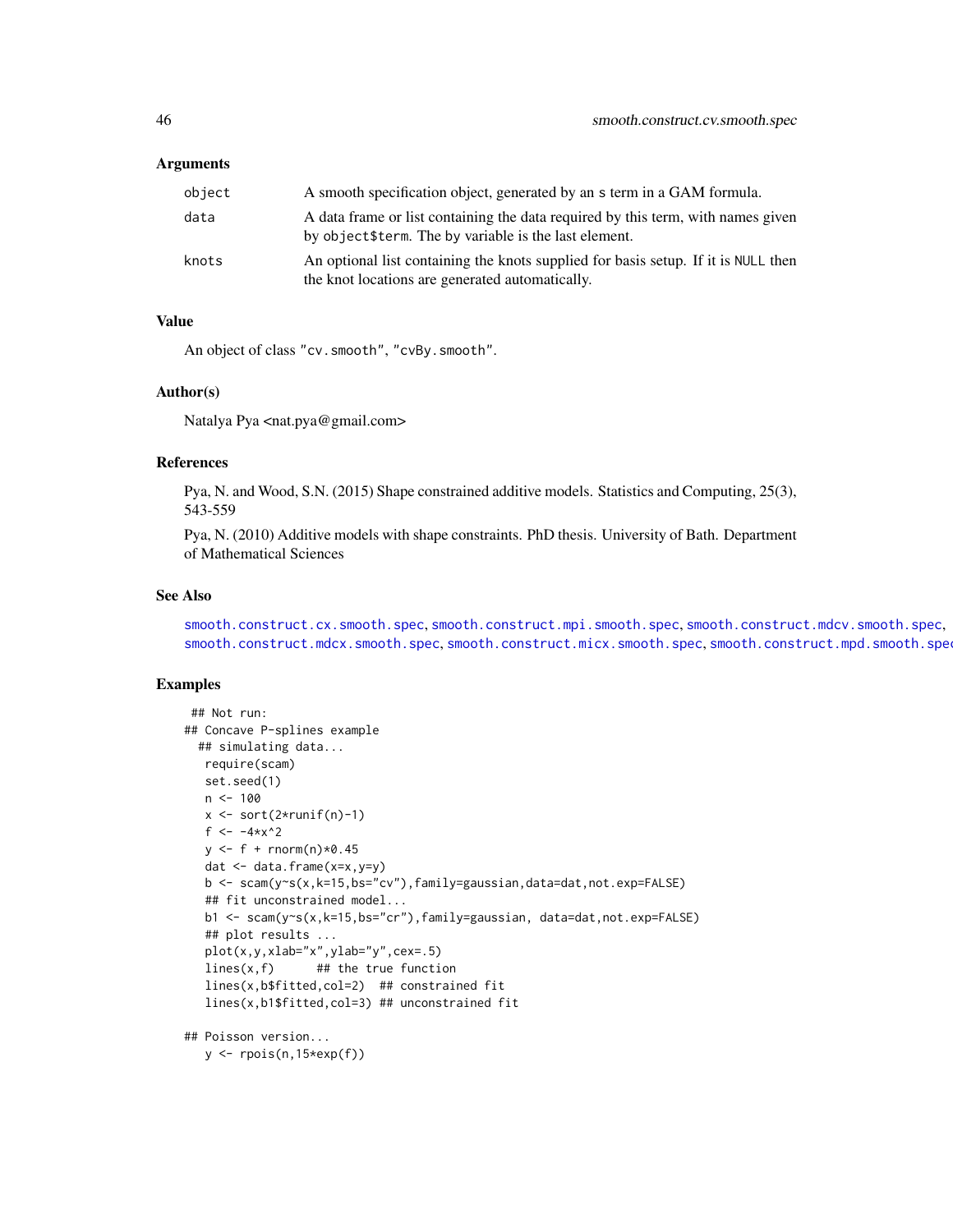## Arguments

| | |
|---|---|
| object | A smooth specification object, generated by an s term in a GAM formula. |
| data | A data frame or list containing the data required by this term, with names given by object$term. The by variable is the last element. |
| knots | An optional list containing the knots supplied for basis setup. If it is NULL then the knot locations are generated automatically. |

## Value

An object of class "cv.smooth", "cvBy.smooth".

## Author(s)

Natalya Pya <nat.pya@gmail.com>

## References

Pya, N. and Wood, S.N. (2015) Shape constrained additive models. Statistics and Computing, 25(3), 543-559

Pya, N. (2010) Additive models with shape constraints. PhD thesis. University of Bath. Department of Mathematical Sciences

## See Also

smooth.construct.cx.smooth.spec, smooth.construct.mpi.smooth.spec, smooth.construct.mdcv.smooth.spec, smooth.construct.mdcx.smooth.spec, smooth.construct.micx.smooth.spec, smooth.construct.mpd.smooth.spec

## Examples

```
 ## Not run:
## Concave P-splines example
  ## simulating data...
   require(scam)
   set.seed(1)
   n <- 100
   x <- sort(2*runif(n)-1)
   f <- -4*x^2
   y <- f + rnorm(n)*0.45
   dat <- data.frame(x=x,y=y)
   b <- scam(y~s(x,k=15,bs="cv"),family=gaussian,data=dat,not.exp=FALSE)
   ## fit unconstrained model...
   b1 <- scam(y~s(x,k=15,bs="cr"),family=gaussian, data=dat,not.exp=FALSE)
   ## plot results ...
   plot(x,y,xlab="x",ylab="y",cex=.5)
   lines(x,f)      ## the true function
   lines(x,b$fitted,col=2)  ## constrained fit
   lines(x,b1$fitted,col=3) ## unconstrained fit

## Poisson version...
   y <- rpois(n,15*exp(f))
```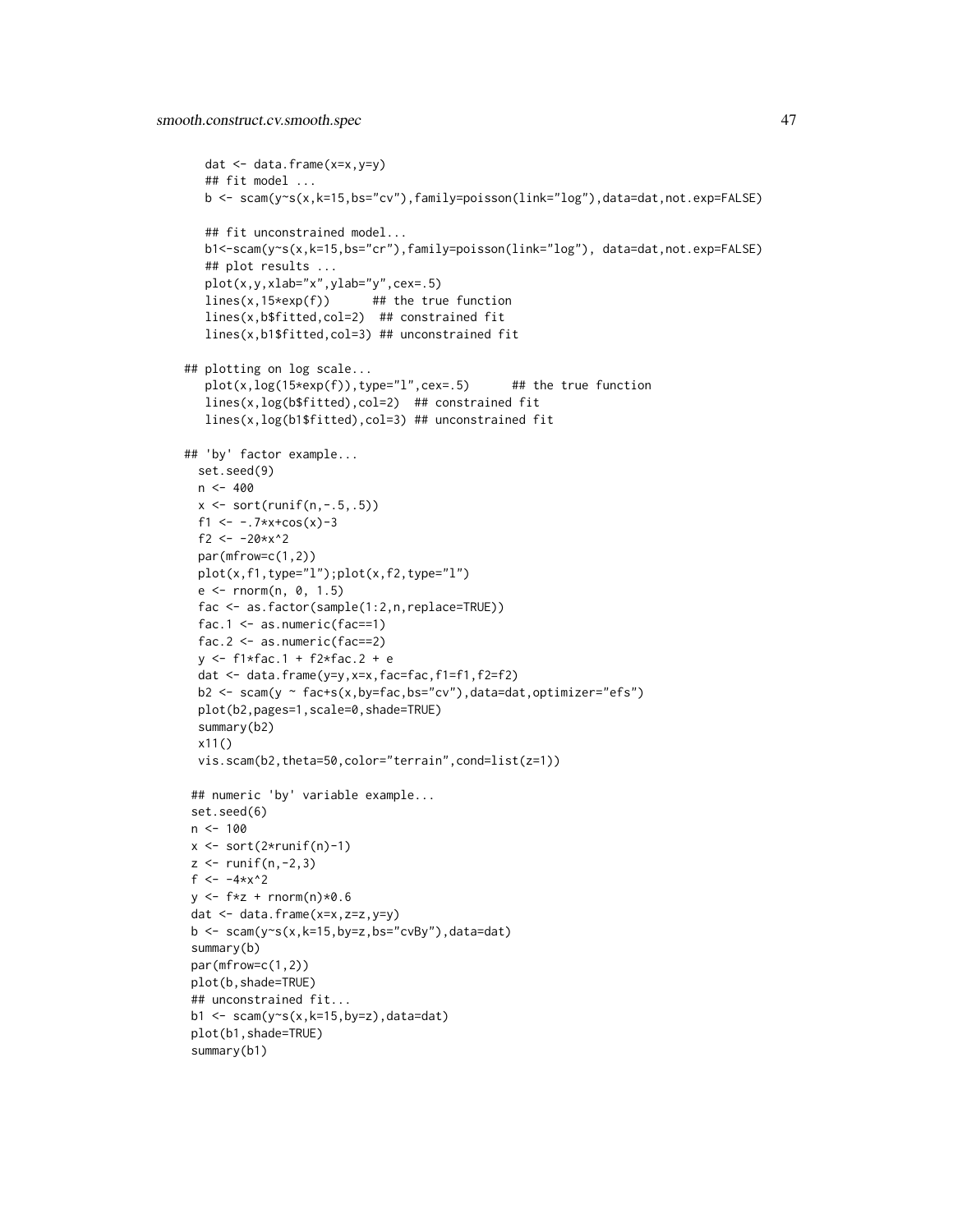```
   dat <- data.frame(x=x,y=y)
   ## fit model ...
   b <- scam(y~s(x,k=15,bs="cv"),family=poisson(link="log"),data=dat,not.exp=FALSE)

   ## fit unconstrained model...
   b1<-scam(y~s(x,k=15,bs="cr"),family=poisson(link="log"), data=dat,not.exp=FALSE)
   ## plot results ...
   plot(x,y,xlab="x",ylab="y",cex=.5)
   lines(x,15*exp(f))      ## the true function
   lines(x,b$fitted,col=2)  ## constrained fit
   lines(x,b1$fitted,col=3) ## unconstrained fit

## plotting on log scale...
   plot(x,log(15*exp(f)),type="l",cex=.5)      ## the true function
   lines(x,log(b$fitted),col=2)  ## constrained fit
   lines(x,log(b1$fitted),col=3) ## unconstrained fit

## 'by' factor example...
  set.seed(9)
  n <- 400
  x <- sort(runif(n,-.5,.5))
  f1 <- -.7*x+cos(x)-3
  f2 <- -20*x^2
  par(mfrow=c(1,2))
  plot(x,f1,type="l");plot(x,f2,type="l")
  e <- rnorm(n, 0, 1.5)
  fac <- as.factor(sample(1:2,n,replace=TRUE))
  fac.1 <- as.numeric(fac==1)
  fac.2 <- as.numeric(fac==2)
  y <- f1*fac.1 + f2*fac.2 + e
  dat <- data.frame(y=y,x=x,fac=fac,f1=f1,f2=f2)
  b2 <- scam(y ~ fac+s(x,by=fac,bs="cv"),data=dat,optimizer="efs")
  plot(b2,pages=1,scale=0,shade=TRUE)
  summary(b2)
  x11()
  vis.scam(b2,theta=50,color="terrain",cond=list(z=1))

 ## numeric 'by' variable example...
 set.seed(6)
 n <- 100
 x <- sort(2*runif(n)-1)
 z <- runif(n,-2,3)
 f <- -4*x^2
 y <- f*z + rnorm(n)*0.6
 dat <- data.frame(x=x,z=z,y=y)
 b <- scam(y~s(x,k=15,by=z,bs="cvBy"),data=dat)
 summary(b)
 par(mfrow=c(1,2))
 plot(b,shade=TRUE)
 ## unconstrained fit...
 b1 <- scam(y~s(x,k=15,by=z),data=dat)
 plot(b1,shade=TRUE)
 summary(b1)
```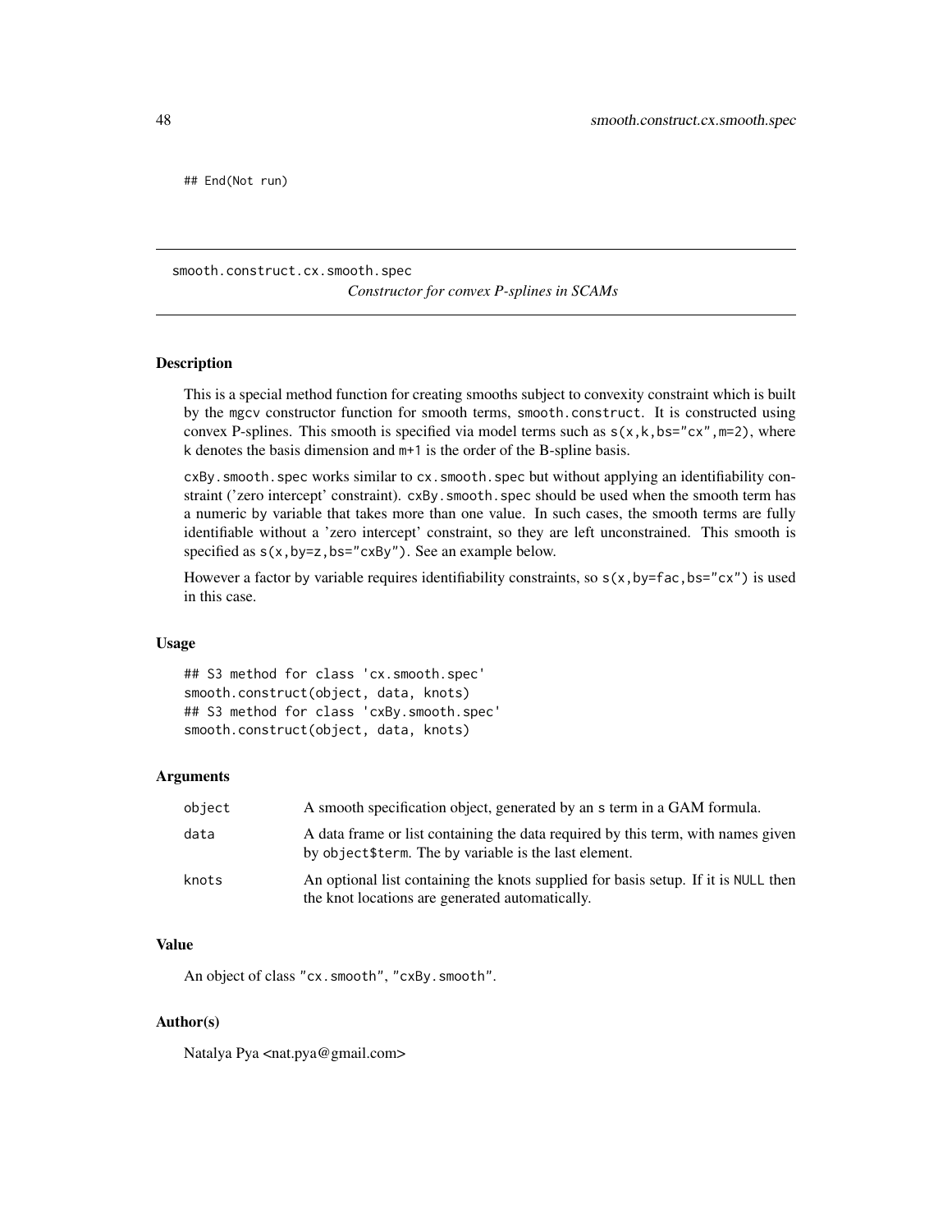```
## End(Not run)
```

---

smooth.construct.cx.smooth.spec

*Constructor for convex P-splines in SCAMs*

---

### Description

This is a special method function for creating smooths subject to convexity constraint which is built by the mgcv constructor function for smooth terms, smooth.construct. It is constructed using convex P-splines. This smooth is specified via model terms such as s(x,k,bs="cx",m=2), where k denotes the basis dimension and m+1 is the order of the B-spline basis.

cxBy.smooth.spec works similar to cx.smooth.spec but without applying an identifiability constraint ('zero intercept' constraint). cxBy.smooth.spec should be used when the smooth term has a numeric by variable that takes more than one value. In such cases, the smooth terms are fully identifiable without a 'zero intercept' constraint, so they are left unconstrained. This smooth is specified as s(x,by=z,bs="cxBy"). See an example below.

However a factor by variable requires identifiability constraints, so s(x,by=fac,bs="cx") is used in this case.

### Usage

```
## S3 method for class 'cx.smooth.spec'
smooth.construct(object, data, knots)
## S3 method for class 'cxBy.smooth.spec'
smooth.construct(object, data, knots)
```

### Arguments

| | |
|---|---|
| object | A smooth specification object, generated by an s term in a GAM formula. |
| data | A data frame or list containing the data required by this term, with names given by object$term. The by variable is the last element. |
| knots | An optional list containing the knots supplied for basis setup. If it is NULL then the knot locations are generated automatically. |

### Value

An object of class "cx.smooth", "cxBy.smooth".

### Author(s)

Natalya Pya <nat.pya@gmail.com>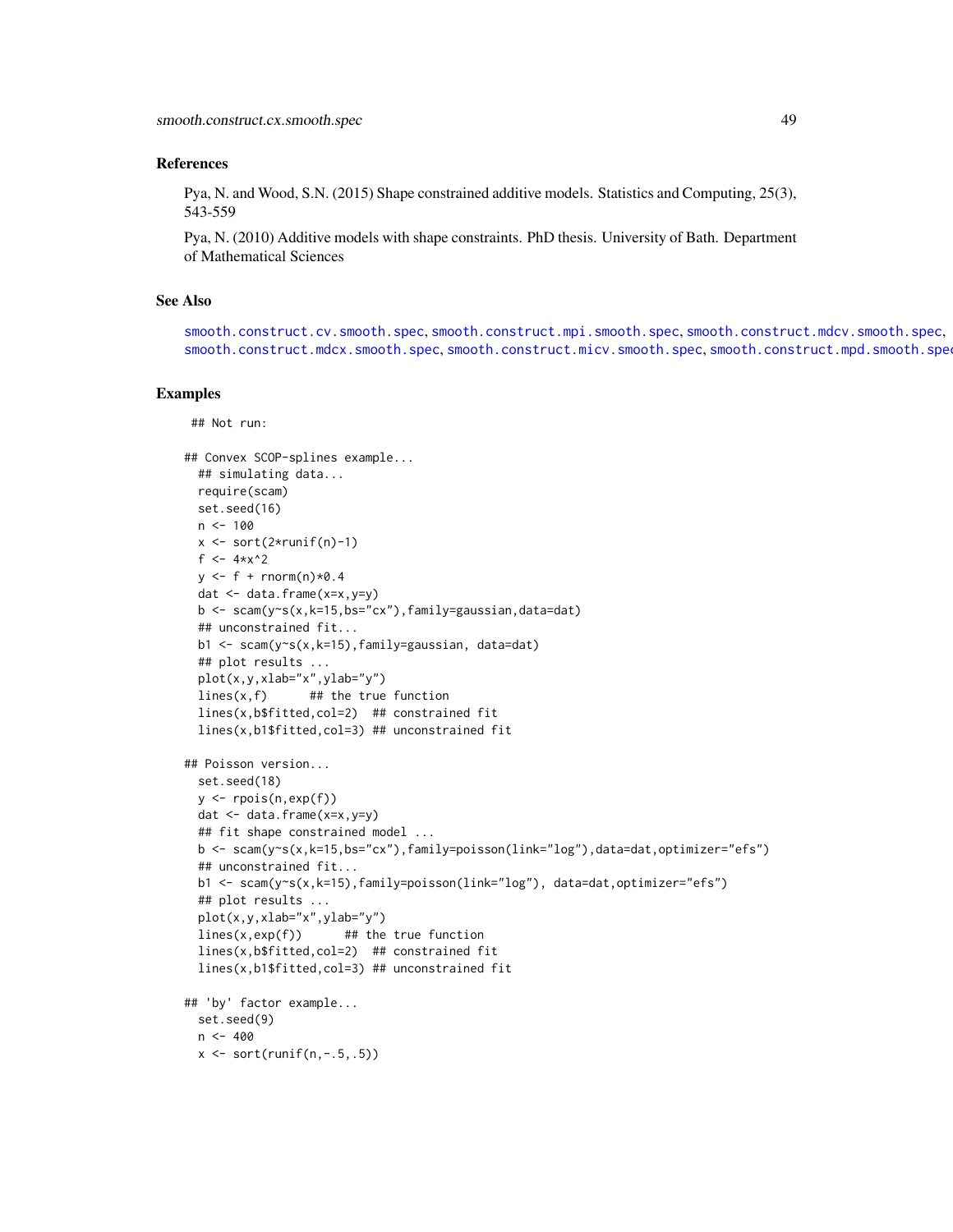### References

Pya, N. and Wood, S.N. (2015) Shape constrained additive models. Statistics and Computing, 25(3), 543-559

Pya, N. (2010) Additive models with shape constraints. PhD thesis. University of Bath. Department of Mathematical Sciences

### See Also

smooth.construct.cv.smooth.spec, smooth.construct.mpi.smooth.spec, smooth.construct.mdcv.smooth.spec, smooth.construct.mdcx.smooth.spec, smooth.construct.micv.smooth.spec, smooth.construct.mpd.smooth.spec

### Examples

```
 ## Not run:

## Convex SCOP-splines example...
  ## simulating data...
  require(scam)
  set.seed(16)
  n <- 100
  x <- sort(2*runif(n)-1)
  f <- 4*x^2
  y <- f + rnorm(n)*0.4
  dat <- data.frame(x=x,y=y)
  b <- scam(y~s(x,k=15,bs="cx"),family=gaussian,data=dat)
  ## unconstrained fit...
  b1 <- scam(y~s(x,k=15),family=gaussian, data=dat)
  ## plot results ...
  plot(x,y,xlab="x",ylab="y")
  lines(x,f)      ## the true function
  lines(x,b$fitted,col=2)  ## constrained fit
  lines(x,b1$fitted,col=3) ## unconstrained fit

## Poisson version...
  set.seed(18)
  y <- rpois(n,exp(f))
  dat <- data.frame(x=x,y=y)
  ## fit shape constrained model ...
  b <- scam(y~s(x,k=15,bs="cx"),family=poisson(link="log"),data=dat,optimizer="efs")
  ## unconstrained fit...
  b1 <- scam(y~s(x,k=15),family=poisson(link="log"), data=dat,optimizer="efs")
  ## plot results ...
  plot(x,y,xlab="x",ylab="y")
  lines(x,exp(f))      ## the true function
  lines(x,b$fitted,col=2)  ## constrained fit
  lines(x,b1$fitted,col=3) ## unconstrained fit

## 'by' factor example...
  set.seed(9)
  n <- 400
  x <- sort(runif(n,-.5,.5))
```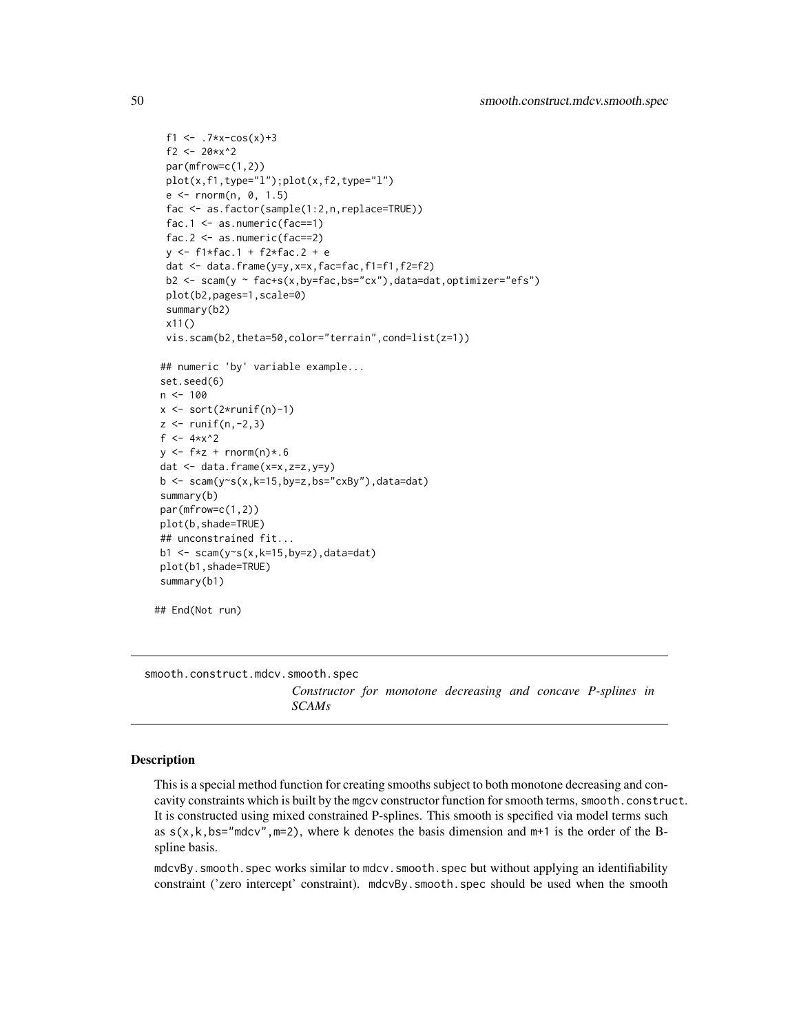```
  f1 <- .7*x-cos(x)+3
  f2 <- 20*x^2
  par(mfrow=c(1,2))
  plot(x,f1,type="l");plot(x,f2,type="l")
  e <- rnorm(n, 0, 1.5)
  fac <- as.factor(sample(1:2,n,replace=TRUE))
  fac.1 <- as.numeric(fac==1)
  fac.2 <- as.numeric(fac==2)
  y <- f1*fac.1 + f2*fac.2 + e
  dat <- data.frame(y=y,x=x,fac=fac,f1=f1,f2=f2)
  b2 <- scam(y ~ fac+s(x,by=fac,bs="cx"),data=dat,optimizer="efs")
  plot(b2,pages=1,scale=0)
  summary(b2)
  x11()
  vis.scam(b2,theta=50,color="terrain",cond=list(z=1))

 ## numeric 'by' variable example...
 set.seed(6)
 n <- 100
 x <- sort(2*runif(n)-1)
 z <- runif(n,-2,3)
 f <- 4*x^2
 y <- f*z + rnorm(n)*.6
 dat <- data.frame(x=x,z=z,y=y)
 b <- scam(y~s(x,k=15,by=z,bs="cxBy"),data=dat)
 summary(b)
 par(mfrow=c(1,2))
 plot(b,shade=TRUE)
 ## unconstrained fit...
 b1 <- scam(y~s(x,k=15,by=z),data=dat)
 plot(b1,shade=TRUE)
 summary(b1)

## End(Not run)
```

---

## smooth.construct.mdcv.smooth.spec

*Constructor for monotone decreasing and concave P-splines in SCAMs*

---

### Description

This is a special method function for creating smooths subject to both monotone decreasing and concavity constraints which is built by the `mgcv` constructor function for smooth terms, `smooth.construct`. It is constructed using mixed constrained P-splines. This smooth is specified via model terms such as `s(x,k,bs="mdcv",m=2)`, where `k` denotes the basis dimension and `m+1` is the order of the B-spline basis.

`mdcvBy.smooth.spec` works similar to `mdcv.smooth.spec` but without applying an identifiability constraint ('zero intercept' constraint). `mdcvBy.smooth.spec` should be used when the smooth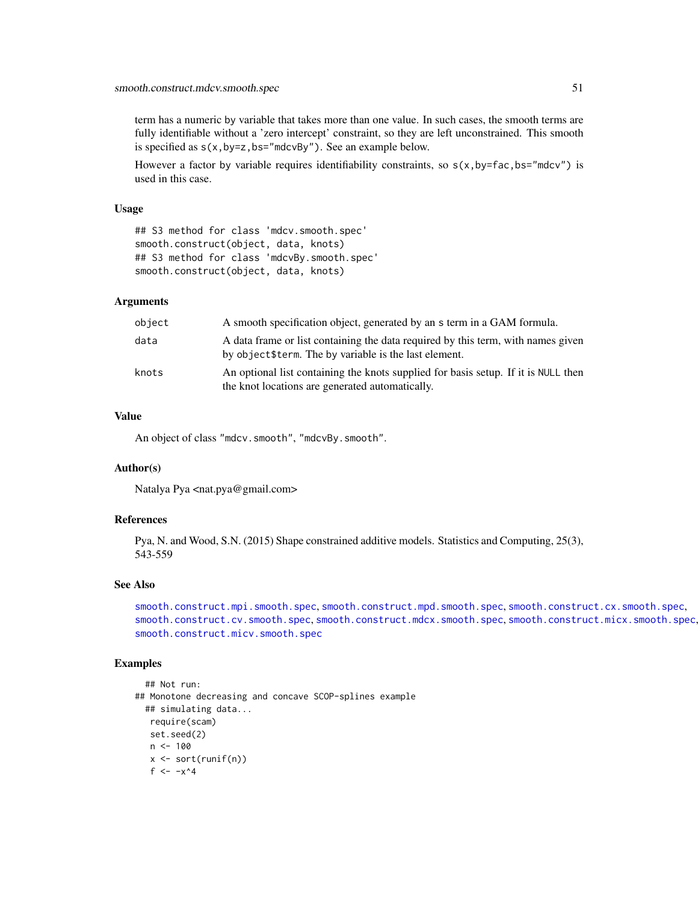term has a numeric by variable that takes more than one value. In such cases, the smooth terms are fully identifiable without a 'zero intercept' constraint, so they are left unconstrained. This smooth is specified as `s(x,by=z,bs="mdcvBy")`. See an example below.

However a factor by variable requires identifiability constraints, so `s(x,by=fac,bs="mdcv")` is used in this case.

### Usage

```
## S3 method for class 'mdcv.smooth.spec'
smooth.construct(object, data, knots)
## S3 method for class 'mdcvBy.smooth.spec'
smooth.construct(object, data, knots)
```

### Arguments

| | |
|---|---|
| `object` | A smooth specification object, generated by an `s` term in a GAM formula. |
| `data` | A data frame or list containing the data required by this term, with names given by `object$term`. The `by` variable is the last element. |
| `knots` | An optional list containing the knots supplied for basis setup. If it is `NULL` then the knot locations are generated automatically. |

### Value

An object of class `"mdcv.smooth"`, `"mdcvBy.smooth"`.

### Author(s)

Natalya Pya <nat.pya@gmail.com>

### References

Pya, N. and Wood, S.N. (2015) Shape constrained additive models. Statistics and Computing, 25(3), 543-559

### See Also

`smooth.construct.mpi.smooth.spec`, `smooth.construct.mpd.smooth.spec`, `smooth.construct.cx.smooth.spec`, `smooth.construct.cv.smooth.spec`, `smooth.construct.mdcx.smooth.spec`, `smooth.construct.micx.smooth.spec`, `smooth.construct.micv.smooth.spec`

### Examples

```
  ## Not run:
## Monotone decreasing and concave SCOP-splines example
  ## simulating data...
   require(scam)
   set.seed(2)
   n <- 100
   x <- sort(runif(n))
   f <- -x^4
```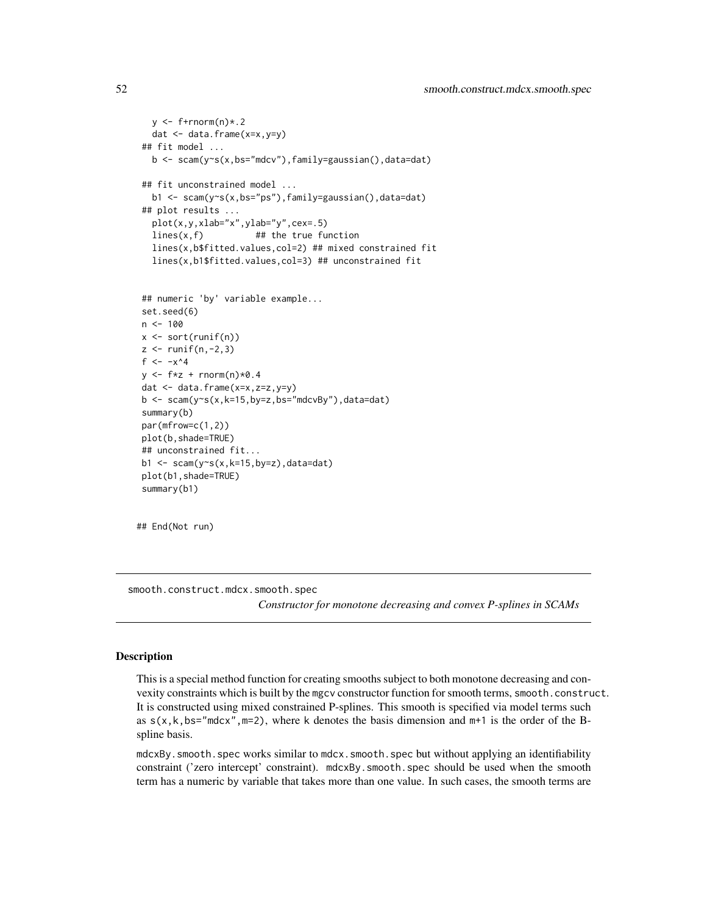```
  y <- f+rnorm(n)*.2
  dat <- data.frame(x=x,y=y)
## fit model ...
  b <- scam(y~s(x,bs="mdcv"),family=gaussian(),data=dat)

## fit unconstrained model ...
  b1 <- scam(y~s(x,bs="ps"),family=gaussian(),data=dat)
## plot results ...
  plot(x,y,xlab="x",ylab="y",cex=.5)
  lines(x,f)          ## the true function
  lines(x,b$fitted.values,col=2) ## mixed constrained fit
  lines(x,b1$fitted.values,col=3) ## unconstrained fit


## numeric 'by' variable example...
set.seed(6)
n <- 100
x <- sort(runif(n))
z <- runif(n,-2,3)
f <- -x^4
y <- f*z + rnorm(n)*0.4
dat <- data.frame(x=x,z=z,y=y)
b <- scam(y~s(x,k=15,by=z,bs="mdcvBy"),data=dat)
summary(b)
par(mfrow=c(1,2))
plot(b,shade=TRUE)
## unconstrained fit...
b1 <- scam(y~s(x,k=15,by=z),data=dat)
plot(b1,shade=TRUE)
summary(b1)


## End(Not run)
```

---

## smooth.construct.mdcx.smooth.spec

*Constructor for monotone decreasing and convex P-splines in SCAMs*

---

### Description

This is a special method function for creating smooths subject to both monotone decreasing and convexity constraints which is built by the `mgcv` constructor function for smooth terms, `smooth.construct`. It is constructed using mixed constrained P-splines. This smooth is specified via model terms such as `s(x,k,bs="mdcx",m=2)`, where `k` denotes the basis dimension and `m+1` is the order of the B-spline basis.

`mdcxBy.smooth.spec` works similar to `mdcx.smooth.spec` but without applying an identifiability constraint ('zero intercept' constraint). `mdcxBy.smooth.spec` should be used when the smooth term has a numeric `by` variable that takes more than one value. In such cases, the smooth terms are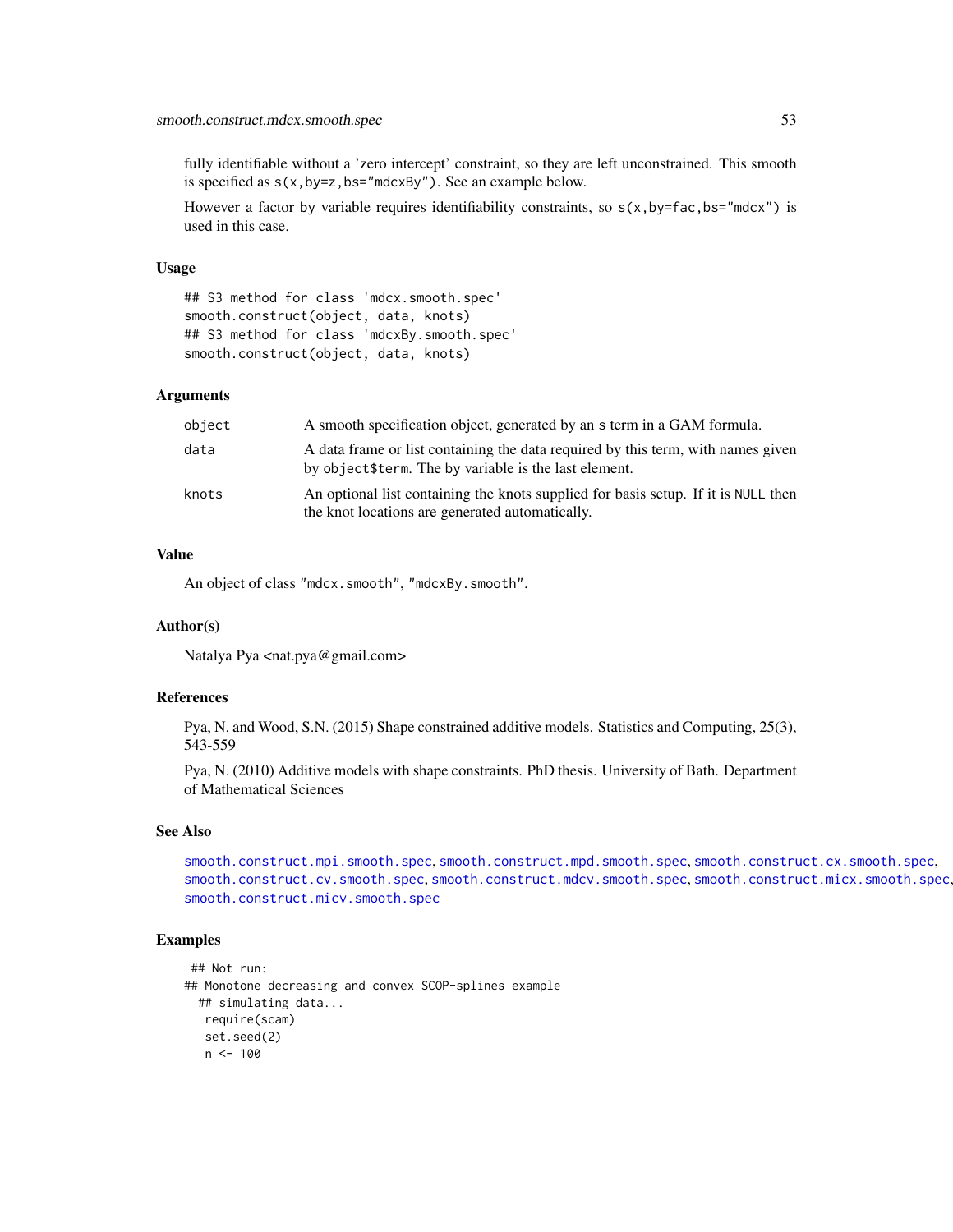fully identifiable without a 'zero intercept' constraint, so they are left unconstrained. This smooth is specified as `s(x,by=z,bs="mdcxBy")`. See an example below.

However a factor by variable requires identifiability constraints, so `s(x,by=fac,bs="mdcx")` is used in this case.

### Usage

```
## S3 method for class 'mdcx.smooth.spec'
smooth.construct(object, data, knots)
## S3 method for class 'mdcxBy.smooth.spec'
smooth.construct(object, data, knots)
```

### Arguments

| | |
|---|---|
| `object` | A smooth specification object, generated by an `s` term in a GAM formula. |
| `data` | A data frame or list containing the data required by this term, with names given by `object$term`. The `by` variable is the last element. |
| `knots` | An optional list containing the knots supplied for basis setup. If it is `NULL` then the knot locations are generated automatically. |

### Value

An object of class `"mdcx.smooth"`, `"mdcxBy.smooth"`.

### Author(s)

Natalya Pya <nat.pya@gmail.com>

### References

Pya, N. and Wood, S.N. (2015) Shape constrained additive models. Statistics and Computing, 25(3), 543-559

Pya, N. (2010) Additive models with shape constraints. PhD thesis. University of Bath. Department of Mathematical Sciences

### See Also

`smooth.construct.mpi.smooth.spec`, `smooth.construct.mpd.smooth.spec`, `smooth.construct.cx.smooth.spec`, `smooth.construct.cv.smooth.spec`, `smooth.construct.mdcv.smooth.spec`, `smooth.construct.micx.smooth.spec`, `smooth.construct.micv.smooth.spec`

### Examples

```
 ## Not run:
## Monotone decreasing and convex SCOP-splines example
  ## simulating data...
   require(scam)
   set.seed(2)
   n <- 100
```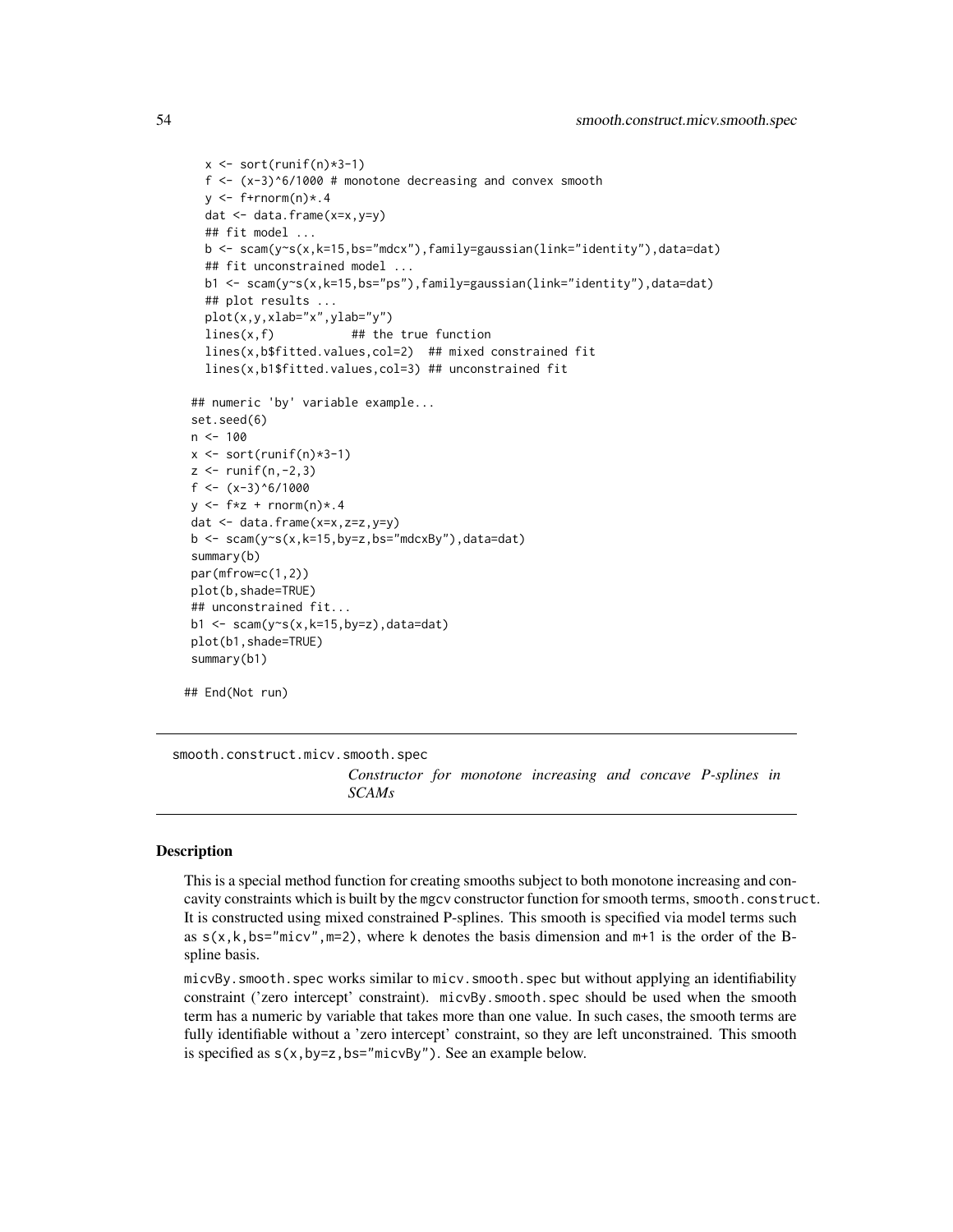```
    x <- sort(runif(n)*3-1)
    f <- (x-3)^6/1000 # monotone decreasing and convex smooth
    y <- f+rnorm(n)*.4
    dat <- data.frame(x=x,y=y)
    ## fit model ...
    b <- scam(y~s(x,k=15,bs="mdcx"),family=gaussian(link="identity"),data=dat)
    ## fit unconstrained model ...
    b1 <- scam(y~s(x,k=15,bs="ps"),family=gaussian(link="identity"),data=dat)
    ## plot results ...
    plot(x,y,xlab="x",ylab="y")
    lines(x,f)           ## the true function
    lines(x,b$fitted.values,col=2)  ## mixed constrained fit
    lines(x,b1$fitted.values,col=3) ## unconstrained fit

  ## numeric 'by' variable example...
  set.seed(6)
  n <- 100
  x <- sort(runif(n)*3-1)
  z <- runif(n,-2,3)
  f <- (x-3)^6/1000
  y <- f*z + rnorm(n)*.4
  dat <- data.frame(x=x,z=z,y=y)
  b <- scam(y~s(x,k=15,by=z,bs="mdcxBy"),data=dat)
  summary(b)
  par(mfrow=c(1,2))
  plot(b,shade=TRUE)
  ## unconstrained fit...
  b1 <- scam(y~s(x,k=15,by=z),data=dat)
  plot(b1,shade=TRUE)
  summary(b1)

## End(Not run)
```

## smooth.construct.micv.smooth.spec

*Constructor for monotone increasing and concave P-splines in SCAMs*

### Description

This is a special method function for creating smooths subject to both monotone increasing and concavity constraints which is built by the mgcv constructor function for smooth terms, `smooth.construct`. It is constructed using mixed constrained P-splines. This smooth is specified via model terms such as `s(x,k,bs="micv",m=2)`, where `k` denotes the basis dimension and `m+1` is the order of the B-spline basis.

`micvBy.smooth.spec` works similar to `micv.smooth.spec` but without applying an identifiability constraint ('zero intercept' constraint). `micvBy.smooth.spec` should be used when the smooth term has a numeric by variable that takes more than one value. In such cases, the smooth terms are fully identifiable without a 'zero intercept' constraint, so they are left unconstrained. This smooth is specified as `s(x,by=z,bs="micvBy")`. See an example below.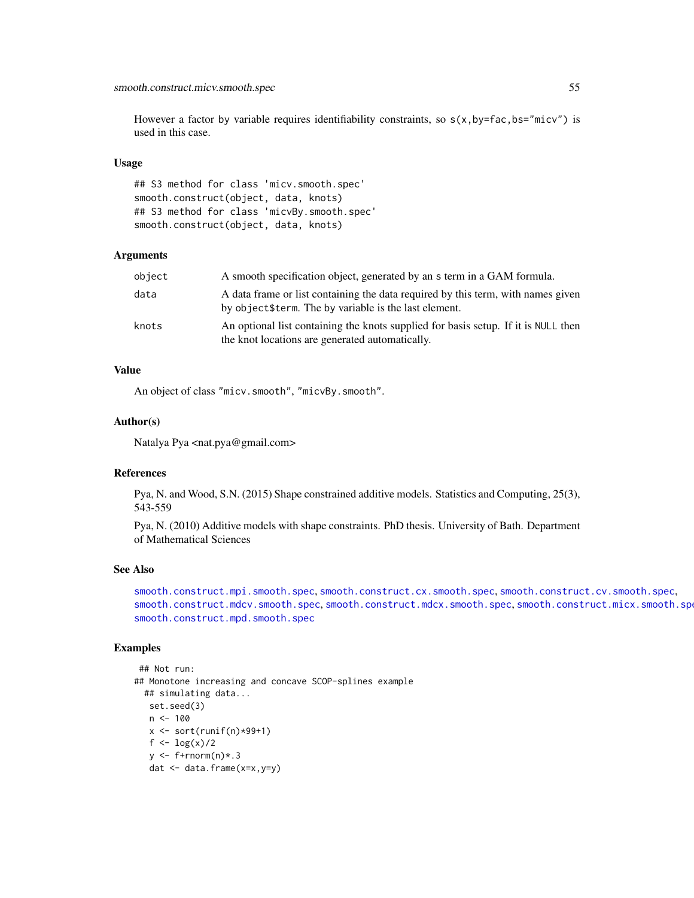However a factor by variable requires identifiability constraints, so `s(x,by=fac,bs="micv")` is used in this case.

### Usage

```
## S3 method for class 'micv.smooth.spec'
smooth.construct(object, data, knots)
## S3 method for class 'micvBy.smooth.spec'
smooth.construct(object, data, knots)
```

### Arguments

| | |
|---|---|
| `object` | A smooth specification object, generated by an `s` term in a GAM formula. |
| `data` | A data frame or list containing the data required by this term, with names given by `object$term`. The `by` variable is the last element. |
| `knots` | An optional list containing the knots supplied for basis setup. If it is `NULL` then the knot locations are generated automatically. |

### Value

An object of class `"micv.smooth"`, `"micvBy.smooth"`.

### Author(s)

Natalya Pya <nat.pya@gmail.com>

### References

Pya, N. and Wood, S.N. (2015) Shape constrained additive models. Statistics and Computing, 25(3), 543-559

Pya, N. (2010) Additive models with shape constraints. PhD thesis. University of Bath. Department of Mathematical Sciences

### See Also

`smooth.construct.mpi.smooth.spec`, `smooth.construct.cx.smooth.spec`, `smooth.construct.cv.smooth.spec`, `smooth.construct.mdcv.smooth.spec`, `smooth.construct.mdcx.smooth.spec`, `smooth.construct.micx.smooth.spec`, `smooth.construct.mpd.smooth.spec`

### Examples

```
 ## Not run:
## Monotone increasing and concave SCOP-splines example
  ## simulating data...
   set.seed(3)
   n <- 100
   x <- sort(runif(n)*99+1)
   f <- log(x)/2
   y <- f+rnorm(n)*.3
   dat <- data.frame(x=x,y=y)
```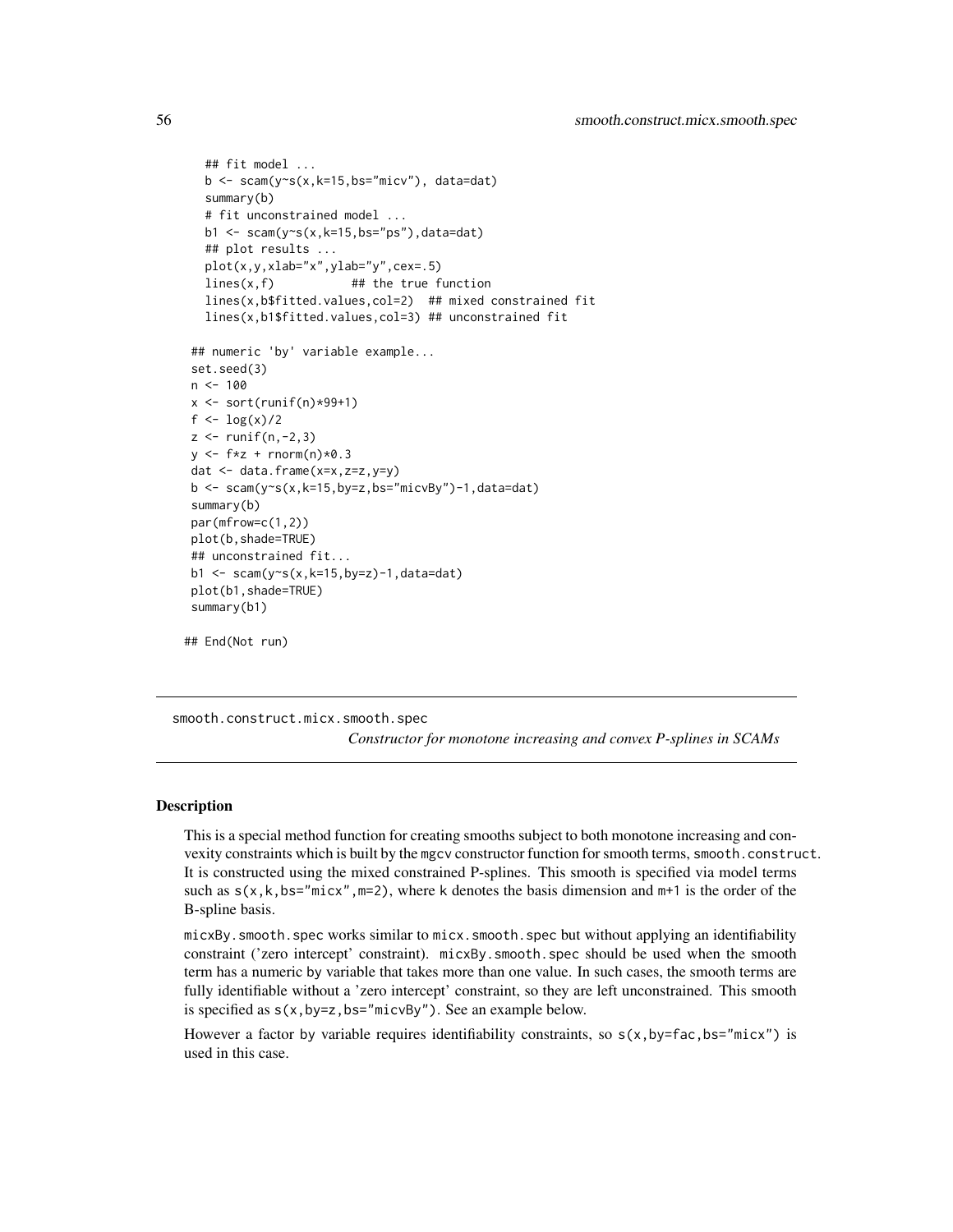```
    ## fit model ...
    b <- scam(y~s(x,k=15,bs="micv"), data=dat)
    summary(b)
    # fit unconstrained model ...
    b1 <- scam(y~s(x,k=15,bs="ps"),data=dat)
    ## plot results ...
    plot(x,y,xlab="x",ylab="y",cex=.5)
    lines(x,f)           ## the true function
    lines(x,b$fitted.values,col=2)  ## mixed constrained fit
    lines(x,b1$fitted.values,col=3) ## unconstrained fit

 ## numeric 'by' variable example...
 set.seed(3)
 n <- 100
 x <- sort(runif(n)*99+1)
 f <- log(x)/2
 z <- runif(n,-2,3)
 y <- f*z + rnorm(n)*0.3
 dat <- data.frame(x=x,z=z,y=y)
 b <- scam(y~s(x,k=15,by=z,bs="micvBy")-1,data=dat)
 summary(b)
 par(mfrow=c(1,2))
 plot(b,shade=TRUE)
 ## unconstrained fit...
 b1 <- scam(y~s(x,k=15,by=z)-1,data=dat)
 plot(b1,shade=TRUE)
 summary(b1)

## End(Not run)
```

---

smooth.construct.micx.smooth.spec

*Constructor for monotone increasing and convex P-splines in SCAMs*

---

### Description

This is a special method function for creating smooths subject to both monotone increasing and convexity constraints which is built by the mgcv constructor function for smooth terms, `smooth.construct`. It is constructed using the mixed constrained P-splines. This smooth is specified via model terms such as `s(x,k,bs="micx",m=2)`, where `k` denotes the basis dimension and `m+1` is the order of the B-spline basis.

`micxBy.smooth.spec` works similar to `micx.smooth.spec` but without applying an identifiability constraint ('zero intercept' constraint). `micxBy.smooth.spec` should be used when the smooth term has a numeric by variable that takes more than one value. In such cases, the smooth terms are fully identifiable without a 'zero intercept' constraint, so they are left unconstrained. This smooth is specified as `s(x,by=z,bs="micvBy")`. See an example below.

However a factor by variable requires identifiability constraints, so `s(x,by=fac,bs="micx")` is used in this case.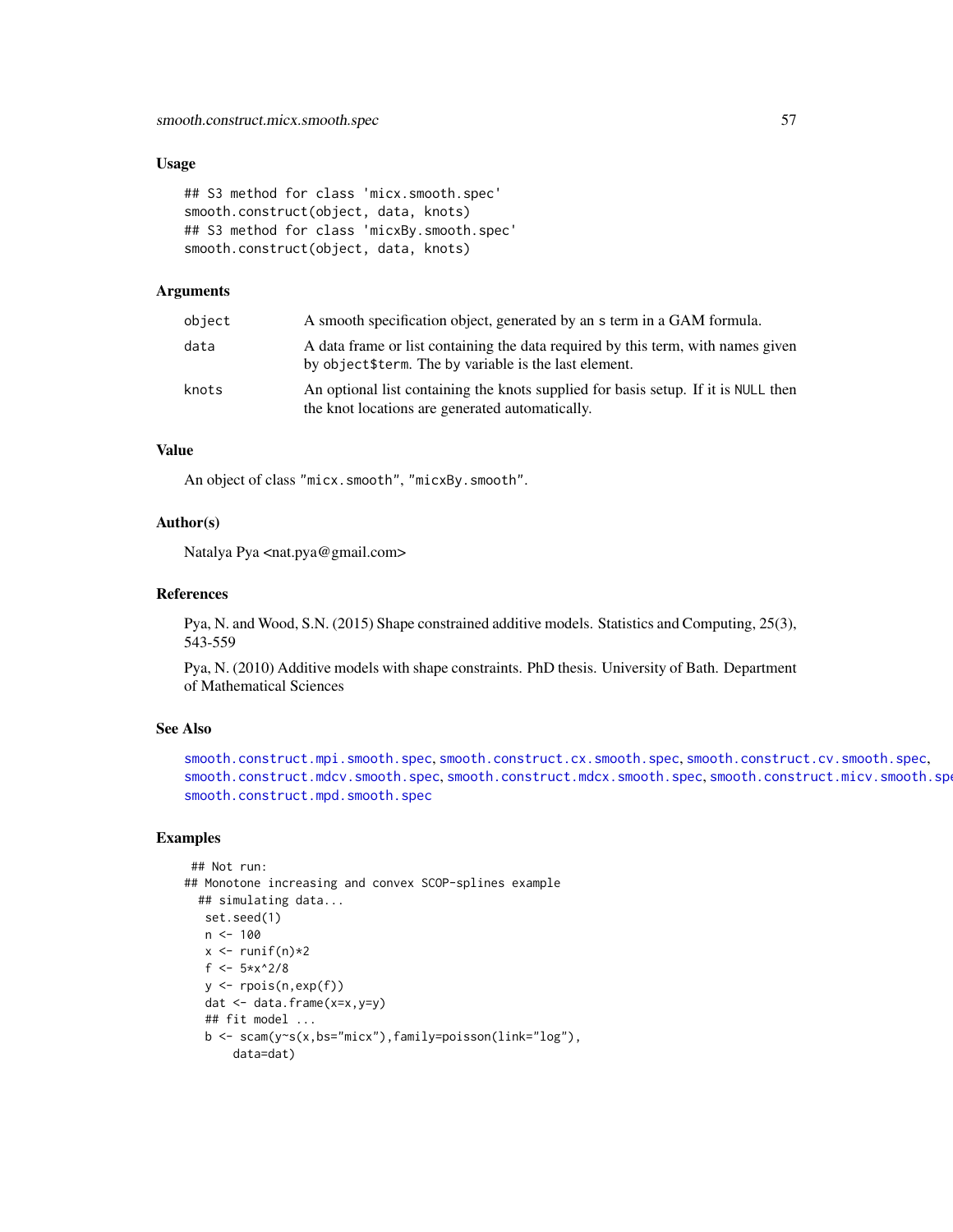### Usage

```
## S3 method for class 'micx.smooth.spec'
smooth.construct(object, data, knots)
## S3 method for class 'micxBy.smooth.spec'
smooth.construct(object, data, knots)
```

### Arguments

| | |
|---|---|
| object | A smooth specification object, generated by an s term in a GAM formula. |
| data | A data frame or list containing the data required by this term, with names given by object$term. The by variable is the last element. |
| knots | An optional list containing the knots supplied for basis setup. If it is NULL then the knot locations are generated automatically. |

### Value

An object of class "micx.smooth", "micxBy.smooth".

### Author(s)

Natalya Pya <nat.pya@gmail.com>

### References

Pya, N. and Wood, S.N. (2015) Shape constrained additive models. Statistics and Computing, 25(3), 543-559

Pya, N. (2010) Additive models with shape constraints. PhD thesis. University of Bath. Department of Mathematical Sciences

### See Also

smooth.construct.mpi.smooth.spec, smooth.construct.cx.smooth.spec, smooth.construct.cv.smooth.spec, smooth.construct.mdcv.smooth.spec, smooth.construct.mdcx.smooth.spec, smooth.construct.micv.smooth.spec, smooth.construct.mpd.smooth.spec

### Examples

```
 ## Not run:
## Monotone increasing and convex SCOP-splines example
  ## simulating data...
   set.seed(1)
   n <- 100
   x <- runif(n)*2
   f <- 5*x^2/8
   y <- rpois(n,exp(f))
   dat <- data.frame(x=x,y=y)
   ## fit model ...
   b <- scam(y~s(x,bs="micx"),family=poisson(link="log"),
       data=dat)
```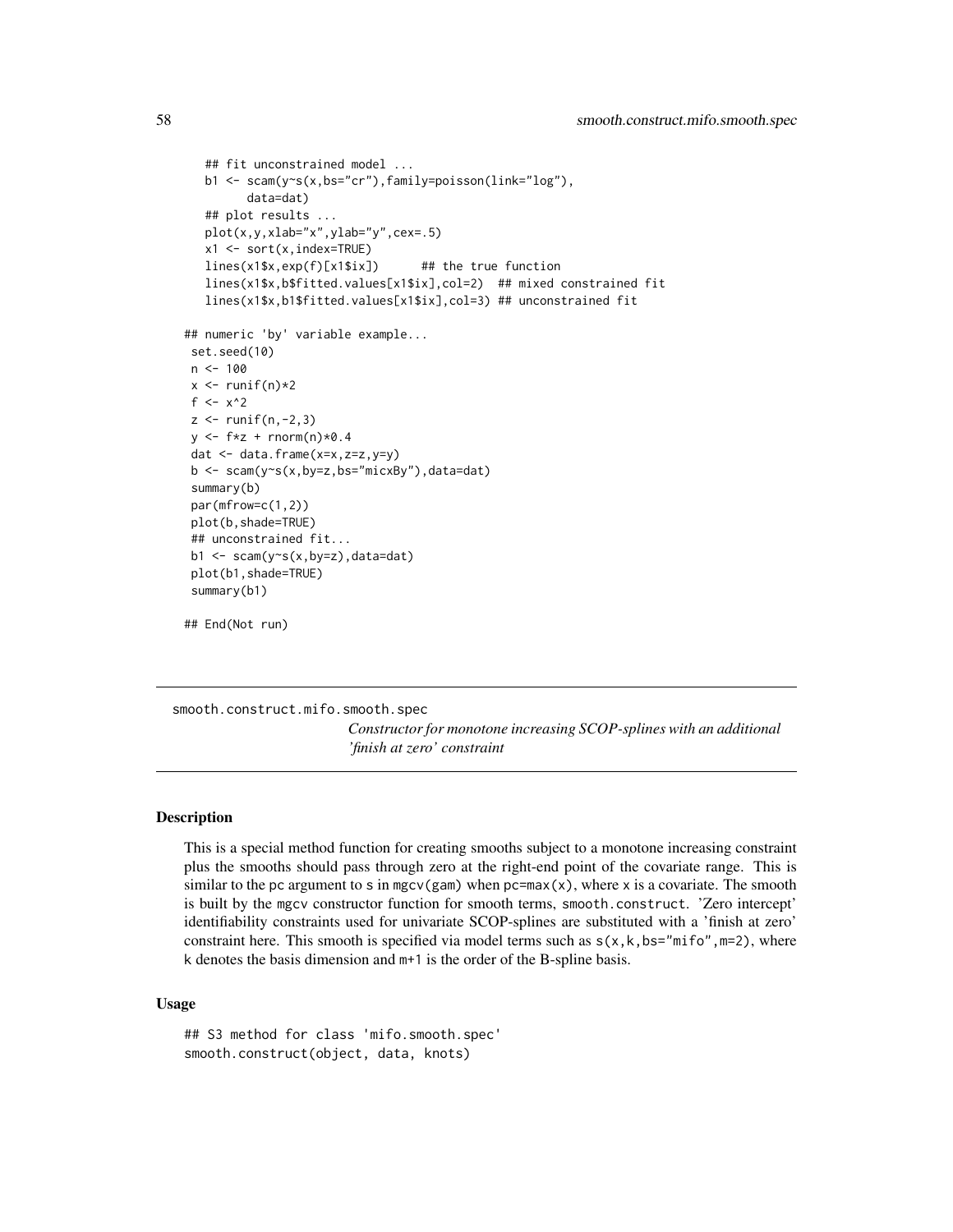```
   ## fit unconstrained model ...
   b1 <- scam(y~s(x,bs="cr"),family=poisson(link="log"),
         data=dat)
   ## plot results ...
   plot(x,y,xlab="x",ylab="y",cex=.5)
   x1 <- sort(x,index=TRUE)
   lines(x1$x,exp(f)[x1$ix])      ## the true function
   lines(x1$x,b$fitted.values[x1$ix],col=2)  ## mixed constrained fit
   lines(x1$x,b1$fitted.values[x1$ix],col=3) ## unconstrained fit

## numeric 'by' variable example...
 set.seed(10)
 n <- 100
 x <- runif(n)*2
 f <- x^2
 z <- runif(n,-2,3)
 y <- f*z + rnorm(n)*0.4
 dat <- data.frame(x=x,z=z,y=y)
 b <- scam(y~s(x,by=z,bs="micxBy"),data=dat)
 summary(b)
 par(mfrow=c(1,2))
 plot(b,shade=TRUE)
 ## unconstrained fit...
 b1 <- scam(y~s(x,by=z),data=dat)
 plot(b1,shade=TRUE)
 summary(b1)

## End(Not run)
```

---

## smooth.construct.mifo.smooth.spec

*Constructor for monotone increasing SCOP-splines with an additional 'finish at zero' constraint*

---

### Description

This is a special method function for creating smooths subject to a monotone increasing constraint plus the smooths should pass through zero at the right-end point of the covariate range. This is similar to the `pc` argument to `s` in `mgcv(gam)` when `pc=max(x)`, where `x` is a covariate. The smooth is built by the `mgcv` constructor function for smooth terms, `smooth.construct`. 'Zero intercept' identifiability constraints used for univariate SCOP-splines are substituted with a 'finish at zero' constraint here. This smooth is specified via model terms such as `s(x,k,bs="mifo",m=2)`, where `k` denotes the basis dimension and `m+1` is the order of the B-spline basis.

### Usage

```
## S3 method for class 'mifo.smooth.spec'
smooth.construct(object, data, knots)
```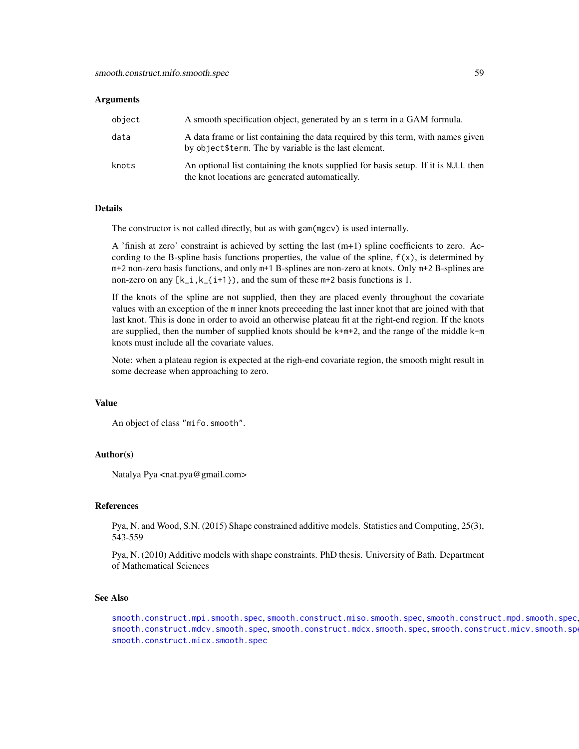### Arguments

| | |
|---|---|
| `object` | A smooth specification object, generated by an `s` term in a GAM formula. |
| `data` | A data frame or list containing the data required by this term, with names given by `object$term`. The `by` variable is the last element. |
| `knots` | An optional list containing the knots supplied for basis setup. If it is `NULL` then the knot locations are generated automatically. |

### Details

The constructor is not called directly, but as with `gam(mgcv)` is used internally.

A 'finish at zero' constraint is achieved by setting the last (m+1) spline coefficients to zero. According to the B-spline basis functions properties, the value of the spline, `f(x)`, is determined by `m+2` non-zero basis functions, and only `m+1` B-splines are non-zero at knots. Only `m+2` B-splines are non-zero on any `[k_i,k_{i+1})`, and the sum of these `m+2` basis functions is 1.

If the knots of the spline are not supplied, then they are placed evenly throughout the covariate values with an exception of the `m` inner knots preceeding the last inner knot that are joined with that last knot. This is done in order to avoid an otherwise plateau fit at the right-end region. If the knots are supplied, then the number of supplied knots should be `k+m+2`, and the range of the middle `k-m` knots must include all the covariate values.

Note: when a plateau region is expected at the righ-end covariate region, the smooth might result in some decrease when approaching to zero.

### Value

An object of class `"mifo.smooth"`.

### Author(s)

Natalya Pya <nat.pya@gmail.com>

### References

Pya, N. and Wood, S.N. (2015) Shape constrained additive models. Statistics and Computing, 25(3), 543-559

Pya, N. (2010) Additive models with shape constraints. PhD thesis. University of Bath. Department of Mathematical Sciences

### See Also

`smooth.construct.mpi.smooth.spec`, `smooth.construct.miso.smooth.spec`, `smooth.construct.mpd.smooth.spec`, `smooth.construct.mdcv.smooth.spec`, `smooth.construct.mdcx.smooth.spec`, `smooth.construct.micv.smooth.spec`, `smooth.construct.micx.smooth.spec`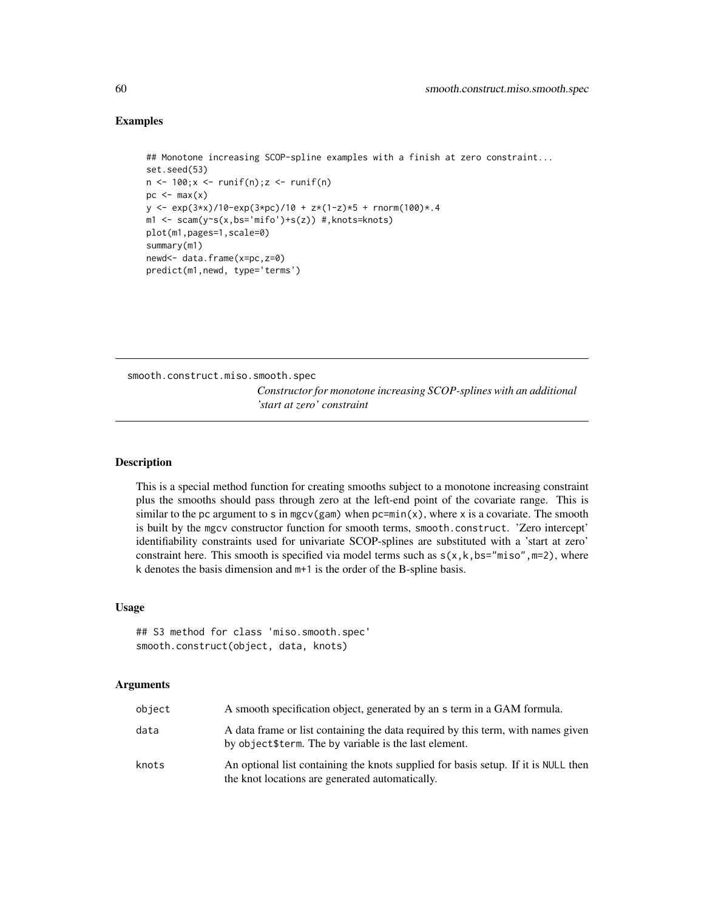## Examples

```
## Monotone increasing SCOP-spline examples with a finish at zero constraint...
set.seed(53)
n <- 100;x <- runif(n);z <- runif(n)
pc <- max(x)
y <- exp(3*x)/10-exp(3*pc)/10 + z*(1-z)*5 + rnorm(100)*.4
m1 <- scam(y~s(x,bs='mifo')+s(z)) #,knots=knots)
plot(m1,pages=1,scale=0)
summary(m1)
newd<- data.frame(x=pc,z=0)
predict(m1,newd, type='terms')
```

---

# smooth.construct.miso.smooth.spec

*Constructor for monotone increasing SCOP-splines with an additional 'start at zero' constraint*

---

## Description

This is a special method function for creating smooths subject to a monotone increasing constraint plus the smooths should pass through zero at the left-end point of the covariate range. This is similar to the `pc` argument to `s` in `mgcv(gam)` when `pc=min(x)`, where `x` is a covariate. The smooth is built by the `mgcv` constructor function for smooth terms, `smooth.construct`. 'Zero intercept' identifiability constraints used for univariate SCOP-splines are substituted with a 'start at zero' constraint here. This smooth is specified via model terms such as `s(x,k,bs="miso",m=2)`, where `k` denotes the basis dimension and `m+1` is the order of the B-spline basis.

## Usage

```
## S3 method for class 'miso.smooth.spec'
smooth.construct(object, data, knots)
```

## Arguments

| | |
|---|---|
| `object` | A smooth specification object, generated by an `s` term in a GAM formula. |
| `data` | A data frame or list containing the data required by this term, with names given by `object$term`. The `by` variable is the last element. |
| `knots` | An optional list containing the knots supplied for basis setup. If it is `NULL` then the knot locations are generated automatically. |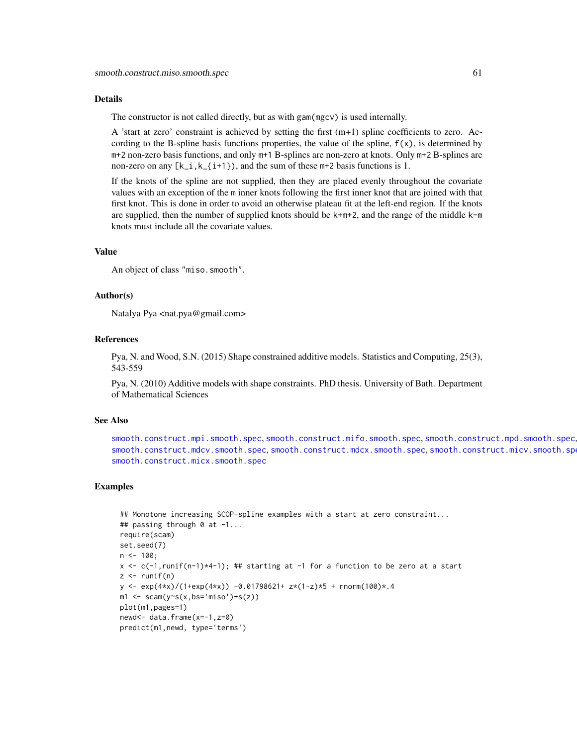## Details

The constructor is not called directly, but as with `gam(mgcv)` is used internally.

A 'start at zero' constraint is achieved by setting the first (m+1) spline coefficients to zero. According to the B-spline basis functions properties, the value of the spline, `f(x)`, is determined by `m+2` non-zero basis functions, and only `m+1` B-splines are non-zero at knots. Only `m+2` B-splines are non-zero on any `[k_i,k_{i+1})`, and the sum of these `m+2` basis functions is 1.

If the knots of the spline are not supplied, then they are placed evenly throughout the covariate values with an exception of the `m` inner knots following the first inner knot that are joined with that first knot. This is done in order to avoid an otherwise plateau fit at the left-end region. If the knots are supplied, then the number of supplied knots should be `k+m+2`, and the range of the middle `k-m` knots must include all the covariate values.

## Value

An object of class `"miso.smooth"`.

## Author(s)

Natalya Pya <nat.pya@gmail.com>

## References

Pya, N. and Wood, S.N. (2015) Shape constrained additive models. Statistics and Computing, 25(3), 543-559

Pya, N. (2010) Additive models with shape constraints. PhD thesis. University of Bath. Department of Mathematical Sciences

## See Also

`smooth.construct.mpi.smooth.spec`, `smooth.construct.mifo.smooth.spec`, `smooth.construct.mpd.smooth.spec`, `smooth.construct.mdcv.smooth.spec`, `smooth.construct.mdcx.smooth.spec`, `smooth.construct.micv.smooth.spec`, `smooth.construct.micx.smooth.spec`

## Examples

```
## Monotone increasing SCOP-spline examples with a start at zero constraint...
## passing through 0 at -1...
require(scam)
set.seed(7)
n <- 100;
x <- c(-1,runif(n-1)*4-1); ## starting at -1 for a function to be zero at a start
z <- runif(n)
y <- exp(4*x)/(1+exp(4*x)) -0.01798621+ z*(1-z)*5 + rnorm(100)*.4
m1 <- scam(y~s(x,bs='miso')+s(z))
plot(m1,pages=1)
newd<- data.frame(x=-1,z=0)
predict(m1,newd, type='terms')
```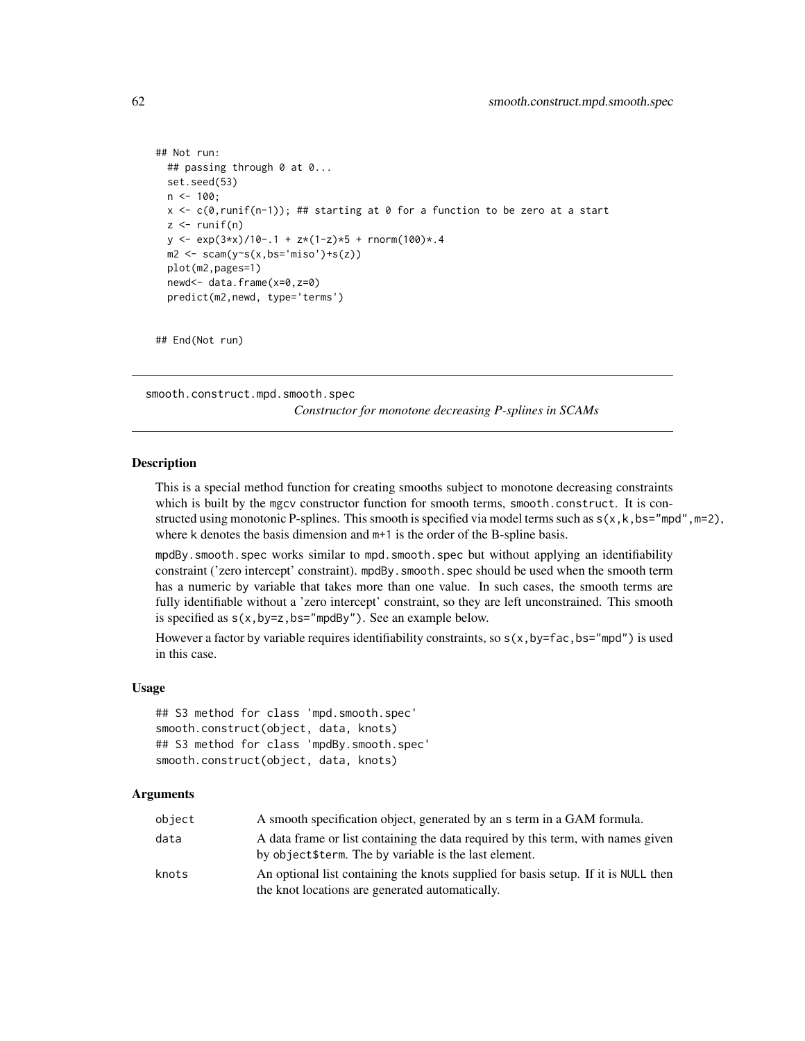```
## Not run:
  ## passing through 0 at 0...
  set.seed(53)
  n <- 100;
  x <- c(0,runif(n-1)); ## starting at 0 for a function to be zero at a start
  z <- runif(n)
  y <- exp(3*x)/10-.1 + z*(1-z)*5 + rnorm(100)*.4
  m2 <- scam(y~s(x,bs='miso')+s(z))
  plot(m2,pages=1)
  newd<- data.frame(x=0,z=0)
  predict(m2,newd, type='terms')


## End(Not run)
```

---

## smooth.construct.mpd.smooth.spec

*Constructor for monotone decreasing P-splines in SCAMs*

---

### Description

This is a special method function for creating smooths subject to monotone decreasing constraints which is built by the mgcv constructor function for smooth terms, `smooth.construct`. It is constructed using monotonic P-splines. This smooth is specified via model terms such as `s(x,k,bs="mpd",m=2)`, where k denotes the basis dimension and m+1 is the order of the B-spline basis.

`mpdBy.smooth.spec` works similar to `mpd.smooth.spec` but without applying an identifiability constraint ('zero intercept' constraint). `mpdBy.smooth.spec` should be used when the smooth term has a numeric by variable that takes more than one value. In such cases, the smooth terms are fully identifiable without a 'zero intercept' constraint, so they are left unconstrained. This smooth is specified as `s(x,by=z,bs="mpdBy")`. See an example below.

However a factor by variable requires identifiability constraints, so `s(x,by=fac,bs="mpd")` is used in this case.

### Usage

```
## S3 method for class 'mpd.smooth.spec'
smooth.construct(object, data, knots)
## S3 method for class 'mpdBy.smooth.spec'
smooth.construct(object, data, knots)
```

### Arguments

| | |
|---|---|
| object | A smooth specification object, generated by an s term in a GAM formula. |
| data | A data frame or list containing the data required by this term, with names given by object$term. The by variable is the last element. |
| knots | An optional list containing the knots supplied for basis setup. If it is NULL then the knot locations are generated automatically. |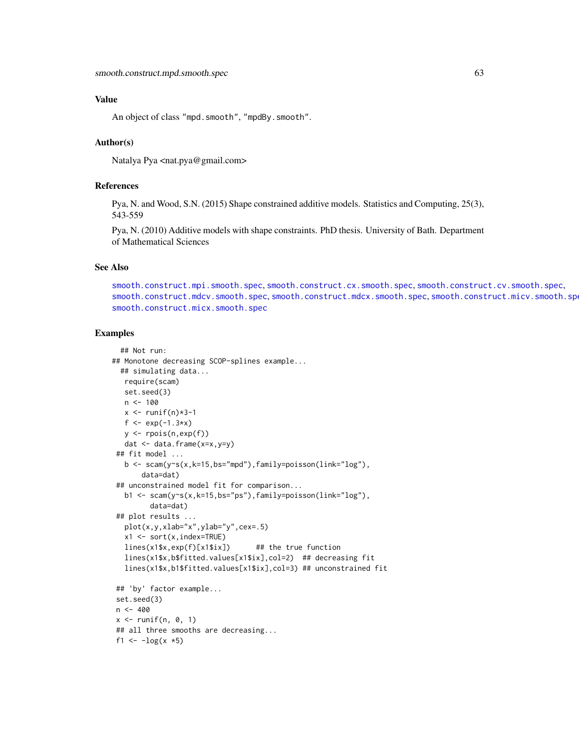### Value

An object of class "mpd.smooth", "mpdBy.smooth".

### Author(s)

Natalya Pya <nat.pya@gmail.com>

### References

Pya, N. and Wood, S.N. (2015) Shape constrained additive models. Statistics and Computing, 25(3), 543-559

Pya, N. (2010) Additive models with shape constraints. PhD thesis. University of Bath. Department of Mathematical Sciences

### See Also

smooth.construct.mpi.smooth.spec, smooth.construct.cx.smooth.spec, smooth.construct.cv.smooth.spec, smooth.construct.mdcv.smooth.spec, smooth.construct.mdcx.smooth.spec, smooth.construct.micv.smooth.spec, smooth.construct.micx.smooth.spec

### Examples

```
  ## Not run:
## Monotone decreasing SCOP-splines example...
  ## simulating data...
   require(scam)
   set.seed(3)
   n <- 100
   x <- runif(n)*3-1
   f <- exp(-1.3*x)
   y <- rpois(n,exp(f))
   dat <- data.frame(x=x,y=y)
 ## fit model ...
   b <- scam(y~s(x,k=15,bs="mpd"),family=poisson(link="log"),
       data=dat)
 ## unconstrained model fit for comparison...
   b1 <- scam(y~s(x,k=15,bs="ps"),family=poisson(link="log"),
         data=dat)
 ## plot results ...
   plot(x,y,xlab="x",ylab="y",cex=.5)
   x1 <- sort(x,index=TRUE)
   lines(x1$x,exp(f)[x1$ix])      ## the true function
   lines(x1$x,b$fitted.values[x1$ix],col=2)  ## decreasing fit
   lines(x1$x,b1$fitted.values[x1$ix],col=3) ## unconstrained fit

 ## 'by' factor example...
 set.seed(3)
 n <- 400
 x <- runif(n, 0, 1)
 ## all three smooths are decreasing...
 f1 <- -log(x *5)
```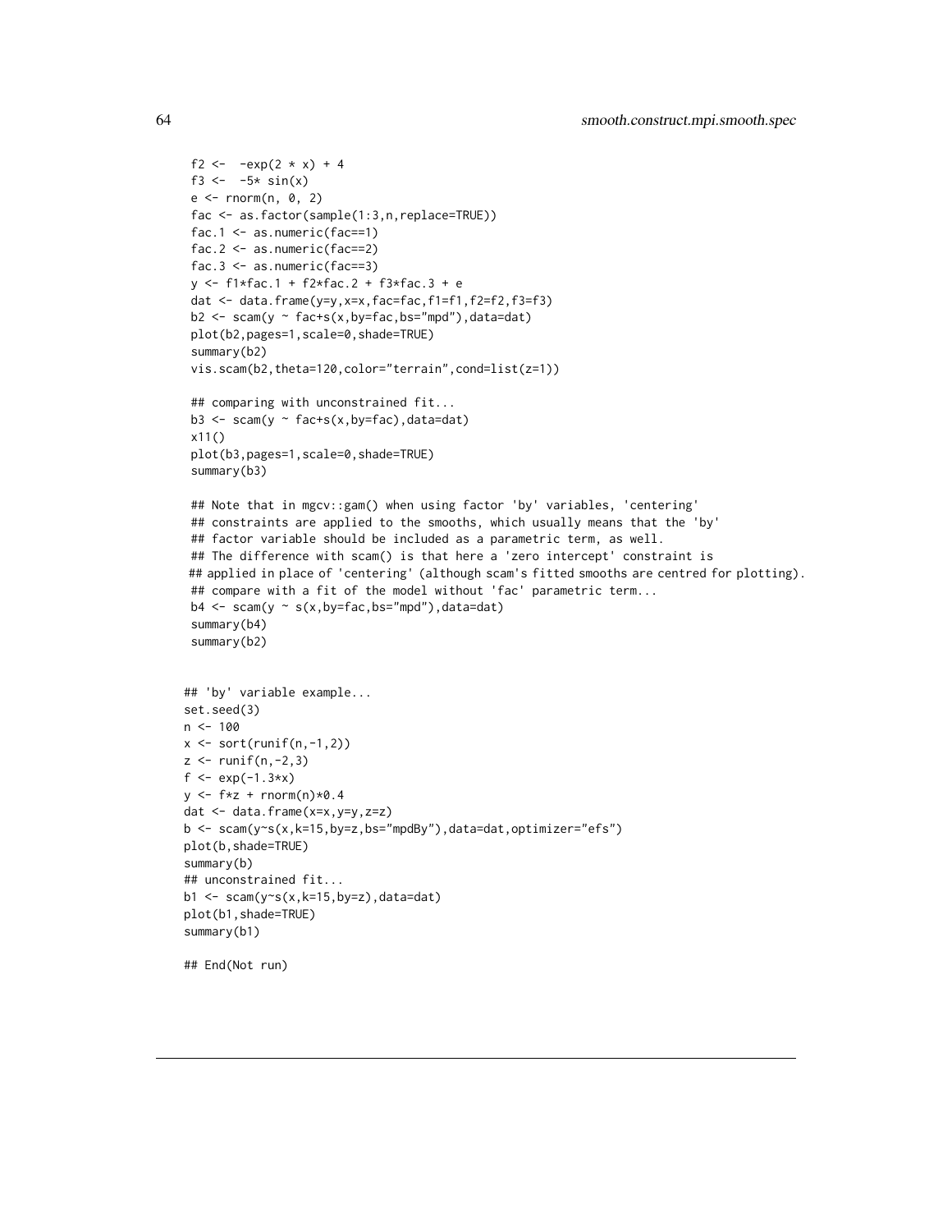```
 f2 <-  -exp(2 * x) + 4
 f3 <-  -5* sin(x)
 e <- rnorm(n, 0, 2)
 fac <- as.factor(sample(1:3,n,replace=TRUE))
 fac.1 <- as.numeric(fac==1)
 fac.2 <- as.numeric(fac==2)
 fac.3 <- as.numeric(fac==3)
 y <- f1*fac.1 + f2*fac.2 + f3*fac.3 + e
 dat <- data.frame(y=y,x=x,fac=fac,f1=f1,f2=f2,f3=f3)
 b2 <- scam(y ~ fac+s(x,by=fac,bs="mpd"),data=dat)
 plot(b2,pages=1,scale=0,shade=TRUE)
 summary(b2)
 vis.scam(b2,theta=120,color="terrain",cond=list(z=1))

 ## comparing with unconstrained fit...
 b3 <- scam(y ~ fac+s(x,by=fac),data=dat)
 x11()
 plot(b3,pages=1,scale=0,shade=TRUE)
 summary(b3)

 ## Note that in mgcv::gam() when using factor 'by' variables, 'centering'
 ## constraints are applied to the smooths, which usually means that the 'by'
 ## factor variable should be included as a parametric term, as well.
 ## The difference with scam() is that here a 'zero intercept' constraint is
 ## applied in place of 'centering' (although scam's fitted smooths are centred for plotting).
 ## compare with a fit of the model without 'fac' parametric term...
 b4 <- scam(y ~ s(x,by=fac,bs="mpd"),data=dat)
 summary(b4)
 summary(b2)


## 'by' variable example...
set.seed(3)
n <- 100
x <- sort(runif(n,-1,2))
z <- runif(n,-2,3)
f <- exp(-1.3*x)
y <- f*z + rnorm(n)*0.4
dat <- data.frame(x=x,y=y,z=z)
b <- scam(y~s(x,k=15,by=z,bs="mpdBy"),data=dat,optimizer="efs")
plot(b,shade=TRUE)
summary(b)
## unconstrained fit...
b1 <- scam(y~s(x,k=15,by=z),data=dat)
plot(b1,shade=TRUE)
summary(b1)

## End(Not run)
```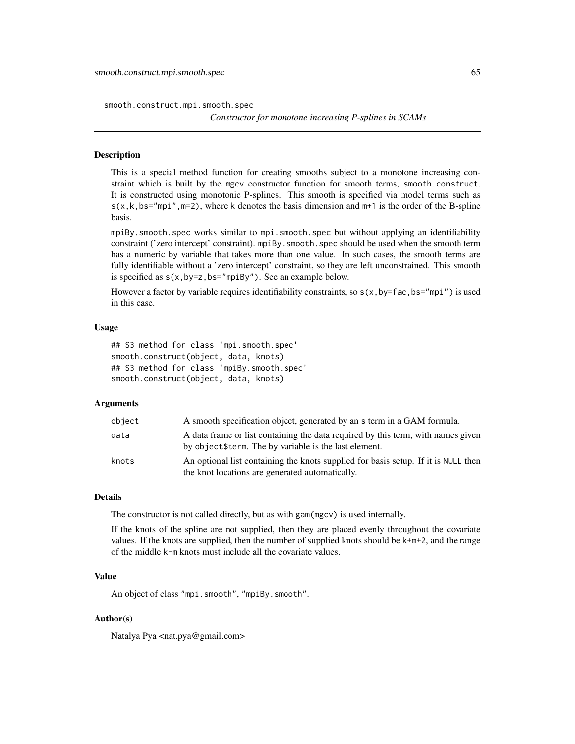## smooth.construct.mpi.smooth.spec

*Constructor for monotone increasing P-splines in SCAMs*

### Description

This is a special method function for creating smooths subject to a monotone increasing constraint which is built by the `mgcv` constructor function for smooth terms, `smooth.construct`. It is constructed using monotonic P-splines. This smooth is specified via model terms such as `s(x,k,bs="mpi",m=2)`, where `k` denotes the basis dimension and `m+1` is the order of the B-spline basis.

`mpiBy.smooth.spec` works similar to `mpi.smooth.spec` but without applying an identifiability constraint ('zero intercept' constraint). `mpiBy.smooth.spec` should be used when the smooth term has a numeric `by` variable that takes more than one value. In such cases, the smooth terms are fully identifiable without a 'zero intercept' constraint, so they are left unconstrained. This smooth is specified as `s(x,by=z,bs="mpiBy")`. See an example below.

However a factor `by` variable requires identifiability constraints, so `s(x,by=fac,bs="mpi")` is used in this case.

### Usage

```
## S3 method for class 'mpi.smooth.spec'
smooth.construct(object, data, knots)
## S3 method for class 'mpiBy.smooth.spec'
smooth.construct(object, data, knots)
```

### Arguments

| | |
|---|---|
| `object` | A smooth specification object, generated by an `s` term in a GAM formula. |
| `data` | A data frame or list containing the data required by this term, with names given by `object$term`. The `by` variable is the last element. |
| `knots` | An optional list containing the knots supplied for basis setup. If it is `NULL` then the knot locations are generated automatically. |

### Details

The constructor is not called directly, but as with `gam(mgcv)` is used internally.

If the knots of the spline are not supplied, then they are placed evenly throughout the covariate values. If the knots are supplied, then the number of supplied knots should be `k+m+2`, and the range of the middle `k-m` knots must include all the covariate values.

### Value

An object of class `"mpi.smooth"`, `"mpiBy.smooth"`.

### Author(s)

Natalya Pya <nat.pya@gmail.com>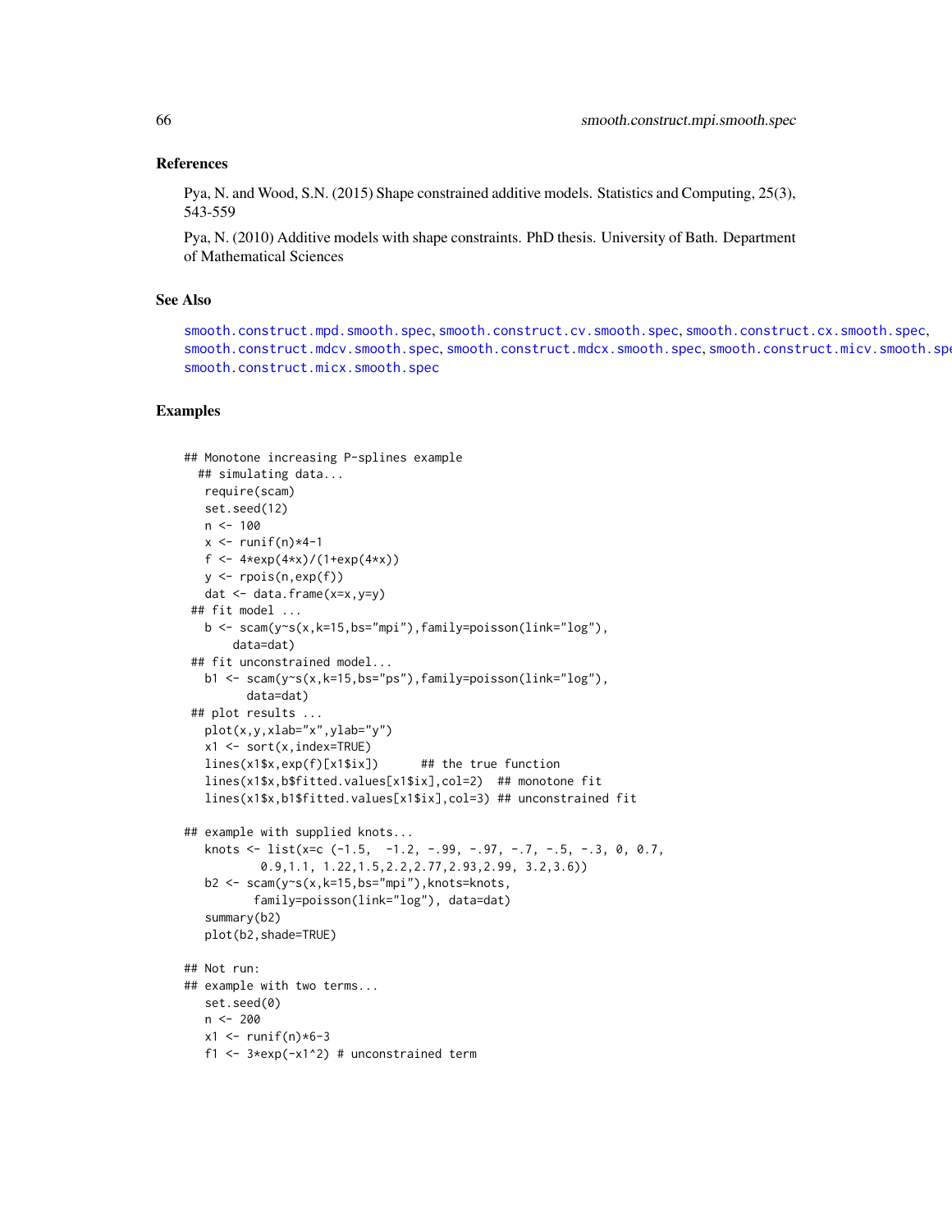### References

Pya, N. and Wood, S.N. (2015) Shape constrained additive models. Statistics and Computing, 25(3), 543-559

Pya, N. (2010) Additive models with shape constraints. PhD thesis. University of Bath. Department of Mathematical Sciences

### See Also

smooth.construct.mpd.smooth.spec, smooth.construct.cv.smooth.spec, smooth.construct.cx.smooth.spec, smooth.construct.mdcv.smooth.spec, smooth.construct.mdcx.smooth.spec, smooth.construct.micv.smooth.spec, smooth.construct.micx.smooth.spec

### Examples

```
## Monotone increasing P-splines example
  ## simulating data...
   require(scam)
   set.seed(12)
   n <- 100
   x <- runif(n)*4-1
   f <- 4*exp(4*x)/(1+exp(4*x))
   y <- rpois(n,exp(f))
   dat <- data.frame(x=x,y=y)
 ## fit model ...
   b <- scam(y~s(x,k=15,bs="mpi"),family=poisson(link="log"),
       data=dat)
 ## fit unconstrained model...
   b1 <- scam(y~s(x,k=15,bs="ps"),family=poisson(link="log"),
         data=dat)
 ## plot results ...
   plot(x,y,xlab="x",ylab="y")
   x1 <- sort(x,index=TRUE)
   lines(x1$x,exp(f)[x1$ix])      ## the true function
   lines(x1$x,b$fitted.values[x1$ix],col=2)  ## monotone fit
   lines(x1$x,b1$fitted.values[x1$ix],col=3) ## unconstrained fit

## example with supplied knots...
   knots <- list(x=c (-1.5,  -1.2, -.99, -.97, -.7, -.5, -.3, 0, 0.7,
           0.9,1.1, 1.22,1.5,2.2,2.77,2.93,2.99, 3.2,3.6))
   b2 <- scam(y~s(x,k=15,bs="mpi"),knots=knots,
          family=poisson(link="log"), data=dat)
   summary(b2)
   plot(b2,shade=TRUE)

## Not run:
## example with two terms...
   set.seed(0)
   n <- 200
   x1 <- runif(n)*6-3
   f1 <- 3*exp(-x1^2) # unconstrained term
```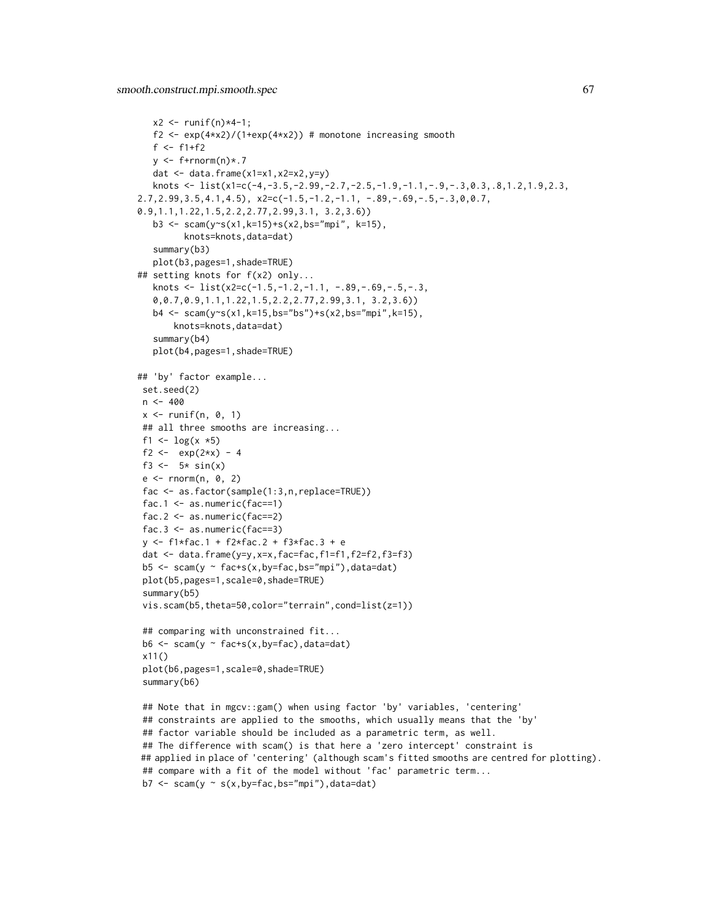```
   x2 <- runif(n)*4-1;
   f2 <- exp(4*x2)/(1+exp(4*x2)) # monotone increasing smooth
   f <- f1+f2
   y <- f+rnorm(n)*.7
   dat <- data.frame(x1=x1,x2=x2,y=y)
   knots <- list(x1=c(-4,-3.5,-2.99,-2.7,-2.5,-1.9,-1.1,-.9,-.3,0.3,.8,1.2,1.9,2.3,
2.7,2.99,3.5,4.1,4.5), x2=c(-1.5,-1.2,-1.1, -.89,-.69,-.5,-.3,0,0.7,
0.9,1.1,1.22,1.5,2.2,2.77,2.99,3.1, 3.2,3.6))
   b3 <- scam(y~s(x1,k=15)+s(x2,bs="mpi", k=15),
         knots=knots,data=dat)
   summary(b3)
   plot(b3,pages=1,shade=TRUE)
## setting knots for f(x2) only...
   knots <- list(x2=c(-1.5,-1.2,-1.1, -.89,-.69,-.5,-.3,
   0,0.7,0.9,1.1,1.22,1.5,2.2,2.77,2.99,3.1, 3.2,3.6))
   b4 <- scam(y~s(x1,k=15,bs="bs")+s(x2,bs="mpi",k=15),
       knots=knots,data=dat)
   summary(b4)
   plot(b4,pages=1,shade=TRUE)

## 'by' factor example...
 set.seed(2)
 n <- 400
 x <- runif(n, 0, 1)
 ## all three smooths are increasing...
 f1 <- log(x *5)
 f2 <-  exp(2*x) - 4
 f3 <-  5* sin(x)
 e <- rnorm(n, 0, 2)
 fac <- as.factor(sample(1:3,n,replace=TRUE))
 fac.1 <- as.numeric(fac==1)
 fac.2 <- as.numeric(fac==2)
 fac.3 <- as.numeric(fac==3)
 y <- f1*fac.1 + f2*fac.2 + f3*fac.3 + e
 dat <- data.frame(y=y,x=x,fac=fac,f1=f1,f2=f2,f3=f3)
 b5 <- scam(y ~ fac+s(x,by=fac,bs="mpi"),data=dat)
 plot(b5,pages=1,scale=0,shade=TRUE)
 summary(b5)
 vis.scam(b5,theta=50,color="terrain",cond=list(z=1))

 ## comparing with unconstrained fit...
 b6 <- scam(y ~ fac+s(x,by=fac),data=dat)
 x11()
 plot(b6,pages=1,scale=0,shade=TRUE)
 summary(b6)

 ## Note that in mgcv::gam() when using factor 'by' variables, 'centering'
 ## constraints are applied to the smooths, which usually means that the 'by'
 ## factor variable should be included as a parametric term, as well.
 ## The difference with scam() is that here a 'zero intercept' constraint is
## applied in place of 'centering' (although scam's fitted smooths are centred for plotting).
 ## compare with a fit of the model without 'fac' parametric term...
 b7 <- scam(y ~ s(x,by=fac,bs="mpi"),data=dat)
```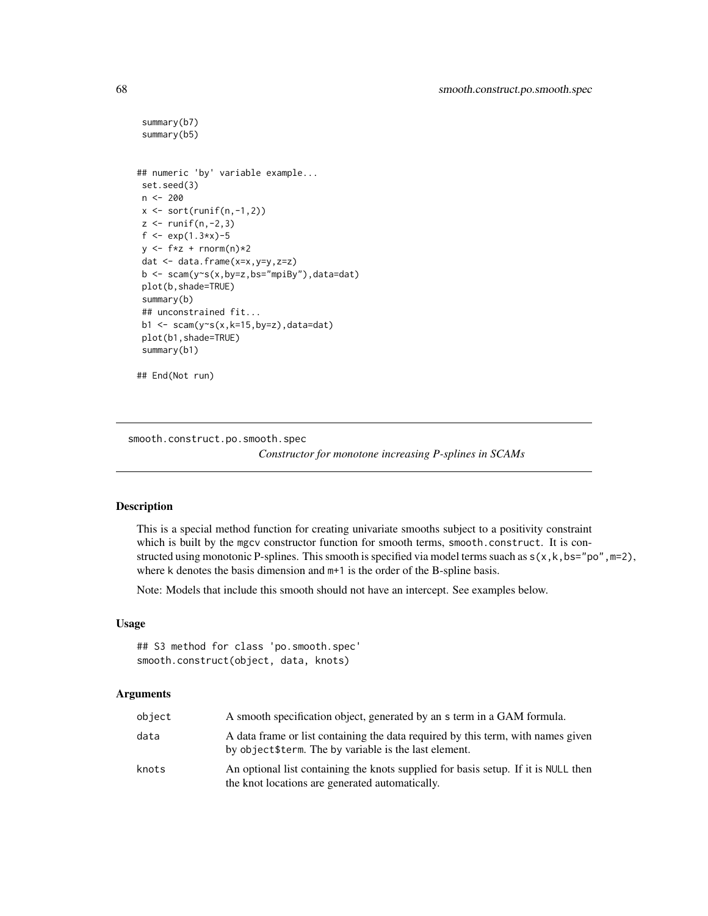```
 summary(b7)
 summary(b5)


## numeric 'by' variable example...
 set.seed(3)
 n <- 200
 x <- sort(runif(n,-1,2))
 z <- runif(n,-2,3)
 f <- exp(1.3*x)-5
 y <- f*z + rnorm(n)*2
 dat <- data.frame(x=x,y=y,z=z)
 b <- scam(y~s(x,by=z,bs="mpiBy"),data=dat)
 plot(b,shade=TRUE)
 summary(b)
 ## unconstrained fit...
 b1 <- scam(y~s(x,k=15,by=z),data=dat)
 plot(b1,shade=TRUE)
 summary(b1)

## End(Not run)
```

---

smooth.construct.po.smooth.spec — *Constructor for monotone increasing P-splines in SCAMs*

---

## Description

This is a special method function for creating univariate smooths subject to a positivity constraint which is built by the mgcv constructor function for smooth terms, smooth.construct. It is constructed using monotonic P-splines. This smooth is specified via model terms suach as s(x,k,bs="po",m=2), where k denotes the basis dimension and m+1 is the order of the B-spline basis.

Note: Models that include this smooth should not have an intercept. See examples below.

## Usage

```
## S3 method for class 'po.smooth.spec'
smooth.construct(object, data, knots)
```

## Arguments

| | |
|---|---|
| object | A smooth specification object, generated by an s term in a GAM formula. |
| data | A data frame or list containing the data required by this term, with names given by object$term. The by variable is the last element. |
| knots | An optional list containing the knots supplied for basis setup. If it is NULL then the knot locations are generated automatically. |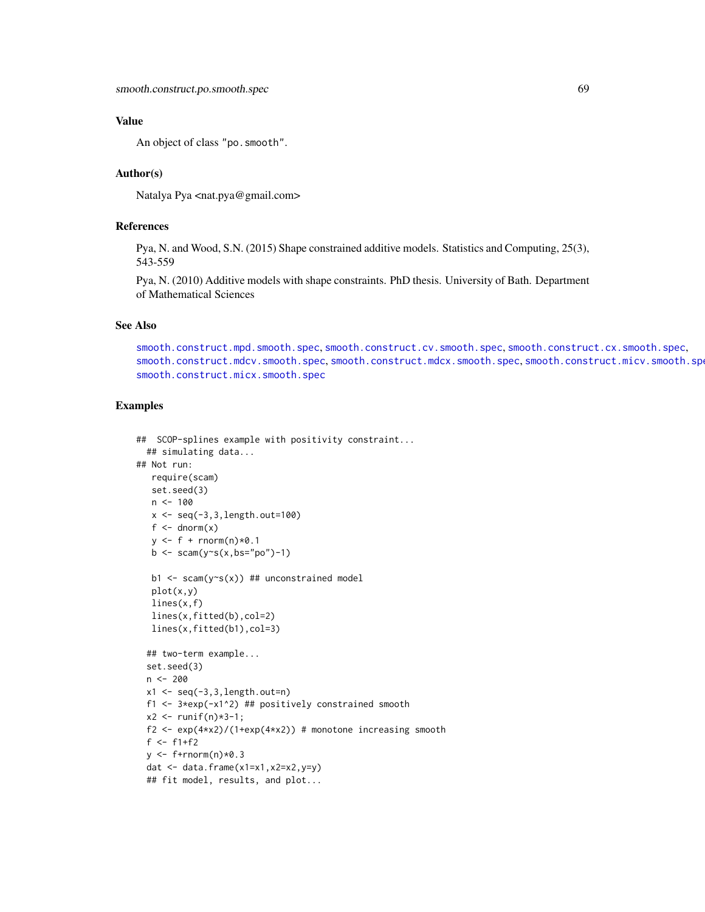### Value

An object of class "po.smooth".

### Author(s)

Natalya Pya <nat.pya@gmail.com>

### References

Pya, N. and Wood, S.N. (2015) Shape constrained additive models. Statistics and Computing, 25(3), 543-559

Pya, N. (2010) Additive models with shape constraints. PhD thesis. University of Bath. Department of Mathematical Sciences

### See Also

smooth.construct.mpd.smooth.spec, smooth.construct.cv.smooth.spec, smooth.construct.cx.smooth.spec, smooth.construct.mdcv.smooth.spec, smooth.construct.mdcx.smooth.spec, smooth.construct.micv.smooth.spec, smooth.construct.micx.smooth.spec

### Examples

```
##  SCOP-splines example with positivity constraint...
  ## simulating data...
## Not run:
   require(scam)
   set.seed(3)
   n <- 100
   x <- seq(-3,3,length.out=100)
   f <- dnorm(x)
   y <- f + rnorm(n)*0.1
   b <- scam(y~s(x,bs="po")-1)

   b1 <- scam(y~s(x)) ## unconstrained model
   plot(x,y)
   lines(x,f)
   lines(x,fitted(b),col=2)
   lines(x,fitted(b1),col=3)

  ## two-term example...
  set.seed(3)
  n <- 200
  x1 <- seq(-3,3,length.out=n)
  f1 <- 3*exp(-x1^2) ## positively constrained smooth
  x2 <- runif(n)*3-1;
  f2 <- exp(4*x2)/(1+exp(4*x2)) # monotone increasing smooth
  f <- f1+f2
  y <- f+rnorm(n)*0.3
  dat <- data.frame(x1=x1,x2=x2,y=y)
  ## fit model, results, and plot...
```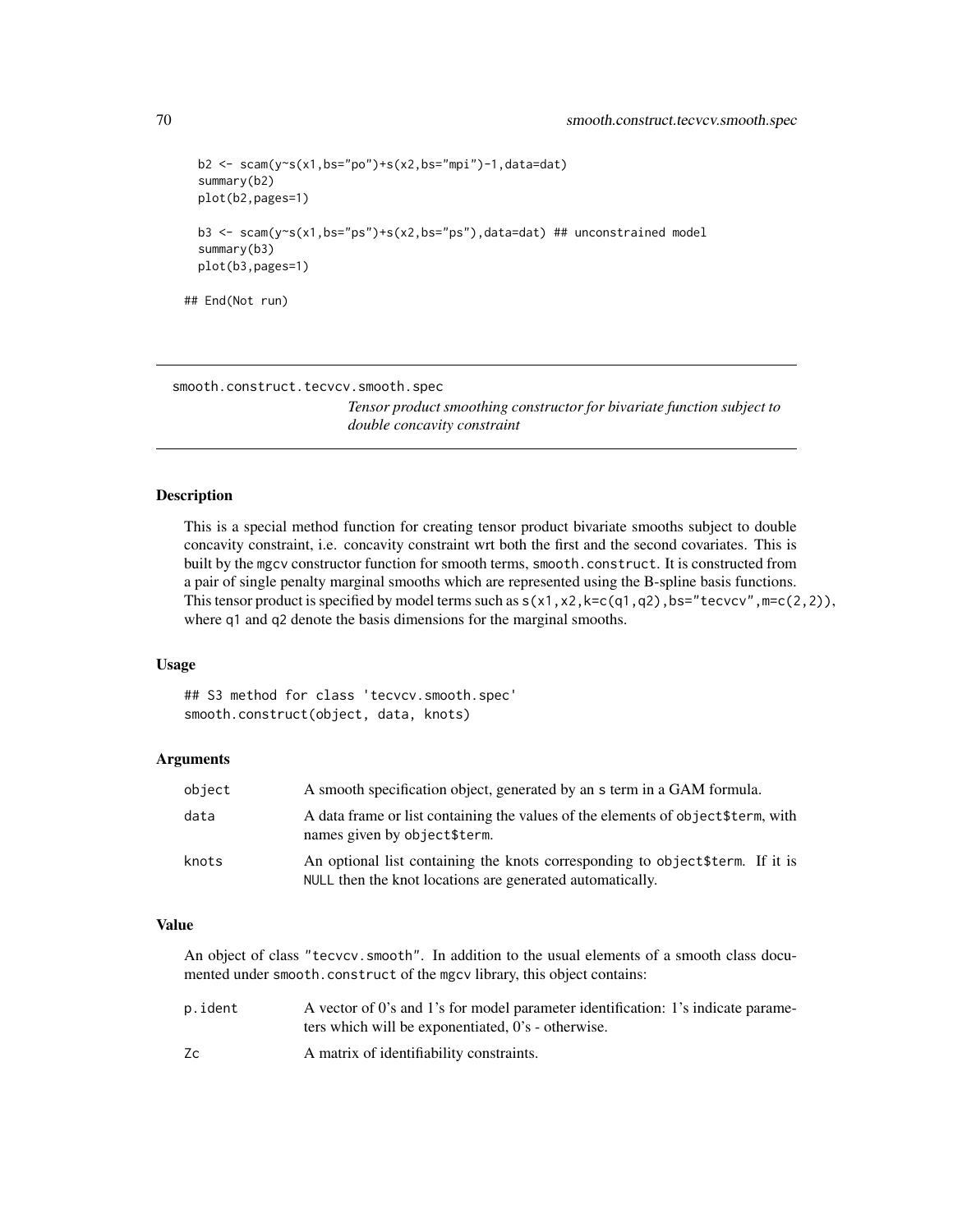```
  b2 <- scam(y~s(x1,bs="po")+s(x2,bs="mpi")-1,data=dat)
  summary(b2)
  plot(b2,pages=1)

  b3 <- scam(y~s(x1,bs="ps")+s(x2,bs="ps"),data=dat) ## unconstrained model
  summary(b3)
  plot(b3,pages=1)

## End(Not run)
```

---

## smooth.construct.tecvcv.smooth.spec

*Tensor product smoothing constructor for bivariate function subject to double concavity constraint*

---

### Description

This is a special method function for creating tensor product bivariate smooths subject to double concavity constraint, i.e. concavity constraint wrt both the first and the second covariates. This is built by the mgcv constructor function for smooth terms, smooth.construct. It is constructed from a pair of single penalty marginal smooths which are represented using the B-spline basis functions. This tensor product is specified by model terms such as s(x1,x2,k=c(q1,q2),bs="tecvcv",m=c(2,2)), where q1 and q2 denote the basis dimensions for the marginal smooths.

### Usage

```
## S3 method for class 'tecvcv.smooth.spec'
smooth.construct(object, data, knots)
```

### Arguments

| | |
|---|---|
| object | A smooth specification object, generated by an s term in a GAM formula. |
| data | A data frame or list containing the values of the elements of object$term, with names given by object$term. |
| knots | An optional list containing the knots corresponding to object$term. If it is NULL then the knot locations are generated automatically. |

### Value

An object of class "tecvcv.smooth". In addition to the usual elements of a smooth class documented under smooth.construct of the mgcv library, this object contains:

| | |
|---|---|
| p.ident | A vector of 0's and 1's for model parameter identification: 1's indicate parameters which will be exponentiated, 0's - otherwise. |
| Zc | A matrix of identifiability constraints. |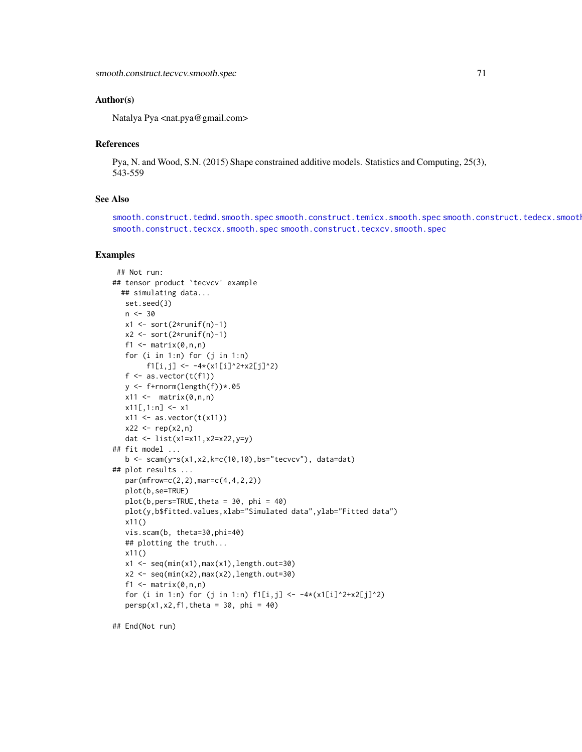### Author(s)

Natalya Pya <nat.pya@gmail.com>

### References

Pya, N. and Wood, S.N. (2015) Shape constrained additive models. Statistics and Computing, 25(3), 543-559

### See Also

smooth.construct.tedmd.smooth.spec smooth.construct.temicx.smooth.spec smooth.construct.tedecx.smooth.spec smooth.construct.tecxcx.smooth.spec smooth.construct.tecxcv.smooth.spec

### Examples

```
 ## Not run:
## tensor product `tecvcv' example
  ## simulating data...
   set.seed(3)
   n <- 30
   x1 <- sort(2*runif(n)-1)
   x2 <- sort(2*runif(n)-1)
   f1 <- matrix(0,n,n)
   for (i in 1:n) for (j in 1:n)
        f1[i,j] <- -4*(x1[i]^2+x2[j]^2)
   f <- as.vector(t(f1))
   y <- f+rnorm(length(f))*.05
   x11 <-  matrix(0,n,n)
   x11[,1:n] <- x1
   x11 <- as.vector(t(x11))
   x22 <- rep(x2,n)
   dat <- list(x1=x11,x2=x22,y=y)
## fit model ...
   b <- scam(y~s(x1,x2,k=c(10,10),bs="tecvcv"), data=dat)
## plot results ...
   par(mfrow=c(2,2),mar=c(4,4,2,2))
   plot(b,se=TRUE)
   plot(b,pers=TRUE,theta = 30, phi = 40)
   plot(y,b$fitted.values,xlab="Simulated data",ylab="Fitted data")
   x11()
   vis.scam(b, theta=30,phi=40)
   ## plotting the truth...
   x11()
   x1 <- seq(min(x1),max(x1),length.out=30)
   x2 <- seq(min(x2),max(x2),length.out=30)
   f1 <- matrix(0,n,n)
   for (i in 1:n) for (j in 1:n) f1[i,j] <- -4*(x1[i]^2+x2[j]^2)
   persp(x1,x2,f1,theta = 30, phi = 40)

## End(Not run)
```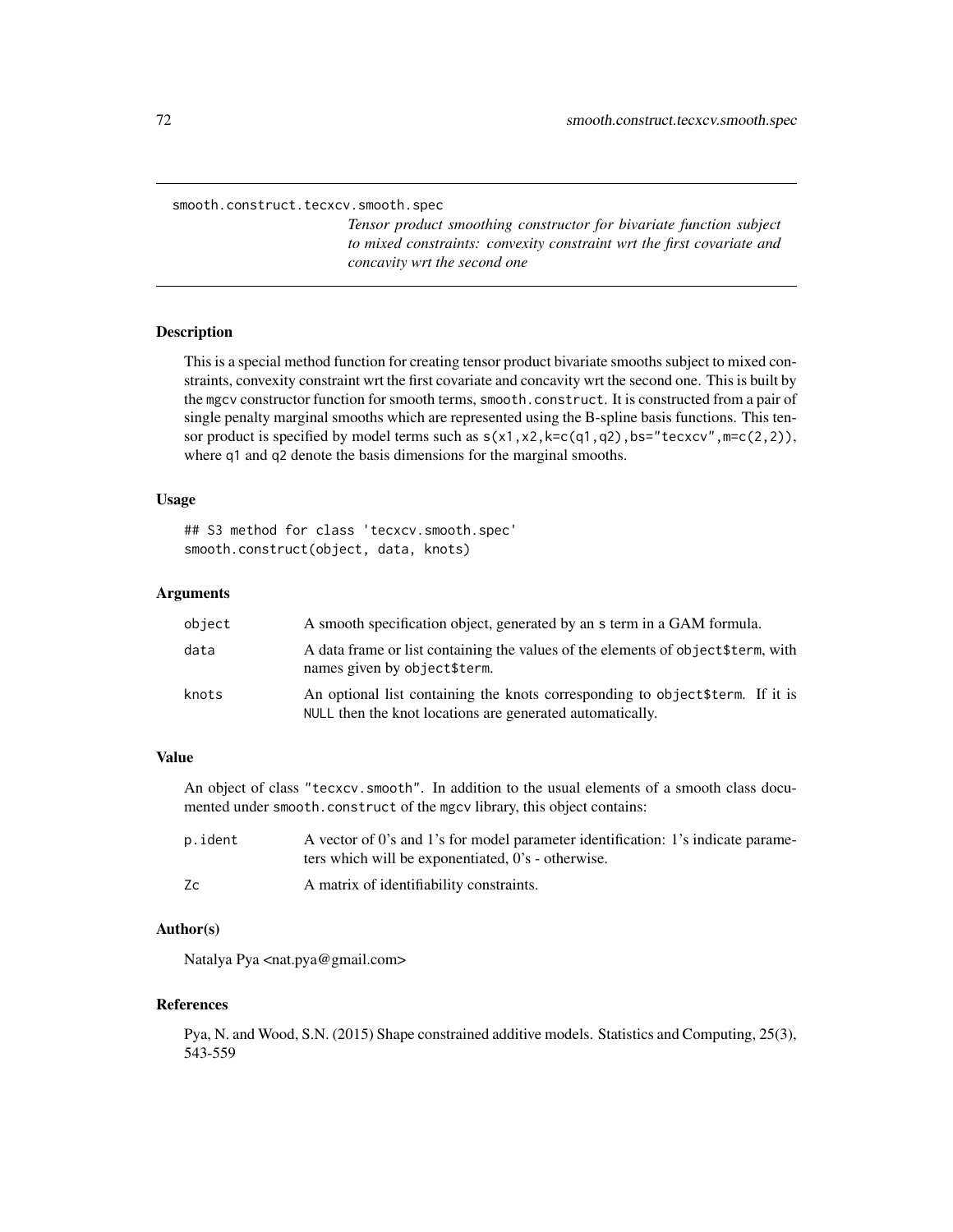smooth.construct.tecxcv.smooth.spec

*Tensor product smoothing constructor for bivariate function subject to mixed constraints: convexity constraint wrt the first covariate and concavity wrt the second one*

## Description

This is a special method function for creating tensor product bivariate smooths subject to mixed constraints, convexity constraint wrt the first covariate and concavity wrt the second one. This is built by the mgcv constructor function for smooth terms, smooth.construct. It is constructed from a pair of single penalty marginal smooths which are represented using the B-spline basis functions. This tensor product is specified by model terms such as s(x1,x2,k=c(q1,q2),bs="tecxcv",m=c(2,2)), where q1 and q2 denote the basis dimensions for the marginal smooths.

## Usage

```
## S3 method for class 'tecxcv.smooth.spec'
smooth.construct(object, data, knots)
```

## Arguments

| | |
|---|---|
| object | A smooth specification object, generated by an s term in a GAM formula. |
| data | A data frame or list containing the values of the elements of object$term, with names given by object$term. |
| knots | An optional list containing the knots corresponding to object$term. If it is NULL then the knot locations are generated automatically. |

## Value

An object of class "tecxcv.smooth". In addition to the usual elements of a smooth class documented under smooth.construct of the mgcv library, this object contains:

| | |
|---|---|
| p.ident | A vector of 0's and 1's for model parameter identification: 1's indicate parameters which will be exponentiated, 0's - otherwise. |
| Zc | A matrix of identifiability constraints. |

## Author(s)

Natalya Pya <nat.pya@gmail.com>

## References

Pya, N. and Wood, S.N. (2015) Shape constrained additive models. Statistics and Computing, 25(3), 543-559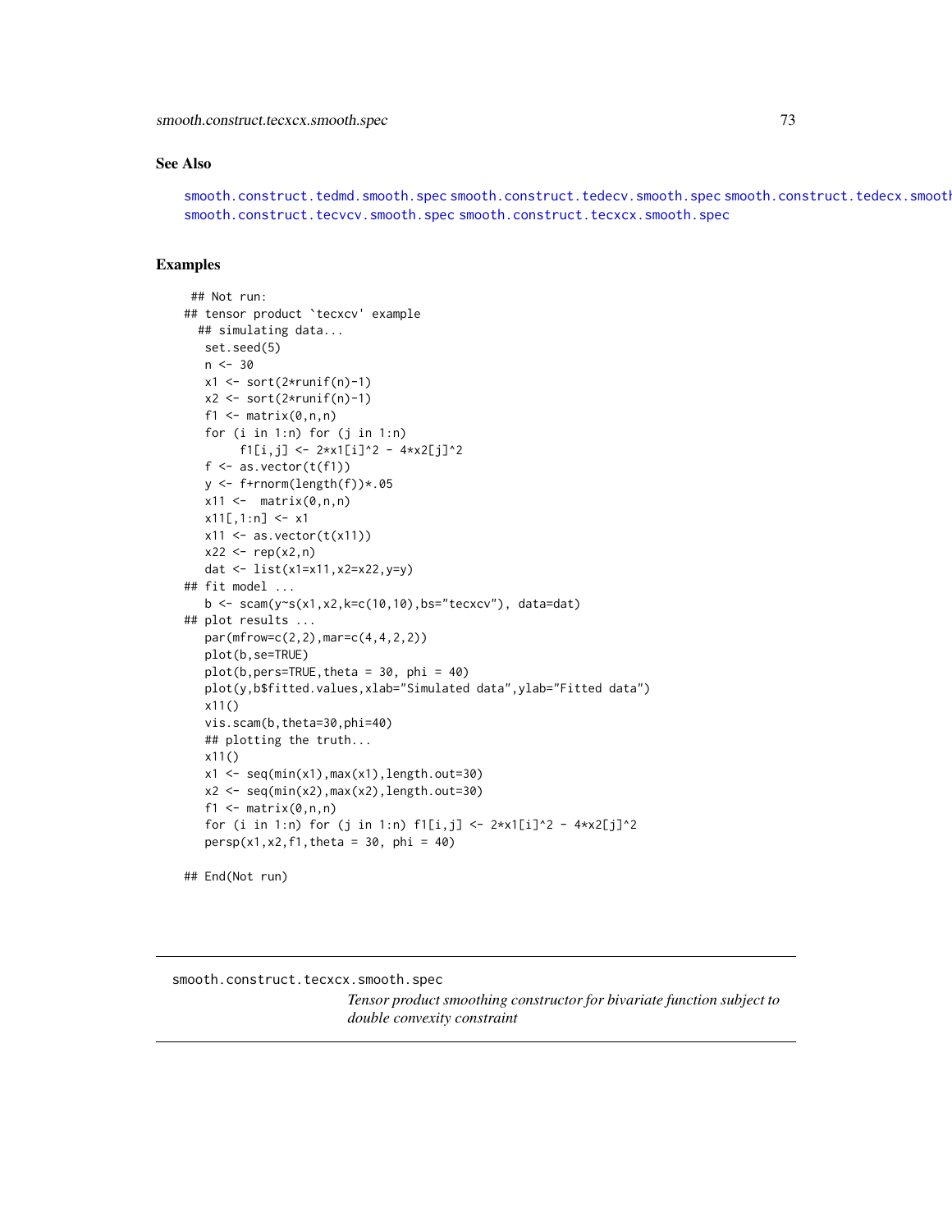## See Also

smooth.construct.tedmd.smooth.spec smooth.construct.tedecv.smooth.spec smooth.construct.tedecx.smooth.spec smooth.construct.tecvcv.smooth.spec smooth.construct.tecxcx.smooth.spec

## Examples

```
 ## Not run:
## tensor product `tecxcv' example
  ## simulating data...
   set.seed(5)
   n <- 30
   x1 <- sort(2*runif(n)-1)
   x2 <- sort(2*runif(n)-1)
   f1 <- matrix(0,n,n)
   for (i in 1:n) for (j in 1:n)
        f1[i,j] <- 2*x1[i]^2 - 4*x2[j]^2
   f <- as.vector(t(f1))
   y <- f+rnorm(length(f))*.05
   x11 <-  matrix(0,n,n)
   x11[,1:n] <- x1
   x11 <- as.vector(t(x11))
   x22 <- rep(x2,n)
   dat <- list(x1=x11,x2=x22,y=y)
## fit model ...
   b <- scam(y~s(x1,x2,k=c(10,10),bs="tecxcv"), data=dat)
## plot results ...
   par(mfrow=c(2,2),mar=c(4,4,2,2))
   plot(b,se=TRUE)
   plot(b,pers=TRUE,theta = 30, phi = 40)
   plot(y,b$fitted.values,xlab="Simulated data",ylab="Fitted data")
   x11()
   vis.scam(b,theta=30,phi=40)
   ## plotting the truth...
   x11()
   x1 <- seq(min(x1),max(x1),length.out=30)
   x2 <- seq(min(x2),max(x2),length.out=30)
   f1 <- matrix(0,n,n)
   for (i in 1:n) for (j in 1:n) f1[i,j] <- 2*x1[i]^2 - 4*x2[j]^2
   persp(x1,x2,f1,theta = 30, phi = 40)

## End(Not run)
```

---

# smooth.construct.tecxcx.smooth.spec

*Tensor product smoothing constructor for bivariate function subject to double convexity constraint*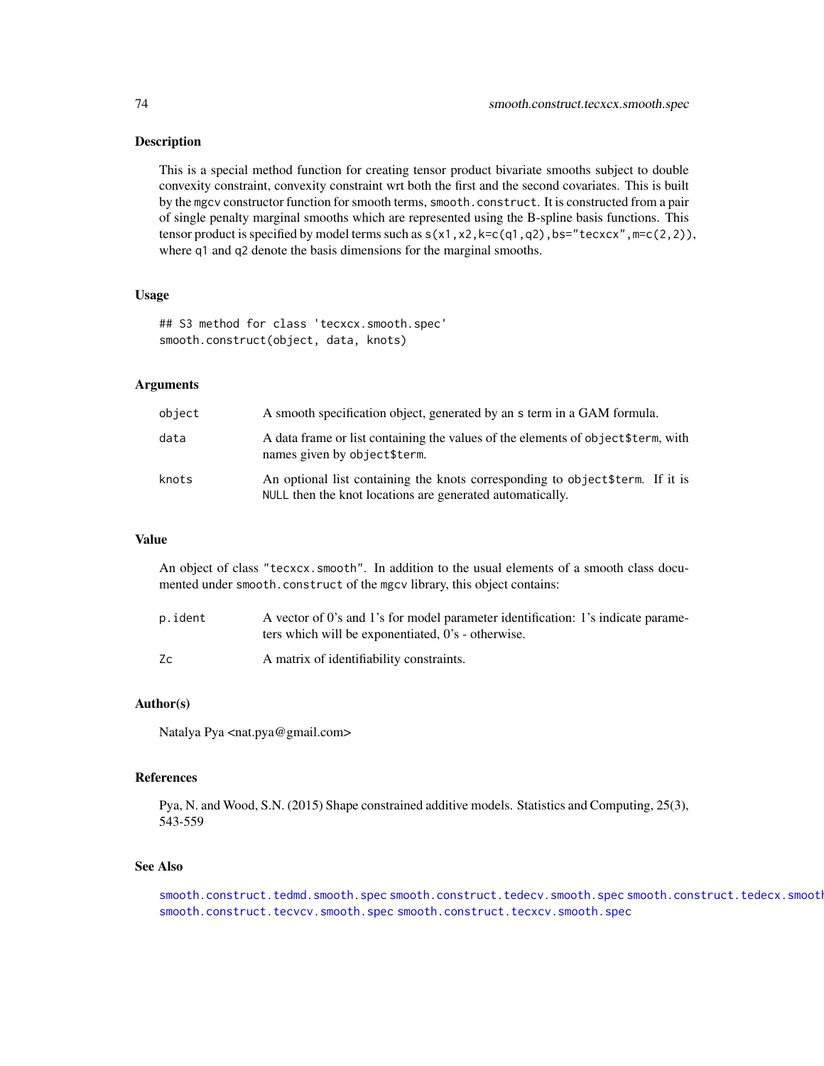## Description

This is a special method function for creating tensor product bivariate smooths subject to double convexity constraint, convexity constraint wrt both the first and the second covariates. This is built by the mgcv constructor function for smooth terms, `smooth.construct`. It is constructed from a pair of single penalty marginal smooths which are represented using the B-spline basis functions. This tensor product is specified by model terms such as `s(x1,x2,k=c(q1,q2),bs="tecxcx",m=c(2,2))`, where `q1` and `q2` denote the basis dimensions for the marginal smooths.

## Usage

```
## S3 method for class 'tecxcx.smooth.spec'
smooth.construct(object, data, knots)
```

## Arguments

| | |
|---|---|
| `object` | A smooth specification object, generated by an `s` term in a GAM formula. |
| `data` | A data frame or list containing the values of the elements of `object$term`, with names given by `object$term`. |
| `knots` | An optional list containing the knots corresponding to `object$term`. If it is `NULL` then the knot locations are generated automatically. |

## Value

An object of class `"tecxcx.smooth"`. In addition to the usual elements of a smooth class documented under `smooth.construct` of the `mgcv` library, this object contains:

| | |
|---|---|
| `p.ident` | A vector of 0's and 1's for model parameter identification: 1's indicate parameters which will be exponentiated, 0's - otherwise. |
| `Zc` | A matrix of identifiability constraints. |

## Author(s)

Natalya Pya <nat.pya@gmail.com>

## References

Pya, N. and Wood, S.N. (2015) Shape constrained additive models. Statistics and Computing, 25(3), 543-559

## See Also

`smooth.construct.tedmd.smooth.spec` `smooth.construct.tedecv.smooth.spec` `smooth.construct.tedecx.smooth.spec` `smooth.construct.tecvcv.smooth.spec` `smooth.construct.tecxcv.smooth.spec`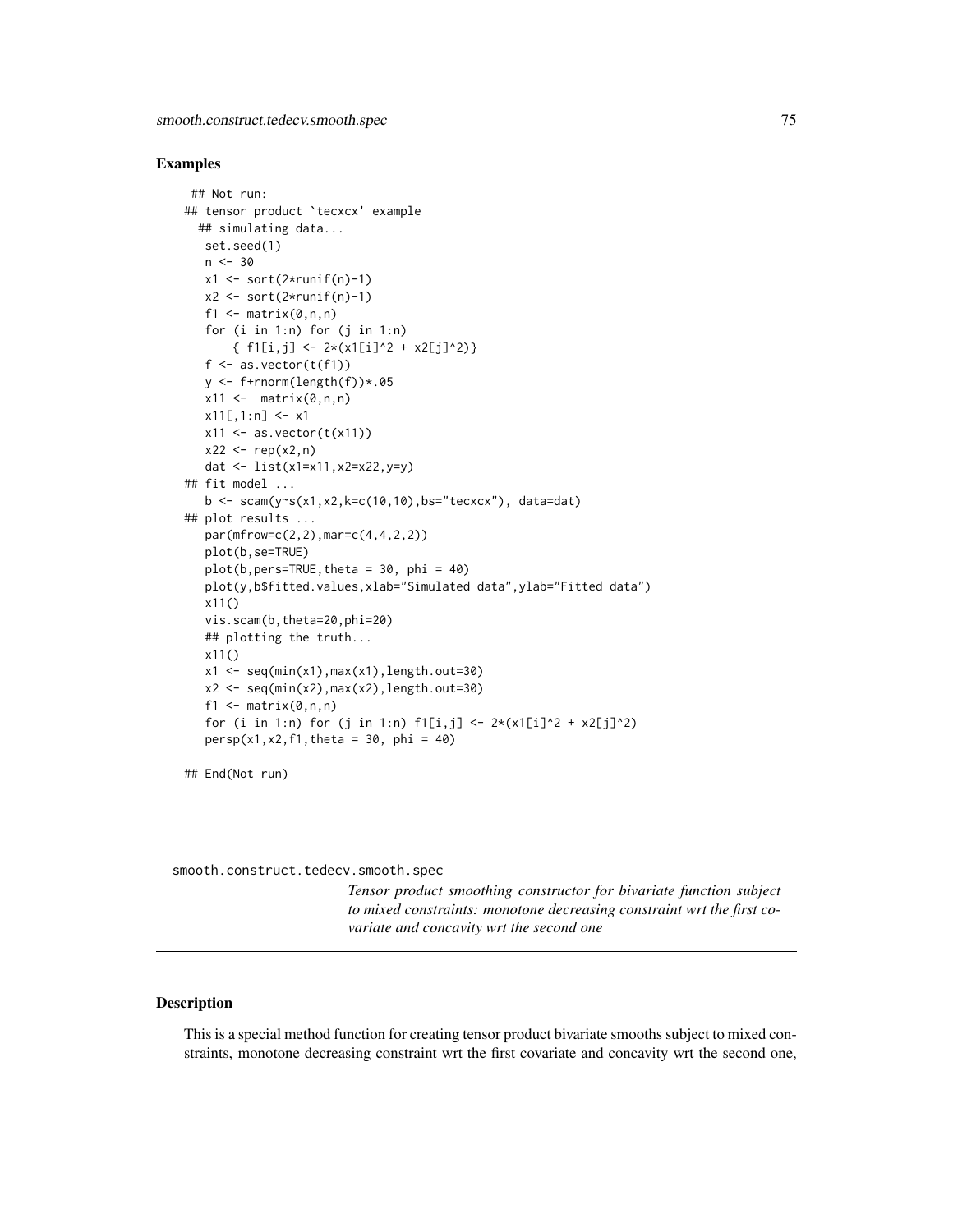### Examples

```
 ## Not run:
## tensor product `tecxcx' example
  ## simulating data...
   set.seed(1)
   n <- 30
   x1 <- sort(2*runif(n)-1)
   x2 <- sort(2*runif(n)-1)
   f1 <- matrix(0,n,n)
   for (i in 1:n) for (j in 1:n)
       { f1[i,j] <- 2*(x1[i]^2 + x2[j]^2)}
   f <- as.vector(t(f1))
   y <- f+rnorm(length(f))*.05
   x11 <-  matrix(0,n,n)
   x11[,1:n] <- x1
   x11 <- as.vector(t(x11))
   x22 <- rep(x2,n)
   dat <- list(x1=x11,x2=x22,y=y)
## fit model ...
   b <- scam(y~s(x1,x2,k=c(10,10),bs="tecxcx"), data=dat)
## plot results ...
   par(mfrow=c(2,2),mar=c(4,4,2,2))
   plot(b,se=TRUE)
   plot(b,pers=TRUE,theta = 30, phi = 40)
   plot(y,b$fitted.values,xlab="Simulated data",ylab="Fitted data")
   x11()
   vis.scam(b,theta=20,phi=20)
   ## plotting the truth...
   x11()
   x1 <- seq(min(x1),max(x1),length.out=30)
   x2 <- seq(min(x2),max(x2),length.out=30)
   f1 <- matrix(0,n,n)
   for (i in 1:n) for (j in 1:n) f1[i,j] <- 2*(x1[i]^2 + x2[j]^2)
   persp(x1,x2,f1,theta = 30, phi = 40)

## End(Not run)
```

---

smooth.construct.tedecv.smooth.spec

*Tensor product smoothing constructor for bivariate function subject to mixed constraints: monotone decreasing constraint wrt the first covariate and concavity wrt the second one*

---

### Description

This is a special method function for creating tensor product bivariate smooths subject to mixed constraints, monotone decreasing constraint wrt the first covariate and concavity wrt the second one,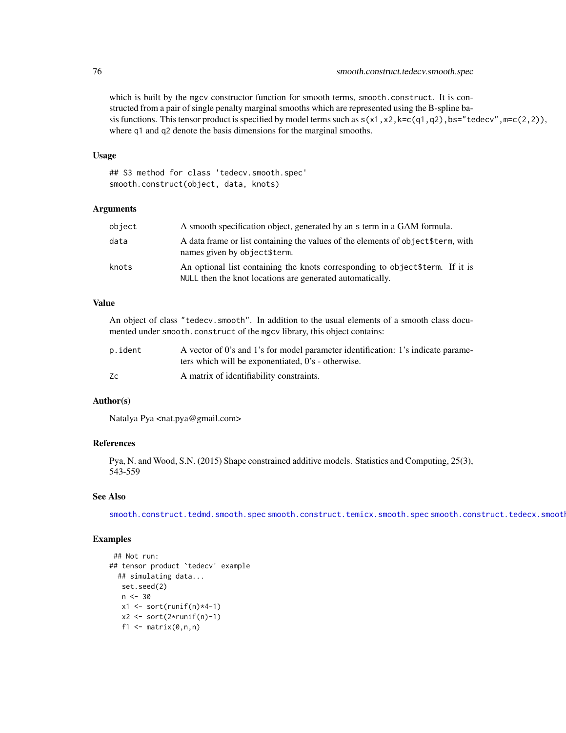which is built by the mgcv constructor function for smooth terms, smooth.construct. It is constructed from a pair of single penalty marginal smooths which are represented using the B-spline basis functions. This tensor product is specified by model terms such as s(x1,x2,k=c(q1,q2),bs="tedecv",m=c(2,2)), where q1 and q2 denote the basis dimensions for the marginal smooths.

### Usage

```
## S3 method for class 'tedecv.smooth.spec'
smooth.construct(object, data, knots)
```

### Arguments

| | |
|---|---|
| object | A smooth specification object, generated by an s term in a GAM formula. |
| data | A data frame or list containing the values of the elements of object$term, with names given by object$term. |
| knots | An optional list containing the knots corresponding to object$term. If it is NULL then the knot locations are generated automatically. |

### Value

An object of class "tedecv.smooth". In addition to the usual elements of a smooth class documented under smooth.construct of the mgcv library, this object contains:

| | |
|---|---|
| p.ident | A vector of 0's and 1's for model parameter identification: 1's indicate parameters which will be exponentiated, 0's - otherwise. |
| Zc | A matrix of identifiability constraints. |

### Author(s)

Natalya Pya <nat.pya@gmail.com>

### References

Pya, N. and Wood, S.N. (2015) Shape constrained additive models. Statistics and Computing, 25(3), 543-559

### See Also

smooth.construct.tedmd.smooth.spec smooth.construct.temicx.smooth.spec smooth.construct.tedecx.smooth.spec

### Examples

```
 ## Not run:
## tensor product `tedecv' example
  ## simulating data...
   set.seed(2)
   n <- 30
   x1 <- sort(runif(n)*4-1)
   x2 <- sort(2*runif(n)-1)
   f1 <- matrix(0,n,n)
```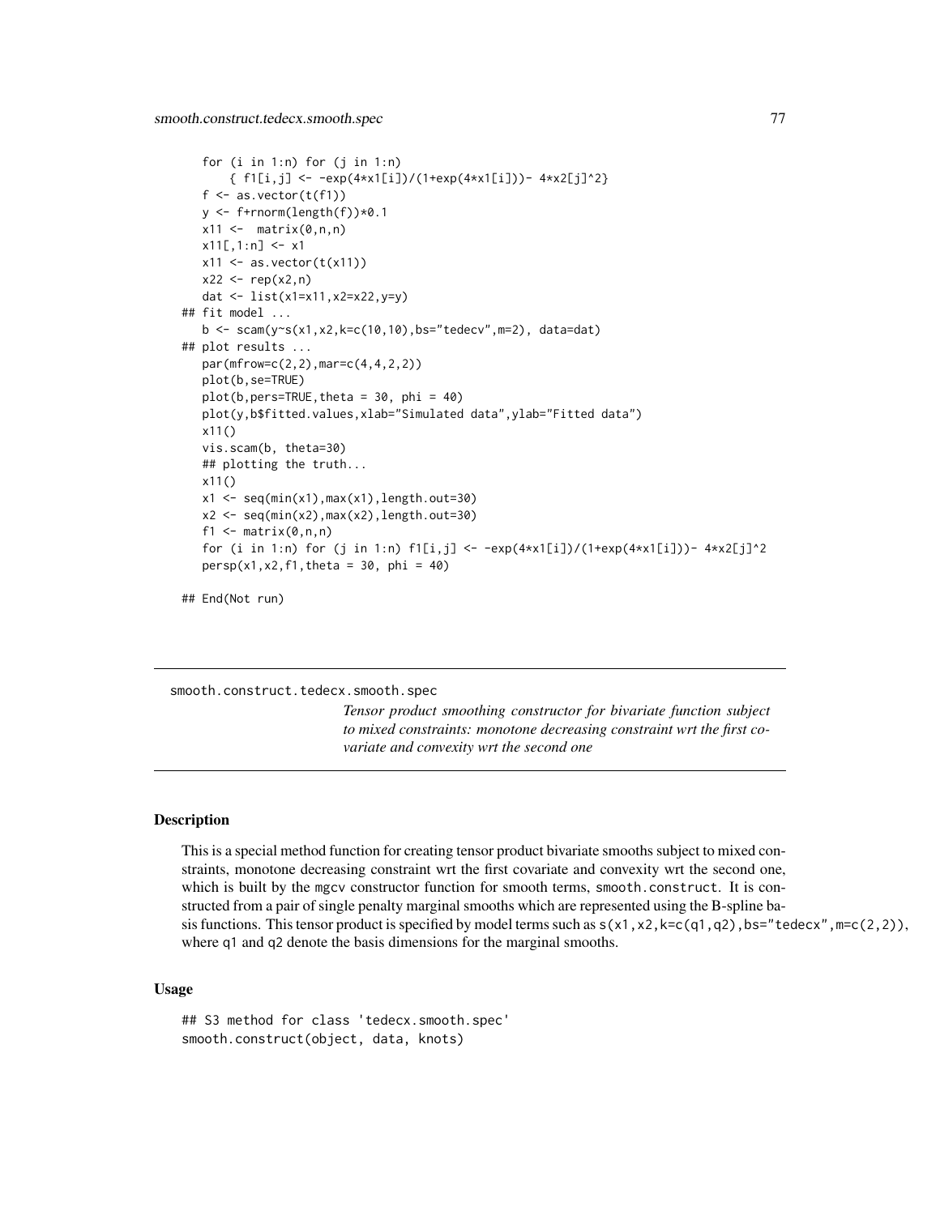```
for (i in 1:n) for (j in 1:n)
    { f1[i,j] <- -exp(4*x1[i])/(1+exp(4*x1[i]))- 4*x2[j]^2}
f <- as.vector(t(f1))
y <- f+rnorm(length(f))*0.1
x11 <-  matrix(0,n,n)
x11[,1:n] <- x1
x11 <- as.vector(t(x11))
x22 <- rep(x2,n)
dat <- list(x1=x11,x2=x22,y=y)
## fit model ...
b <- scam(y~s(x1,x2,k=c(10,10),bs="tedecv",m=2), data=dat)
## plot results ...
par(mfrow=c(2,2),mar=c(4,4,2,2))
plot(b,se=TRUE)
plot(b,pers=TRUE,theta = 30, phi = 40)
plot(y,b$fitted.values,xlab="Simulated data",ylab="Fitted data")
x11()
vis.scam(b, theta=30)
## plotting the truth...
x11()
x1 <- seq(min(x1),max(x1),length.out=30)
x2 <- seq(min(x2),max(x2),length.out=30)
f1 <- matrix(0,n,n)
for (i in 1:n) for (j in 1:n) f1[i,j] <- -exp(4*x1[i])/(1+exp(4*x1[i]))- 4*x2[j]^2
persp(x1,x2,f1,theta = 30, phi = 40)

## End(Not run)
```

---

smooth.construct.tedecx.smooth.spec

*Tensor product smoothing constructor for bivariate function subject to mixed constraints: monotone decreasing constraint wrt the first covariate and convexity wrt the second one*

---

### Description

This is a special method function for creating tensor product bivariate smooths subject to mixed constraints, monotone decreasing constraint wrt the first covariate and convexity wrt the second one, which is built by the mgcv constructor function for smooth terms, smooth.construct. It is constructed from a pair of single penalty marginal smooths which are represented using the B-spline basis functions. This tensor product is specified by model terms such as s(x1,x2,k=c(q1,q2),bs="tedecx",m=c(2,2)), where q1 and q2 denote the basis dimensions for the marginal smooths.

### Usage

```
## S3 method for class 'tedecx.smooth.spec'
smooth.construct(object, data, knots)
```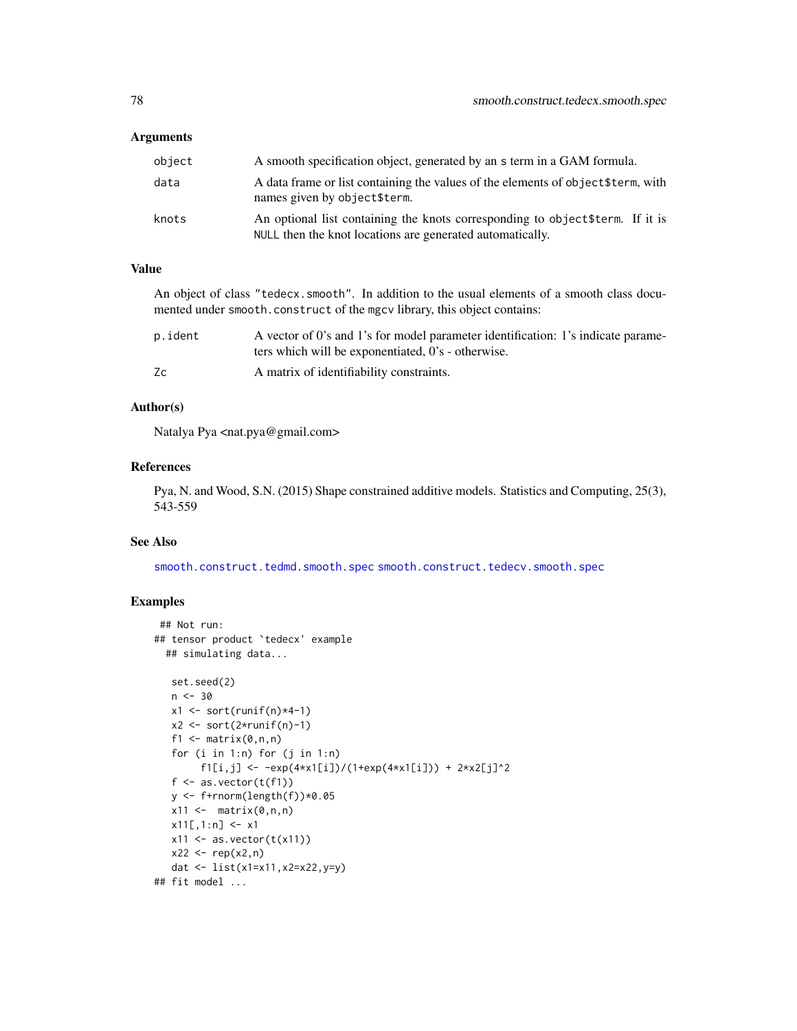### Arguments

| | |
|---|---|
| object | A smooth specification object, generated by an s term in a GAM formula. |
| data | A data frame or list containing the values of the elements of object$term, with names given by object$term. |
| knots | An optional list containing the knots corresponding to object$term. If it is NULL then the knot locations are generated automatically. |

### Value

An object of class "tedecx.smooth". In addition to the usual elements of a smooth class documented under smooth.construct of the mgcv library, this object contains:

| | |
|---|---|
| p.ident | A vector of 0's and 1's for model parameter identification: 1's indicate parameters which will be exponentiated, 0's - otherwise. |
| Zc | A matrix of identifiability constraints. |

### Author(s)

Natalya Pya <nat.pya@gmail.com>

### References

Pya, N. and Wood, S.N. (2015) Shape constrained additive models. Statistics and Computing, 25(3), 543-559

### See Also

smooth.construct.tedmd.smooth.spec smooth.construct.tedecv.smooth.spec

### Examples

```
 ## Not run:
## tensor product `tedecx' example
  ## simulating data...

   set.seed(2)
   n <- 30
   x1 <- sort(runif(n)*4-1)
   x2 <- sort(2*runif(n)-1)
   f1 <- matrix(0,n,n)
   for (i in 1:n) for (j in 1:n)
        f1[i,j] <- -exp(4*x1[i])/(1+exp(4*x1[i])) + 2*x2[j]^2
   f <- as.vector(t(f1))
   y <- f+rnorm(length(f))*0.05
   x11 <-  matrix(0,n,n)
   x11[,1:n] <- x1
   x11 <- as.vector(t(x11))
   x22 <- rep(x2,n)
   dat <- list(x1=x11,x2=x22,y=y)
## fit model ...
```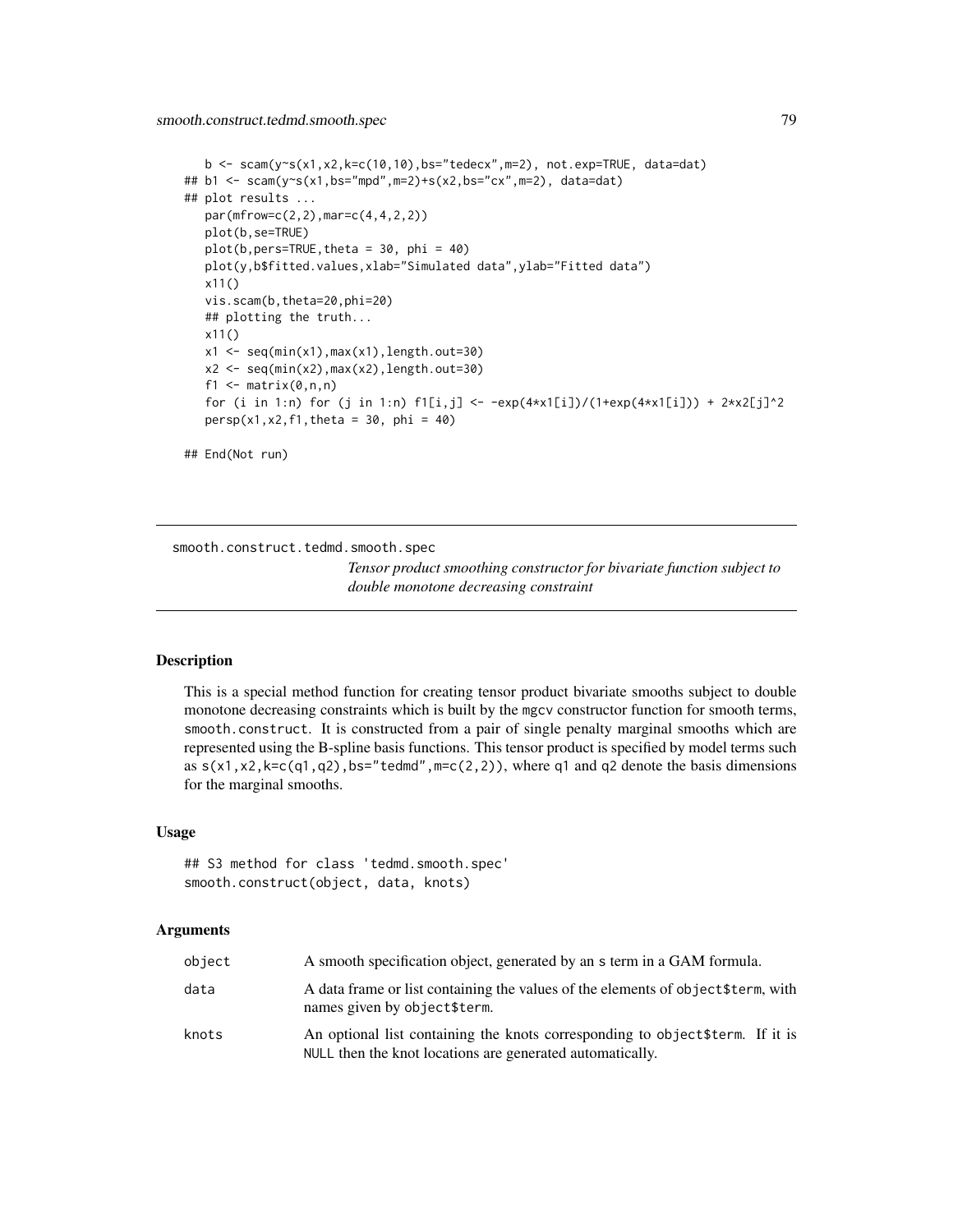```
   b <- scam(y~s(x1,x2,k=c(10,10),bs="tedecx",m=2), not.exp=TRUE, data=dat)
## b1 <- scam(y~s(x1,bs="mpd",m=2)+s(x2,bs="cx",m=2), data=dat)
## plot results ...
   par(mfrow=c(2,2),mar=c(4,4,2,2))
   plot(b,se=TRUE)
   plot(b,pers=TRUE,theta = 30, phi = 40)
   plot(y,b$fitted.values,xlab="Simulated data",ylab="Fitted data")
   x11()
   vis.scam(b,theta=20,phi=20)
   ## plotting the truth...
   x11()
   x1 <- seq(min(x1),max(x1),length.out=30)
   x2 <- seq(min(x2),max(x2),length.out=30)
   f1 <- matrix(0,n,n)
   for (i in 1:n) for (j in 1:n) f1[i,j] <- -exp(4*x1[i])/(1+exp(4*x1[i])) + 2*x2[j]^2
   persp(x1,x2,f1,theta = 30, phi = 40)

## End(Not run)
```

---

smooth.construct.tedmd.smooth.spec

*Tensor product smoothing constructor for bivariate function subject to double monotone decreasing constraint*

---

### Description

This is a special method function for creating tensor product bivariate smooths subject to double monotone decreasing constraints which is built by the mgcv constructor function for smooth terms, `smooth.construct`. It is constructed from a pair of single penalty marginal smooths which are represented using the B-spline basis functions. This tensor product is specified by model terms such as `s(x1,x2,k=c(q1,q2),bs="tedmd",m=c(2,2))`, where q1 and q2 denote the basis dimensions for the marginal smooths.

### Usage

```
## S3 method for class 'tedmd.smooth.spec'
smooth.construct(object, data, knots)
```

### Arguments

| | |
|---|---|
| object | A smooth specification object, generated by an s term in a GAM formula. |
| data | A data frame or list containing the values of the elements of object$term, with names given by object$term. |
| knots | An optional list containing the knots corresponding to object$term. If it is NULL then the knot locations are generated automatically. |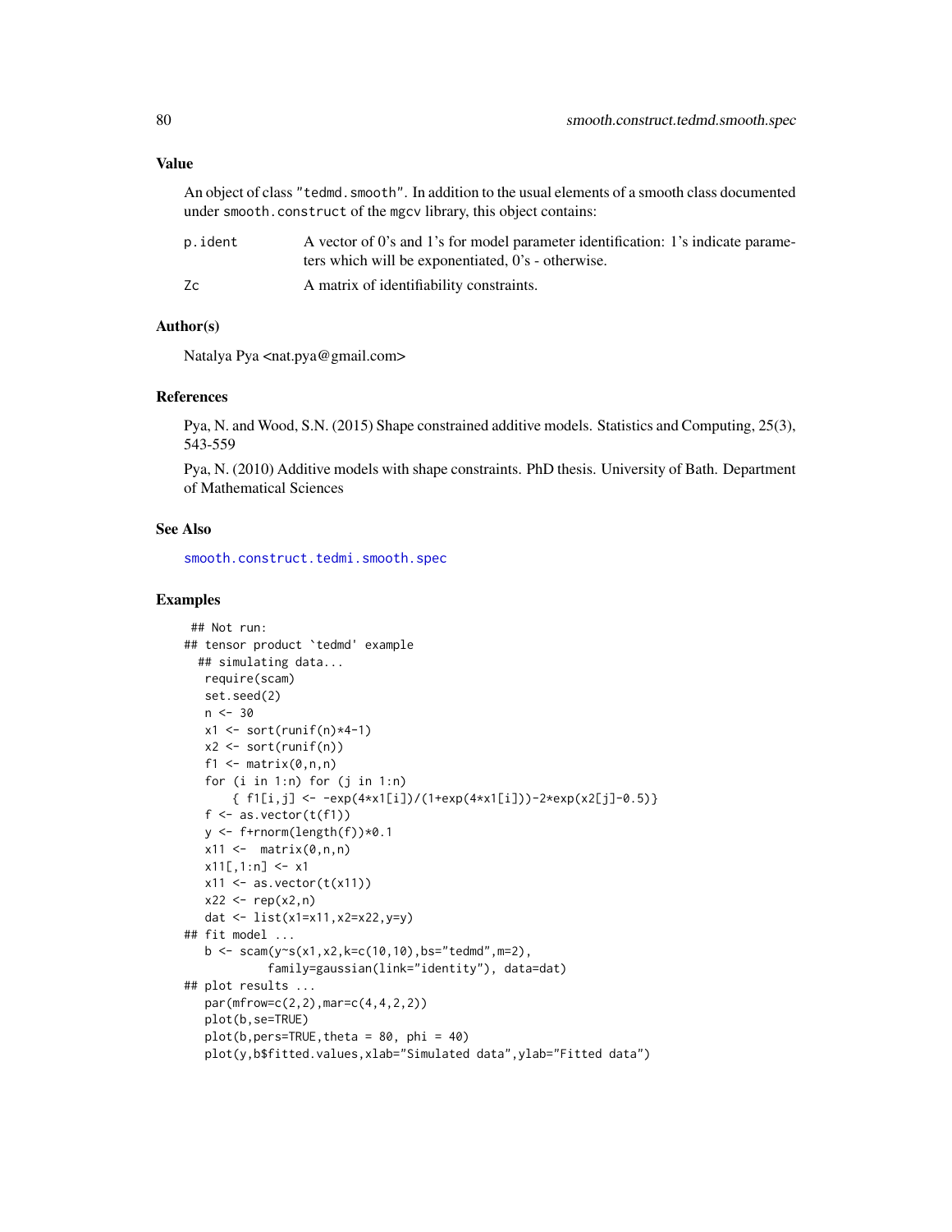### Value

An object of class "tedmd.smooth". In addition to the usual elements of a smooth class documented under smooth.construct of the mgcv library, this object contains:

- `p.ident` — A vector of 0's and 1's for model parameter identification: 1's indicate parameters which will be exponentiated, 0's - otherwise.
- `Zc` — A matrix of identifiability constraints.

### Author(s)

Natalya Pya <nat.pya@gmail.com>

### References

Pya, N. and Wood, S.N. (2015) Shape constrained additive models. Statistics and Computing, 25(3), 543-559

Pya, N. (2010) Additive models with shape constraints. PhD thesis. University of Bath. Department of Mathematical Sciences

### See Also

smooth.construct.tedmi.smooth.spec

### Examples

```
 ## Not run:
## tensor product `tedmd' example
  ## simulating data...
   require(scam)
   set.seed(2)
   n <- 30
   x1 <- sort(runif(n)*4-1)
   x2 <- sort(runif(n))
   f1 <- matrix(0,n,n)
   for (i in 1:n) for (j in 1:n)
       { f1[i,j] <- -exp(4*x1[i])/(1+exp(4*x1[i]))-2*exp(x2[j]-0.5)}
   f <- as.vector(t(f1))
   y <- f+rnorm(length(f))*0.1
   x11 <-  matrix(0,n,n)
   x11[,1:n] <- x1
   x11 <- as.vector(t(x11))
   x22 <- rep(x2,n)
   dat <- list(x1=x11,x2=x22,y=y)
## fit model ...
   b <- scam(y~s(x1,x2,k=c(10,10),bs="tedmd",m=2),
            family=gaussian(link="identity"), data=dat)
## plot results ...
   par(mfrow=c(2,2),mar=c(4,4,2,2))
   plot(b,se=TRUE)
   plot(b,pers=TRUE,theta = 80, phi = 40)
   plot(y,b$fitted.values,xlab="Simulated data",ylab="Fitted data")
```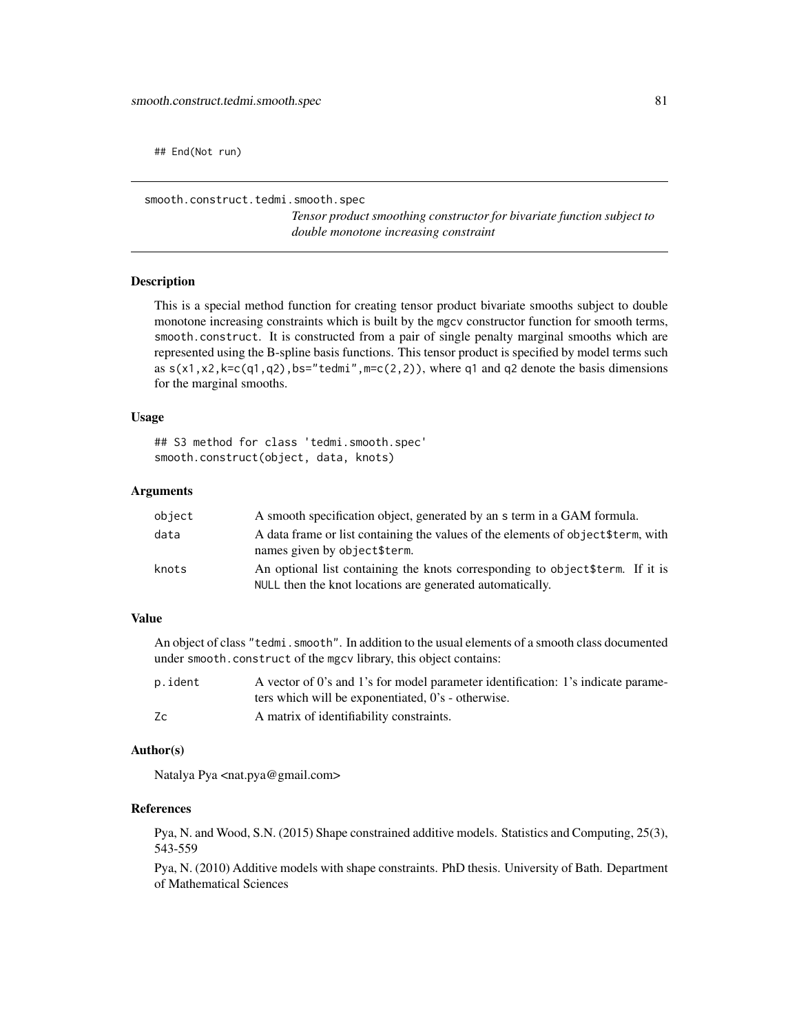```
## End(Not run)
```

## smooth.construct.tedmi.smooth.spec

*Tensor product smoothing constructor for bivariate function subject to double monotone increasing constraint*

### Description

This is a special method function for creating tensor product bivariate smooths subject to double monotone increasing constraints which is built by the mgcv constructor function for smooth terms, smooth.construct. It is constructed from a pair of single penalty marginal smooths which are represented using the B-spline basis functions. This tensor product is specified by model terms such as s(x1,x2,k=c(q1,q2),bs="tedmi",m=c(2,2)), where q1 and q2 denote the basis dimensions for the marginal smooths.

### Usage

```
## S3 method for class 'tedmi.smooth.spec'
smooth.construct(object, data, knots)
```

### Arguments

| | |
|---|---|
| object | A smooth specification object, generated by an s term in a GAM formula. |
| data | A data frame or list containing the values of the elements of object$term, with names given by object$term. |
| knots | An optional list containing the knots corresponding to object$term. If it is NULL then the knot locations are generated automatically. |

### Value

An object of class "tedmi.smooth". In addition to the usual elements of a smooth class documented under smooth.construct of the mgcv library, this object contains:

| | |
|---|---|
| p.ident | A vector of 0's and 1's for model parameter identification: 1's indicate parameters which will be exponentiated, 0's - otherwise. |
| Zc | A matrix of identifiability constraints. |

### Author(s)

Natalya Pya <nat.pya@gmail.com>

### References

Pya, N. and Wood, S.N. (2015) Shape constrained additive models. Statistics and Computing, 25(3), 543-559

Pya, N. (2010) Additive models with shape constraints. PhD thesis. University of Bath. Department of Mathematical Sciences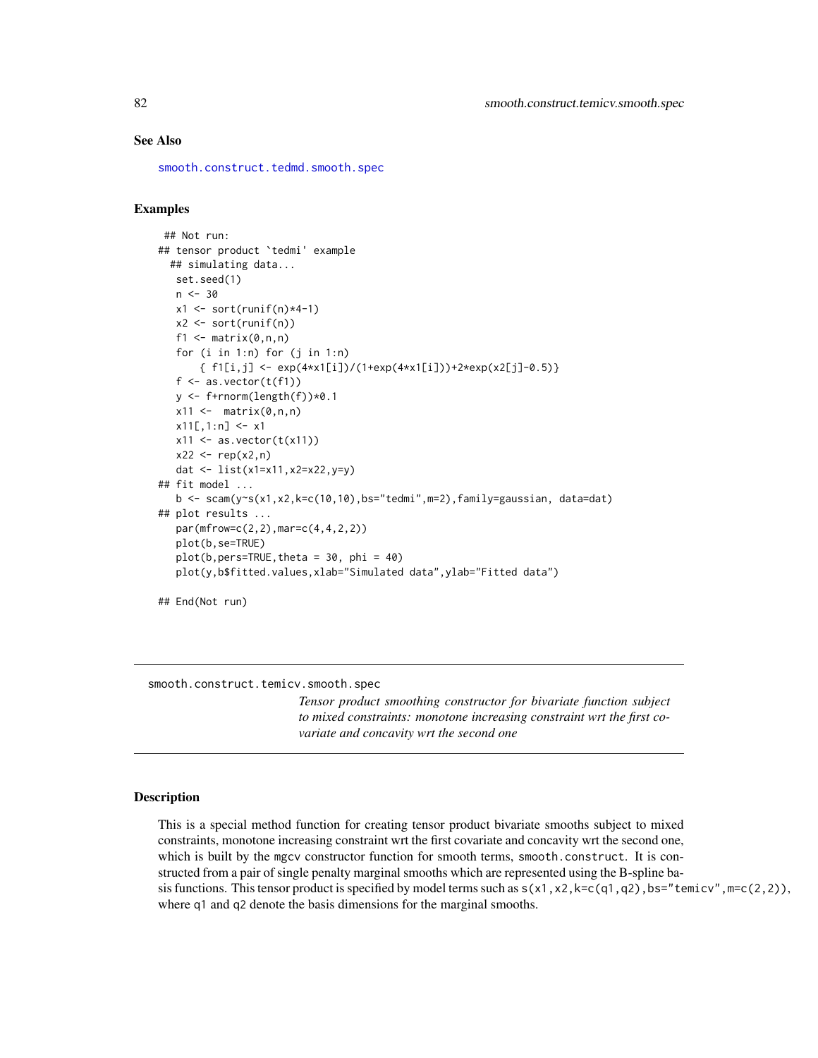## See Also

smooth.construct.tedmd.smooth.spec

## Examples

```
 ## Not run:
## tensor product `tedmi' example
  ## simulating data...
   set.seed(1)
   n <- 30
   x1 <- sort(runif(n)*4-1)
   x2 <- sort(runif(n))
   f1 <- matrix(0,n,n)
   for (i in 1:n) for (j in 1:n)
       { f1[i,j] <- exp(4*x1[i])/(1+exp(4*x1[i]))+2*exp(x2[j]-0.5)}
   f <- as.vector(t(f1))
   y <- f+rnorm(length(f))*0.1
   x11 <-  matrix(0,n,n)
   x11[,1:n] <- x1
   x11 <- as.vector(t(x11))
   x22 <- rep(x2,n)
   dat <- list(x1=x11,x2=x22,y=y)
## fit model ...
   b <- scam(y~s(x1,x2,k=c(10,10),bs="tedmi",m=2),family=gaussian, data=dat)
## plot results ...
   par(mfrow=c(2,2),mar=c(4,4,2,2))
   plot(b,se=TRUE)
   plot(b,pers=TRUE,theta = 30, phi = 40)
   plot(y,b$fitted.values,xlab="Simulated data",ylab="Fitted data")

## End(Not run)
```

---

smooth.construct.temicv.smooth.spec

*Tensor product smoothing constructor for bivariate function subject to mixed constraints: monotone increasing constraint wrt the first covariate and concavity wrt the second one*

---

## Description

This is a special method function for creating tensor product bivariate smooths subject to mixed constraints, monotone increasing constraint wrt the first covariate and concavity wrt the second one, which is built by the mgcv constructor function for smooth terms, `smooth.construct`. It is constructed from a pair of single penalty marginal smooths which are represented using the B-spline basis functions. This tensor product is specified by model terms such as `s(x1,x2,k=c(q1,q2),bs="temicv",m=c(2,2))`, where `q1` and `q2` denote the basis dimensions for the marginal smooths.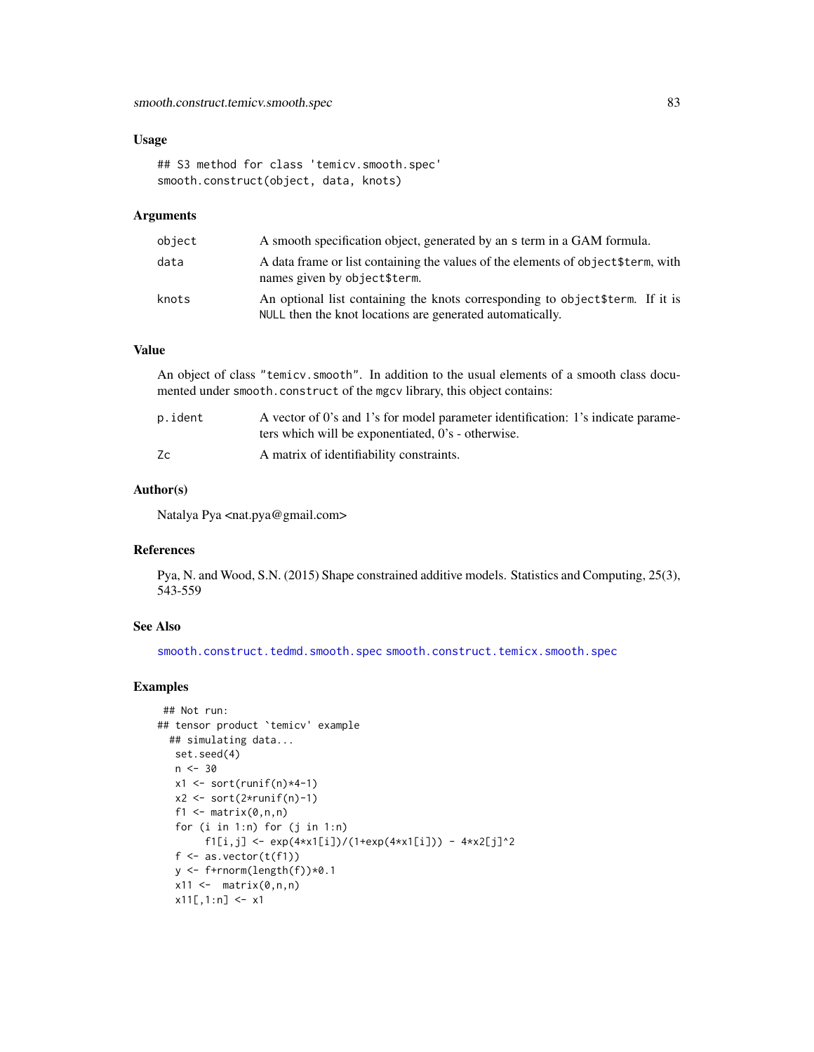### Usage

```
## S3 method for class 'temicv.smooth.spec'
smooth.construct(object, data, knots)
```

### Arguments

| | |
|---|---|
| object | A smooth specification object, generated by an s term in a GAM formula. |
| data | A data frame or list containing the values of the elements of object$term, with names given by object$term. |
| knots | An optional list containing the knots corresponding to object$term. If it is NULL then the knot locations are generated automatically. |

### Value

An object of class "temicv.smooth". In addition to the usual elements of a smooth class documented under smooth.construct of the mgcv library, this object contains:

| | |
|---|---|
| p.ident | A vector of 0's and 1's for model parameter identification: 1's indicate parameters which will be exponentiated, 0's - otherwise. |
| Zc | A matrix of identifiability constraints. |

### Author(s)

Natalya Pya <nat.pya@gmail.com>

### References

Pya, N. and Wood, S.N. (2015) Shape constrained additive models. Statistics and Computing, 25(3), 543-559

### See Also

smooth.construct.tedmd.smooth.spec smooth.construct.temicx.smooth.spec

### Examples

```
 ## Not run:
## tensor product `temicv' example
  ## simulating data...
   set.seed(4)
   n <- 30
   x1 <- sort(runif(n)*4-1)
   x2 <- sort(2*runif(n)-1)
   f1 <- matrix(0,n,n)
   for (i in 1:n) for (j in 1:n)
        f1[i,j] <- exp(4*x1[i])/(1+exp(4*x1[i])) - 4*x2[j]^2
   f <- as.vector(t(f1))
   y <- f+rnorm(length(f))*0.1
   x11 <-  matrix(0,n,n)
   x11[,1:n] <- x1
```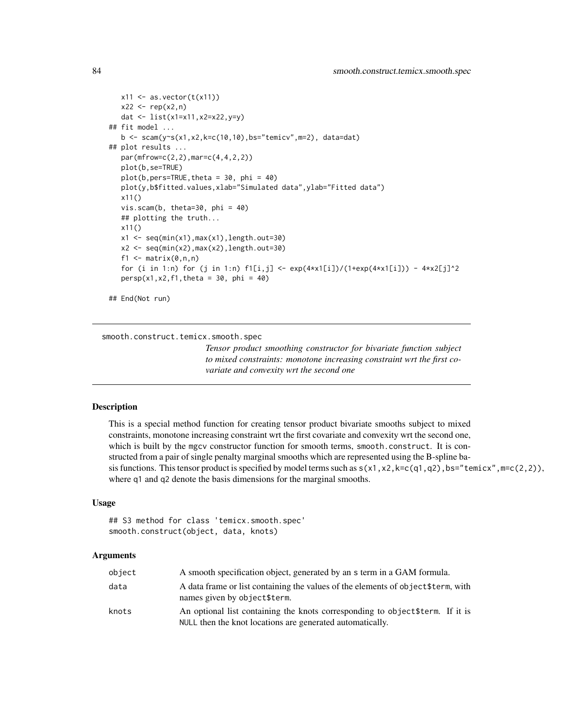```
    x11 <- as.vector(t(x11))
    x22 <- rep(x2,n)
    dat <- list(x1=x11,x2=x22,y=y)
## fit model ...
    b <- scam(y~s(x1,x2,k=c(10,10),bs="temicv",m=2), data=dat)
## plot results ...
    par(mfrow=c(2,2),mar=c(4,4,2,2))
    plot(b,se=TRUE)
    plot(b,pers=TRUE,theta = 30, phi = 40)
    plot(y,b$fitted.values,xlab="Simulated data",ylab="Fitted data")
    x11()
    vis.scam(b, theta=30, phi = 40)
    ## plotting the truth...
    x11()
    x1 <- seq(min(x1),max(x1),length.out=30)
    x2 <- seq(min(x2),max(x2),length.out=30)
    f1 <- matrix(0,n,n)
    for (i in 1:n) for (j in 1:n) f1[i,j] <- exp(4*x1[i])/(1+exp(4*x1[i])) - 4*x2[j]^2
    persp(x1,x2,f1,theta = 30, phi = 40)

## End(Not run)
```

---

smooth.construct.temicx.smooth.spec

*Tensor product smoothing constructor for bivariate function subject to mixed constraints: monotone increasing constraint wrt the first covariate and convexity wrt the second one*

---

## Description

This is a special method function for creating tensor product bivariate smooths subject to mixed constraints, monotone increasing constraint wrt the first covariate and convexity wrt the second one, which is built by the mgcv constructor function for smooth terms, smooth.construct. It is constructed from a pair of single penalty marginal smooths which are represented using the B-spline basis functions. This tensor product is specified by model terms such as s(x1,x2,k=c(q1,q2),bs="temicx",m=c(2,2)), where q1 and q2 denote the basis dimensions for the marginal smooths.

## Usage

```
## S3 method for class 'temicx.smooth.spec'
smooth.construct(object, data, knots)
```

## Arguments

| | |
|---|---|
| object | A smooth specification object, generated by an s term in a GAM formula. |
| data | A data frame or list containing the values of the elements of object$term, with names given by object$term. |
| knots | An optional list containing the knots corresponding to object$term. If it is NULL then the knot locations are generated automatically. |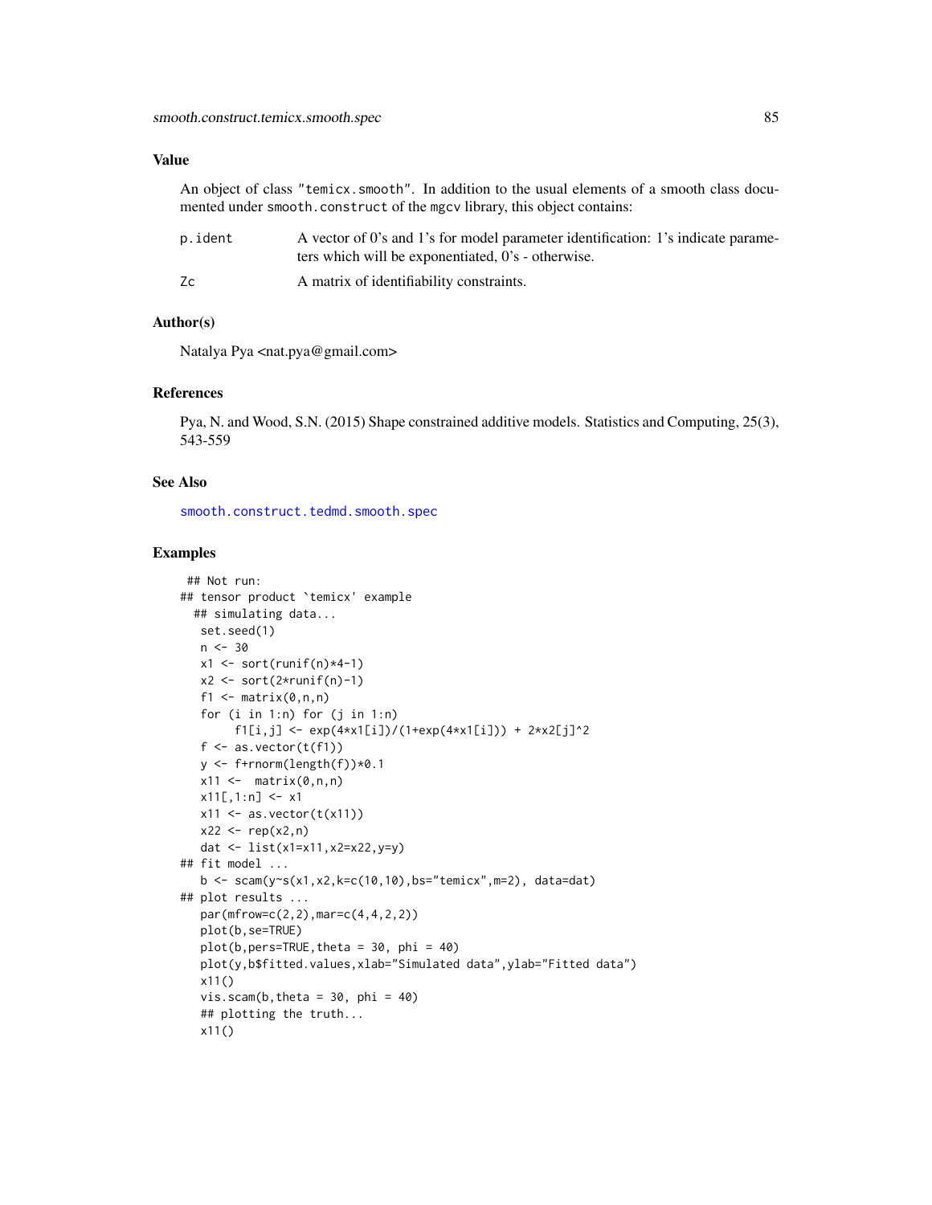## Value

An object of class "temicx.smooth". In addition to the usual elements of a smooth class documented under smooth.construct of the mgcv library, this object contains:

- **p.ident** A vector of 0's and 1's for model parameter identification: 1's indicate parameters which will be exponentiated, 0's - otherwise.
- **Zc** A matrix of identifiability constraints.

## Author(s)

Natalya Pya <nat.pya@gmail.com>

## References

Pya, N. and Wood, S.N. (2015) Shape constrained additive models. Statistics and Computing, 25(3), 543-559

## See Also

smooth.construct.tedmd.smooth.spec

## Examples

```
 ## Not run:
## tensor product `temicx' example
  ## simulating data...
   set.seed(1)
   n <- 30
   x1 <- sort(runif(n)*4-1)
   x2 <- sort(2*runif(n)-1)
   f1 <- matrix(0,n,n)
   for (i in 1:n) for (j in 1:n)
        f1[i,j] <- exp(4*x1[i])/(1+exp(4*x1[i])) + 2*x2[j]^2
   f <- as.vector(t(f1))
   y <- f+rnorm(length(f))*0.1
   x11 <-  matrix(0,n,n)
   x11[,1:n] <- x1
   x11 <- as.vector(t(x11))
   x22 <- rep(x2,n)
   dat <- list(x1=x11,x2=x22,y=y)
## fit model ...
   b <- scam(y~s(x1,x2,k=c(10,10),bs="temicx",m=2), data=dat)
## plot results ...
   par(mfrow=c(2,2),mar=c(4,4,2,2))
   plot(b,se=TRUE)
   plot(b,pers=TRUE,theta = 30, phi = 40)
   plot(y,b$fitted.values,xlab="Simulated data",ylab="Fitted data")
   x11()
   vis.scam(b,theta = 30, phi = 40)
   ## plotting the truth...
   x11()
```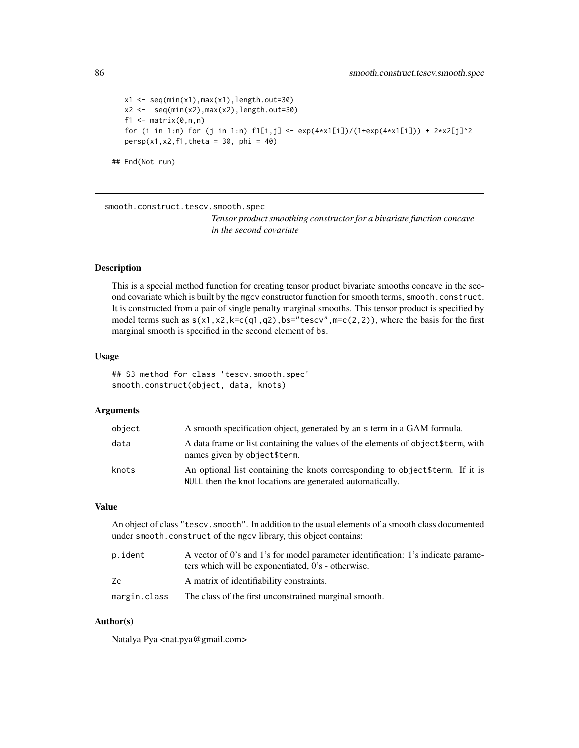```
   x1 <- seq(min(x1),max(x1),length.out=30)
   x2 <-  seq(min(x2),max(x2),length.out=30)
   f1 <- matrix(0,n,n)
   for (i in 1:n) for (j in 1:n) f1[i,j] <- exp(4*x1[i])/(1+exp(4*x1[i])) + 2*x2[j]^2
   persp(x1,x2,f1,theta = 30, phi = 40)

## End(Not run)
```

---

smooth.construct.tescv.smooth.spec

*Tensor product smoothing constructor for a bivariate function concave in the second covariate*

---

### Description

This is a special method function for creating tensor product bivariate smooths concave in the second covariate which is built by the mgcv constructor function for smooth terms, `smooth.construct`. It is constructed from a pair of single penalty marginal smooths. This tensor product is specified by model terms such as `s(x1,x2,k=c(q1,q2),bs="tescv",m=c(2,2))`, where the basis for the first marginal smooth is specified in the second element of `bs`.

### Usage

```
## S3 method for class 'tescv.smooth.spec'
smooth.construct(object, data, knots)
```

### Arguments

| | |
|---|---|
| `object` | A smooth specification object, generated by an `s` term in a GAM formula. |
| `data` | A data frame or list containing the values of the elements of `object$term`, with names given by `object$term`. |
| `knots` | An optional list containing the knots corresponding to `object$term`. If it is `NULL` then the knot locations are generated automatically. |

### Value

An object of class `"tescv.smooth"`. In addition to the usual elements of a smooth class documented under `smooth.construct` of the `mgcv` library, this object contains:

| | |
|---|---|
| `p.ident` | A vector of 0's and 1's for model parameter identification: 1's indicate parameters which will be exponentiated, 0's - otherwise. |
| `Zc` | A matrix of identifiability constraints. |
| `margin.class` | The class of the first unconstrained marginal smooth. |

### Author(s)

Natalya Pya <nat.pya@gmail.com>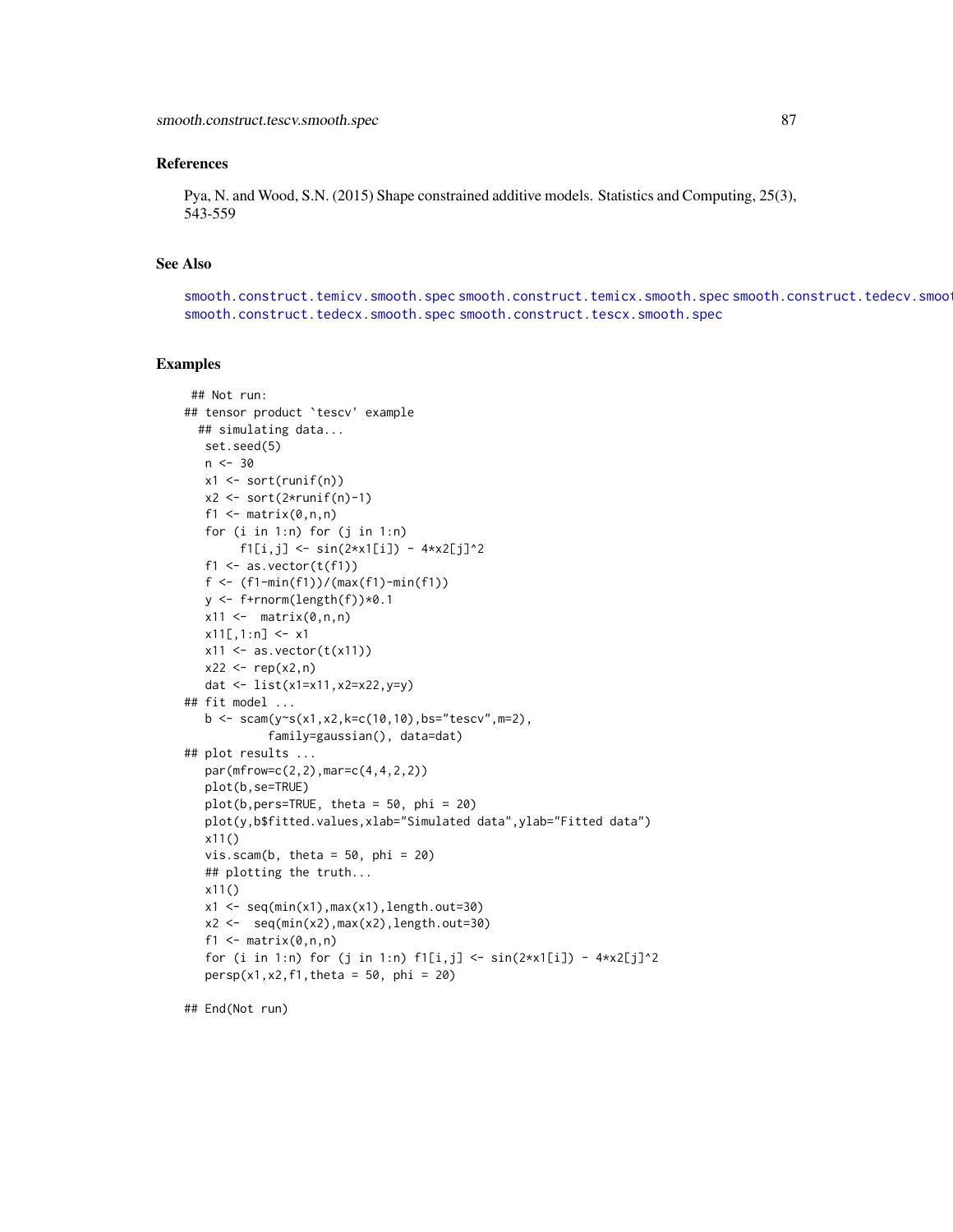## References

Pya, N. and Wood, S.N. (2015) Shape constrained additive models. Statistics and Computing, 25(3), 543-559

## See Also

smooth.construct.temicv.smooth.spec smooth.construct.temicx.smooth.spec smooth.construct.tedecv.smooth.spec smooth.construct.tedecx.smooth.spec smooth.construct.tescx.smooth.spec

## Examples

```
 ## Not run:
## tensor product `tescv' example
  ## simulating data...
   set.seed(5)
   n <- 30
   x1 <- sort(runif(n))
   x2 <- sort(2*runif(n)-1)
   f1 <- matrix(0,n,n)
   for (i in 1:n) for (j in 1:n)
        f1[i,j] <- sin(2*x1[i]) - 4*x2[j]^2
   f1 <- as.vector(t(f1))
   f <- (f1-min(f1))/(max(f1)-min(f1))
   y <- f+rnorm(length(f))*0.1
   x11 <-  matrix(0,n,n)
   x11[,1:n] <- x1
   x11 <- as.vector(t(x11))
   x22 <- rep(x2,n)
   dat <- list(x1=x11,x2=x22,y=y)
## fit model ...
   b <- scam(y~s(x1,x2,k=c(10,10),bs="tescv",m=2),
            family=gaussian(), data=dat)
## plot results ...
   par(mfrow=c(2,2),mar=c(4,4,2,2))
   plot(b,se=TRUE)
   plot(b,pers=TRUE, theta = 50, phi = 20)
   plot(y,b$fitted.values,xlab="Simulated data",ylab="Fitted data")
   x11()
   vis.scam(b, theta = 50, phi = 20)
   ## plotting the truth...
   x11()
   x1 <- seq(min(x1),max(x1),length.out=30)
   x2 <-  seq(min(x2),max(x2),length.out=30)
   f1 <- matrix(0,n,n)
   for (i in 1:n) for (j in 1:n) f1[i,j] <- sin(2*x1[i]) - 4*x2[j]^2
   persp(x1,x2,f1,theta = 50, phi = 20)

## End(Not run)
```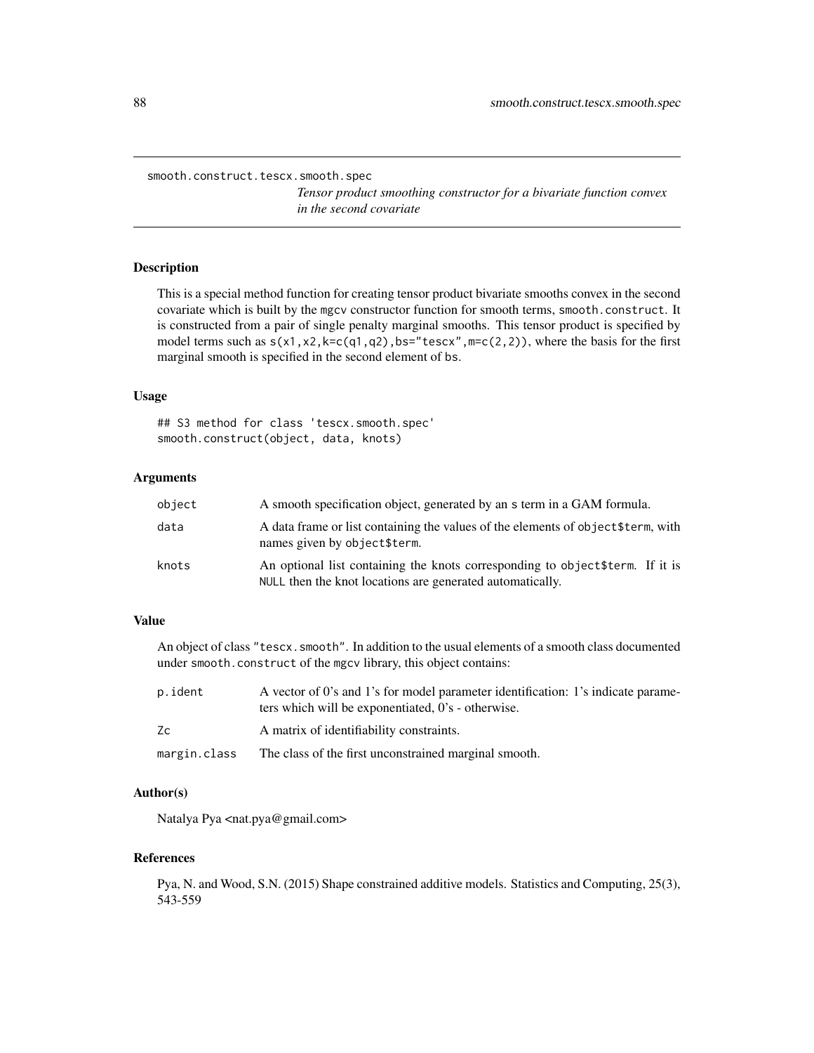smooth.construct.tescx.smooth.spec

*Tensor product smoothing constructor for a bivariate function convex in the second covariate*

## Description

This is a special method function for creating tensor product bivariate smooths convex in the second covariate which is built by the mgcv constructor function for smooth terms, smooth.construct. It is constructed from a pair of single penalty marginal smooths. This tensor product is specified by model terms such as s(x1,x2,k=c(q1,q2),bs="tescx",m=c(2,2)), where the basis for the first marginal smooth is specified in the second element of bs.

## Usage

```
## S3 method for class 'tescx.smooth.spec'
smooth.construct(object, data, knots)
```

## Arguments

| | |
|---|---|
| object | A smooth specification object, generated by an s term in a GAM formula. |
| data | A data frame or list containing the values of the elements of object$term, with names given by object$term. |
| knots | An optional list containing the knots corresponding to object$term. If it is NULL then the knot locations are generated automatically. |

## Value

An object of class "tescx.smooth". In addition to the usual elements of a smooth class documented under smooth.construct of the mgcv library, this object contains:

| | |
|---|---|
| p.ident | A vector of 0's and 1's for model parameter identification: 1's indicate parameters which will be exponentiated, 0's - otherwise. |
| Zc | A matrix of identifiability constraints. |
| margin.class | The class of the first unconstrained marginal smooth. |

## Author(s)

Natalya Pya <nat.pya@gmail.com>

## References

Pya, N. and Wood, S.N. (2015) Shape constrained additive models. Statistics and Computing, 25(3), 543-559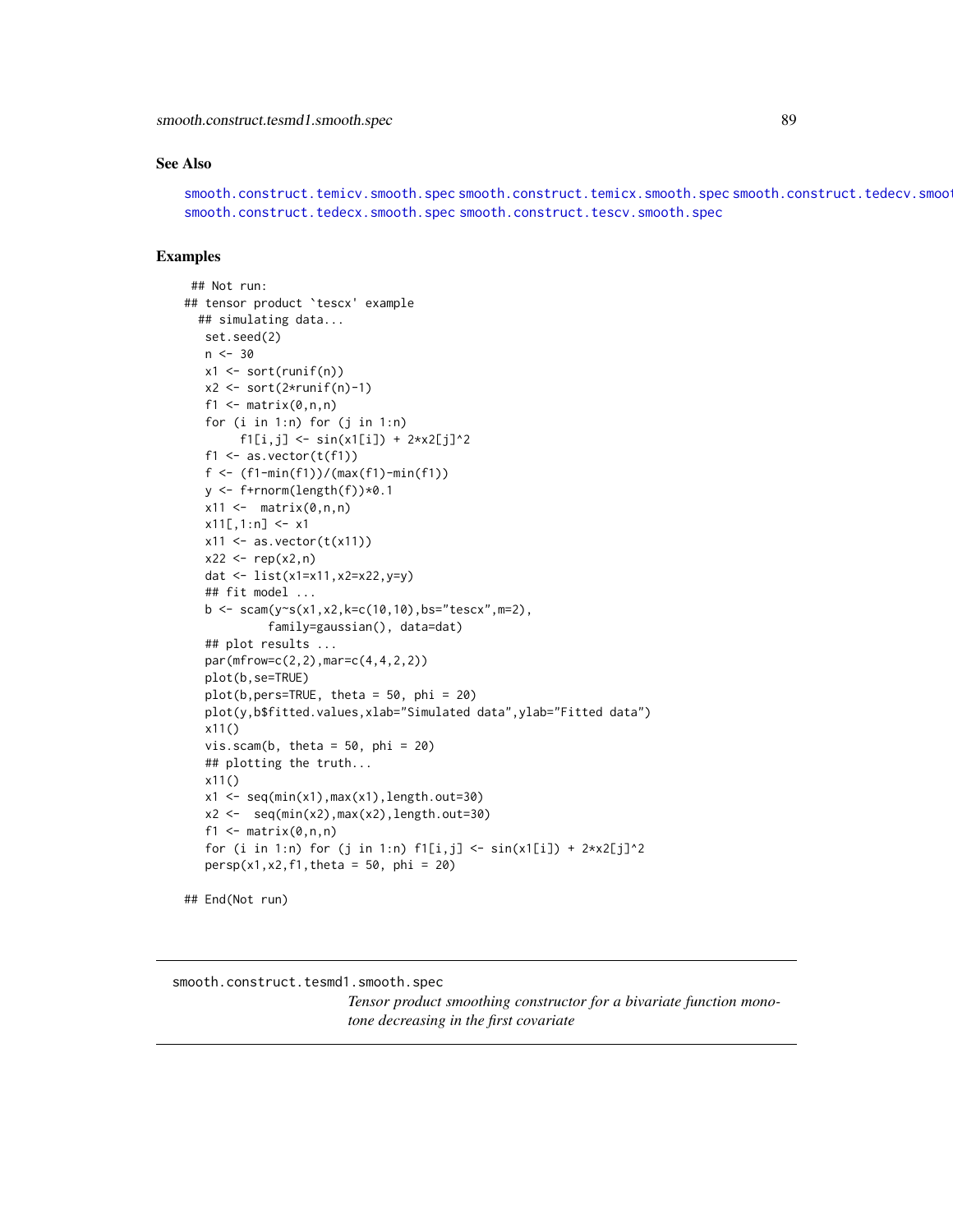## See Also

smooth.construct.temicv.smooth.spec smooth.construct.temicx.smooth.spec smooth.construct.tedecv.smooth.spec smooth.construct.tedecx.smooth.spec smooth.construct.tescv.smooth.spec

## Examples

```
 ## Not run:
## tensor product `tescx' example
  ## simulating data...
   set.seed(2)
   n <- 30
   x1 <- sort(runif(n))
   x2 <- sort(2*runif(n)-1)
   f1 <- matrix(0,n,n)
   for (i in 1:n) for (j in 1:n)
        f1[i,j] <- sin(x1[i]) + 2*x2[j]^2
   f1 <- as.vector(t(f1))
   f <- (f1-min(f1))/(max(f1)-min(f1))
   y <- f+rnorm(length(f))*0.1
   x11 <-  matrix(0,n,n)
   x11[,1:n] <- x1
   x11 <- as.vector(t(x11))
   x22 <- rep(x2,n)
   dat <- list(x1=x11,x2=x22,y=y)
   ## fit model ...
   b <- scam(y~s(x1,x2,k=c(10,10),bs="tescx",m=2),
            family=gaussian(), data=dat)
   ## plot results ...
   par(mfrow=c(2,2),mar=c(4,4,2,2))
   plot(b,se=TRUE)
   plot(b,pers=TRUE, theta = 50, phi = 20)
   plot(y,b$fitted.values,xlab="Simulated data",ylab="Fitted data")
   x11()
   vis.scam(b, theta = 50, phi = 20)
   ## plotting the truth...
   x11()
   x1 <- seq(min(x1),max(x1),length.out=30)
   x2 <-  seq(min(x2),max(x2),length.out=30)
   f1 <- matrix(0,n,n)
   for (i in 1:n) for (j in 1:n) f1[i,j] <- sin(x1[i]) + 2*x2[j]^2
   persp(x1,x2,f1,theta = 50, phi = 20)

## End(Not run)
```

---

# smooth.construct.tesmd1.smooth.spec

*Tensor product smoothing constructor for a bivariate function monotone decreasing in the first covariate*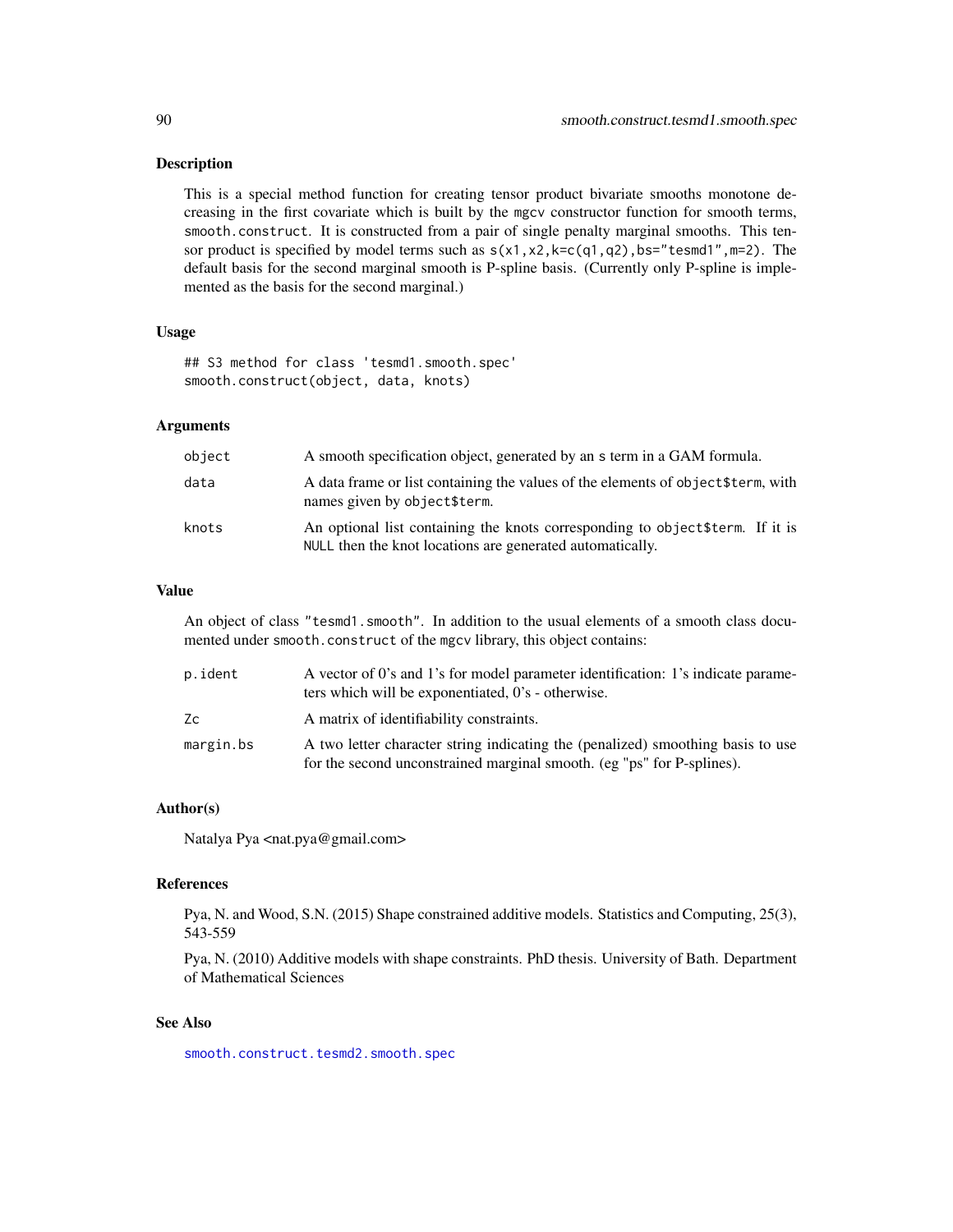## Description

This is a special method function for creating tensor product bivariate smooths monotone decreasing in the first covariate which is built by the `mgcv` constructor function for smooth terms, `smooth.construct`. It is constructed from a pair of single penalty marginal smooths. This tensor product is specified by model terms such as `s(x1,x2,k=c(q1,q2),bs="tesmd1",m=2)`. The default basis for the second marginal smooth is P-spline basis. (Currently only P-spline is implemented as the basis for the second marginal.)

## Usage

```
## S3 method for class 'tesmd1.smooth.spec'
smooth.construct(object, data, knots)
```

## Arguments

| | |
|---|---|
| `object` | A smooth specification object, generated by an `s` term in a GAM formula. |
| `data` | A data frame or list containing the values of the elements of `object$term`, with names given by `object$term`. |
| `knots` | An optional list containing the knots corresponding to `object$term`. If it is `NULL` then the knot locations are generated automatically. |

## Value

An object of class `"tesmd1.smooth"`. In addition to the usual elements of a smooth class documented under `smooth.construct` of the `mgcv` library, this object contains:

| | |
|---|---|
| `p.ident` | A vector of 0's and 1's for model parameter identification: 1's indicate parameters which will be exponentiated, 0's - otherwise. |
| `Zc` | A matrix of identifiability constraints. |
| `margin.bs` | A two letter character string indicating the (penalized) smoothing basis to use for the second unconstrained marginal smooth. (eg "ps" for P-splines). |

## Author(s)

Natalya Pya <nat.pya@gmail.com>

## References

Pya, N. and Wood, S.N. (2015) Shape constrained additive models. Statistics and Computing, 25(3), 543-559

Pya, N. (2010) Additive models with shape constraints. PhD thesis. University of Bath. Department of Mathematical Sciences

## See Also

`smooth.construct.tesmd2.smooth.spec`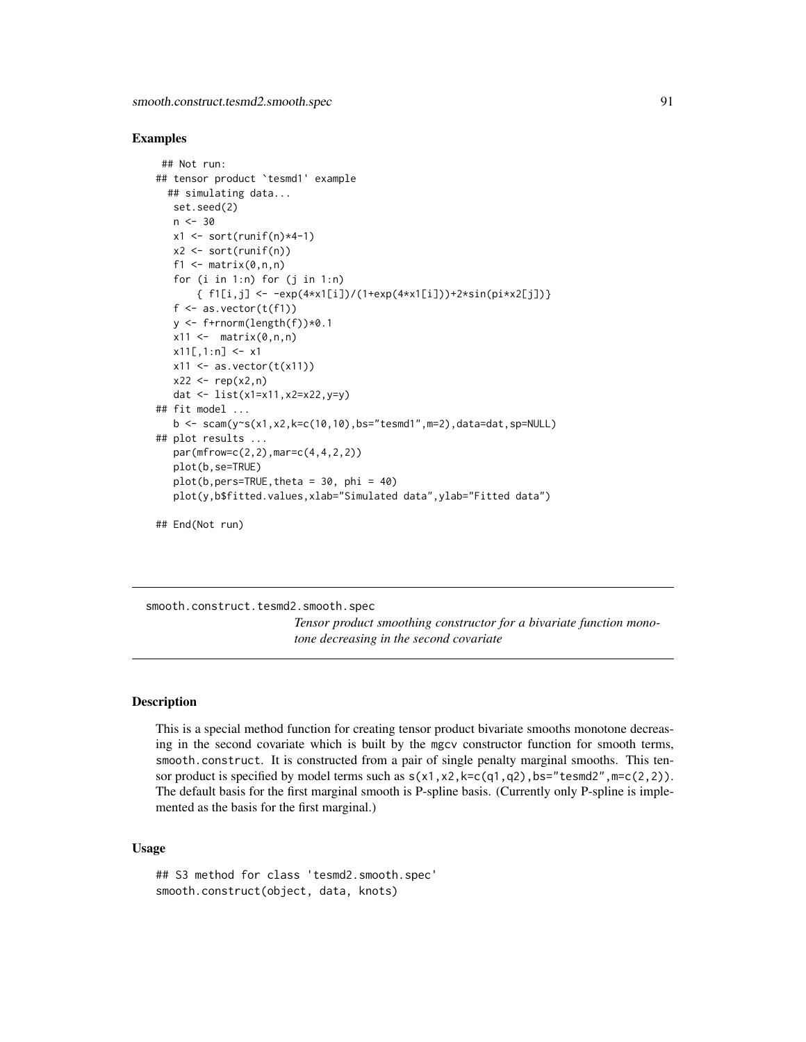### Examples

```
 ## Not run:
## tensor product `tesmd1' example
  ## simulating data...
   set.seed(2)
   n <- 30
   x1 <- sort(runif(n)*4-1)
   x2 <- sort(runif(n))
   f1 <- matrix(0,n,n)
   for (i in 1:n) for (j in 1:n)
       { f1[i,j] <- -exp(4*x1[i])/(1+exp(4*x1[i]))+2*sin(pi*x2[j])}
   f <- as.vector(t(f1))
   y <- f+rnorm(length(f))*0.1
   x11 <-  matrix(0,n,n)
   x11[,1:n] <- x1
   x11 <- as.vector(t(x11))
   x22 <- rep(x2,n)
   dat <- list(x1=x11,x2=x22,y=y)
## fit model ...
   b <- scam(y~s(x1,x2,k=c(10,10),bs="tesmd1",m=2),data=dat,sp=NULL)
## plot results ...
   par(mfrow=c(2,2),mar=c(4,4,2,2))
   plot(b,se=TRUE)
   plot(b,pers=TRUE,theta = 30, phi = 40)
   plot(y,b$fitted.values,xlab="Simulated data",ylab="Fitted data")

## End(Not run)
```

---

## smooth.construct.tesmd2.smooth.spec

*Tensor product smoothing constructor for a bivariate function monotone decreasing in the second covariate*

---

### Description

This is a special method function for creating tensor product bivariate smooths monotone decreasing in the second covariate which is built by the mgcv constructor function for smooth terms, smooth.construct. It is constructed from a pair of single penalty marginal smooths. This tensor product is specified by model terms such as s(x1,x2,k=c(q1,q2),bs="tesmd2",m=c(2,2)). The default basis for the first marginal smooth is P-spline basis. (Currently only P-spline is implemented as the basis for the first marginal.)

### Usage

```
## S3 method for class 'tesmd2.smooth.spec'
smooth.construct(object, data, knots)
```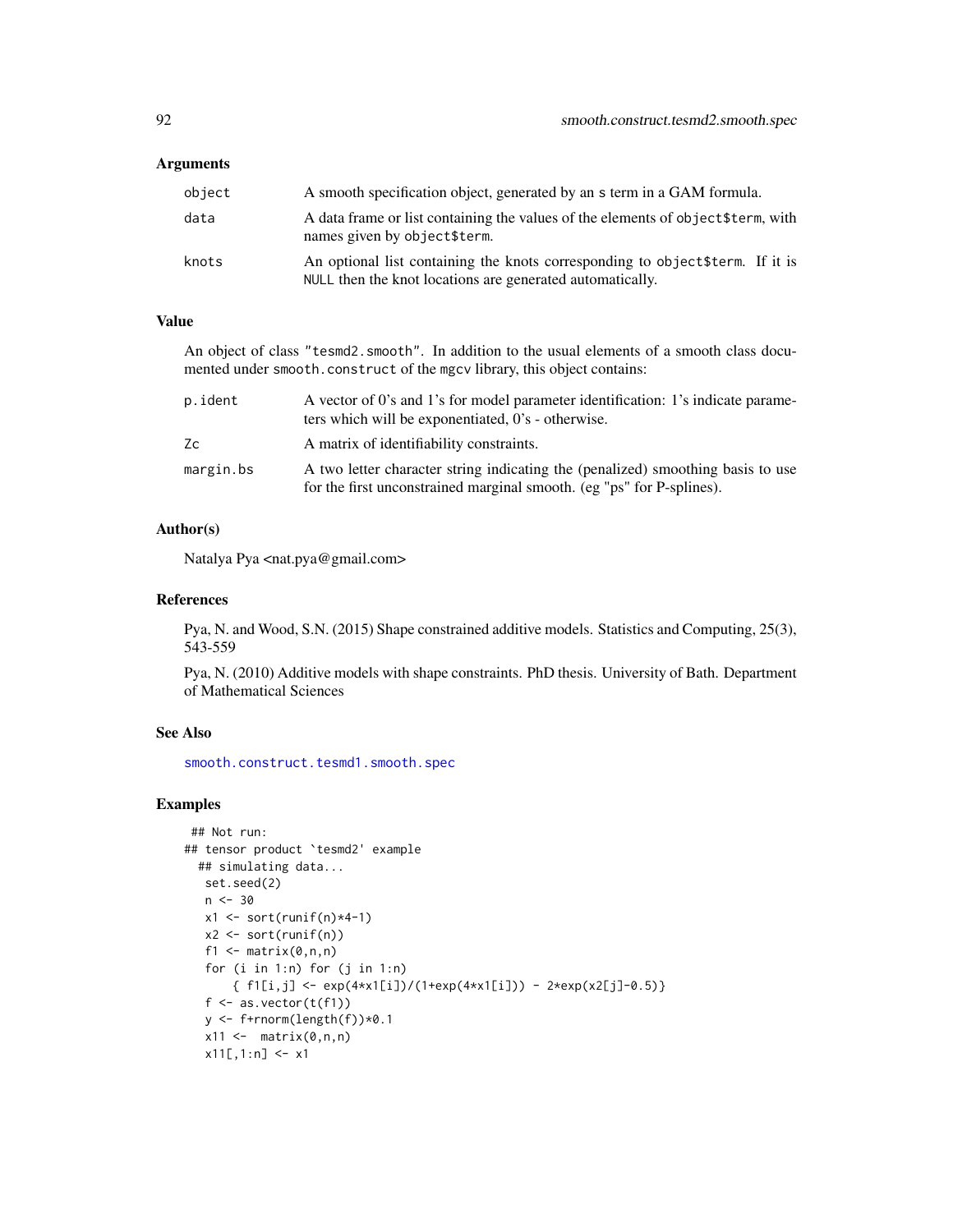### Arguments

| | |
|---|---|
| `object` | A smooth specification object, generated by an s term in a GAM formula. |
| `data` | A data frame or list containing the values of the elements of `object$term`, with names given by `object$term`. |
| `knots` | An optional list containing the knots corresponding to `object$term`. If it is `NULL` then the knot locations are generated automatically. |

### Value

An object of class `"tesmd2.smooth"`. In addition to the usual elements of a smooth class documented under `smooth.construct` of the `mgcv` library, this object contains:

| | |
|---|---|
| `p.ident` | A vector of 0's and 1's for model parameter identification: 1's indicate parameters which will be exponentiated, 0's - otherwise. |
| `Zc` | A matrix of identifiability constraints. |
| `margin.bs` | A two letter character string indicating the (penalized) smoothing basis to use for the first unconstrained marginal smooth. (eg "ps" for P-splines). |

### Author(s)

Natalya Pya <nat.pya@gmail.com>

### References

Pya, N. and Wood, S.N. (2015) Shape constrained additive models. Statistics and Computing, 25(3), 543-559

Pya, N. (2010) Additive models with shape constraints. PhD thesis. University of Bath. Department of Mathematical Sciences

### See Also

`smooth.construct.tesmd1.smooth.spec`

### Examples

```
 ## Not run:
## tensor product `tesmd2' example
  ## simulating data...
   set.seed(2)
   n <- 30
   x1 <- sort(runif(n)*4-1)
   x2 <- sort(runif(n))
   f1 <- matrix(0,n,n)
   for (i in 1:n) for (j in 1:n)
       { f1[i,j] <- exp(4*x1[i])/(1+exp(4*x1[i])) - 2*exp(x2[j]-0.5)}
   f <- as.vector(t(f1))
   y <- f+rnorm(length(f))*0.1
   x11 <-  matrix(0,n,n)
   x11[,1:n] <- x1
```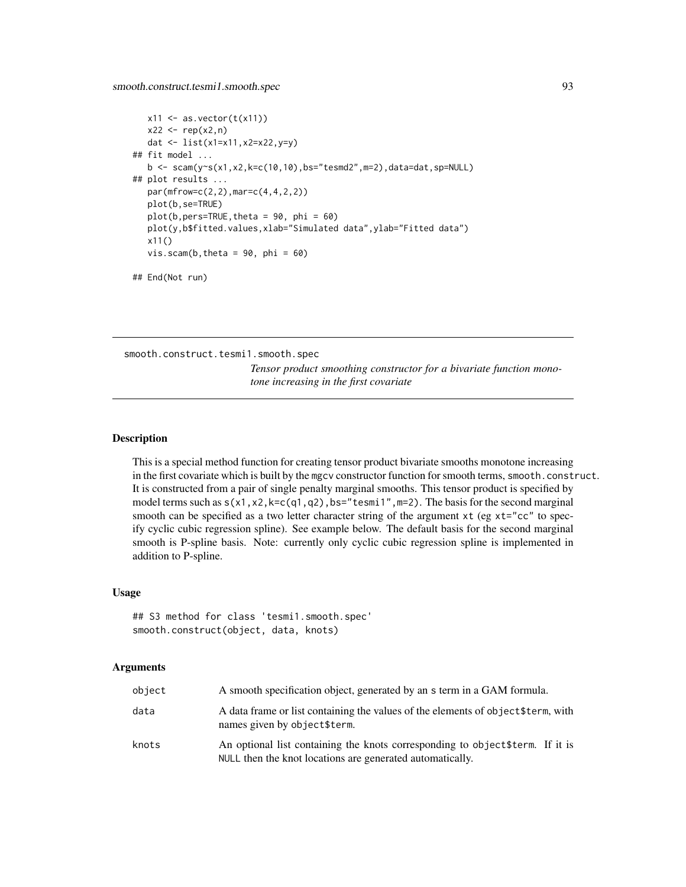```
    x11 <- as.vector(t(x11))
    x22 <- rep(x2,n)
    dat <- list(x1=x11,x2=x22,y=y)
 ## fit model ...
    b <- scam(y~s(x1,x2,k=c(10,10),bs="tesmd2",m=2),data=dat,sp=NULL)
 ## plot results ...
    par(mfrow=c(2,2),mar=c(4,4,2,2))
    plot(b,se=TRUE)
    plot(b,pers=TRUE,theta = 90, phi = 60)
    plot(y,b$fitted.values,xlab="Simulated data",ylab="Fitted data")
    x11()
    vis.scam(b,theta = 90, phi = 60)

 ## End(Not run)
```

---

smooth.construct.tesmi1.smooth.spec

*Tensor product smoothing constructor for a bivariate function monotone increasing in the first covariate*

---

### Description

This is a special method function for creating tensor product bivariate smooths monotone increasing in the first covariate which is built by the mgcv constructor function for smooth terms, smooth.construct. It is constructed from a pair of single penalty marginal smooths. This tensor product is specified by model terms such as s(x1,x2,k=c(q1,q2),bs="tesmi1",m=2). The basis for the second marginal smooth can be specified as a two letter character string of the argument xt (eg xt="cc" to specify cyclic cubic regression spline). See example below. The default basis for the second marginal smooth is P-spline basis. Note: currently only cyclic cubic regression spline is implemented in addition to P-spline.

### Usage

```
## S3 method for class 'tesmi1.smooth.spec'
smooth.construct(object, data, knots)
```

### Arguments

| | |
|---|---|
| object | A smooth specification object, generated by an s term in a GAM formula. |
| data | A data frame or list containing the values of the elements of object$term, with names given by object$term. |
| knots | An optional list containing the knots corresponding to object$term. If it is NULL then the knot locations are generated automatically. |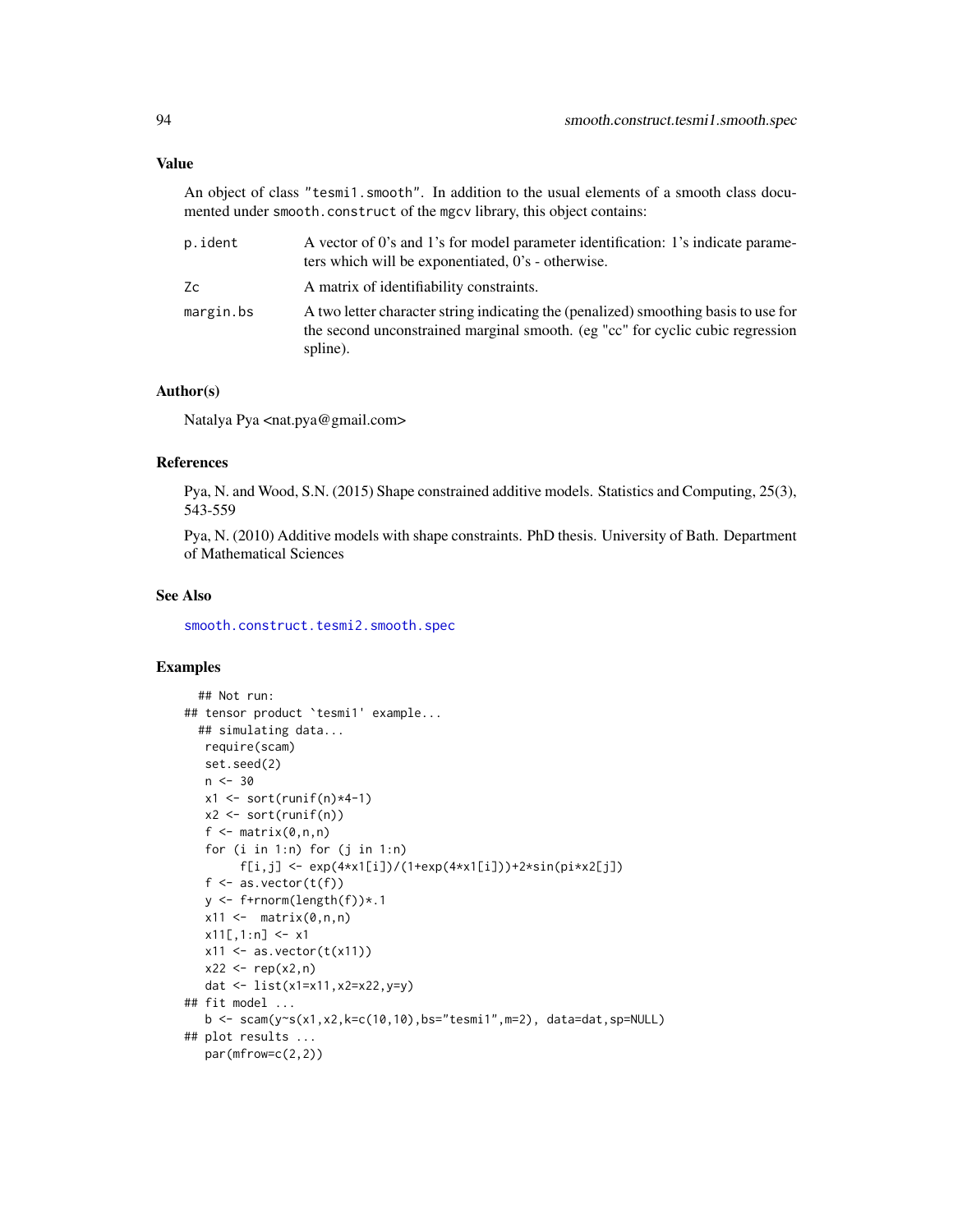## Value

An object of class "tesmi1.smooth". In addition to the usual elements of a smooth class documented under smooth.construct of the mgcv library, this object contains:

| | |
|---|---|
| p.ident | A vector of 0's and 1's for model parameter identification: 1's indicate parameters which will be exponentiated, 0's - otherwise. |
| Zc | A matrix of identifiability constraints. |
| margin.bs | A two letter character string indicating the (penalized) smoothing basis to use for the second unconstrained marginal smooth. (eg "cc" for cyclic cubic regression spline). |

## Author(s)

Natalya Pya <nat.pya@gmail.com>

## References

Pya, N. and Wood, S.N. (2015) Shape constrained additive models. Statistics and Computing, 25(3), 543-559

Pya, N. (2010) Additive models with shape constraints. PhD thesis. University of Bath. Department of Mathematical Sciences

## See Also

smooth.construct.tesmi2.smooth.spec

## Examples

```
  ## Not run:
## tensor product `tesmi1' example...
  ## simulating data...
   require(scam)
   set.seed(2)
   n <- 30
   x1 <- sort(runif(n)*4-1)
   x2 <- sort(runif(n))
   f <- matrix(0,n,n)
   for (i in 1:n) for (j in 1:n)
        f[i,j] <- exp(4*x1[i])/(1+exp(4*x1[i]))+2*sin(pi*x2[j])
   f <- as.vector(t(f))
   y <- f+rnorm(length(f))*.1
   x11 <-  matrix(0,n,n)
   x11[,1:n] <- x1
   x11 <- as.vector(t(x11))
   x22 <- rep(x2,n)
   dat <- list(x1=x11,x2=x22,y=y)
## fit model ...
   b <- scam(y~s(x1,x2,k=c(10,10),bs="tesmi1",m=2), data=dat,sp=NULL)
## plot results ...
   par(mfrow=c(2,2))
```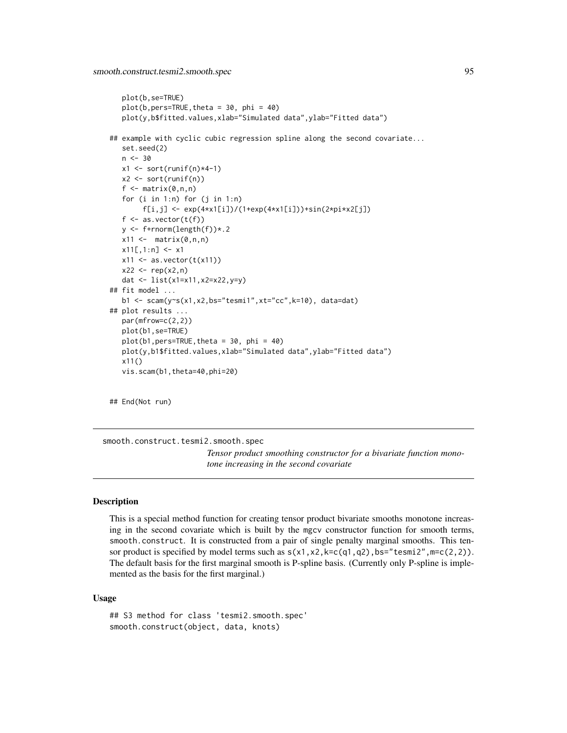```
plot(b,se=TRUE)
plot(b,pers=TRUE,theta = 30, phi = 40)
plot(y,b$fitted.values,xlab="Simulated data",ylab="Fitted data")

## example with cyclic cubic regression spline along the second covariate...
set.seed(2)
n <- 30
x1 <- sort(runif(n)*4-1)
x2 <- sort(runif(n))
f <- matrix(0,n,n)
for (i in 1:n) for (j in 1:n)
     f[i,j] <- exp(4*x1[i])/(1+exp(4*x1[i]))+sin(2*pi*x2[j])
f <- as.vector(t(f))
y <- f+rnorm(length(f))*.2
x11 <-  matrix(0,n,n)
x11[,1:n] <- x1
x11 <- as.vector(t(x11))
x22 <- rep(x2,n)
dat <- list(x1=x11,x2=x22,y=y)
## fit model ...
b1 <- scam(y~s(x1,x2,bs="tesmi1",xt="cc",k=10), data=dat)
## plot results ...
par(mfrow=c(2,2))
plot(b1,se=TRUE)
plot(b1,pers=TRUE,theta = 30, phi = 40)
plot(y,b1$fitted.values,xlab="Simulated data",ylab="Fitted data")
x11()
vis.scam(b1,theta=40,phi=20)

## End(Not run)
```

---

smooth.construct.tesmi2.smooth.spec

*Tensor product smoothing constructor for a bivariate function monotone increasing in the second covariate*

---

## Description

This is a special method function for creating tensor product bivariate smooths monotone increasing in the second covariate which is built by the mgcv constructor function for smooth terms, smooth.construct. It is constructed from a pair of single penalty marginal smooths. This tensor product is specified by model terms such as `s(x1,x2,k=c(q1,q2),bs="tesmi2",m=c(2,2))`. The default basis for the first marginal smooth is P-spline basis. (Currently only P-spline is implemented as the basis for the first marginal.)

## Usage

```
## S3 method for class 'tesmi2.smooth.spec'
smooth.construct(object, data, knots)
```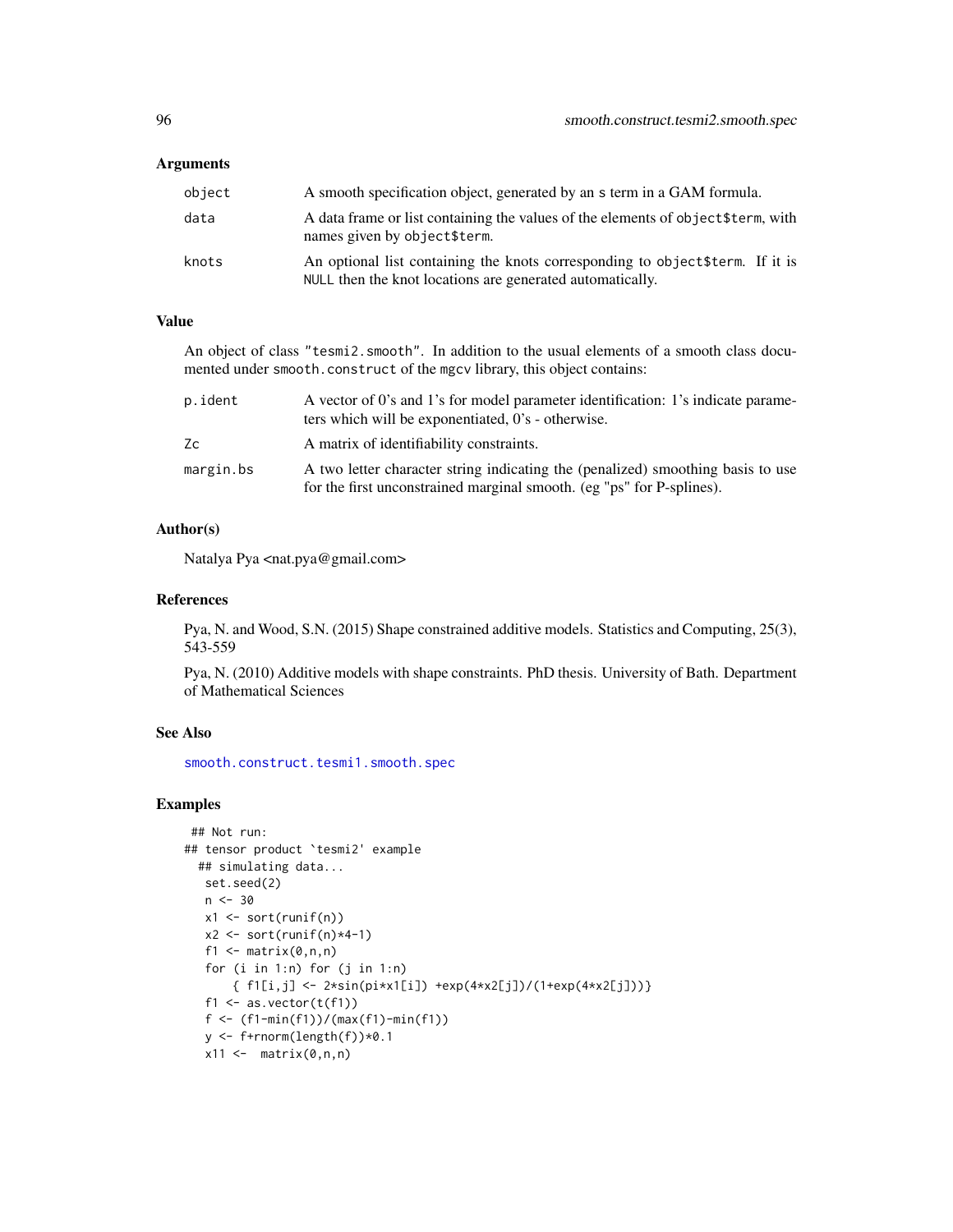### Arguments

| | |
|---|---|
| object | A smooth specification object, generated by an s term in a GAM formula. |
| data | A data frame or list containing the values of the elements of object$term, with names given by object$term. |
| knots | An optional list containing the knots corresponding to object$term. If it is NULL then the knot locations are generated automatically. |

### Value

An object of class "tesmi2.smooth". In addition to the usual elements of a smooth class documented under smooth.construct of the mgcv library, this object contains:

| | |
|---|---|
| p.ident | A vector of 0's and 1's for model parameter identification: 1's indicate parameters which will be exponentiated, 0's - otherwise. |
| Zc | A matrix of identifiability constraints. |
| margin.bs | A two letter character string indicating the (penalized) smoothing basis to use for the first unconstrained marginal smooth. (eg "ps" for P-splines). |

### Author(s)

Natalya Pya <nat.pya@gmail.com>

### References

Pya, N. and Wood, S.N. (2015) Shape constrained additive models. Statistics and Computing, 25(3), 543-559

Pya, N. (2010) Additive models with shape constraints. PhD thesis. University of Bath. Department of Mathematical Sciences

### See Also

smooth.construct.tesmi1.smooth.spec

### Examples

```
 ## Not run:
## tensor product `tesmi2' example
  ## simulating data...
   set.seed(2)
   n <- 30
   x1 <- sort(runif(n))
   x2 <- sort(runif(n)*4-1)
   f1 <- matrix(0,n,n)
   for (i in 1:n) for (j in 1:n)
       { f1[i,j] <- 2*sin(pi*x1[i]) +exp(4*x2[j])/(1+exp(4*x2[j]))}
   f1 <- as.vector(t(f1))
   f <- (f1-min(f1))/(max(f1)-min(f1))
   y <- f+rnorm(length(f))*0.1
   x11 <-  matrix(0,n,n)
```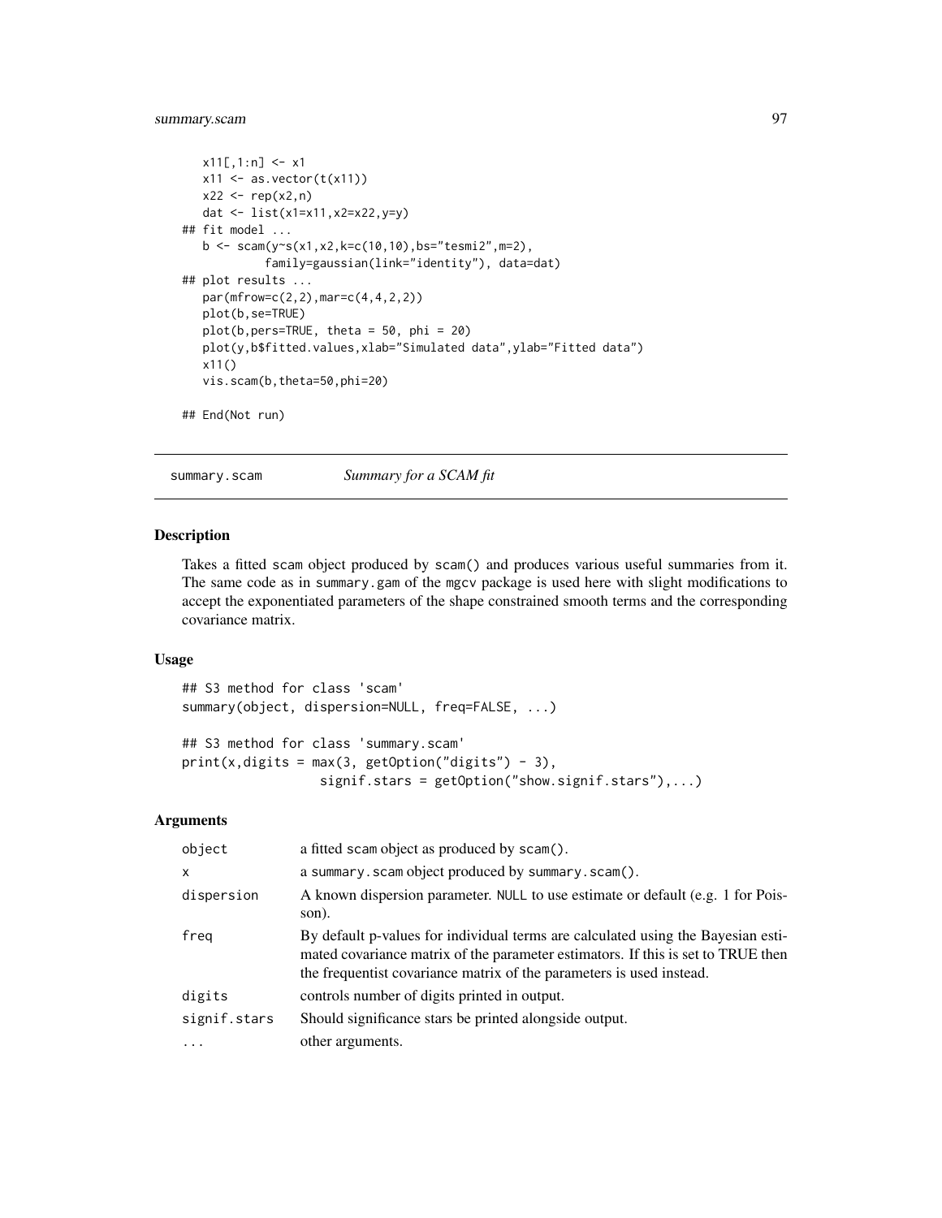```
    x11[,1:n] <- x1
    x11 <- as.vector(t(x11))
    x22 <- rep(x2,n)
    dat <- list(x1=x11,x2=x22,y=y)
## fit model ...
    b <- scam(y~s(x1,x2,k=c(10,10),bs="tesmi2",m=2),
            family=gaussian(link="identity"), data=dat)
## plot results ...
    par(mfrow=c(2,2),mar=c(4,4,2,2))
    plot(b,se=TRUE)
    plot(b,pers=TRUE, theta = 50, phi = 20)
    plot(y,b$fitted.values,xlab="Simulated data",ylab="Fitted data")
    x11()
    vis.scam(b,theta=50,phi=20)

## End(Not run)
```

---

## summary.scam    *Summary for a SCAM fit*

### Description

Takes a fitted scam object produced by scam() and produces various useful summaries from it. The same code as in summary.gam of the mgcv package is used here with slight modifications to accept the exponentiated parameters of the shape constrained smooth terms and the corresponding covariance matrix.

### Usage

```
## S3 method for class 'scam'
summary(object, dispersion=NULL, freq=FALSE, ...)

## S3 method for class 'summary.scam'
print(x,digits = max(3, getOption("digits") - 3),
                  signif.stars = getOption("show.signif.stars"),...)
```

### Arguments

| | |
|---|---|
| object | a fitted scam object as produced by scam(). |
| x | a summary.scam object produced by summary.scam(). |
| dispersion | A known dispersion parameter. NULL to use estimate or default (e.g. 1 for Poisson). |
| freq | By default p-values for individual terms are calculated using the Bayesian estimated covariance matrix of the parameter estimators. If this is set to TRUE then the frequentist covariance matrix of the parameters is used instead. |
| digits | controls number of digits printed in output. |
| signif.stars | Should significance stars be printed alongside output. |
| ... | other arguments. |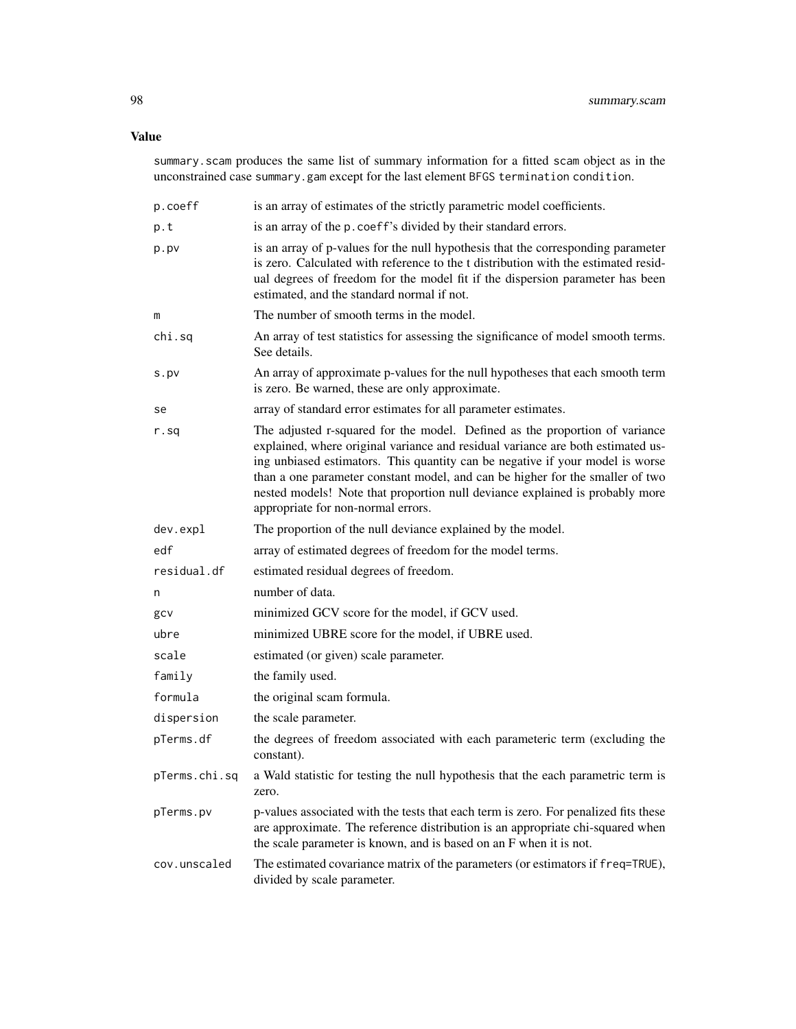## Value

`summary.scam` produces the same list of summary information for a fitted `scam` object as in the unconstrained case `summary.gam` except for the last element `BFGS termination condition`.

| | |
|---|---|
| `p.coeff` | is an array of estimates of the strictly parametric model coefficients. |
| `p.t` | is an array of the `p.coeff`'s divided by their standard errors. |
| `p.pv` | is an array of p-values for the null hypothesis that the corresponding parameter is zero. Calculated with reference to the t distribution with the estimated residual degrees of freedom for the model fit if the dispersion parameter has been estimated, and the standard normal if not. |
| `m` | The number of smooth terms in the model. |
| `chi.sq` | An array of test statistics for assessing the significance of model smooth terms. See details. |
| `s.pv` | An array of approximate p-values for the null hypotheses that each smooth term is zero. Be warned, these are only approximate. |
| `se` | array of standard error estimates for all parameter estimates. |
| `r.sq` | The adjusted r-squared for the model. Defined as the proportion of variance explained, where original variance and residual variance are both estimated using unbiased estimators. This quantity can be negative if your model is worse than a one parameter constant model, and can be higher for the smaller of two nested models! Note that proportion null deviance explained is probably more appropriate for non-normal errors. |
| `dev.expl` | The proportion of the null deviance explained by the model. |
| `edf` | array of estimated degrees of freedom for the model terms. |
| `residual.df` | estimated residual degrees of freedom. |
| `n` | number of data. |
| `gcv` | minimized GCV score for the model, if GCV used. |
| `ubre` | minimized UBRE score for the model, if UBRE used. |
| `scale` | estimated (or given) scale parameter. |
| `family` | the family used. |
| `formula` | the original scam formula. |
| `dispersion` | the scale parameter. |
| `pTerms.df` | the degrees of freedom associated with each parameteric term (excluding the constant). |
| `pTerms.chi.sq` | a Wald statistic for testing the null hypothesis that the each parametric term is zero. |
| `pTerms.pv` | p-values associated with the tests that each term is zero. For penalized fits these are approximate. The reference distribution is an appropriate chi-squared when the scale parameter is known, and is based on an F when it is not. |
| `cov.unscaled` | The estimated covariance matrix of the parameters (or estimators if `freq=TRUE`), divided by scale parameter. |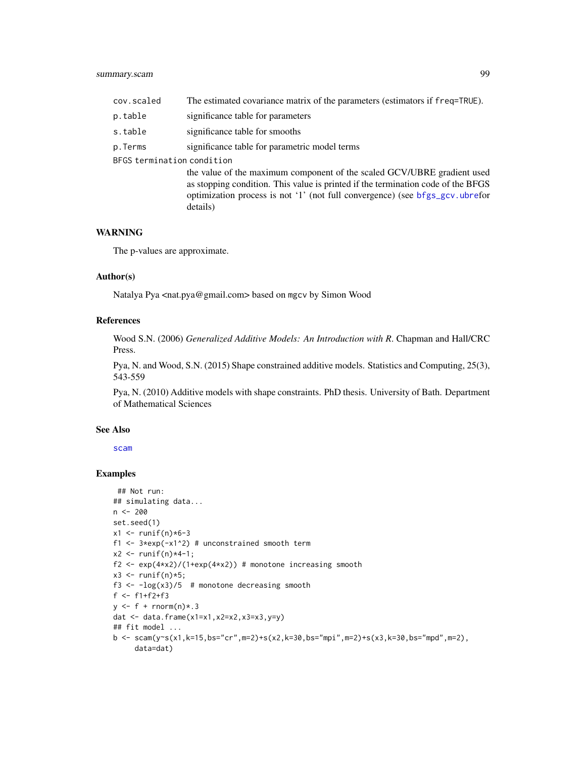cov.scaled The estimated covariance matrix of the parameters (estimators if freq=TRUE).

p.table significance table for parameters

s.table significance table for smooths

p.Terms significance table for parametric model terms

BFGS termination condition
: the value of the maximum component of the scaled GCV/UBRE gradient used as stopping condition. This value is printed if the termination code of the BFGS optimization process is not '1' (not full convergence) (see bfgs_gcv.ubrefor details)

### WARNING

The p-values are approximate.

### Author(s)

Natalya Pya <nat.pya@gmail.com> based on mgcv by Simon Wood

### References

Wood S.N. (2006) *Generalized Additive Models: An Introduction with R*. Chapman and Hall/CRC Press.

Pya, N. and Wood, S.N. (2015) Shape constrained additive models. Statistics and Computing, 25(3), 543-559

Pya, N. (2010) Additive models with shape constraints. PhD thesis. University of Bath. Department of Mathematical Sciences

### See Also

scam

### Examples

```
 ## Not run:
## simulating data...
n <- 200
set.seed(1)
x1 <- runif(n)*6-3
f1 <- 3*exp(-x1^2) # unconstrained smooth term
x2 <- runif(n)*4-1;
f2 <- exp(4*x2)/(1+exp(4*x2)) # monotone increasing smooth
x3 <- runif(n)*5;
f3 <- -log(x3)/5  # monotone decreasing smooth
f <- f1+f2+f3
y <- f + rnorm(n)*.3
dat <- data.frame(x1=x1,x2=x2,x3=x3,y=y)
## fit model ...
b <- scam(y~s(x1,k=15,bs="cr",m=2)+s(x2,k=30,bs="mpi",m=2)+s(x3,k=30,bs="mpd",m=2),
     data=dat)
```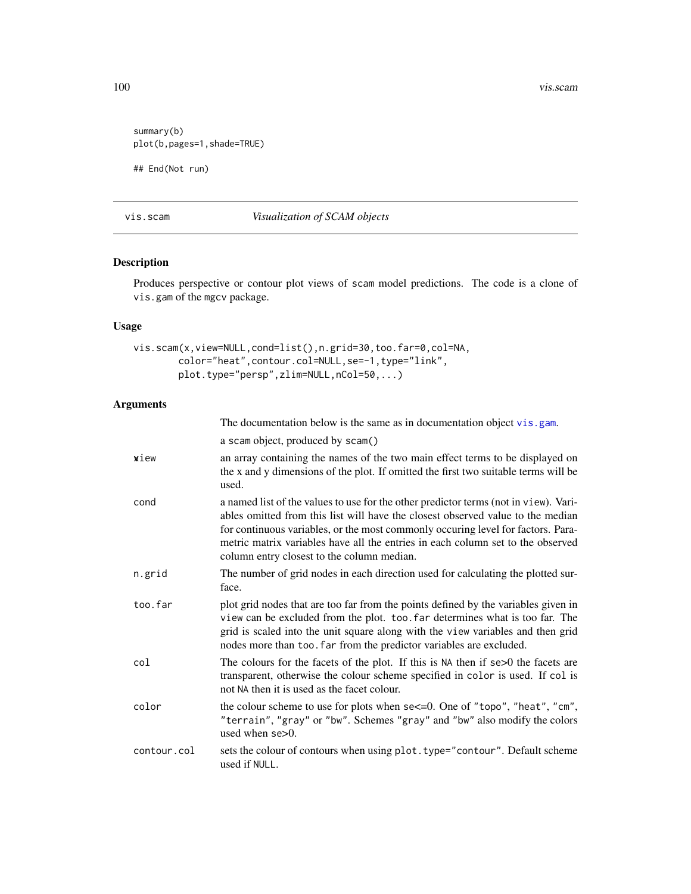```
summary(b)
plot(b,pages=1,shade=TRUE)

## End(Not run)
```

## vis.scam *Visualization of SCAM objects*

### Description

Produces perspective or contour plot views of scam model predictions. The code is a clone of vis.gam of the mgcv package.

### Usage

```
vis.scam(x,view=NULL,cond=list(),n.grid=30,too.far=0,col=NA,
        color="heat",contour.col=NULL,se=-1,type="link",
        plot.type="persp",zlim=NULL,nCol=50,...)
```

### Arguments

| | |
|---|---|
| | The documentation below is the same as in documentation object vis.gam. |
| x | a scam object, produced by scam() |
| view | an array containing the names of the two main effect terms to be displayed on the x and y dimensions of the plot. If omitted the first two suitable terms will be used. |
| cond | a named list of the values to use for the other predictor terms (not in view). Variables omitted from this list will have the closest observed value to the median for continuous variables, or the most commonly occuring level for factors. Parametric matrix variables have all the entries in each column set to the observed column entry closest to the column median. |
| n.grid | The number of grid nodes in each direction used for calculating the plotted surface. |
| too.far | plot grid nodes that are too far from the points defined by the variables given in view can be excluded from the plot. too.far determines what is too far. The grid is scaled into the unit square along with the view variables and then grid nodes more than too.far from the predictor variables are excluded. |
| col | The colours for the facets of the plot. If this is NA then if se>0 the facets are transparent, otherwise the colour scheme specified in color is used. If col is not NA then it is used as the facet colour. |
| color | the colour scheme to use for plots when se<=0. One of "topo", "heat", "cm", "terrain", "gray" or "bw". Schemes "gray" and "bw" also modify the colors used when se>0. |
| contour.col | sets the colour of contours when using plot.type="contour". Default scheme used if NULL. |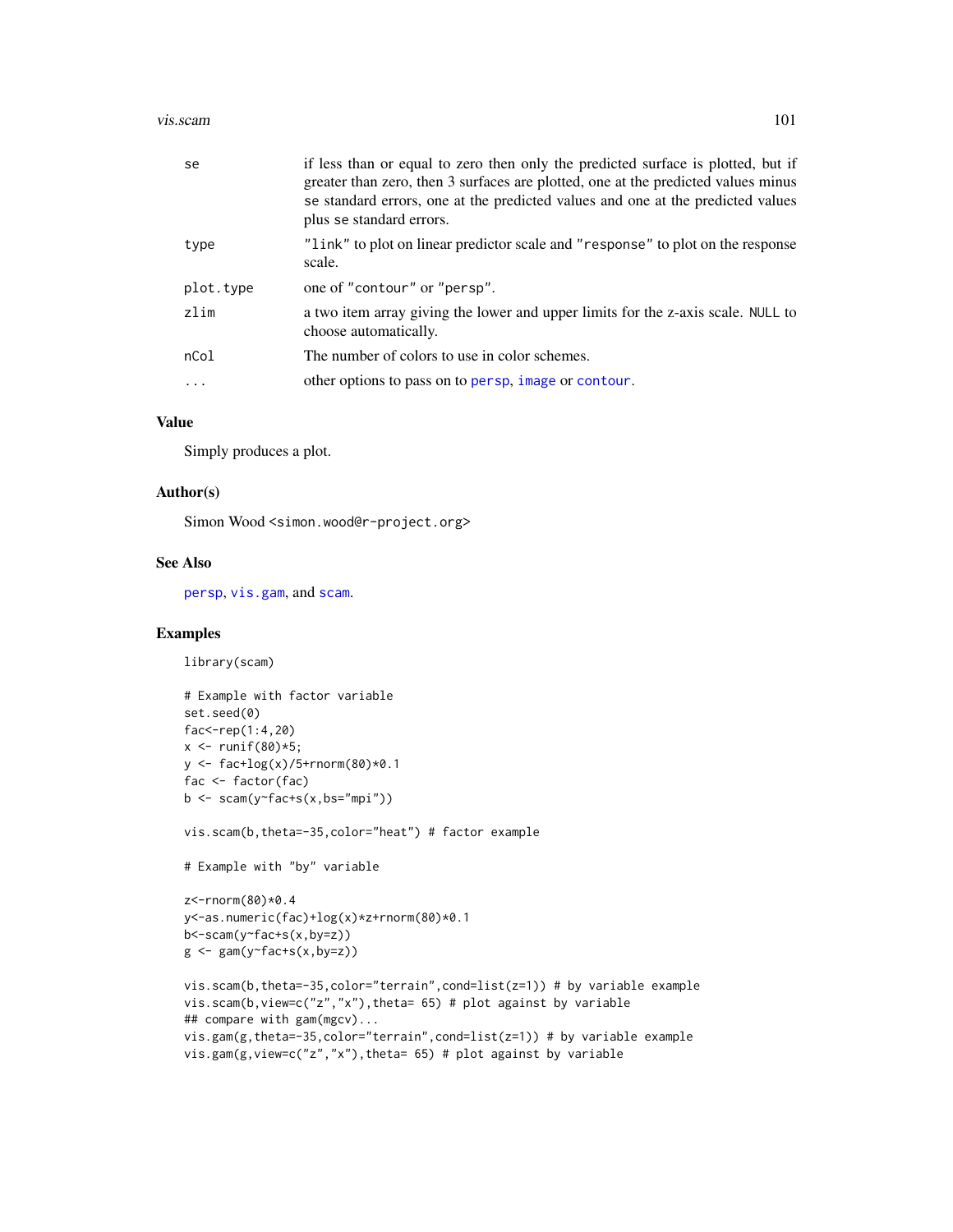| | |
|---|---|
| se | if less than or equal to zero then only the predicted surface is plotted, but if greater than zero, then 3 surfaces are plotted, one at the predicted values minus se standard errors, one at the predicted values and one at the predicted values plus se standard errors. |
| type | "link" to plot on linear predictor scale and "response" to plot on the response scale. |
| plot.type | one of "contour" or "persp". |
| zlim | a two item array giving the lower and upper limits for the z-axis scale. NULL to choose automatically. |
| nCol | The number of colors to use in color schemes. |
| ... | other options to pass on to persp, image or contour. |

## Value

Simply produces a plot.

## Author(s)

Simon Wood <simon.wood@r-project.org>

## See Also

persp, vis.gam, and scam.

## Examples

```
library(scam)

# Example with factor variable
set.seed(0)
fac<-rep(1:4,20)
x <- runif(80)*5;
y <- fac+log(x)/5+rnorm(80)*0.1
fac <- factor(fac)
b <- scam(y~fac+s(x,bs="mpi"))

vis.scam(b,theta=-35,color="heat") # factor example

# Example with "by" variable

z<-rnorm(80)*0.4
y<-as.numeric(fac)+log(x)*z+rnorm(80)*0.1
b<-scam(y~fac+s(x,by=z))
g <- gam(y~fac+s(x,by=z))

vis.scam(b,theta=-35,color="terrain",cond=list(z=1)) # by variable example
vis.scam(b,view=c("z","x"),theta= 65) # plot against by variable
## compare with gam(mgcv)...
vis.gam(g,theta=-35,color="terrain",cond=list(z=1)) # by variable example
vis.gam(g,view=c("z","x"),theta= 65) # plot against by variable
```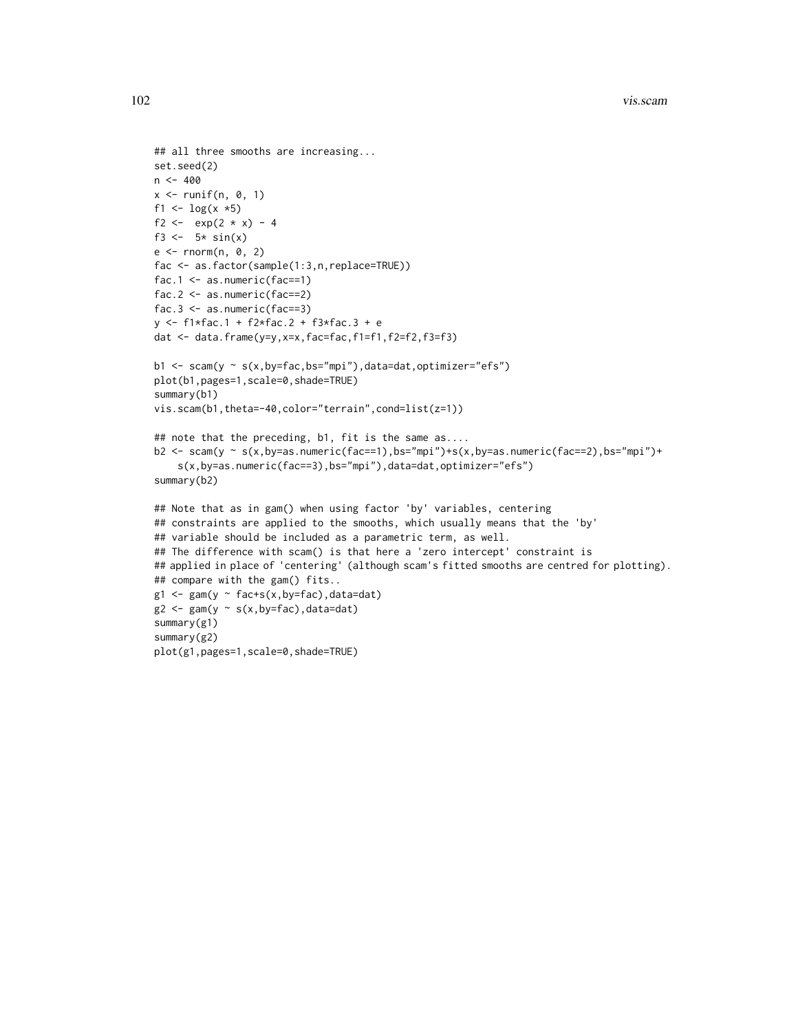```
## all three smooths are increasing...
set.seed(2)
n <- 400
x <- runif(n, 0, 1)
f1 <- log(x *5)
f2 <-  exp(2 * x) - 4
f3 <-  5* sin(x)
e <- rnorm(n, 0, 2)
fac <- as.factor(sample(1:3,n,replace=TRUE))
fac.1 <- as.numeric(fac==1)
fac.2 <- as.numeric(fac==2)
fac.3 <- as.numeric(fac==3)
y <- f1*fac.1 + f2*fac.2 + f3*fac.3 + e
dat <- data.frame(y=y,x=x,fac=fac,f1=f1,f2=f2,f3=f3)

b1 <- scam(y ~ s(x,by=fac,bs="mpi"),data=dat,optimizer="efs")
plot(b1,pages=1,scale=0,shade=TRUE)
summary(b1)
vis.scam(b1,theta=-40,color="terrain",cond=list(z=1))

## note that the preceding, b1, fit is the same as....
b2 <- scam(y ~ s(x,by=as.numeric(fac==1),bs="mpi")+s(x,by=as.numeric(fac==2),bs="mpi")+
    s(x,by=as.numeric(fac==3),bs="mpi"),data=dat,optimizer="efs")
summary(b2)

## Note that as in gam() when using factor 'by' variables, centering
## constraints are applied to the smooths, which usually means that the 'by'
## variable should be included as a parametric term, as well.
## The difference with scam() is that here a 'zero intercept' constraint is
## applied in place of 'centering' (although scam's fitted smooths are centred for plotting).
## compare with the gam() fits..
g1 <- gam(y ~ fac+s(x,by=fac),data=dat)
g2 <- gam(y ~ s(x,by=fac),data=dat)
summary(g1)
summary(g2)
plot(g1,pages=1,scale=0,shade=TRUE)
```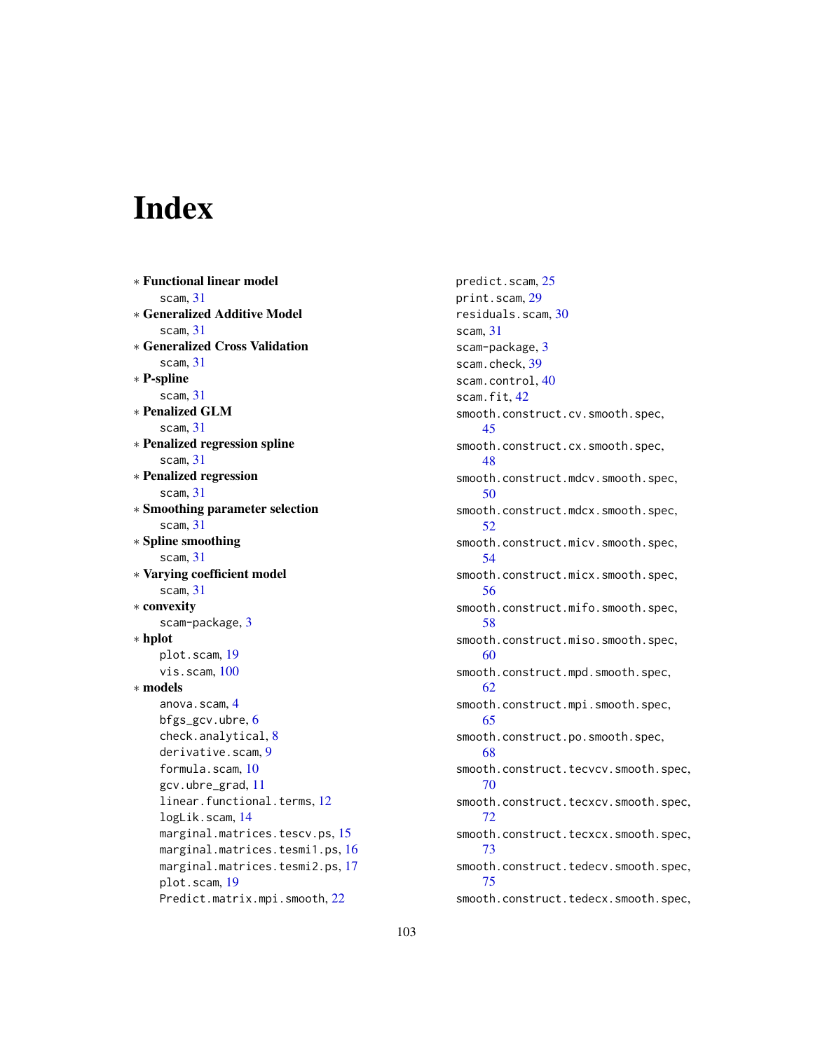# Index

∗ **Functional linear model**
  scam, 31
∗ **Generalized Additive Model**
  scam, 31
∗ **Generalized Cross Validation**
  scam, 31
∗ **P-spline**
  scam, 31
∗ **Penalized GLM**
  scam, 31
∗ **Penalized regression spline**
  scam, 31
∗ **Penalized regression**
  scam, 31
∗ **Smoothing parameter selection**
  scam, 31
∗ **Spline smoothing**
  scam, 31
∗ **Varying coefficient model**
  scam, 31
∗ **convexity**
  scam-package, 3
∗ **hplot**
  plot.scam, 19
  vis.scam, 100
∗ **models**
  anova.scam, 4
  bfgs_gcv.ubre, 6
  check.analytical, 8
  derivative.scam, 9
  formula.scam, 10
  gcv.ubre_grad, 11
  linear.functional.terms, 12
  logLik.scam, 14
  marginal.matrices.tescv.ps, 15
  marginal.matrices.tesmi1.ps, 16
  marginal.matrices.tesmi2.ps, 17
  plot.scam, 19
  Predict.matrix.mpi.smooth, 22

predict.scam, 25
print.scam, 29
residuals.scam, 30
scam, 31
scam-package, 3
scam.check, 39
scam.control, 40
scam.fit, 42
smooth.construct.cv.smooth.spec, 45
smooth.construct.cx.smooth.spec, 48
smooth.construct.mdcv.smooth.spec, 50
smooth.construct.mdcx.smooth.spec, 52
smooth.construct.micv.smooth.spec, 54
smooth.construct.micx.smooth.spec, 56
smooth.construct.mifo.smooth.spec, 58
smooth.construct.miso.smooth.spec, 60
smooth.construct.mpd.smooth.spec, 62
smooth.construct.mpi.smooth.spec, 65
smooth.construct.po.smooth.spec, 68
smooth.construct.tecvcv.smooth.spec, 70
smooth.construct.tecxcv.smooth.spec, 72
smooth.construct.tecxcx.smooth.spec, 73
smooth.construct.tedecv.smooth.spec, 75
smooth.construct.tedecx.smooth.spec,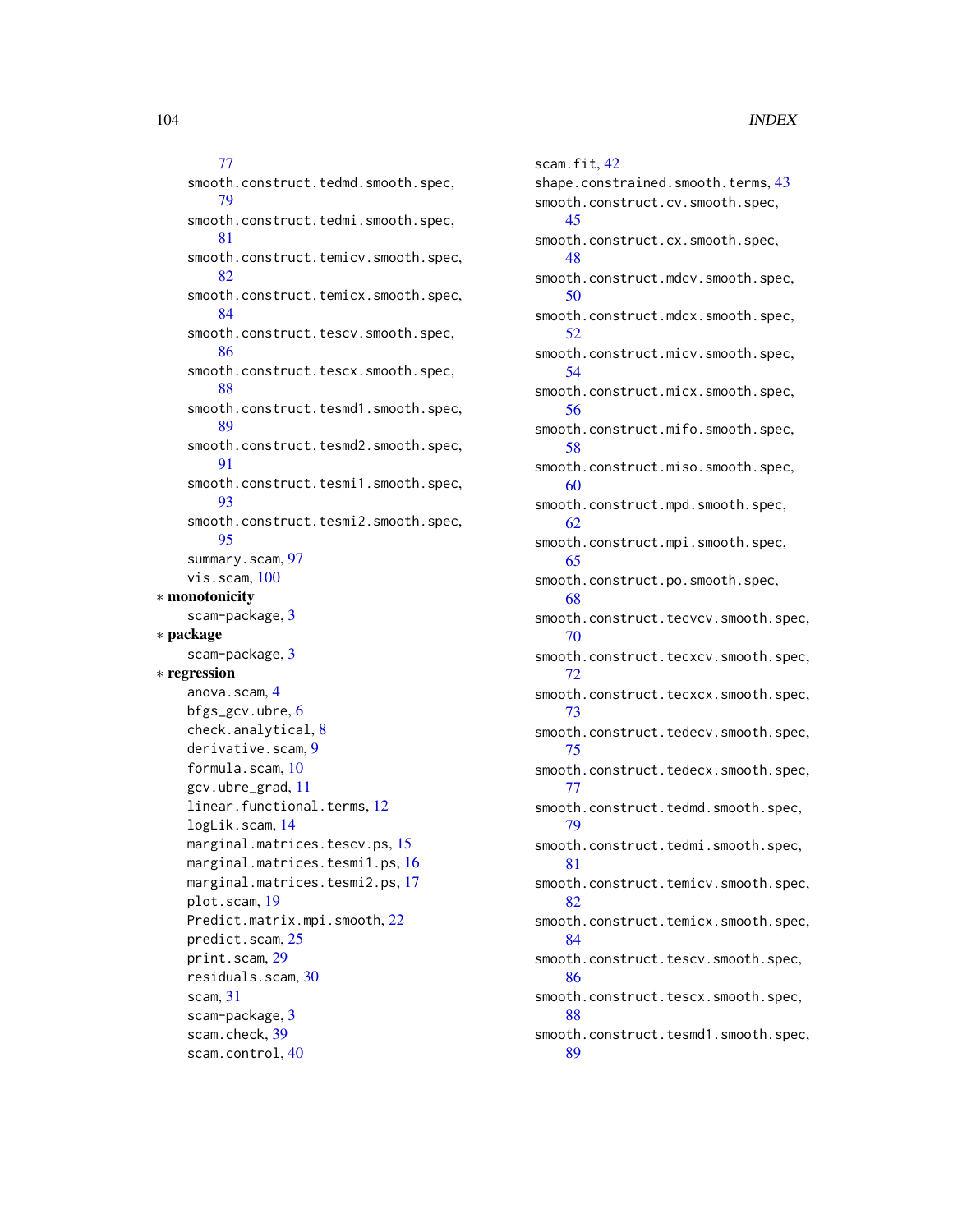77

smooth.construct.tedmd.smooth.spec, 79

smooth.construct.tedmi.smooth.spec, 81

smooth.construct.temicv.smooth.spec, 82

smooth.construct.temicx.smooth.spec, 84

smooth.construct.tescv.smooth.spec, 86

smooth.construct.tescx.smooth.spec, 88

smooth.construct.tesmd1.smooth.spec, 89

smooth.construct.tesmd2.smooth.spec, 91

smooth.construct.tesmi1.smooth.spec, 93

smooth.construct.tesmi2.smooth.spec, 95

summary.scam, 97

vis.scam, 100

∗ **monotonicity**

scam-package, 3

∗ **package**

scam-package, 3

∗ **regression**

anova.scam, 4

bfgs_gcv.ubre, 6

check.analytical, 8

derivative.scam, 9

formula.scam, 10

gcv.ubre_grad, 11

linear.functional.terms, 12

logLik.scam, 14

marginal.matrices.tescv.ps, 15

marginal.matrices.tesmi1.ps, 16

marginal.matrices.tesmi2.ps, 17

plot.scam, 19

Predict.matrix.mpi.smooth, 22

predict.scam, 25

print.scam, 29

residuals.scam, 30

scam, 31

scam-package, 3

scam.check, 39

scam.control, 40

scam.fit, 42

shape.constrained.smooth.terms, 43

smooth.construct.cv.smooth.spec, 45

smooth.construct.cx.smooth.spec, 48

smooth.construct.mdcv.smooth.spec, 50

smooth.construct.mdcx.smooth.spec, 52

smooth.construct.micv.smooth.spec, 54

smooth.construct.micx.smooth.spec, 56

smooth.construct.mifo.smooth.spec, 58

smooth.construct.miso.smooth.spec, 60

smooth.construct.mpd.smooth.spec, 62

smooth.construct.mpi.smooth.spec, 65

smooth.construct.po.smooth.spec, 68

smooth.construct.tecvcv.smooth.spec, 70

smooth.construct.tecxcv.smooth.spec, 72

smooth.construct.tecxcx.smooth.spec, 73

smooth.construct.tedecv.smooth.spec, 75

smooth.construct.tedecx.smooth.spec, 77

smooth.construct.tedmd.smooth.spec, 79

smooth.construct.tedmi.smooth.spec, 81

smooth.construct.temicv.smooth.spec, 82

smooth.construct.temicx.smooth.spec, 84

smooth.construct.tescv.smooth.spec, 86

smooth.construct.tescx.smooth.spec, 88

smooth.construct.tesmd1.smooth.spec, 89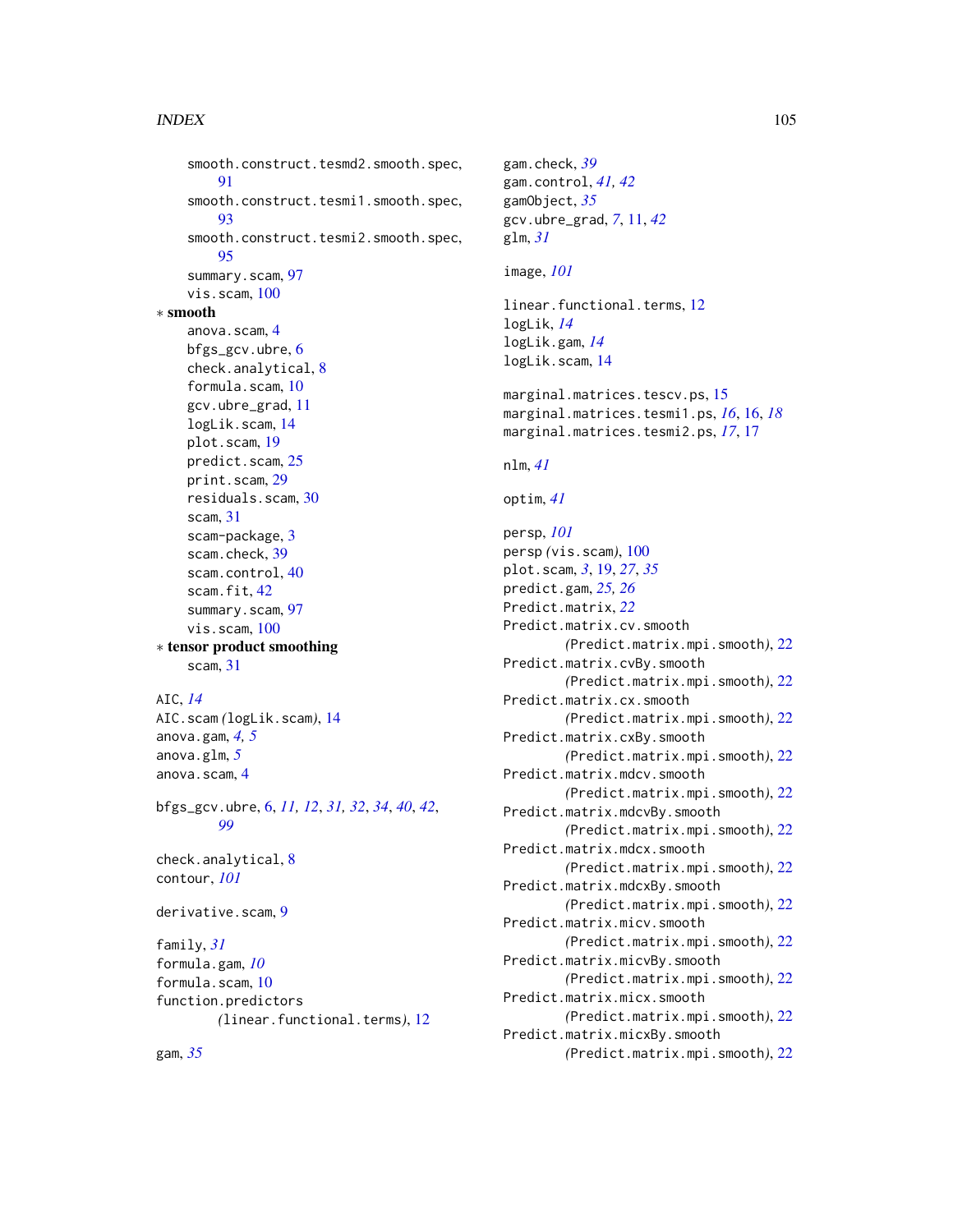smooth.construct.tesmd2.smooth.spec, 91
smooth.construct.tesmi1.smooth.spec, 93
smooth.construct.tesmi2.smooth.spec, 95
summary.scam, 97
vis.scam, 100

∗ **smooth**
anova.scam, 4
bfgs_gcv.ubre, 6
check.analytical, 8
formula.scam, 10
gcv.ubre_grad, 11
logLik.scam, 14
plot.scam, 19
predict.scam, 25
print.scam, 29
residuals.scam, 30
scam, 31
scam-package, 3
scam.check, 39
scam.control, 40
scam.fit, 42
summary.scam, 97
vis.scam, 100

∗ **tensor product smoothing**
scam, 31

AIC, *14*
AIC.scam *(*logLik.scam*)*, 14
anova.gam, *4, 5*
anova.glm, *5*
anova.scam, 4

bfgs_gcv.ubre, 6, *11, 12*, *31, 32*, *34*, *40*, *42*, *99*

check.analytical, 8
contour, *101*

derivative.scam, 9

family, *31*
formula.gam, *10*
formula.scam, 10
function.predictors *(*linear.functional.terms*)*, 12

gam, *35*
gam.check, *39*
gam.control, *41, 42*
gamObject, *35*
gcv.ubre_grad, *7*, 11, *42*
glm, *31*

image, *101*

linear.functional.terms, 12
logLik, *14*
logLik.gam, *14*
logLik.scam, 14

marginal.matrices.tescv.ps, 15
marginal.matrices.tesmi1.ps, *16*, 16, *18*
marginal.matrices.tesmi2.ps, *17*, 17

nlm, *41*

optim, *41*

persp, *101*
persp *(*vis.scam*)*, 100
plot.scam, *3*, 19, *27*, *35*
predict.gam, *25, 26*
Predict.matrix, *22*
Predict.matrix.cv.smooth *(*Predict.matrix.mpi.smooth*)*, 22
Predict.matrix.cvBy.smooth *(*Predict.matrix.mpi.smooth*)*, 22
Predict.matrix.cx.smooth *(*Predict.matrix.mpi.smooth*)*, 22
Predict.matrix.cxBy.smooth *(*Predict.matrix.mpi.smooth*)*, 22
Predict.matrix.mdcv.smooth *(*Predict.matrix.mpi.smooth*)*, 22
Predict.matrix.mdcvBy.smooth *(*Predict.matrix.mpi.smooth*)*, 22
Predict.matrix.mdcx.smooth *(*Predict.matrix.mpi.smooth*)*, 22
Predict.matrix.mdcxBy.smooth *(*Predict.matrix.mpi.smooth*)*, 22
Predict.matrix.micv.smooth *(*Predict.matrix.mpi.smooth*)*, 22
Predict.matrix.micvBy.smooth *(*Predict.matrix.mpi.smooth*)*, 22
Predict.matrix.micx.smooth *(*Predict.matrix.mpi.smooth*)*, 22
Predict.matrix.micxBy.smooth *(*Predict.matrix.mpi.smooth*)*, 22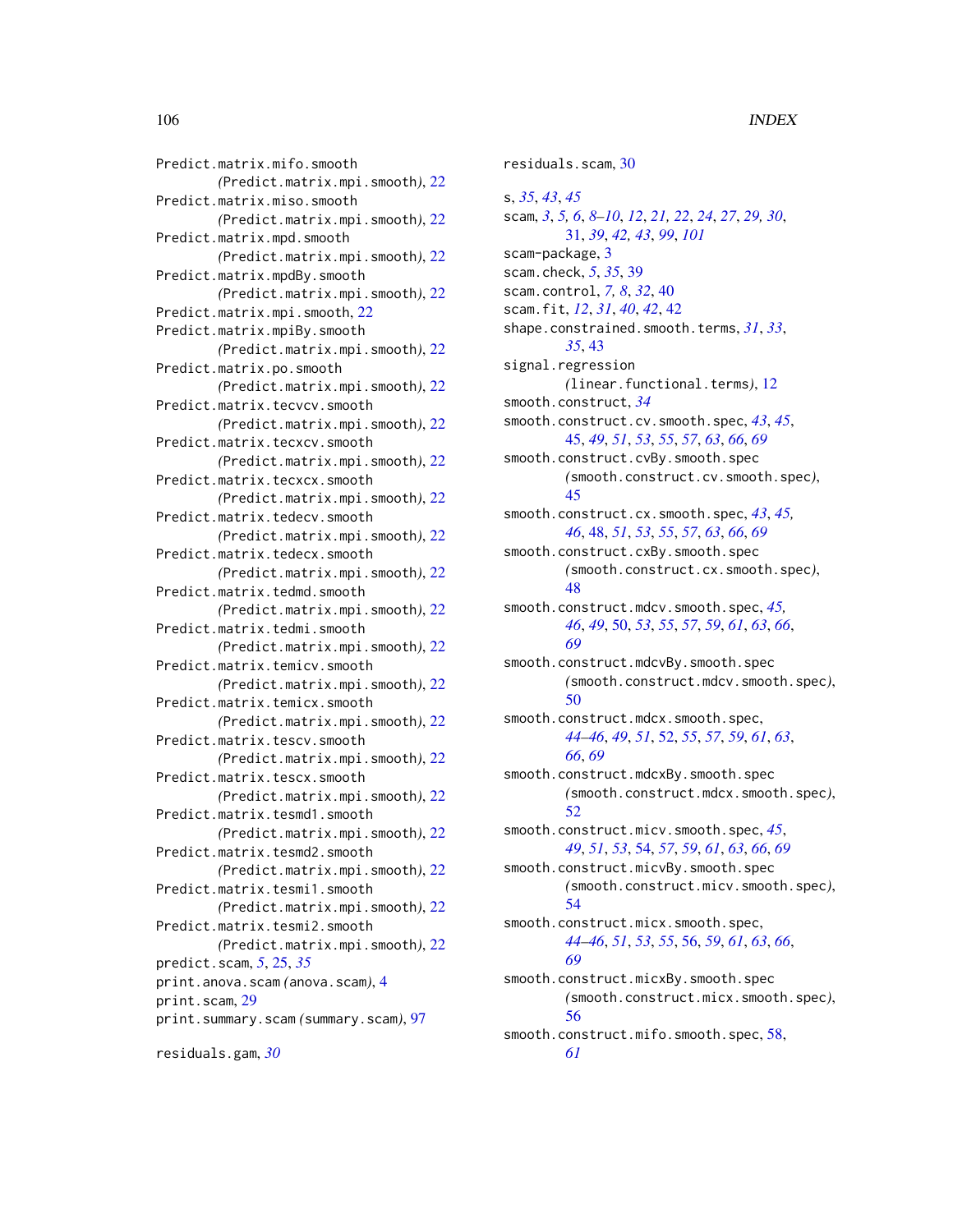Predict.matrix.mifo.smooth
(Predict.matrix.mpi.smooth), 22
Predict.matrix.miso.smooth
(Predict.matrix.mpi.smooth), 22
Predict.matrix.mpd.smooth
(Predict.matrix.mpi.smooth), 22
Predict.matrix.mpdBy.smooth
(Predict.matrix.mpi.smooth), 22
Predict.matrix.mpi.smooth, 22
Predict.matrix.mpiBy.smooth
(Predict.matrix.mpi.smooth), 22
Predict.matrix.po.smooth
(Predict.matrix.mpi.smooth), 22
Predict.matrix.tecvcv.smooth
(Predict.matrix.mpi.smooth), 22
Predict.matrix.tecxcv.smooth
(Predict.matrix.mpi.smooth), 22
Predict.matrix.tecxcx.smooth
(Predict.matrix.mpi.smooth), 22
Predict.matrix.tedecv.smooth
(Predict.matrix.mpi.smooth), 22
Predict.matrix.tedecx.smooth
(Predict.matrix.mpi.smooth), 22
Predict.matrix.tedmd.smooth
(Predict.matrix.mpi.smooth), 22
Predict.matrix.tedmi.smooth
(Predict.matrix.mpi.smooth), 22
Predict.matrix.temicv.smooth
(Predict.matrix.mpi.smooth), 22
Predict.matrix.temicx.smooth
(Predict.matrix.mpi.smooth), 22
Predict.matrix.tescv.smooth
(Predict.matrix.mpi.smooth), 22
Predict.matrix.tescx.smooth
(Predict.matrix.mpi.smooth), 22
Predict.matrix.tesmd1.smooth
(Predict.matrix.mpi.smooth), 22
Predict.matrix.tesmd2.smooth
(Predict.matrix.mpi.smooth), 22
Predict.matrix.tesmi1.smooth
(Predict.matrix.mpi.smooth), 22
Predict.matrix.tesmi2.smooth
(Predict.matrix.mpi.smooth), 22
predict.scam, *5*, 25, *35*
print.anova.scam (anova.scam), 4
print.scam, 29
print.summary.scam (summary.scam), 97

residuals.gam, *30*
residuals.scam, 30

s, *35*, *43*, *45*
scam, *3*, *5, 6*, *8–10*, *12*, *21, 22*, *24*, *27*, *29, 30*, 31, *39*, *42, 43*, *99*, *101*
scam-package, 3
scam.check, *5*, *35*, 39
scam.control, *7, 8*, *32*, 40
scam.fit, *12*, *31*, *40*, *42*, 42
shape.constrained.smooth.terms, *31*, *33*, *35*, 43
signal.regression
(linear.functional.terms), 12
smooth.construct, *34*
smooth.construct.cv.smooth.spec, *43*, *45*, 45, *49*, *51*, *53*, *55*, *57*, *63*, *66*, *69*
smooth.construct.cvBy.smooth.spec
(smooth.construct.cv.smooth.spec), 45
smooth.construct.cx.smooth.spec, *43*, *45, 46*, 48, *51*, *53*, *55*, *57*, *63*, *66*, *69*
smooth.construct.cxBy.smooth.spec
(smooth.construct.cx.smooth.spec), 48
smooth.construct.mdcv.smooth.spec, *45, 46*, *49*, 50, *53*, *55*, *57*, *59*, *61*, *63*, *66*, *69*
smooth.construct.mdcvBy.smooth.spec
(smooth.construct.mdcv.smooth.spec), 50
smooth.construct.mdcx.smooth.spec, *44–46*, *49*, *51*, 52, *55*, *57*, *59*, *61*, *63*, *66*, *69*
smooth.construct.mdcxBy.smooth.spec
(smooth.construct.mdcx.smooth.spec), 52
smooth.construct.micv.smooth.spec, *45*, *49*, *51*, *53*, 54, *57*, *59*, *61*, *63*, *66*, *69*
smooth.construct.micvBy.smooth.spec
(smooth.construct.micv.smooth.spec), 54
smooth.construct.micx.smooth.spec, *44–46*, *51*, *53*, *55*, 56, *59*, *61*, *63*, *66*, *69*
smooth.construct.micxBy.smooth.spec
(smooth.construct.micx.smooth.spec), 56
smooth.construct.mifo.smooth.spec, 58, *61*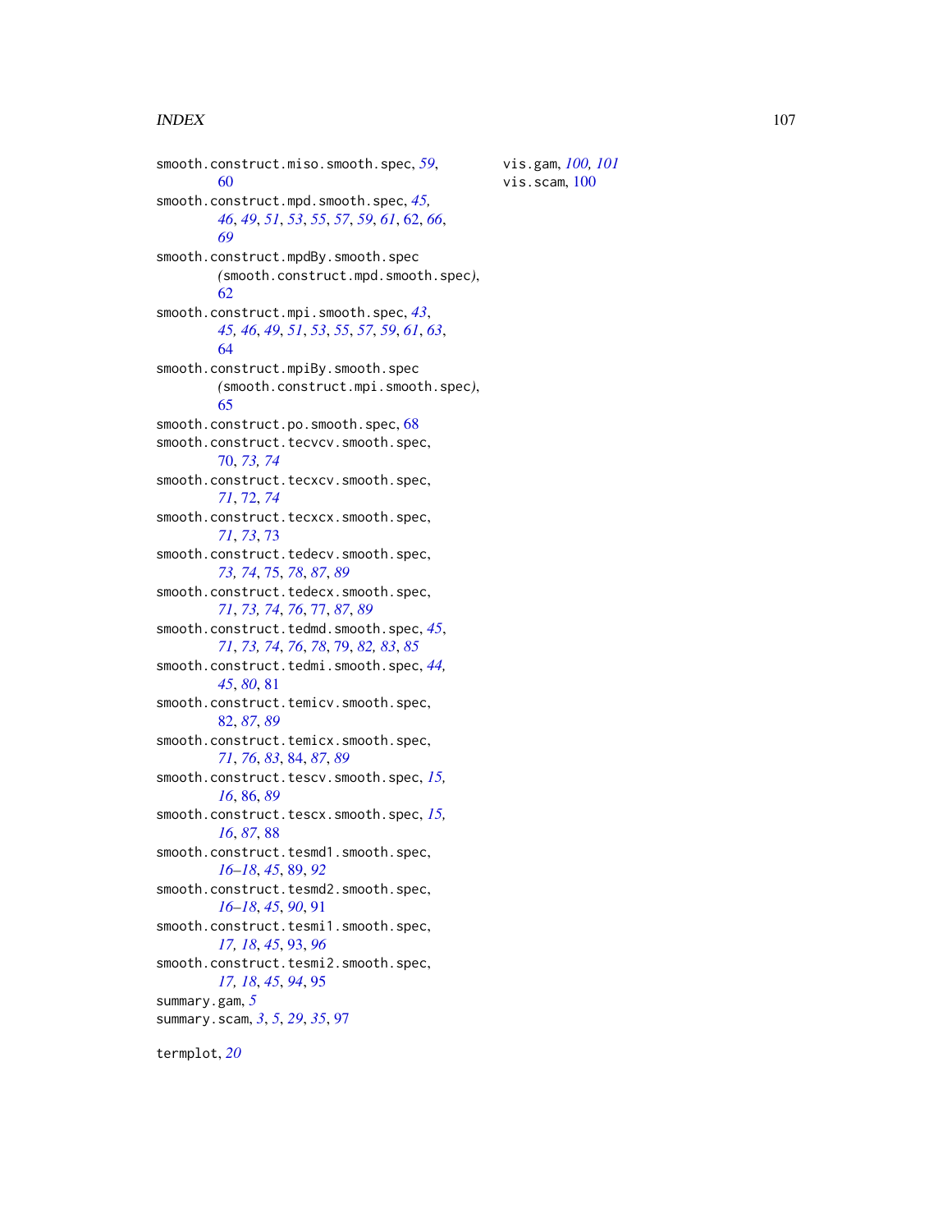smooth.construct.miso.smooth.spec, *59*, 60
smooth.construct.mpd.smooth.spec, *45, 46*, *49*, *51*, *53*, *55*, *57*, *59*, *61*, 62, *66*, *69*
smooth.construct.mpdBy.smooth.spec *(*smooth.construct.mpd.smooth.spec*)*, 62
smooth.construct.mpi.smooth.spec, *43*, *45, 46*, *49*, *51*, *53*, *55*, *57*, *59*, *61*, *63*, 64
smooth.construct.mpiBy.smooth.spec *(*smooth.construct.mpi.smooth.spec*)*, 65
smooth.construct.po.smooth.spec, 68
smooth.construct.tecvcv.smooth.spec, 70, *73, 74*
smooth.construct.tecxcv.smooth.spec, *71*, 72, *74*
smooth.construct.tecxcx.smooth.spec, *71*, *73*, 73
smooth.construct.tedecv.smooth.spec, *73, 74*, 75, *78*, *87*, *89*
smooth.construct.tedecx.smooth.spec, *71*, *73, 74*, *76*, 77, *87*, *89*
smooth.construct.tedmd.smooth.spec, *45*, *71*, *73, 74*, *76*, *78*, 79, *82, 83*, *85*
smooth.construct.tedmi.smooth.spec, *44, 45*, *80*, 81
smooth.construct.temicv.smooth.spec, 82, *87*, *89*
smooth.construct.temicx.smooth.spec, *71*, *76*, *83*, 84, *87*, *89*
smooth.construct.tescv.smooth.spec, *15, 16*, 86, *89*
smooth.construct.tescx.smooth.spec, *15, 16*, *87*, 88
smooth.construct.tesmd1.smooth.spec, *16–18*, *45*, 89, *92*
smooth.construct.tesmd2.smooth.spec, *16–18*, *45*, *90*, 91
smooth.construct.tesmi1.smooth.spec, *17, 18*, *45*, 93, *96*
smooth.construct.tesmi2.smooth.spec, *17, 18*, *45*, *94*, 95
summary.gam, *5*
summary.scam, *3*, *5*, *29*, *35*, 97

termplot, *20*

vis.gam, *100, 101*
vis.scam, 100